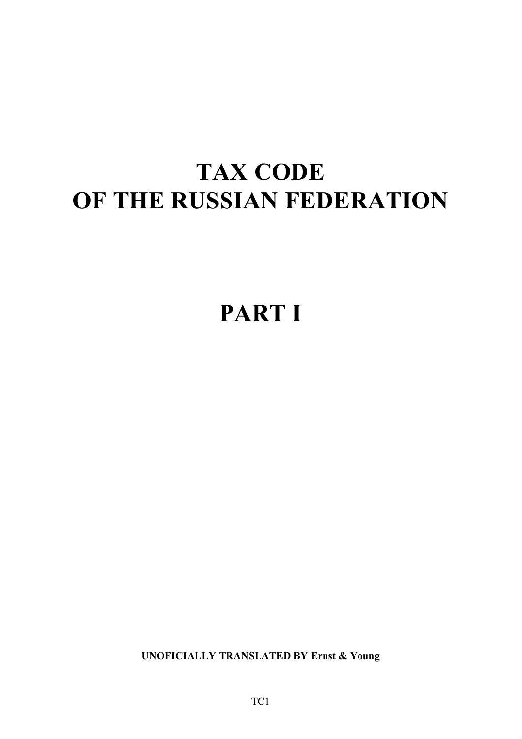# TAX CODE
# OF THE RUSSIAN FEDERATION

# PART I

**UNOFICIALLY TRANSLATED BY Ernst & Young**

TC1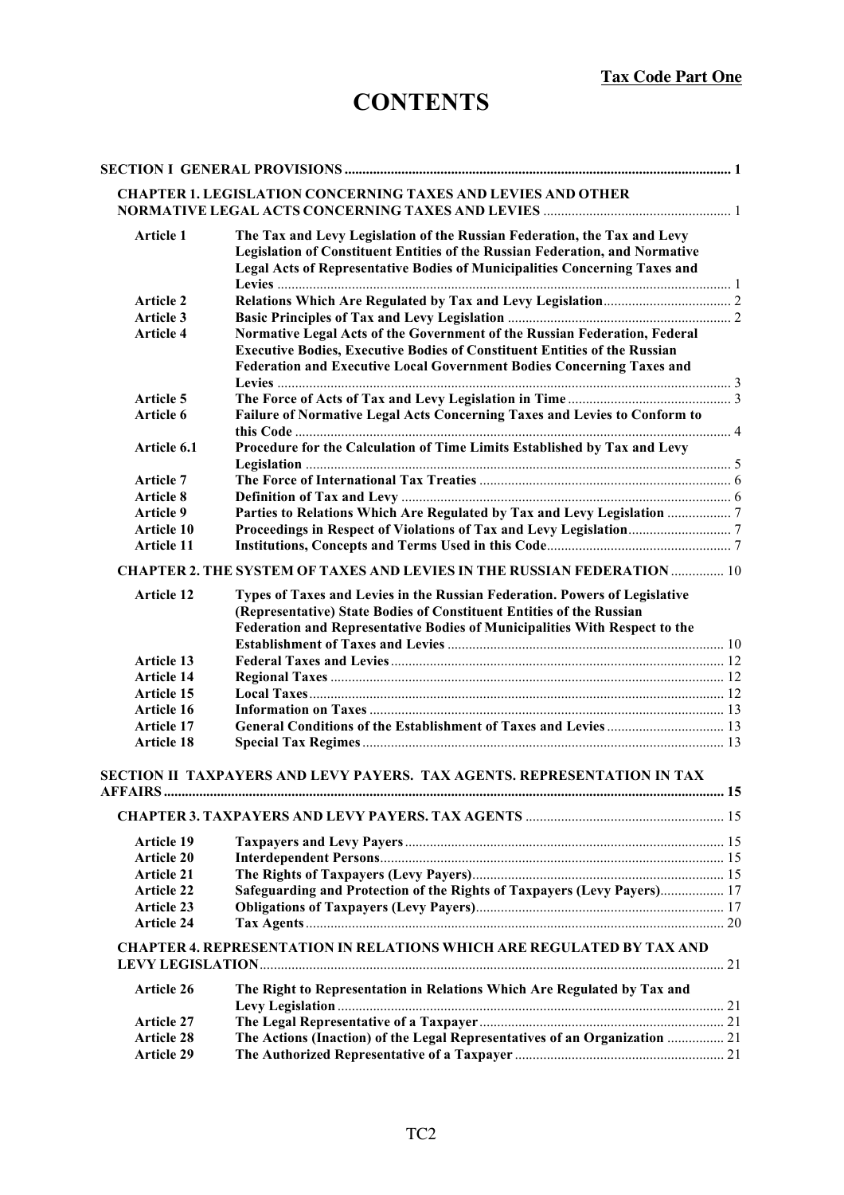# CONTENTS

**SECTION I GENERAL PROVISIONS** .... 1

**CHAPTER 1. LEGISLATION CONCERNING TAXES AND LEVIES AND OTHER NORMATIVE LEGAL ACTS CONCERNING TAXES AND LEVIES** .... 1

| | | |
|---|---|---|
| **Article 1** | **The Tax and Levy Legislation of the Russian Federation, the Tax and Levy Legislation of Constituent Entities of the Russian Federation, and Normative Legal Acts of Representative Bodies of Municipalities Concerning Taxes and Levies** | 1 |
| **Article 2** | **Relations Which Are Regulated by Tax and Levy Legislation** | 2 |
| **Article 3** | **Basic Principles of Tax and Levy Legislation** | 2 |
| **Article 4** | **Normative Legal Acts of the Government of the Russian Federation, Federal Executive Bodies, Executive Bodies of Constituent Entities of the Russian Federation and Executive Local Government Bodies Concerning Taxes and Levies** | 3 |
| **Article 5** | **The Force of Acts of Tax and Levy Legislation in Time** | 3 |
| **Article 6** | **Failure of Normative Legal Acts Concerning Taxes and Levies to Conform to this Code** | 4 |
| **Article 6.1** | **Procedure for the Calculation of Time Limits Established by Tax and Levy Legislation** | 5 |
| **Article 7** | **The Force of International Tax Treaties** | 6 |
| **Article 8** | **Definition of Tax and Levy** | 6 |
| **Article 9** | **Parties to Relations Which Are Regulated by Tax and Levy Legislation** | 7 |
| **Article 10** | **Proceedings in Respect of Violations of Tax and Levy Legislation** | 7 |
| **Article 11** | **Institutions, Concepts and Terms Used in this Code** | 7 |

**CHAPTER 2. THE SYSTEM OF TAXES AND LEVIES IN THE RUSSIAN FEDERATION** .... 10

| | | |
|---|---|---|
| **Article 12** | **Types of Taxes and Levies in the Russian Federation. Powers of Legislative (Representative) State Bodies of Constituent Entities of the Russian Federation and Representative Bodies of Municipalities With Respect to the Establishment of Taxes and Levies** | 10 |
| **Article 13** | **Federal Taxes and Levies** | 12 |
| **Article 14** | **Regional Taxes** | 12 |
| **Article 15** | **Local Taxes** | 12 |
| **Article 16** | **Information on Taxes** | 13 |
| **Article 17** | **General Conditions of the Establishment of Taxes and Levies** | 13 |
| **Article 18** | **Special Tax Regimes** | 13 |

**SECTION II TAXPAYERS AND LEVY PAYERS. TAX AGENTS. REPRESENTATION IN TAX AFFAIRS** .... 15

**CHAPTER 3. TAXPAYERS AND LEVY PAYERS. TAX AGENTS** .... 15

| | | |
|---|---|---|
| **Article 19** | **Taxpayers and Levy Payers** | 15 |
| **Article 20** | **Interdependent Persons** | 15 |
| **Article 21** | **The Rights of Taxpayers (Levy Payers)** | 15 |
| **Article 22** | **Safeguarding and Protection of the Rights of Taxpayers (Levy Payers)** | 17 |
| **Article 23** | **Obligations of Taxpayers (Levy Payers)** | 17 |
| **Article 24** | **Tax Agents** | 20 |

**CHAPTER 4. REPRESENTATION IN RELATIONS WHICH ARE REGULATED BY TAX AND LEVY LEGISLATION** .... 21

| | | |
|---|---|---|
| **Article 26** | **The Right to Representation in Relations Which Are Regulated by Tax and Levy Legislation** | 21 |
| **Article 27** | **The Legal Representative of a Taxpayer** | 21 |
| **Article 28** | **The Actions (Inaction) of the Legal Representatives of an Organization** | 21 |
| **Article 29** | **The Authorized Representative of a Taxpayer** | 21 |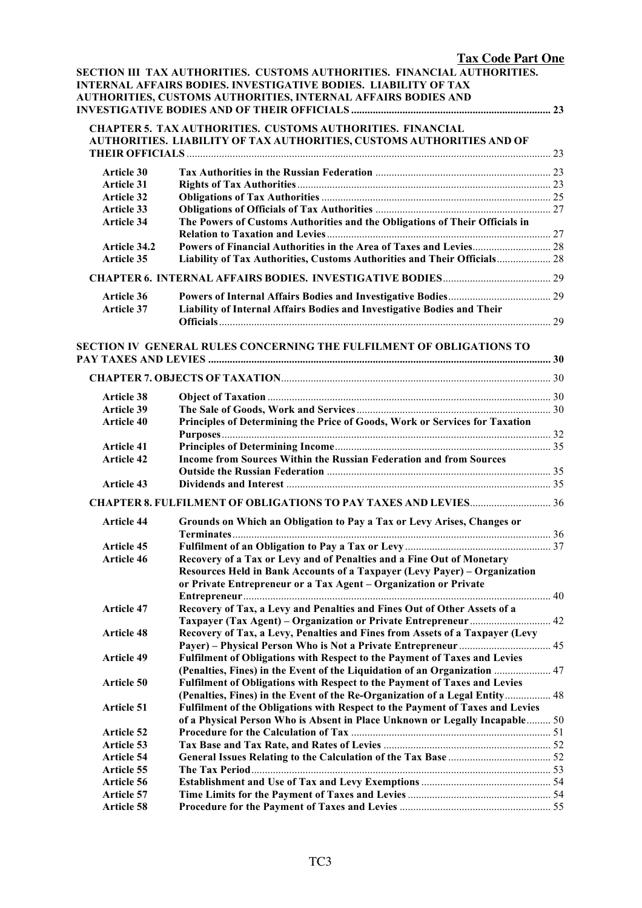**SECTION III TAX AUTHORITIES. CUSTOMS AUTHORITIES. FINANCIAL AUTHORITIES. INTERNAL AFFAIRS BODIES. INVESTIGATIVE BODIES. LIABILITY OF TAX AUTHORITIES, CUSTOMS AUTHORITIES, INTERNAL AFFAIRS BODIES AND INVESTIGATIVE BODIES AND OF THEIR OFFICIALS** ..... 23

**CHAPTER 5. TAX AUTHORITIES. CUSTOMS AUTHORITIES. FINANCIAL AUTHORITIES. LIABILITY OF TAX AUTHORITIES, CUSTOMS AUTHORITIES AND OF THEIR OFFICIALS** ..... 23

| | | |
|---|---|---|
| **Article 30** | **Tax Authorities in the Russian Federation** | 23 |
| **Article 31** | **Rights of Tax Authorities** | 23 |
| **Article 32** | **Obligations of Tax Authorities** | 25 |
| **Article 33** | **Obligations of Officials of Tax Authorities** | 27 |
| **Article 34** | **The Powers of Customs Authorities and the Obligations of Their Officials in Relation to Taxation and Levies** | 27 |
| **Article 34.2** | **Powers of Financial Authorities in the Area of Taxes and Levies** | 28 |
| **Article 35** | **Liability of Tax Authorities, Customs Authorities and Their Officials** | 28 |

**CHAPTER 6. INTERNAL AFFAIRS BODIES. INVESTIGATIVE BODIES** ..... 29

| | | |
|---|---|---|
| **Article 36** | **Powers of Internal Affairs Bodies and Investigative Bodies** | 29 |
| **Article 37** | **Liability of Internal Affairs Bodies and Investigative Bodies and Their Officials** | 29 |

**SECTION IV GENERAL RULES CONCERNING THE FULFILMENT OF OBLIGATIONS TO PAY TAXES AND LEVIES** ..... 30

**CHAPTER 7. OBJECTS OF TAXATION** ..... 30

| | | |
|---|---|---|
| **Article 38** | **Object of Taxation** | 30 |
| **Article 39** | **The Sale of Goods, Work and Services** | 30 |
| **Article 40** | **Principles of Determining the Price of Goods, Work or Services for Taxation Purposes** | 32 |
| **Article 41** | **Principles of Determining Income** | 35 |
| **Article 42** | **Income from Sources Within the Russian Federation and from Sources Outside the Russian Federation** | 35 |
| **Article 43** | **Dividends and Interest** | 35 |

**CHAPTER 8. FULFILMENT OF OBLIGATIONS TO PAY TAXES AND LEVIES** ..... 36

| | | |
|---|---|---|
| **Article 44** | **Grounds on Which an Obligation to Pay a Tax or Levy Arises, Changes or Terminates** | 36 |
| **Article 45** | **Fulfilment of an Obligation to Pay a Tax or Levy** | 37 |
| **Article 46** | **Recovery of a Tax or Levy and of Penalties and a Fine Out of Monetary Resources Held in Bank Accounts of a Taxpayer (Levy Payer) – Organization or Private Entrepreneur or a Tax Agent – Organization or Private Entrepreneur** | 40 |
| **Article 47** | **Recovery of Tax, a Levy and Penalties and Fines Out of Other Assets of a Taxpayer (Tax Agent) – Organization or Private Entrepreneur** | 42 |
| **Article 48** | **Recovery of Tax, a Levy, Penalties and Fines from Assets of a Taxpayer (Levy Payer) – Physical Person Who is Not a Private Entrepreneur** | 45 |
| **Article 49** | **Fulfilment of Obligations with Respect to the Payment of Taxes and Levies (Penalties, Fines) in the Event of the Liquidation of an Organization** | 47 |
| **Article 50** | **Fulfilment of Obligations with Respect to the Payment of Taxes and Levies (Penalties, Fines) in the Event of the Re-Organization of a Legal Entity** | 48 |
| **Article 51** | **Fulfilment of the Obligations with Respect to the Payment of Taxes and Levies of a Physical Person Who is Absent in Place Unknown or Legally Incapable** | 50 |
| **Article 52** | **Procedure for the Calculation of Tax** | 51 |
| **Article 53** | **Tax Base and Tax Rate, and Rates of Levies** | 52 |
| **Article 54** | **General Issues Relating to the Calculation of the Tax Base** | 52 |
| **Article 55** | **The Tax Period** | 53 |
| **Article 56** | **Establishment and Use of Tax and Levy Exemptions** | 54 |
| **Article 57** | **Time Limits for the Payment of Taxes and Levies** | 54 |
| **Article 58** | **Procedure for the Payment of Taxes and Levies** | 55 |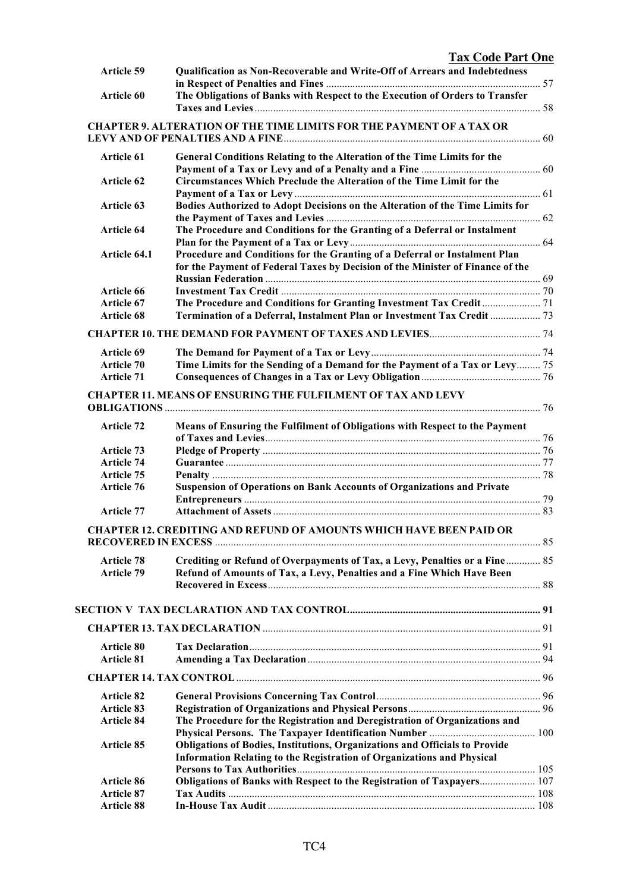| | | |
|---|---|---|
| **Article 59** | **Qualification as Non-Recoverable and Write-Off of Arrears and Indebtedness in Respect of Penalties and Fines** | 57 |
| **Article 60** | **The Obligations of Banks with Respect to the Execution of Orders to Transfer Taxes and Levies** | 58 |
| **CHAPTER 9. ALTERATION OF THE TIME LIMITS FOR THE PAYMENT OF A TAX OR LEVY AND OF PENALTIES AND A FINE** | | 60 |
| **Article 61** | **General Conditions Relating to the Alteration of the Time Limits for the Payment of a Tax or Levy and of a Penalty and a Fine** | 60 |
| **Article 62** | **Circumstances Which Preclude the Alteration of the Time Limit for the Payment of a Tax or Levy** | 61 |
| **Article 63** | **Bodies Authorized to Adopt Decisions on the Alteration of the Time Limits for the Payment of Taxes and Levies** | 62 |
| **Article 64** | **The Procedure and Conditions for the Granting of a Deferral or Instalment Plan for the Payment of a Tax or Levy** | 64 |
| **Article 64.1** | **Procedure and Conditions for the Granting of a Deferral or Instalment Plan for the Payment of Federal Taxes by Decision of the Minister of Finance of the Russian Federation** | 69 |
| **Article 66** | **Investment Tax Credit** | 70 |
| **Article 67** | **The Procedure and Conditions for Granting Investment Tax Credit** | 71 |
| **Article 68** | **Termination of a Deferral, Instalment Plan or Investment Tax Credit** | 73 |
| **CHAPTER 10. THE DEMAND FOR PAYMENT OF TAXES AND LEVIES** | | 74 |
| **Article 69** | **The Demand for Payment of a Tax or Levy** | 74 |
| **Article 70** | **Time Limits for the Sending of a Demand for the Payment of a Tax or Levy** | 75 |
| **Article 71** | **Consequences of Changes in a Tax or Levy Obligation** | 76 |
| **CHAPTER 11. MEANS OF ENSURING THE FULFILMENT OF TAX AND LEVY OBLIGATIONS** | | 76 |
| **Article 72** | **Means of Ensuring the Fulfilment of Obligations with Respect to the Payment of Taxes and Levies** | 76 |
| **Article 73** | **Pledge of Property** | 76 |
| **Article 74** | **Guarantee** | 77 |
| **Article 75** | **Penalty** | 78 |
| **Article 76** | **Suspension of Operations on Bank Accounts of Organizations and Private Entrepreneurs** | 79 |
| **Article 77** | **Attachment of Assets** | 83 |
| **CHAPTER 12. CREDITING AND REFUND OF AMOUNTS WHICH HAVE BEEN PAID OR RECOVERED IN EXCESS** | | 85 |
| **Article 78** | **Crediting or Refund of Overpayments of Tax, a Levy, Penalties or a Fine** | 85 |
| **Article 79** | **Refund of Amounts of Tax, a Levy, Penalties and a Fine Which Have Been Recovered in Excess** | 88 |
| **SECTION V TAX DECLARATION AND TAX CONTROL** | | 91 |
| **CHAPTER 13. TAX DECLARATION** | | 91 |
| **Article 80** | **Tax Declaration** | 91 |
| **Article 81** | **Amending a Tax Declaration** | 94 |
| **CHAPTER 14. TAX CONTROL** | | 96 |
| **Article 82** | **General Provisions Concerning Tax Control** | 96 |
| **Article 83** | **Registration of Organizations and Physical Persons** | 96 |
| **Article 84** | **The Procedure for the Registration and Deregistration of Organizations and Physical Persons. The Taxpayer Identification Number** | 100 |
| **Article 85** | **Obligations of Bodies, Institutions, Organizations and Officials to Provide Information Relating to the Registration of Organizations and Physical Persons to Tax Authorities** | 105 |
| **Article 86** | **Obligations of Banks with Respect to the Registration of Taxpayers** | 107 |
| **Article 87** | **Tax Audits** | 108 |
| **Article 88** | **In-House Tax Audit** | 108 |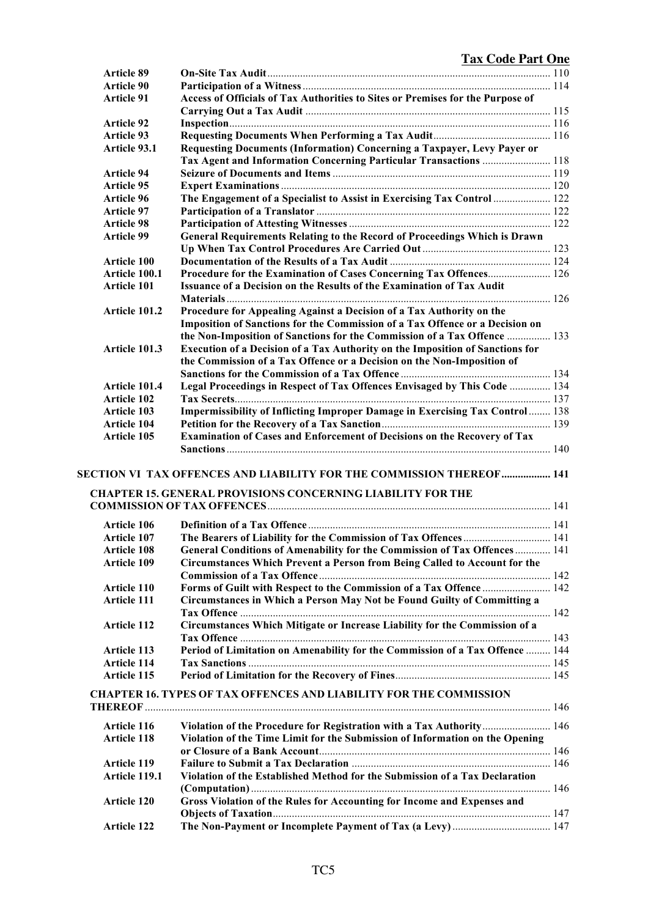| | | |
|---|---|---|
| **Article 89** | **On-Site Tax Audit** | 110 |
| **Article 90** | **Participation of a Witness** | 114 |
| **Article 91** | **Access of Officials of Tax Authorities to Sites or Premises for the Purpose of Carrying Out a Tax Audit** | 115 |
| **Article 92** | **Inspection** | 116 |
| **Article 93** | **Requesting Documents When Performing a Tax Audit** | 116 |
| **Article 93.1** | **Requesting Documents (Information) Concerning a Taxpayer, Levy Payer or Tax Agent and Information Concerning Particular Transactions** | 118 |
| **Article 94** | **Seizure of Documents and Items** | 119 |
| **Article 95** | **Expert Examinations** | 120 |
| **Article 96** | **The Engagement of a Specialist to Assist in Exercising Tax Control** | 122 |
| **Article 97** | **Participation of a Translator** | 122 |
| **Article 98** | **Participation of Attesting Witnesses** | 122 |
| **Article 99** | **General Requirements Relating to the Record of Proceedings Which is Drawn Up When Tax Control Procedures Are Carried Out** | 123 |
| **Article 100** | **Documentation of the Results of a Tax Audit** | 124 |
| **Article 100.1** | **Procedure for the Examination of Cases Concerning Tax Offences** | 126 |
| **Article 101** | **Issuance of a Decision on the Results of the Examination of Tax Audit Materials** | 126 |
| **Article 101.2** | **Procedure for Appealing Against a Decision of a Tax Authority on the Imposition of Sanctions for the Commission of a Tax Offence or a Decision on the Non-Imposition of Sanctions for the Commission of a Tax Offence** | 133 |
| **Article 101.3** | **Execution of a Decision of a Tax Authority on the Imposition of Sanctions for the Commission of a Tax Offence or a Decision on the Non-Imposition of Sanctions for the Commission of a Tax Offence** | 134 |
| **Article 101.4** | **Legal Proceedings in Respect of Tax Offences Envisaged by This Code** | 134 |
| **Article 102** | **Tax Secrets** | 137 |
| **Article 103** | **Impermissibility of Inflicting Improper Damage in Exercising Tax Control** | 138 |
| **Article 104** | **Petition for the Recovery of a Tax Sanction** | 139 |
| **Article 105** | **Examination of Cases and Enforcement of Decisions on the Recovery of Tax Sanctions** | 140 |

**SECTION VI TAX OFFENCES AND LIABILITY FOR THE COMMISSION THEREOF** .... 141

**CHAPTER 15. GENERAL PROVISIONS CONCERNING LIABILITY FOR THE COMMISSION OF TAX OFFENCES** .... 141

| | | |
|---|---|---|
| **Article 106** | **Definition of a Tax Offence** | 141 |
| **Article 107** | **The Bearers of Liability for the Commission of Tax Offences** | 141 |
| **Article 108** | **General Conditions of Amenability for the Commission of Tax Offences** | 141 |
| **Article 109** | **Circumstances Which Prevent a Person from Being Called to Account for the Commission of a Tax Offence** | 142 |
| **Article 110** | **Forms of Guilt with Respect to the Commission of a Tax Offence** | 142 |
| **Article 111** | **Circumstances in Which a Person May Not be Found Guilty of Committing a Tax Offence** | 142 |
| **Article 112** | **Circumstances Which Mitigate or Increase Liability for the Commission of a Tax Offence** | 143 |
| **Article 113** | **Period of Limitation on Amenability for the Commission of a Tax Offence** | 144 |
| **Article 114** | **Tax Sanctions** | 145 |
| **Article 115** | **Period of Limitation for the Recovery of Fines** | 145 |

**CHAPTER 16. TYPES OF TAX OFFENCES AND LIABILITY FOR THE COMMISSION THEREOF** .... 146

| | | |
|---|---|---|
| **Article 116** | **Violation of the Procedure for Registration with a Tax Authority** | 146 |
| **Article 118** | **Violation of the Time Limit for the Submission of Information on the Opening or Closure of a Bank Account** | 146 |
| **Article 119** | **Failure to Submit a Tax Declaration** | 146 |
| **Article 119.1** | **Violation of the Established Method for the Submission of a Tax Declaration (Computation)** | 146 |
| **Article 120** | **Gross Violation of the Rules for Accounting for Income and Expenses and Objects of Taxation** | 147 |
| **Article 122** | **The Non-Payment or Incomplete Payment of Tax (a Levy)** | 147 |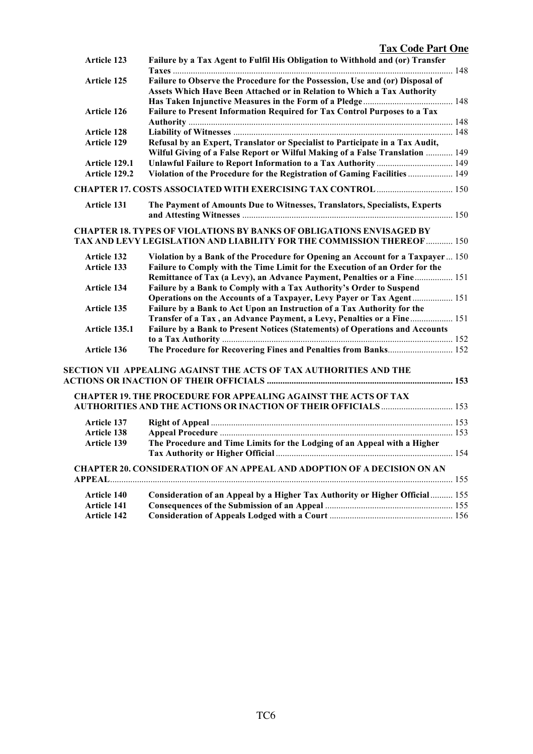| | | |
|---|---|---|
| **Article 123** | **Failure by a Tax Agent to Fulfil His Obligation to Withhold and (or) Transfer Taxes** | 148 |
| **Article 125** | **Failure to Observe the Procedure for the Possession, Use and (or) Disposal of Assets Which Have Been Attached or in Relation to Which a Tax Authority Has Taken Injunctive Measures in the Form of a Pledge** | 148 |
| **Article 126** | **Failure to Present Information Required for Tax Control Purposes to a Tax Authority** | 148 |
| **Article 128** | **Liability of Witnesses** | 148 |
| **Article 129** | **Refusal by an Expert, Translator or Specialist to Participate in a Tax Audit, Wilful Giving of a False Report or Wilful Making of a False Translation** | 149 |
| **Article 129.1** | **Unlawful Failure to Report Information to a Tax Authority** | 149 |
| **Article 129.2** | **Violation of the Procedure for the Registration of Gaming Facilities** | 149 |

**CHAPTER 17. COSTS ASSOCIATED WITH EXERCISING TAX CONTROL** 150

| | | |
|---|---|---|
| **Article 131** | **The Payment of Amounts Due to Witnesses, Translators, Specialists, Experts and Attesting Witnesses** | 150 |

**CHAPTER 18. TYPES OF VIOLATIONS BY BANKS OF OBLIGATIONS ENVISAGED BY TAX AND LEVY LEGISLATION AND LIABILITY FOR THE COMMISSION THEREOF** 150

| | | |
|---|---|---|
| **Article 132** | **Violation by a Bank of the Procedure for Opening an Account for a Taxpayer** | 150 |
| **Article 133** | **Failure to Comply with the Time Limit for the Execution of an Order for the Remittance of Tax (a Levy), an Advance Payment, Penalties or a Fine** | 151 |
| **Article 134** | **Failure by a Bank to Comply with a Tax Authority's Order to Suspend Operations on the Accounts of a Taxpayer, Levy Payer or Tax Agent** | 151 |
| **Article 135** | **Failure by a Bank to Act Upon an Instruction of a Tax Authority for the Transfer of a Tax , an Advance Payment, a Levy, Penalties or a Fine** | 151 |
| **Article 135.1** | **Failure by a Bank to Present Notices (Statements) of Operations and Accounts to a Tax Authority** | 152 |
| **Article 136** | **The Procedure for Recovering Fines and Penalties from Banks** | 152 |

**SECTION VII APPEALING AGAINST THE ACTS OF TAX AUTHORITIES AND THE ACTIONS OR INACTION OF THEIR OFFICIALS** 153

**CHAPTER 19. THE PROCEDURE FOR APPEALING AGAINST THE ACTS OF TAX AUTHORITIES AND THE ACTIONS OR INACTION OF THEIR OFFICIALS** 153

| | | |
|---|---|---|
| **Article 137** | **Right of Appeal** | 153 |
| **Article 138** | **Appeal Procedure** | 153 |
| **Article 139** | **The Procedure and Time Limits for the Lodging of an Appeal with a Higher Tax Authority or Higher Official** | 154 |

**CHAPTER 20. CONSIDERATION OF AN APPEAL AND ADOPTION OF A DECISION ON AN APPEAL** 155

| | | |
|---|---|---|
| **Article 140** | **Consideration of an Appeal by a Higher Tax Authority or Higher Official** | 155 |
| **Article 141** | **Consequences of the Submission of an Appeal** | 155 |
| **Article 142** | **Consideration of Appeals Lodged with a Court** | 156 |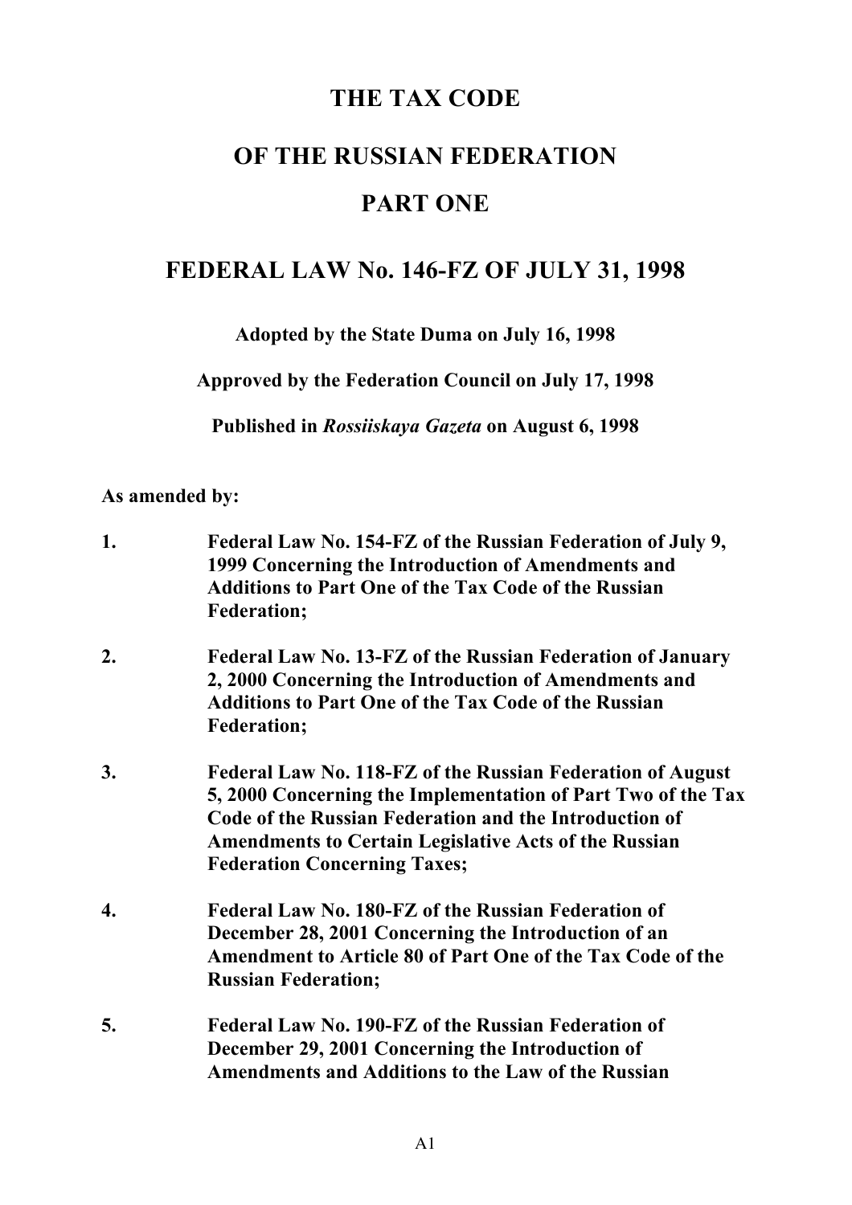# THE TAX CODE

# OF THE RUSSIAN FEDERATION

# PART ONE

## FEDERAL LAW No. 146-FZ OF JULY 31, 1998

**Adopted by the State Duma on July 16, 1998**

**Approved by the Federation Council on July 17, 1998**

**Published in *Rossiiskaya Gazeta* on August 6, 1998**

**As amended by:**

1. **Federal Law No. 154-FZ of the Russian Federation of July 9, 1999 Concerning the Introduction of Amendments and Additions to Part One of the Tax Code of the Russian Federation;**

2. **Federal Law No. 13-FZ of the Russian Federation of January 2, 2000 Concerning the Introduction of Amendments and Additions to Part One of the Tax Code of the Russian Federation;**

3. **Federal Law No. 118-FZ of the Russian Federation of August 5, 2000 Concerning the Implementation of Part Two of the Tax Code of the Russian Federation and the Introduction of Amendments to Certain Legislative Acts of the Russian Federation Concerning Taxes;**

4. **Federal Law No. 180-FZ of the Russian Federation of December 28, 2001 Concerning the Introduction of an Amendment to Article 80 of Part One of the Tax Code of the Russian Federation;**

5. **Federal Law No. 190-FZ of the Russian Federation of December 29, 2001 Concerning the Introduction of Amendments and Additions to the Law of the Russian**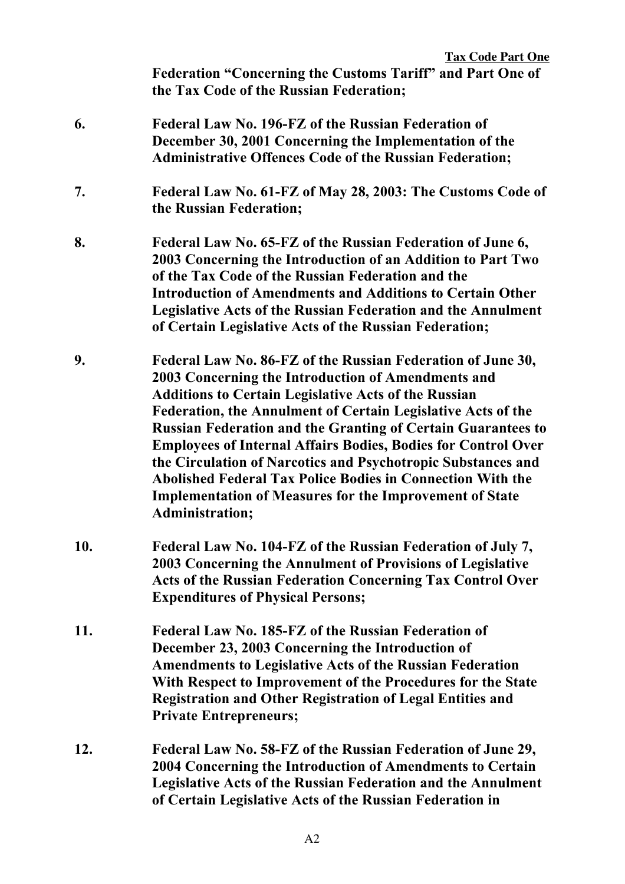**Federation "Concerning the Customs Tariff" and Part One of the Tax Code of the Russian Federation;**

6. **Federal Law No. 196-FZ of the Russian Federation of December 30, 2001 Concerning the Implementation of the Administrative Offences Code of the Russian Federation;**

7. **Federal Law No. 61-FZ of May 28, 2003: The Customs Code of the Russian Federation;**

8. **Federal Law No. 65-FZ of the Russian Federation of June 6, 2003 Concerning the Introduction of an Addition to Part Two of the Tax Code of the Russian Federation and the Introduction of Amendments and Additions to Certain Other Legislative Acts of the Russian Federation and the Annulment of Certain Legislative Acts of the Russian Federation;**

9. **Federal Law No. 86-FZ of the Russian Federation of June 30, 2003 Concerning the Introduction of Amendments and Additions to Certain Legislative Acts of the Russian Federation, the Annulment of Certain Legislative Acts of the Russian Federation and the Granting of Certain Guarantees to Employees of Internal Affairs Bodies, Bodies for Control Over the Circulation of Narcotics and Psychotropic Substances and Abolished Federal Tax Police Bodies in Connection With the Implementation of Measures for the Improvement of State Administration;**

10. **Federal Law No. 104-FZ of the Russian Federation of July 7, 2003 Concerning the Annulment of Provisions of Legislative Acts of the Russian Federation Concerning Tax Control Over Expenditures of Physical Persons;**

11. **Federal Law No. 185-FZ of the Russian Federation of December 23, 2003 Concerning the Introduction of Amendments to Legislative Acts of the Russian Federation With Respect to Improvement of the Procedures for the State Registration and Other Registration of Legal Entities and Private Entrepreneurs;**

12. **Federal Law No. 58-FZ of the Russian Federation of June 29, 2004 Concerning the Introduction of Amendments to Certain Legislative Acts of the Russian Federation and the Annulment of Certain Legislative Acts of the Russian Federation in**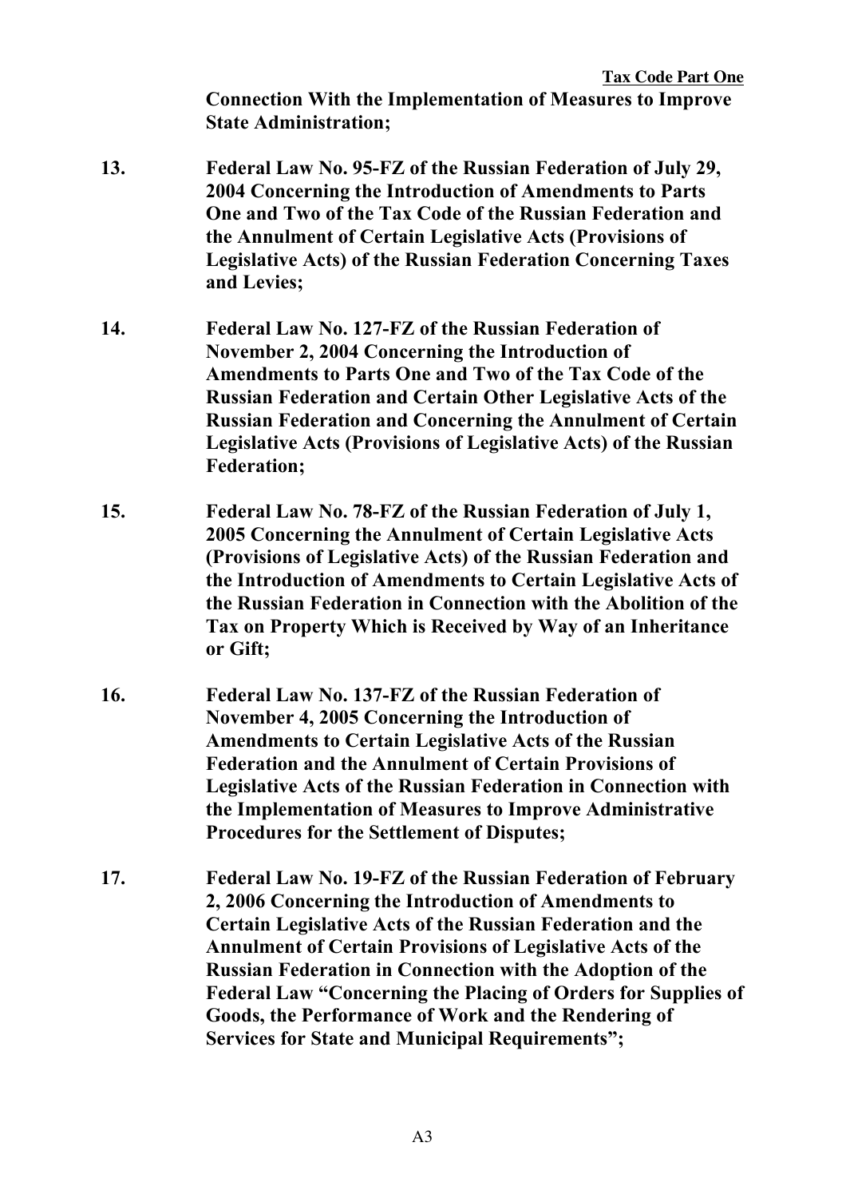**Connection With the Implementation of Measures to Improve State Administration;**

13. **Federal Law No. 95-FZ of the Russian Federation of July 29, 2004 Concerning the Introduction of Amendments to Parts One and Two of the Tax Code of the Russian Federation and the Annulment of Certain Legislative Acts (Provisions of Legislative Acts) of the Russian Federation Concerning Taxes and Levies;**

14. **Federal Law No. 127-FZ of the Russian Federation of November 2, 2004 Concerning the Introduction of Amendments to Parts One and Two of the Tax Code of the Russian Federation and Certain Other Legislative Acts of the Russian Federation and Concerning the Annulment of Certain Legislative Acts (Provisions of Legislative Acts) of the Russian Federation;**

15. **Federal Law No. 78-FZ of the Russian Federation of July 1, 2005 Concerning the Annulment of Certain Legislative Acts (Provisions of Legislative Acts) of the Russian Federation and the Introduction of Amendments to Certain Legislative Acts of the Russian Federation in Connection with the Abolition of the Tax on Property Which is Received by Way of an Inheritance or Gift;**

16. **Federal Law No. 137-FZ of the Russian Federation of November 4, 2005 Concerning the Introduction of Amendments to Certain Legislative Acts of the Russian Federation and the Annulment of Certain Provisions of Legislative Acts of the Russian Federation in Connection with the Implementation of Measures to Improve Administrative Procedures for the Settlement of Disputes;**

17. **Federal Law No. 19-FZ of the Russian Federation of February 2, 2006 Concerning the Introduction of Amendments to Certain Legislative Acts of the Russian Federation and the Annulment of Certain Provisions of Legislative Acts of the Russian Federation in Connection with the Adoption of the Federal Law "Concerning the Placing of Orders for Supplies of Goods, the Performance of Work and the Rendering of Services for State and Municipal Requirements";**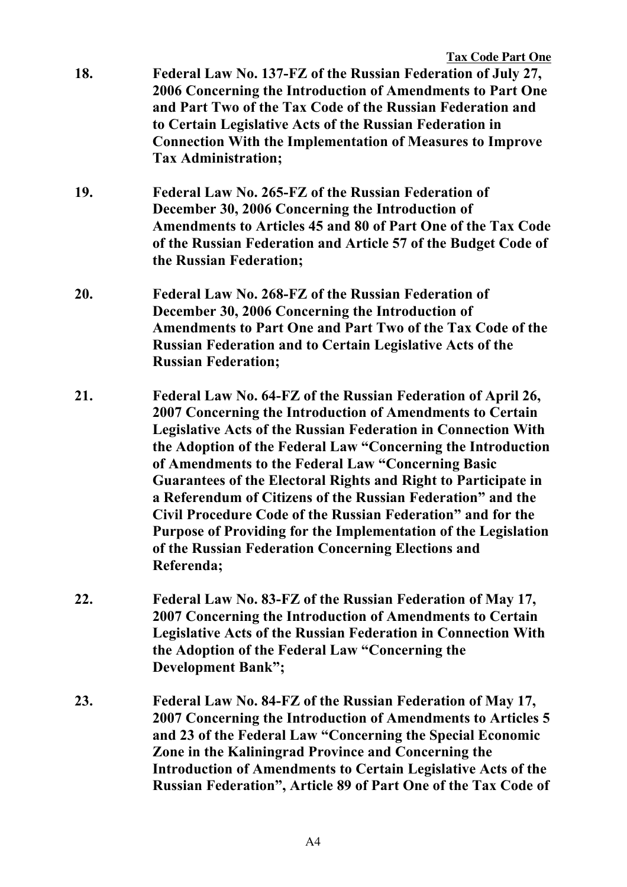**18.** **Federal Law No. 137-FZ of the Russian Federation of July 27, 2006 Concerning the Introduction of Amendments to Part One and Part Two of the Tax Code of the Russian Federation and to Certain Legislative Acts of the Russian Federation in Connection With the Implementation of Measures to Improve Tax Administration;**

**19.** **Federal Law No. 265-FZ of the Russian Federation of December 30, 2006 Concerning the Introduction of Amendments to Articles 45 and 80 of Part One of the Tax Code of the Russian Federation and Article 57 of the Budget Code of the Russian Federation;**

**20.** **Federal Law No. 268-FZ of the Russian Federation of December 30, 2006 Concerning the Introduction of Amendments to Part One and Part Two of the Tax Code of the Russian Federation and to Certain Legislative Acts of the Russian Federation;**

**21.** **Federal Law No. 64-FZ of the Russian Federation of April 26, 2007 Concerning the Introduction of Amendments to Certain Legislative Acts of the Russian Federation in Connection With the Adoption of the Federal Law "Concerning the Introduction of Amendments to the Federal Law "Concerning Basic Guarantees of the Electoral Rights and Right to Participate in a Referendum of Citizens of the Russian Federation" and the Civil Procedure Code of the Russian Federation" and for the Purpose of Providing for the Implementation of the Legislation of the Russian Federation Concerning Elections and Referenda;**

**22.** **Federal Law No. 83-FZ of the Russian Federation of May 17, 2007 Concerning the Introduction of Amendments to Certain Legislative Acts of the Russian Federation in Connection With the Adoption of the Federal Law "Concerning the Development Bank";**

**23.** **Federal Law No. 84-FZ of the Russian Federation of May 17, 2007 Concerning the Introduction of Amendments to Articles 5 and 23 of the Federal Law "Concerning the Special Economic Zone in the Kaliningrad Province and Concerning the Introduction of Amendments to Certain Legislative Acts of the Russian Federation", Article 89 of Part One of the Tax Code of**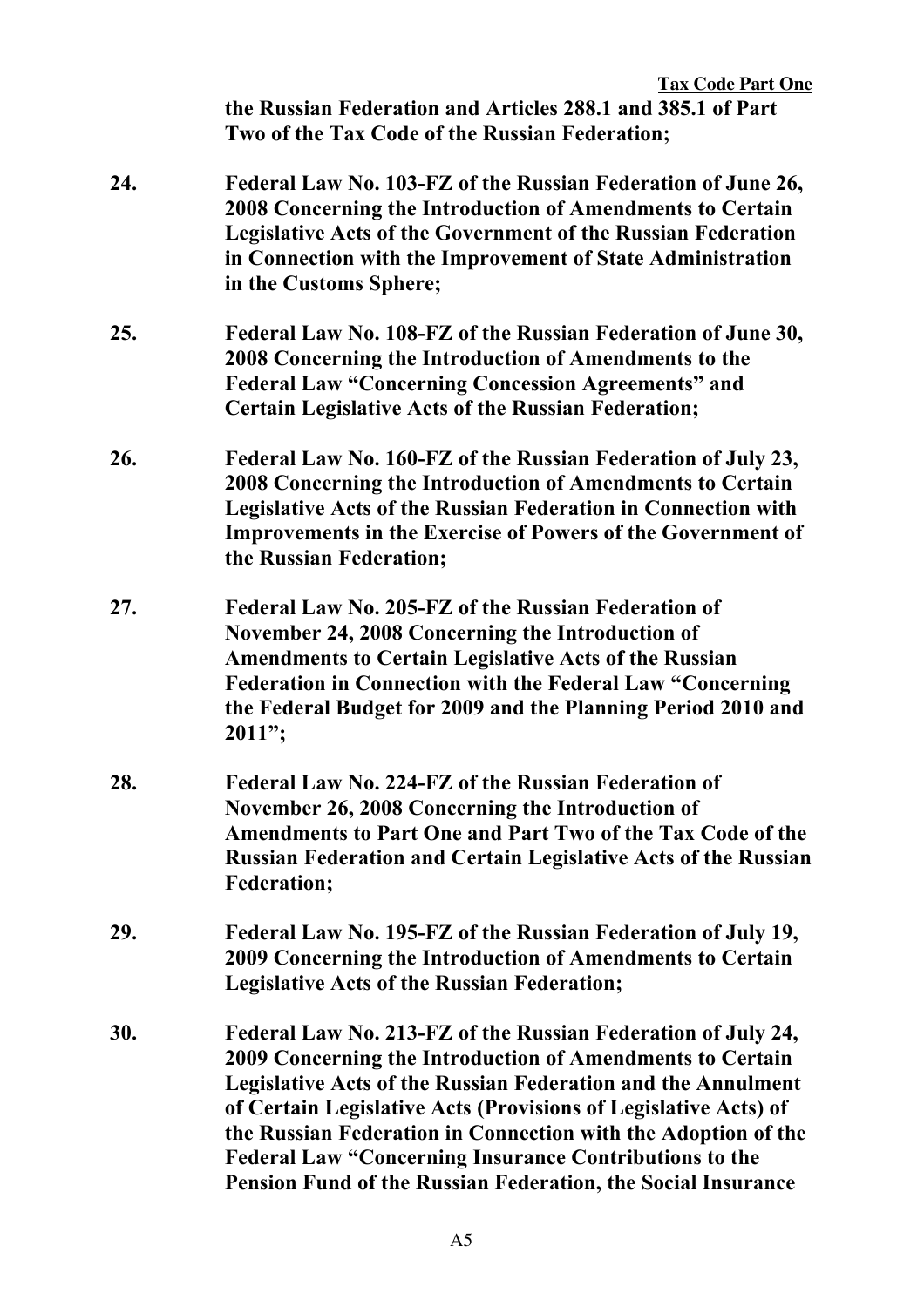**the Russian Federation and Articles 288.1 and 385.1 of Part Two of the Tax Code of the Russian Federation;**

**24.** **Federal Law No. 103-FZ of the Russian Federation of June 26, 2008 Concerning the Introduction of Amendments to Certain Legislative Acts of the Government of the Russian Federation in Connection with the Improvement of State Administration in the Customs Sphere;**

**25.** **Federal Law No. 108-FZ of the Russian Federation of June 30, 2008 Concerning the Introduction of Amendments to the Federal Law "Concerning Concession Agreements" and Certain Legislative Acts of the Russian Federation;**

**26.** **Federal Law No. 160-FZ of the Russian Federation of July 23, 2008 Concerning the Introduction of Amendments to Certain Legislative Acts of the Russian Federation in Connection with Improvements in the Exercise of Powers of the Government of the Russian Federation;**

**27.** **Federal Law No. 205-FZ of the Russian Federation of November 24, 2008 Concerning the Introduction of Amendments to Certain Legislative Acts of the Russian Federation in Connection with the Federal Law "Concerning the Federal Budget for 2009 and the Planning Period 2010 and 2011";**

**28.** **Federal Law No. 224-FZ of the Russian Federation of November 26, 2008 Concerning the Introduction of Amendments to Part One and Part Two of the Tax Code of the Russian Federation and Certain Legislative Acts of the Russian Federation;**

**29.** **Federal Law No. 195-FZ of the Russian Federation of July 19, 2009 Concerning the Introduction of Amendments to Certain Legislative Acts of the Russian Federation;**

**30.** **Federal Law No. 213-FZ of the Russian Federation of July 24, 2009 Concerning the Introduction of Amendments to Certain Legislative Acts of the Russian Federation and the Annulment of Certain Legislative Acts (Provisions of Legislative Acts) of the Russian Federation in Connection with the Adoption of the Federal Law "Concerning Insurance Contributions to the Pension Fund of the Russian Federation, the Social Insurance**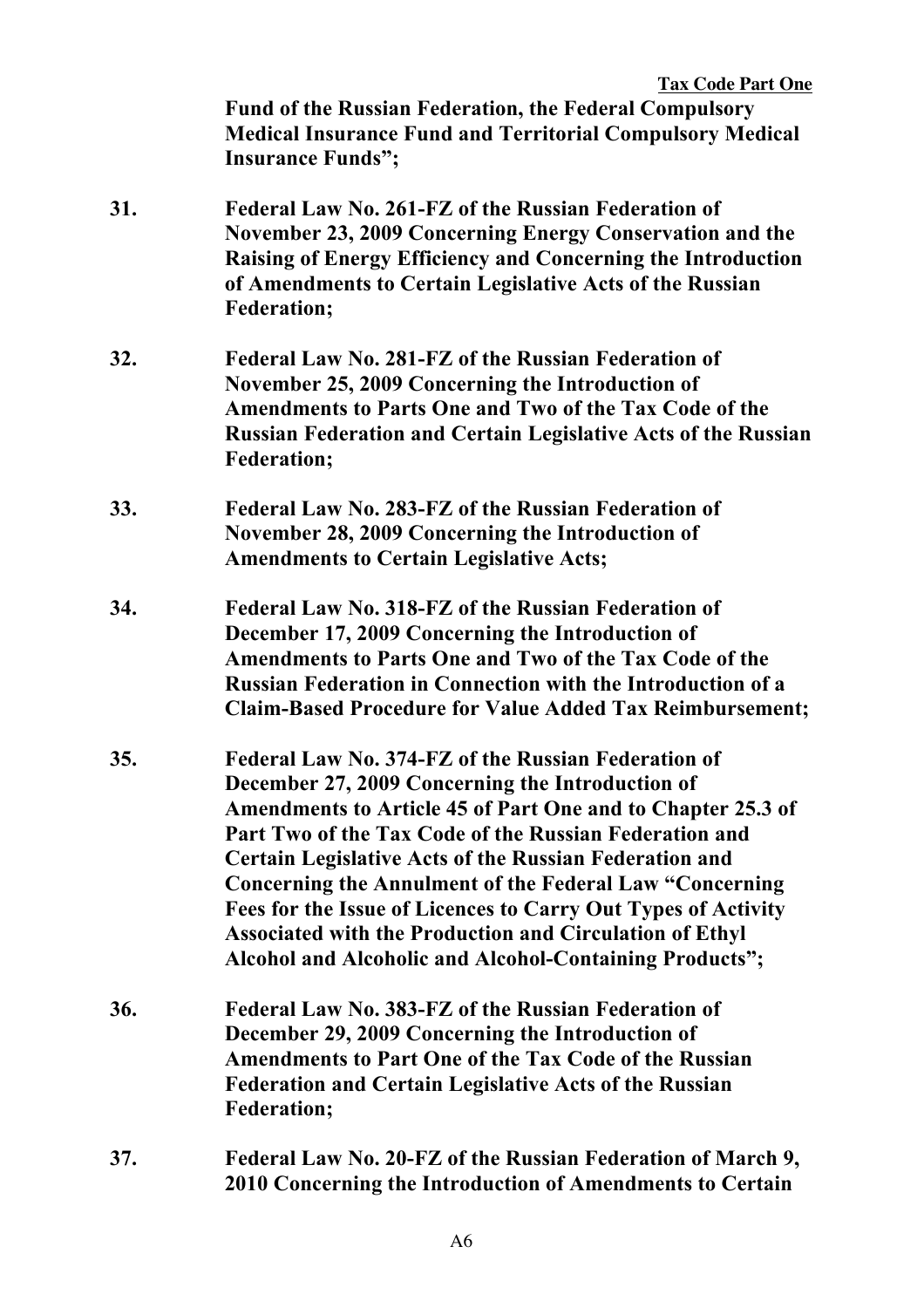**Fund of the Russian Federation, the Federal Compulsory Medical Insurance Fund and Territorial Compulsory Medical Insurance Funds";**

31. **Federal Law No. 261-FZ of the Russian Federation of November 23, 2009 Concerning Energy Conservation and the Raising of Energy Efficiency and Concerning the Introduction of Amendments to Certain Legislative Acts of the Russian Federation;**

32. **Federal Law No. 281-FZ of the Russian Federation of November 25, 2009 Concerning the Introduction of Amendments to Parts One and Two of the Tax Code of the Russian Federation and Certain Legislative Acts of the Russian Federation;**

33. **Federal Law No. 283-FZ of the Russian Federation of November 28, 2009 Concerning the Introduction of Amendments to Certain Legislative Acts;**

34. **Federal Law No. 318-FZ of the Russian Federation of December 17, 2009 Concerning the Introduction of Amendments to Parts One and Two of the Tax Code of the Russian Federation in Connection with the Introduction of a Claim-Based Procedure for Value Added Tax Reimbursement;**

35. **Federal Law No. 374-FZ of the Russian Federation of December 27, 2009 Concerning the Introduction of Amendments to Article 45 of Part One and to Chapter 25.3 of Part Two of the Tax Code of the Russian Federation and Certain Legislative Acts of the Russian Federation and Concerning the Annulment of the Federal Law "Concerning Fees for the Issue of Licences to Carry Out Types of Activity Associated with the Production and Circulation of Ethyl Alcohol and Alcoholic and Alcohol-Containing Products";**

36. **Federal Law No. 383-FZ of the Russian Federation of December 29, 2009 Concerning the Introduction of Amendments to Part One of the Tax Code of the Russian Federation and Certain Legislative Acts of the Russian Federation;**

37. **Federal Law No. 20-FZ of the Russian Federation of March 9, 2010 Concerning the Introduction of Amendments to Certain**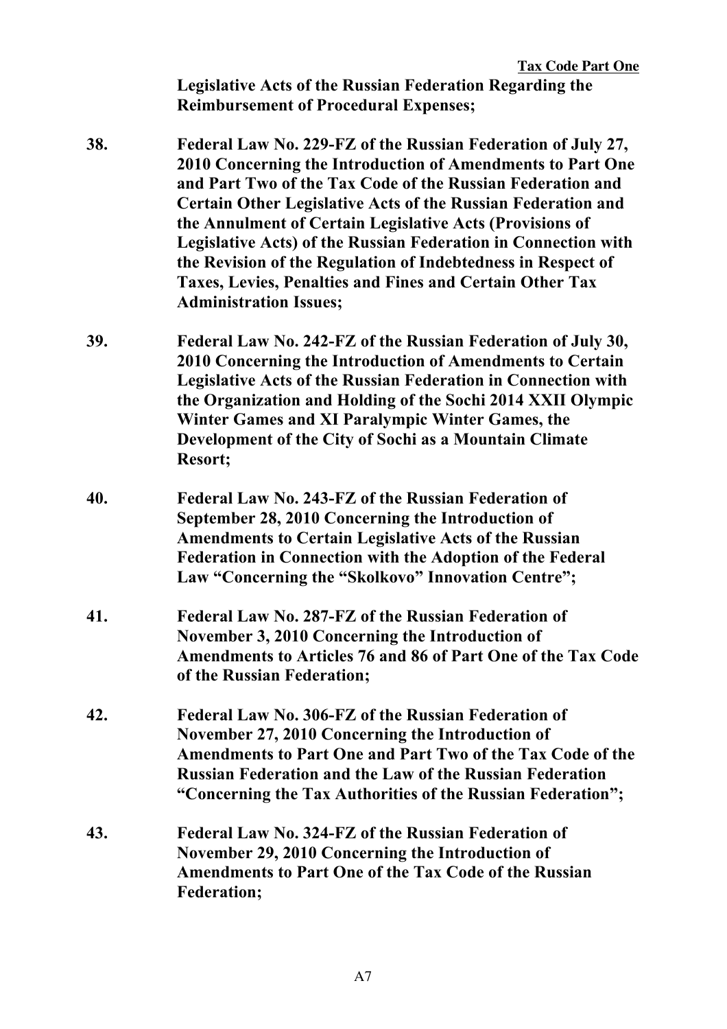**Legislative Acts of the Russian Federation Regarding the Reimbursement of Procedural Expenses;**

**38.** **Federal Law No. 229-FZ of the Russian Federation of July 27, 2010 Concerning the Introduction of Amendments to Part One and Part Two of the Tax Code of the Russian Federation and Certain Other Legislative Acts of the Russian Federation and the Annulment of Certain Legislative Acts (Provisions of Legislative Acts) of the Russian Federation in Connection with the Revision of the Regulation of Indebtedness in Respect of Taxes, Levies, Penalties and Fines and Certain Other Tax Administration Issues;**

**39.** **Federal Law No. 242-FZ of the Russian Federation of July 30, 2010 Concerning the Introduction of Amendments to Certain Legislative Acts of the Russian Federation in Connection with the Organization and Holding of the Sochi 2014 XXII Olympic Winter Games and XI Paralympic Winter Games, the Development of the City of Sochi as a Mountain Climate Resort;**

**40.** **Federal Law No. 243-FZ of the Russian Federation of September 28, 2010 Concerning the Introduction of Amendments to Certain Legislative Acts of the Russian Federation in Connection with the Adoption of the Federal Law "Concerning the "Skolkovo" Innovation Centre";**

**41.** **Federal Law No. 287-FZ of the Russian Federation of November 3, 2010 Concerning the Introduction of Amendments to Articles 76 and 86 of Part One of the Tax Code of the Russian Federation;**

**42.** **Federal Law No. 306-FZ of the Russian Federation of November 27, 2010 Concerning the Introduction of Amendments to Part One and Part Two of the Tax Code of the Russian Federation and the Law of the Russian Federation "Concerning the Tax Authorities of the Russian Federation";**

**43.** **Federal Law No. 324-FZ of the Russian Federation of November 29, 2010 Concerning the Introduction of Amendments to Part One of the Tax Code of the Russian Federation;**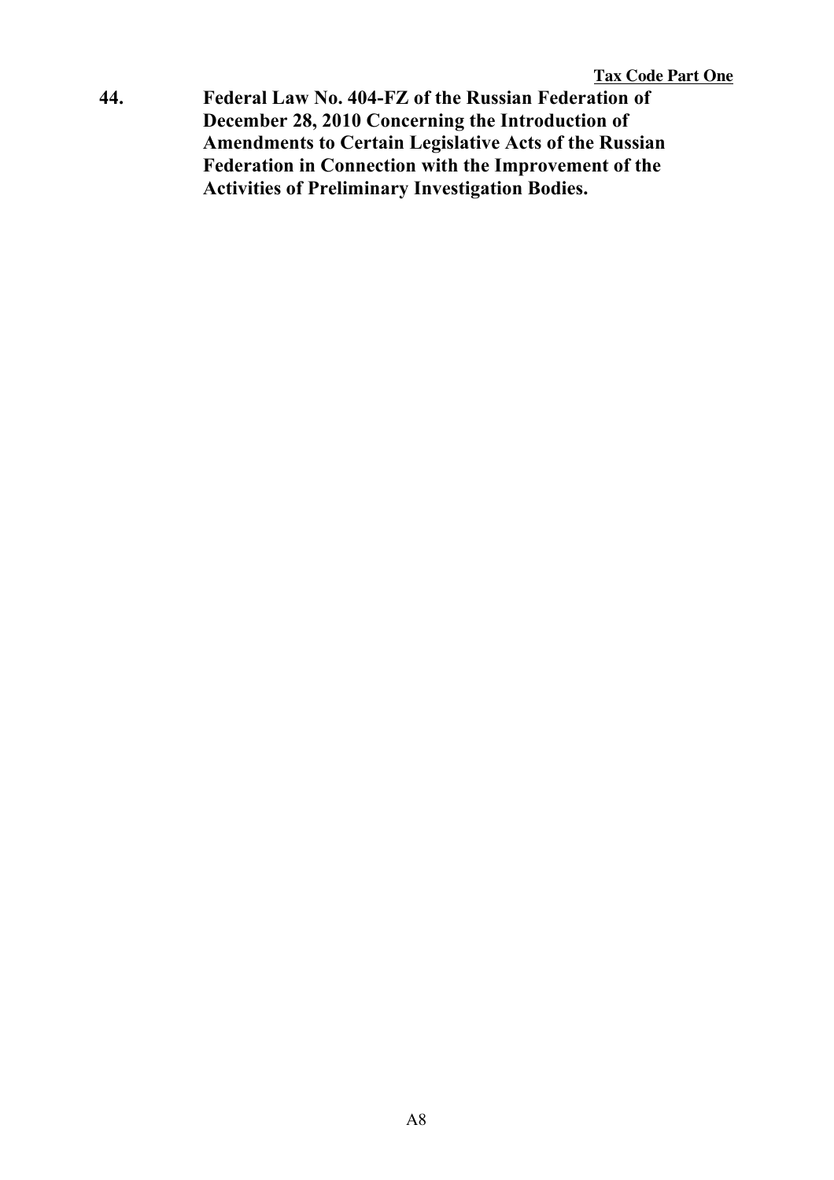**44. Federal Law No. 404-FZ of the Russian Federation of December 28, 2010 Concerning the Introduction of Amendments to Certain Legislative Acts of the Russian Federation in Connection with the Improvement of the Activities of Preliminary Investigation Bodies.**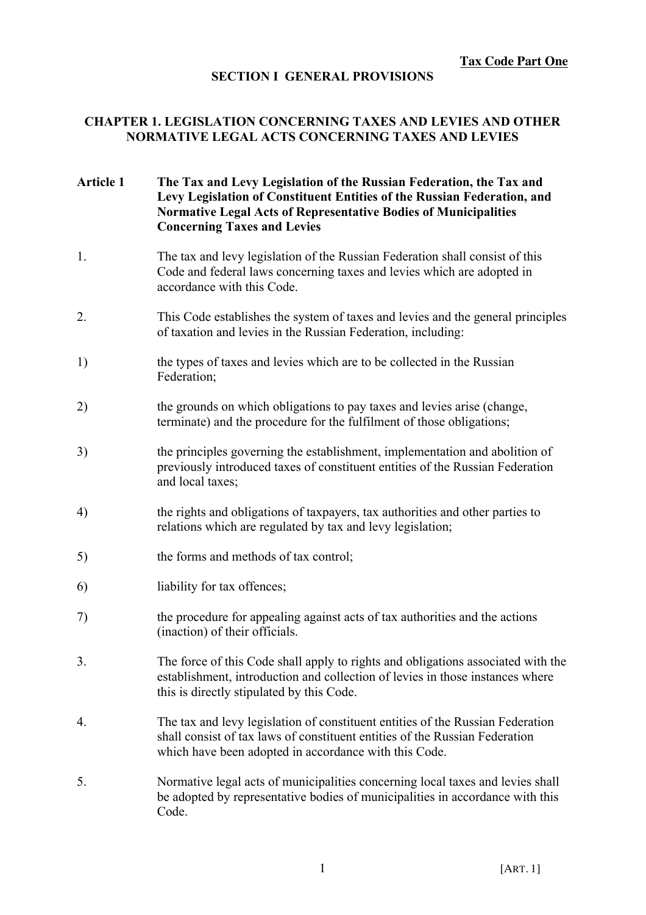## SECTION I GENERAL PROVISIONS

### CHAPTER 1. LEGISLATION CONCERNING TAXES AND LEVIES AND OTHER NORMATIVE LEGAL ACTS CONCERNING TAXES AND LEVIES

**Article 1 The Tax and Levy Legislation of the Russian Federation, the Tax and Levy Legislation of Constituent Entities of the Russian Federation, and Normative Legal Acts of Representative Bodies of Municipalities Concerning Taxes and Levies**

1. The tax and levy legislation of the Russian Federation shall consist of this Code and federal laws concerning taxes and levies which are adopted in accordance with this Code.

2. This Code establishes the system of taxes and levies and the general principles of taxation and levies in the Russian Federation, including:

1) the types of taxes and levies which are to be collected in the Russian Federation;

2) the grounds on which obligations to pay taxes and levies arise (change, terminate) and the procedure for the fulfilment of those obligations;

3) the principles governing the establishment, implementation and abolition of previously introduced taxes of constituent entities of the Russian Federation and local taxes;

4) the rights and obligations of taxpayers, tax authorities and other parties to relations which are regulated by tax and levy legislation;

5) the forms and methods of tax control;

6) liability for tax offences;

7) the procedure for appealing against acts of tax authorities and the actions (inaction) of their officials.

3. The force of this Code shall apply to rights and obligations associated with the establishment, introduction and collection of levies in those instances where this is directly stipulated by this Code.

4. The tax and levy legislation of constituent entities of the Russian Federation shall consist of tax laws of constituent entities of the Russian Federation which have been adopted in accordance with this Code.

5. Normative legal acts of municipalities concerning local taxes and levies shall be adopted by representative bodies of municipalities in accordance with this Code.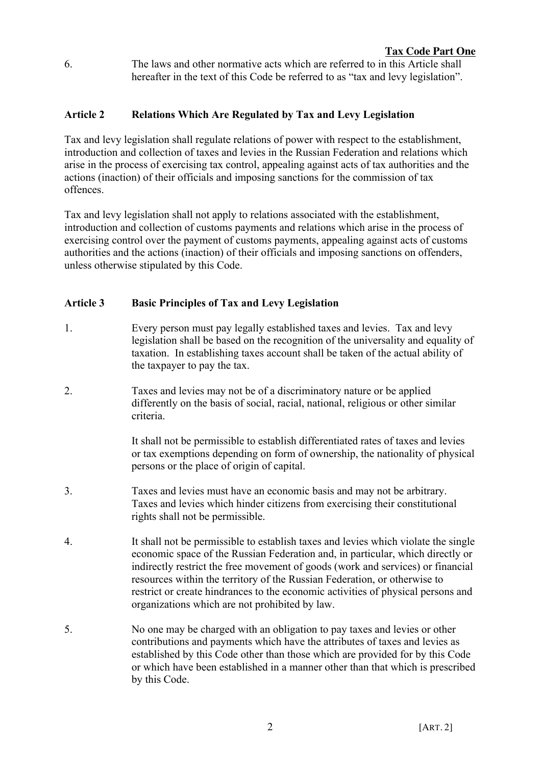6. The laws and other normative acts which are referred to in this Article shall hereafter in the text of this Code be referred to as "tax and levy legislation".

### Article 2 Relations Which Are Regulated by Tax and Levy Legislation

Tax and levy legislation shall regulate relations of power with respect to the establishment, introduction and collection of taxes and levies in the Russian Federation and relations which arise in the process of exercising tax control, appealing against acts of tax authorities and the actions (inaction) of their officials and imposing sanctions for the commission of tax offences.

Tax and levy legislation shall not apply to relations associated with the establishment, introduction and collection of customs payments and relations which arise in the process of exercising control over the payment of customs payments, appealing against acts of customs authorities and the actions (inaction) of their officials and imposing sanctions on offenders, unless otherwise stipulated by this Code.

### Article 3 Basic Principles of Tax and Levy Legislation

1. Every person must pay legally established taxes and levies. Tax and levy legislation shall be based on the recognition of the universality and equality of taxation. In establishing taxes account shall be taken of the actual ability of the taxpayer to pay the tax.

2. Taxes and levies may not be of a discriminatory nature or be applied differently on the basis of social, racial, national, religious or other similar criteria.

   It shall not be permissible to establish differentiated rates of taxes and levies or tax exemptions depending on form of ownership, the nationality of physical persons or the place of origin of capital.

3. Taxes and levies must have an economic basis and may not be arbitrary. Taxes and levies which hinder citizens from exercising their constitutional rights shall not be permissible.

4. It shall not be permissible to establish taxes and levies which violate the single economic space of the Russian Federation and, in particular, which directly or indirectly restrict the free movement of goods (work and services) or financial resources within the territory of the Russian Federation, or otherwise to restrict or create hindrances to the economic activities of physical persons and organizations which are not prohibited by law.

5. No one may be charged with an obligation to pay taxes and levies or other contributions and payments which have the attributes of taxes and levies as established by this Code other than those which are provided for by this Code or which have been established in a manner other than that which is prescribed by this Code.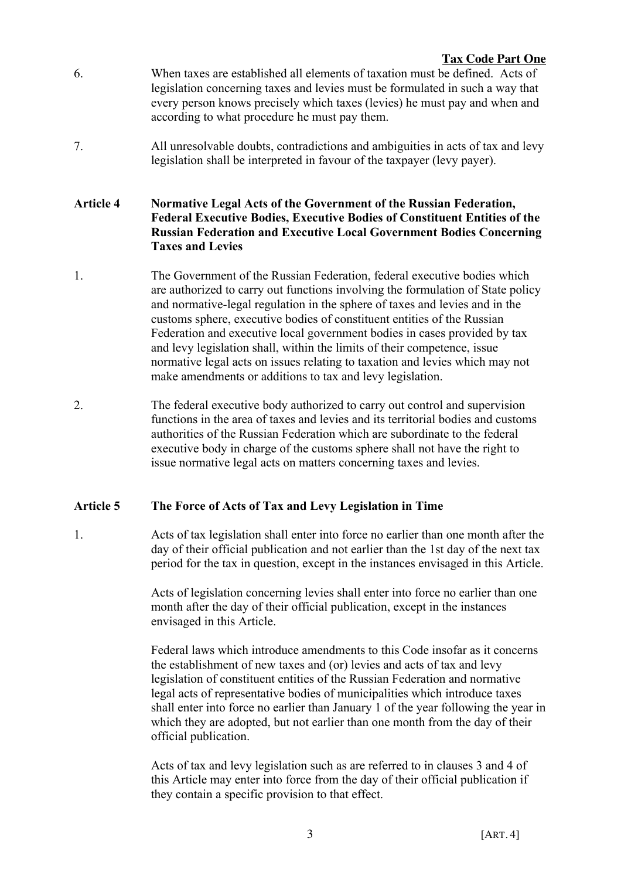6. When taxes are established all elements of taxation must be defined. Acts of legislation concerning taxes and levies must be formulated in such a way that every person knows precisely which taxes (levies) he must pay and when and according to what procedure he must pay them.

7. All unresolvable doubts, contradictions and ambiguities in acts of tax and levy legislation shall be interpreted in favour of the taxpayer (levy payer).

## Article 4 Normative Legal Acts of the Government of the Russian Federation, Federal Executive Bodies, Executive Bodies of Constituent Entities of the Russian Federation and Executive Local Government Bodies Concerning Taxes and Levies

1. The Government of the Russian Federation, federal executive bodies which are authorized to carry out functions involving the formulation of State policy and normative-legal regulation in the sphere of taxes and levies and in the customs sphere, executive bodies of constituent entities of the Russian Federation and executive local government bodies in cases provided by tax and levy legislation shall, within the limits of their competence, issue normative legal acts on issues relating to taxation and levies which may not make amendments or additions to tax and levy legislation.

2. The federal executive body authorized to carry out control and supervision functions in the area of taxes and levies and its territorial bodies and customs authorities of the Russian Federation which are subordinate to the federal executive body in charge of the customs sphere shall not have the right to issue normative legal acts on matters concerning taxes and levies.

## Article 5 The Force of Acts of Tax and Levy Legislation in Time

1. Acts of tax legislation shall enter into force no earlier than one month after the day of their official publication and not earlier than the 1st day of the next tax period for the tax in question, except in the instances envisaged in this Article.

   Acts of legislation concerning levies shall enter into force no earlier than one month after the day of their official publication, except in the instances envisaged in this Article.

   Federal laws which introduce amendments to this Code insofar as it concerns the establishment of new taxes and (or) levies and acts of tax and levy legislation of constituent entities of the Russian Federation and normative legal acts of representative bodies of municipalities which introduce taxes shall enter into force no earlier than January 1 of the year following the year in which they are adopted, but not earlier than one month from the day of their official publication.

   Acts of tax and levy legislation such as are referred to in clauses 3 and 4 of this Article may enter into force from the day of their official publication if they contain a specific provision to that effect.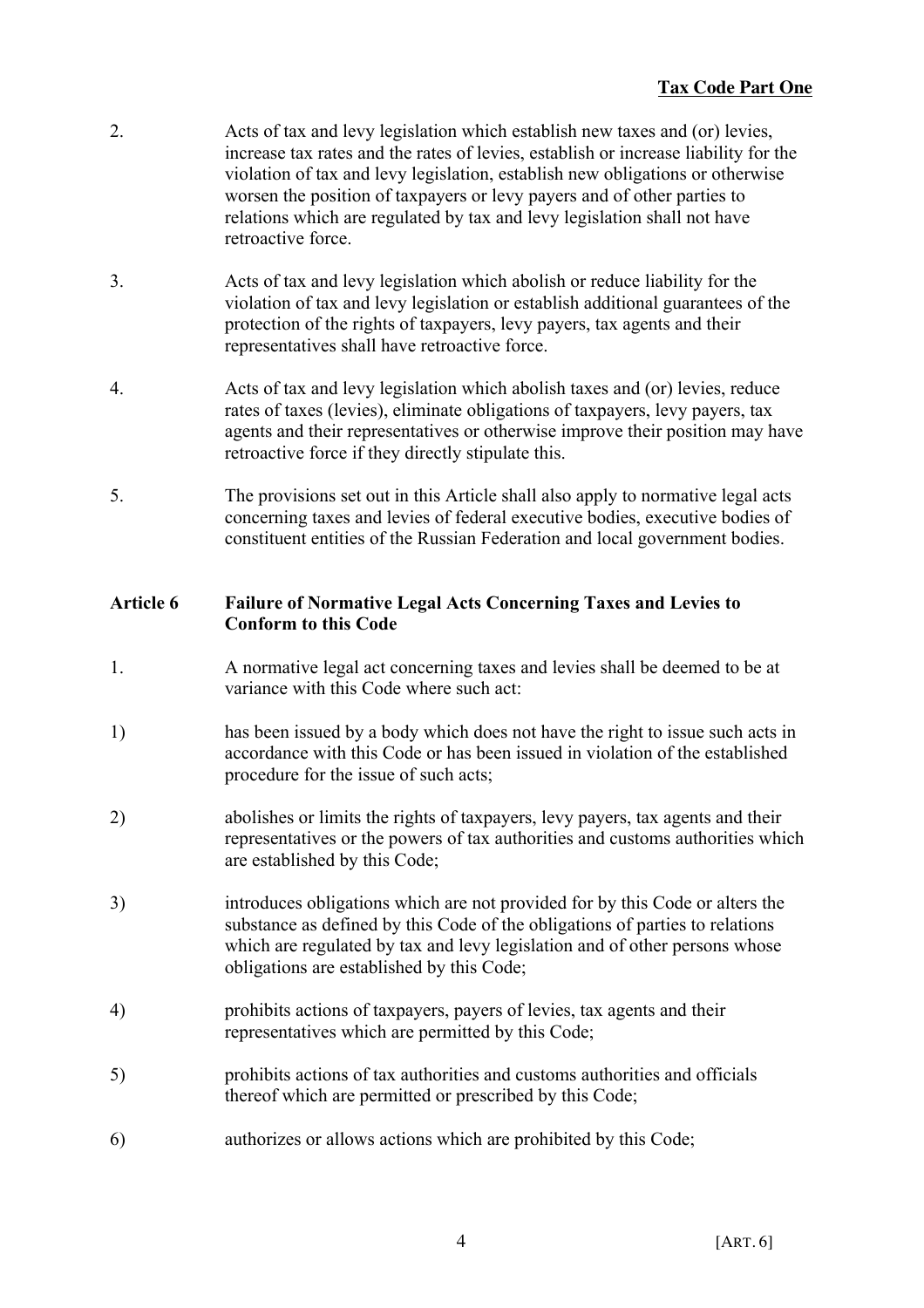2. Acts of tax and levy legislation which establish new taxes and (or) levies, increase tax rates and the rates of levies, establish or increase liability for the violation of tax and levy legislation, establish new obligations or otherwise worsen the position of taxpayers or levy payers and of other parties to relations which are regulated by tax and levy legislation shall not have retroactive force.

3. Acts of tax and levy legislation which abolish or reduce liability for the violation of tax and levy legislation or establish additional guarantees of the protection of the rights of taxpayers, levy payers, tax agents and their representatives shall have retroactive force.

4. Acts of tax and levy legislation which abolish taxes and (or) levies, reduce rates of taxes (levies), eliminate obligations of taxpayers, levy payers, tax agents and their representatives or otherwise improve their position may have retroactive force if they directly stipulate this.

5. The provisions set out in this Article shall also apply to normative legal acts concerning taxes and levies of federal executive bodies, executive bodies of constituent entities of the Russian Federation and local government bodies.

### Article 6 Failure of Normative Legal Acts Concerning Taxes and Levies to Conform to this Code

1. A normative legal act concerning taxes and levies shall be deemed to be at variance with this Code where such act:

1) has been issued by a body which does not have the right to issue such acts in accordance with this Code or has been issued in violation of the established procedure for the issue of such acts;

2) abolishes or limits the rights of taxpayers, levy payers, tax agents and their representatives or the powers of tax authorities and customs authorities which are established by this Code;

3) introduces obligations which are not provided for by this Code or alters the substance as defined by this Code of the obligations of parties to relations which are regulated by tax and levy legislation and of other persons whose obligations are established by this Code;

4) prohibits actions of taxpayers, payers of levies, tax agents and their representatives which are permitted by this Code;

5) prohibits actions of tax authorities and customs authorities and officials thereof which are permitted or prescribed by this Code;

6) authorizes or allows actions which are prohibited by this Code;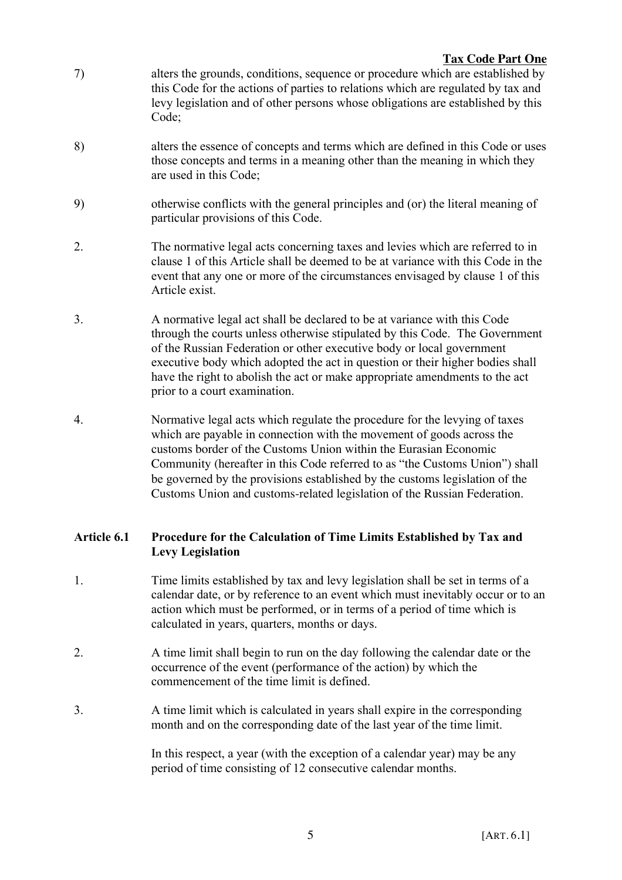7) alters the grounds, conditions, sequence or procedure which are established by this Code for the actions of parties to relations which are regulated by tax and levy legislation and of other persons whose obligations are established by this Code;

8) alters the essence of concepts and terms which are defined in this Code or uses those concepts and terms in a meaning other than the meaning in which they are used in this Code;

9) otherwise conflicts with the general principles and (or) the literal meaning of particular provisions of this Code.

2. The normative legal acts concerning taxes and levies which are referred to in clause 1 of this Article shall be deemed to be at variance with this Code in the event that any one or more of the circumstances envisaged by clause 1 of this Article exist.

3. A normative legal act shall be declared to be at variance with this Code through the courts unless otherwise stipulated by this Code. The Government of the Russian Federation or other executive body or local government executive body which adopted the act in question or their higher bodies shall have the right to abolish the act or make appropriate amendments to the act prior to a court examination.

4. Normative legal acts which regulate the procedure for the levying of taxes which are payable in connection with the movement of goods across the customs border of the Customs Union within the Eurasian Economic Community (hereafter in this Code referred to as "the Customs Union") shall be governed by the provisions established by the customs legislation of the Customs Union and customs-related legislation of the Russian Federation.

### Article 6.1 Procedure for the Calculation of Time Limits Established by Tax and Levy Legislation

1. Time limits established by tax and levy legislation shall be set in terms of a calendar date, or by reference to an event which must inevitably occur or to an action which must be performed, or in terms of a period of time which is calculated in years, quarters, months or days.

2. A time limit shall begin to run on the day following the calendar date or the occurrence of the event (performance of the action) by which the commencement of the time limit is defined.

3. A time limit which is calculated in years shall expire in the corresponding month and on the corresponding date of the last year of the time limit.

In this respect, a year (with the exception of a calendar year) may be any period of time consisting of 12 consecutive calendar months.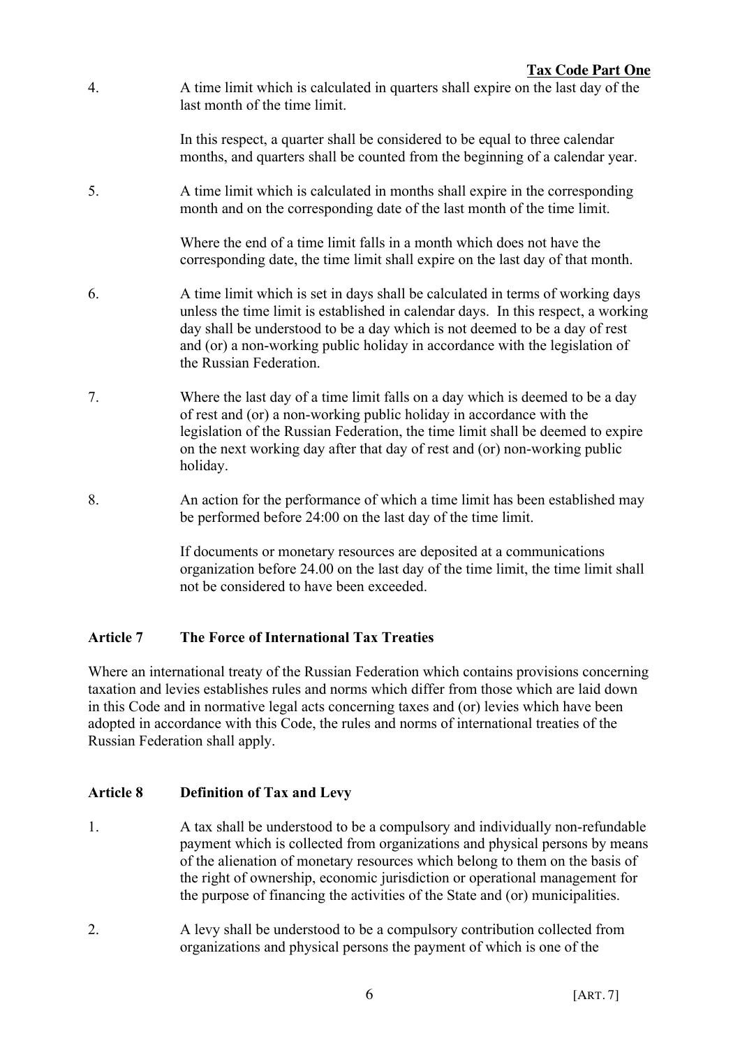4. A time limit which is calculated in quarters shall expire on the last day of the last month of the time limit.

   In this respect, a quarter shall be considered to be equal to three calendar months, and quarters shall be counted from the beginning of a calendar year.

5. A time limit which is calculated in months shall expire in the corresponding month and on the corresponding date of the last month of the time limit.

   Where the end of a time limit falls in a month which does not have the corresponding date, the time limit shall expire on the last day of that month.

6. A time limit which is set in days shall be calculated in terms of working days unless the time limit is established in calendar days. In this respect, a working day shall be understood to be a day which is not deemed to be a day of rest and (or) a non-working public holiday in accordance with the legislation of the Russian Federation.

7. Where the last day of a time limit falls on a day which is deemed to be a day of rest and (or) a non-working public holiday in accordance with the legislation of the Russian Federation, the time limit shall be deemed to expire on the next working day after that day of rest and (or) non-working public holiday.

8. An action for the performance of which a time limit has been established may be performed before 24:00 on the last day of the time limit.

   If documents or monetary resources are deposited at a communications organization before 24.00 on the last day of the time limit, the time limit shall not be considered to have been exceeded.

### Article 7 The Force of International Tax Treaties

Where an international treaty of the Russian Federation which contains provisions concerning taxation and levies establishes rules and norms which differ from those which are laid down in this Code and in normative legal acts concerning taxes and (or) levies which have been adopted in accordance with this Code, the rules and norms of international treaties of the Russian Federation shall apply.

### Article 8 Definition of Tax and Levy

1. A tax shall be understood to be a compulsory and individually non-refundable payment which is collected from organizations and physical persons by means of the alienation of monetary resources which belong to them on the basis of the right of ownership, economic jurisdiction or operational management for the purpose of financing the activities of the State and (or) municipalities.

2. A levy shall be understood to be a compulsory contribution collected from organizations and physical persons the payment of which is one of the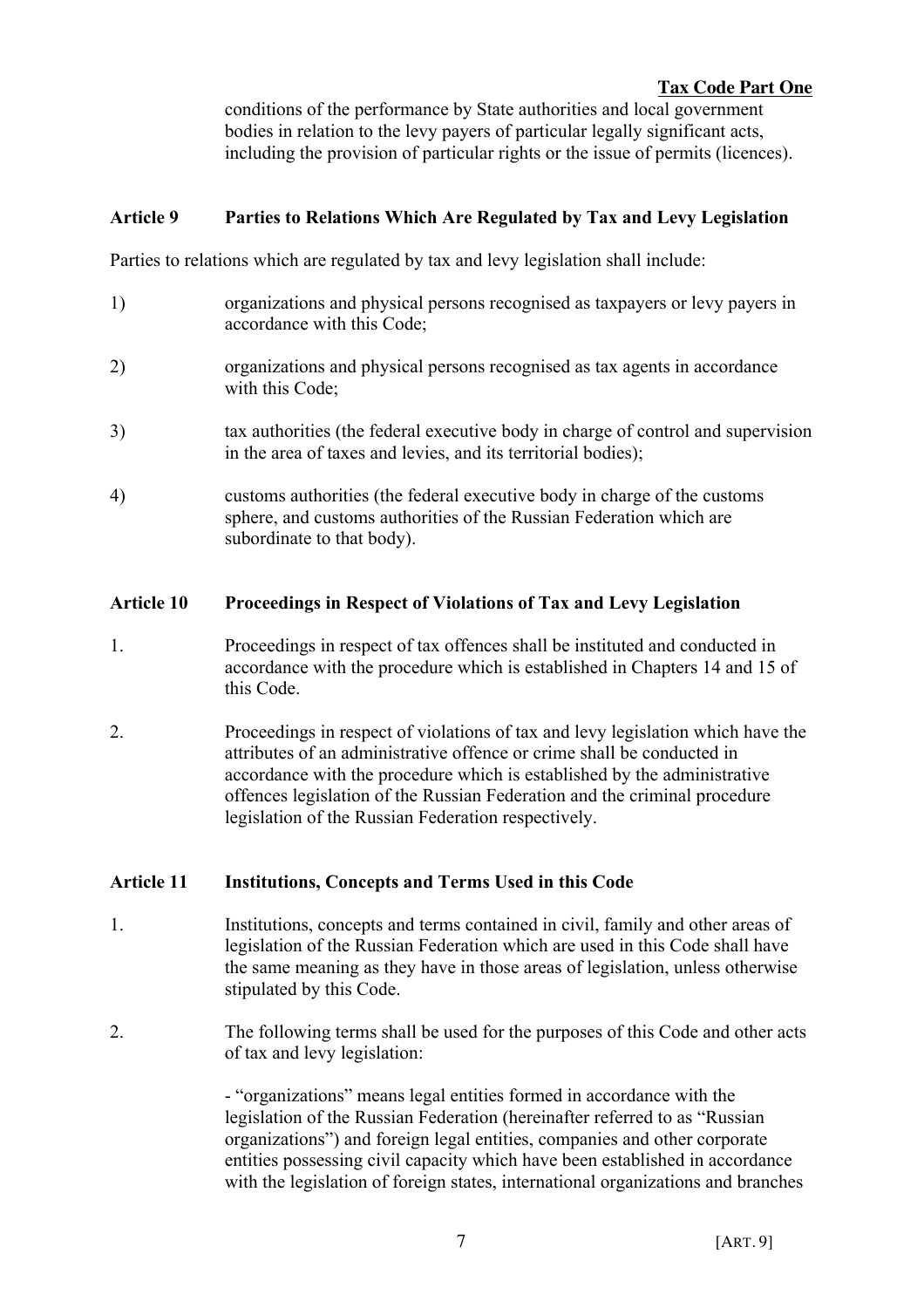conditions of the performance by State authorities and local government bodies in relation to the levy payers of particular legally significant acts, including the provision of particular rights or the issue of permits (licences).

### Article 9 Parties to Relations Which Are Regulated by Tax and Levy Legislation

Parties to relations which are regulated by tax and levy legislation shall include:

1) organizations and physical persons recognised as taxpayers or levy payers in accordance with this Code;

2) organizations and physical persons recognised as tax agents in accordance with this Code;

3) tax authorities (the federal executive body in charge of control and supervision in the area of taxes and levies, and its territorial bodies);

4) customs authorities (the federal executive body in charge of the customs sphere, and customs authorities of the Russian Federation which are subordinate to that body).

### Article 10 Proceedings in Respect of Violations of Tax and Levy Legislation

1. Proceedings in respect of tax offences shall be instituted and conducted in accordance with the procedure which is established in Chapters 14 and 15 of this Code.

2. Proceedings in respect of violations of tax and levy legislation which have the attributes of an administrative offence or crime shall be conducted in accordance with the procedure which is established by the administrative offences legislation of the Russian Federation and the criminal procedure legislation of the Russian Federation respectively.

### Article 11 Institutions, Concepts and Terms Used in this Code

1. Institutions, concepts and terms contained in civil, family and other areas of legislation of the Russian Federation which are used in this Code shall have the same meaning as they have in those areas of legislation, unless otherwise stipulated by this Code.

2. The following terms shall be used for the purposes of this Code and other acts of tax and levy legislation:

   - "organizations" means legal entities formed in accordance with the legislation of the Russian Federation (hereinafter referred to as "Russian organizations") and foreign legal entities, companies and other corporate entities possessing civil capacity which have been established in accordance with the legislation of foreign states, international organizations and branches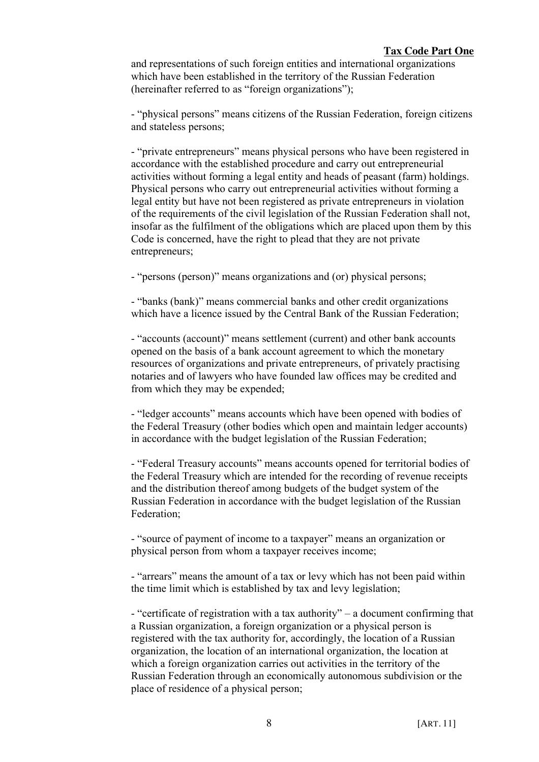and representations of such foreign entities and international organizations which have been established in the territory of the Russian Federation (hereinafter referred to as “foreign organizations”);

- “physical persons” means citizens of the Russian Federation, foreign citizens and stateless persons;

- “private entrepreneurs” means physical persons who have been registered in accordance with the established procedure and carry out entrepreneurial activities without forming a legal entity and heads of peasant (farm) holdings. Physical persons who carry out entrepreneurial activities without forming a legal entity but have not been registered as private entrepreneurs in violation of the requirements of the civil legislation of the Russian Federation shall not, insofar as the fulfilment of the obligations which are placed upon them by this Code is concerned, have the right to plead that they are not private entrepreneurs;

- “persons (person)” means organizations and (or) physical persons;

- “banks (bank)” means commercial banks and other credit organizations which have a licence issued by the Central Bank of the Russian Federation;

- “accounts (account)” means settlement (current) and other bank accounts opened on the basis of a bank account agreement to which the monetary resources of organizations and private entrepreneurs, of privately practising notaries and of lawyers who have founded law offices may be credited and from which they may be expended;

- “ledger accounts” means accounts which have been opened with bodies of the Federal Treasury (other bodies which open and maintain ledger accounts) in accordance with the budget legislation of the Russian Federation;

- “Federal Treasury accounts” means accounts opened for territorial bodies of the Federal Treasury which are intended for the recording of revenue receipts and the distribution thereof among budgets of the budget system of the Russian Federation in accordance with the budget legislation of the Russian Federation;

- “source of payment of income to a taxpayer” means an organization or physical person from whom a taxpayer receives income;

- “arrears” means the amount of a tax or levy which has not been paid within the time limit which is established by tax and levy legislation;

- “certificate of registration with a tax authority” – a document confirming that a Russian organization, a foreign organization or a physical person is registered with the tax authority for, accordingly, the location of a Russian organization, the location of an international organization, the location at which a foreign organization carries out activities in the territory of the Russian Federation through an economically autonomous subdivision or the place of residence of a physical person;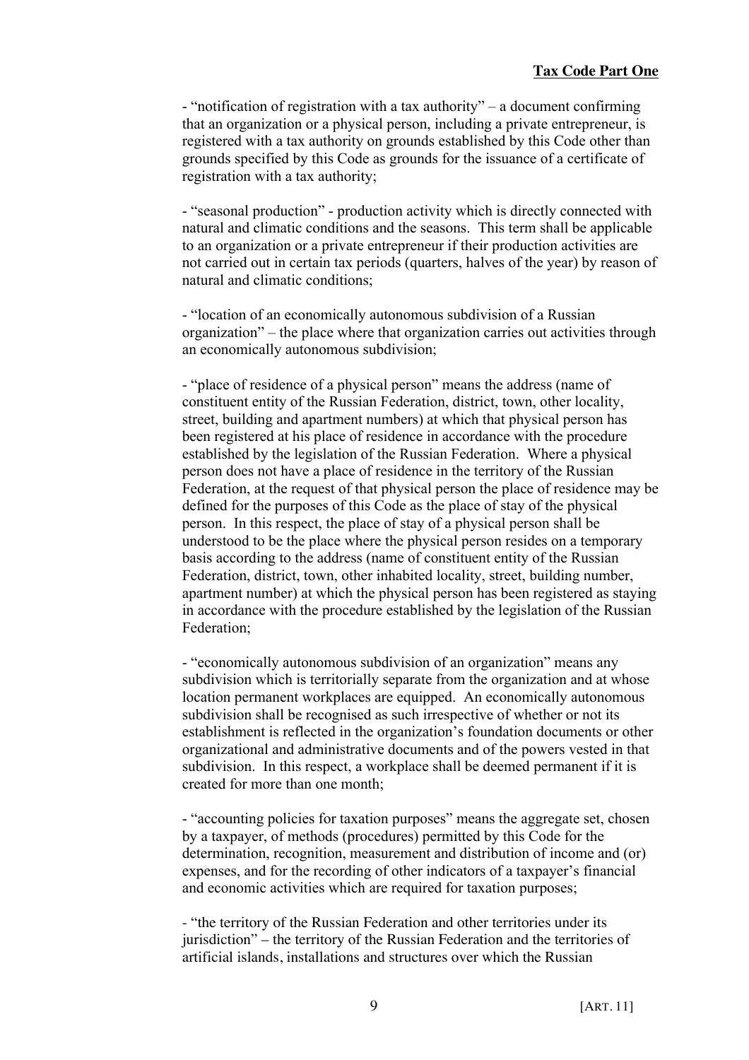- “notification of registration with a tax authority” – a document confirming that an organization or a physical person, including a private entrepreneur, is registered with a tax authority on grounds established by this Code other than grounds specified by this Code as grounds for the issuance of a certificate of registration with a tax authority;

- “seasonal production” - production activity which is directly connected with natural and climatic conditions and the seasons. This term shall be applicable to an organization or a private entrepreneur if their production activities are not carried out in certain tax periods (quarters, halves of the year) by reason of natural and climatic conditions;

- “location of an economically autonomous subdivision of a Russian organization” – the place where that organization carries out activities through an economically autonomous subdivision;

- “place of residence of a physical person” means the address (name of constituent entity of the Russian Federation, district, town, other locality, street, building and apartment numbers) at which that physical person has been registered at his place of residence in accordance with the procedure established by the legislation of the Russian Federation. Where a physical person does not have a place of residence in the territory of the Russian Federation, at the request of that physical person the place of residence may be defined for the purposes of this Code as the place of stay of the physical person. In this respect, the place of stay of a physical person shall be understood to be the place where the physical person resides on a temporary basis according to the address (name of constituent entity of the Russian Federation, district, town, other inhabited locality, street, building number, apartment number) at which the physical person has been registered as staying in accordance with the procedure established by the legislation of the Russian Federation;

- “economically autonomous subdivision of an organization” means any subdivision which is territorially separate from the organization and at whose location permanent workplaces are equipped. An economically autonomous subdivision shall be recognised as such irrespective of whether or not its establishment is reflected in the organization’s foundation documents or other organizational and administrative documents and of the powers vested in that subdivision. In this respect, a workplace shall be deemed permanent if it is created for more than one month;

- “accounting policies for taxation purposes” means the aggregate set, chosen by a taxpayer, of methods (procedures) permitted by this Code for the determination, recognition, measurement and distribution of income and (or) expenses, and for the recording of other indicators of a taxpayer’s financial and economic activities which are required for taxation purposes;

- “the territory of the Russian Federation and other territories under its jurisdiction” – the territory of the Russian Federation and the territories of artificial islands, installations and structures over which the Russian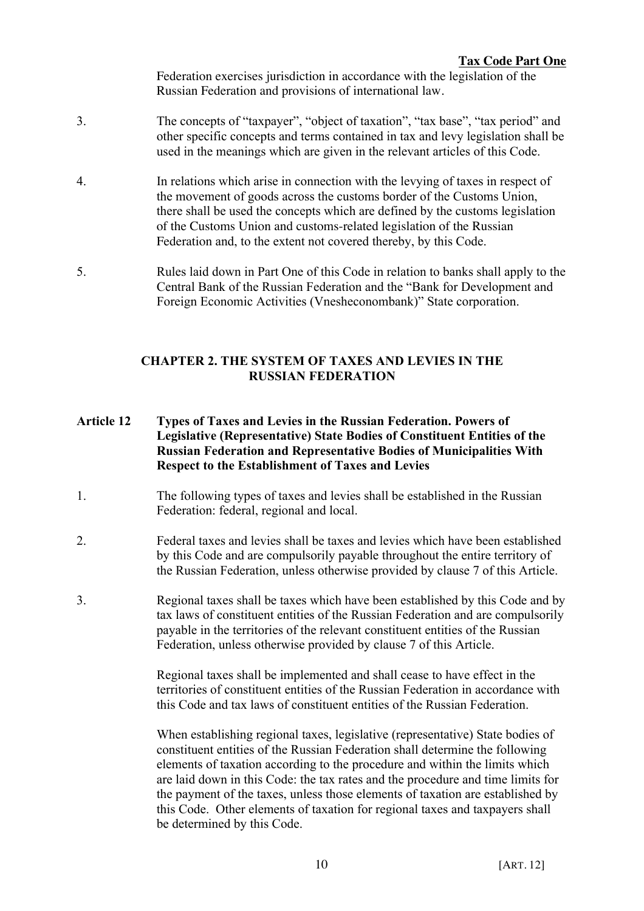Federation exercises jurisdiction in accordance with the legislation of the Russian Federation and provisions of international law.

3. The concepts of "taxpayer", "object of taxation", "tax base", "tax period" and other specific concepts and terms contained in tax and levy legislation shall be used in the meanings which are given in the relevant articles of this Code.

4. In relations which arise in connection with the levying of taxes in respect of the movement of goods across the customs border of the Customs Union, there shall be used the concepts which are defined by the customs legislation of the Customs Union and customs-related legislation of the Russian Federation and, to the extent not covered thereby, by this Code.

5. Rules laid down in Part One of this Code in relation to banks shall apply to the Central Bank of the Russian Federation and the "Bank for Development and Foreign Economic Activities (Vnesheconombank)" State corporation.

## CHAPTER 2. THE SYSTEM OF TAXES AND LEVIES IN THE RUSSIAN FEDERATION

### Article 12 Types of Taxes and Levies in the Russian Federation. Powers of Legislative (Representative) State Bodies of Constituent Entities of the Russian Federation and Representative Bodies of Municipalities With Respect to the Establishment of Taxes and Levies

1. The following types of taxes and levies shall be established in the Russian Federation: federal, regional and local.

2. Federal taxes and levies shall be taxes and levies which have been established by this Code and are compulsorily payable throughout the entire territory of the Russian Federation, unless otherwise provided by clause 7 of this Article.

3. Regional taxes shall be taxes which have been established by this Code and by tax laws of constituent entities of the Russian Federation and are compulsorily payable in the territories of the relevant constituent entities of the Russian Federation, unless otherwise provided by clause 7 of this Article.

   Regional taxes shall be implemented and shall cease to have effect in the territories of constituent entities of the Russian Federation in accordance with this Code and tax laws of constituent entities of the Russian Federation.

   When establishing regional taxes, legislative (representative) State bodies of constituent entities of the Russian Federation shall determine the following elements of taxation according to the procedure and within the limits which are laid down in this Code: the tax rates and the procedure and time limits for the payment of the taxes, unless those elements of taxation are established by this Code. Other elements of taxation for regional taxes and taxpayers shall be determined by this Code.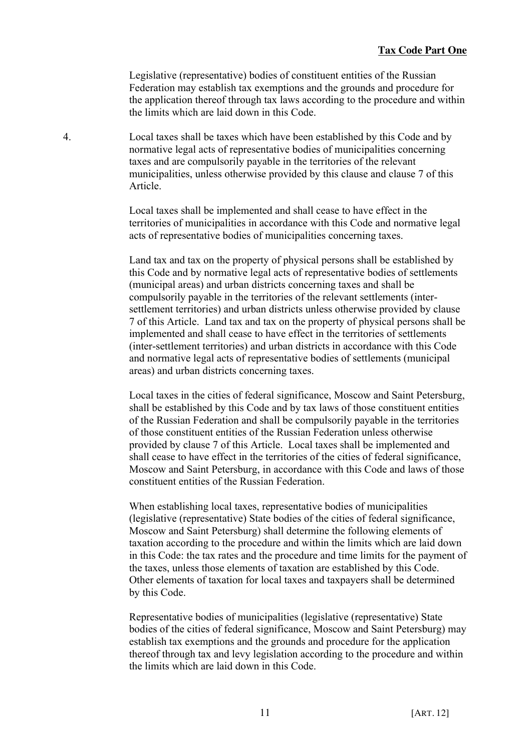Legislative (representative) bodies of constituent entities of the Russian Federation may establish tax exemptions and the grounds and procedure for the application thereof through tax laws according to the procedure and within the limits which are laid down in this Code.

4. Local taxes shall be taxes which have been established by this Code and by normative legal acts of representative bodies of municipalities concerning taxes and are compulsorily payable in the territories of the relevant municipalities, unless otherwise provided by this clause and clause 7 of this Article.

Local taxes shall be implemented and shall cease to have effect in the territories of municipalities in accordance with this Code and normative legal acts of representative bodies of municipalities concerning taxes.

Land tax and tax on the property of physical persons shall be established by this Code and by normative legal acts of representative bodies of settlements (municipal areas) and urban districts concerning taxes and shall be compulsorily payable in the territories of the relevant settlements (inter-settlement territories) and urban districts unless otherwise provided by clause 7 of this Article. Land tax and tax on the property of physical persons shall be implemented and shall cease to have effect in the territories of settlements (inter-settlement territories) and urban districts in accordance with this Code and normative legal acts of representative bodies of settlements (municipal areas) and urban districts concerning taxes.

Local taxes in the cities of federal significance, Moscow and Saint Petersburg, shall be established by this Code and by tax laws of those constituent entities of the Russian Federation and shall be compulsorily payable in the territories of those constituent entities of the Russian Federation unless otherwise provided by clause 7 of this Article. Local taxes shall be implemented and shall cease to have effect in the territories of the cities of federal significance, Moscow and Saint Petersburg, in accordance with this Code and laws of those constituent entities of the Russian Federation.

When establishing local taxes, representative bodies of municipalities (legislative (representative) State bodies of the cities of federal significance, Moscow and Saint Petersburg) shall determine the following elements of taxation according to the procedure and within the limits which are laid down in this Code: the tax rates and the procedure and time limits for the payment of the taxes, unless those elements of taxation are established by this Code. Other elements of taxation for local taxes and taxpayers shall be determined by this Code.

Representative bodies of municipalities (legislative (representative) State bodies of the cities of federal significance, Moscow and Saint Petersburg) may establish tax exemptions and the grounds and procedure for the application thereof through tax and levy legislation according to the procedure and within the limits which are laid down in this Code.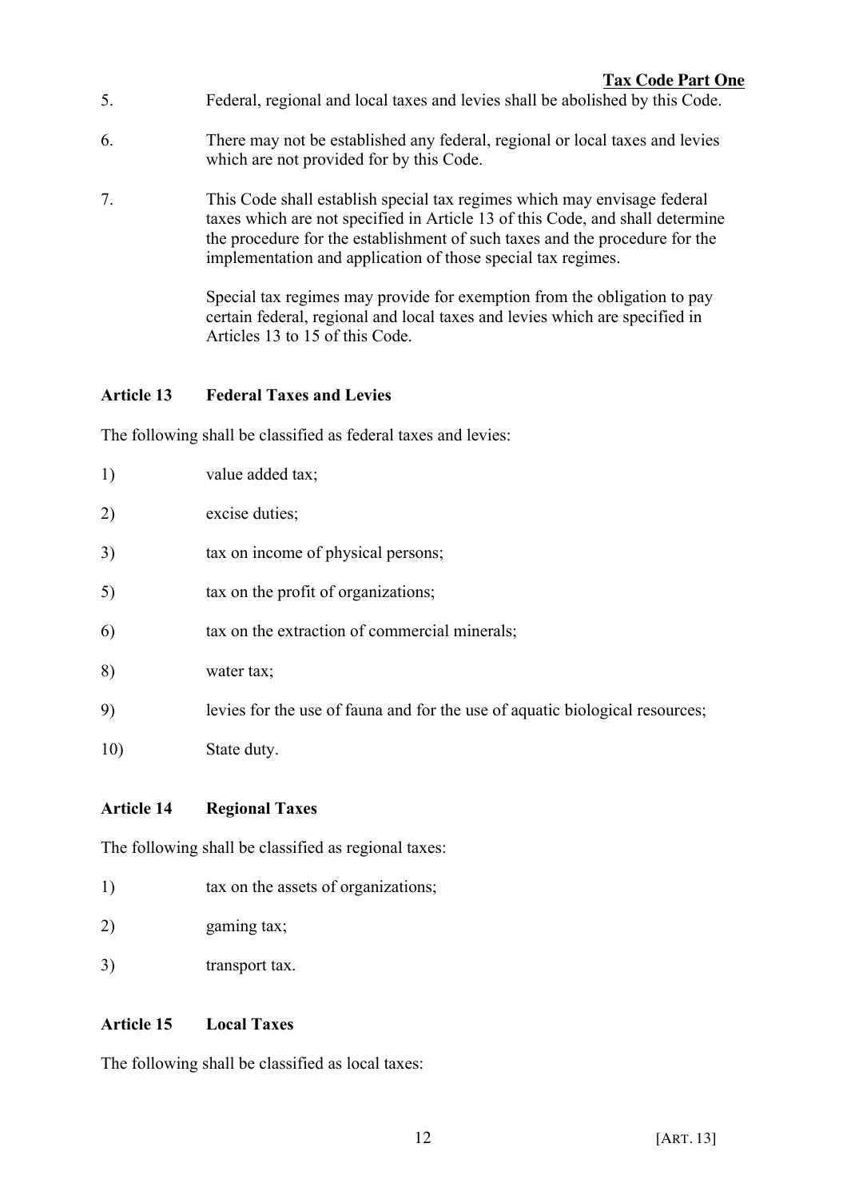5. Federal, regional and local taxes and levies shall be abolished by this Code.

6. There may not be established any federal, regional or local taxes and levies which are not provided for by this Code.

7. This Code shall establish special tax regimes which may envisage federal taxes which are not specified in Article 13 of this Code, and shall determine the procedure for the establishment of such taxes and the procedure for the implementation and application of those special tax regimes.

   Special tax regimes may provide for exemption from the obligation to pay certain federal, regional and local taxes and levies which are specified in Articles 13 to 15 of this Code.

### Article 13 Federal Taxes and Levies

The following shall be classified as federal taxes and levies:

1) value added tax;

2) excise duties;

3) tax on income of physical persons;

5) tax on the profit of organizations;

6) tax on the extraction of commercial minerals;

8) water tax;

9) levies for the use of fauna and for the use of aquatic biological resources;

10) State duty.

### Article 14 Regional Taxes

The following shall be classified as regional taxes:

1) tax on the assets of organizations;

2) gaming tax;

3) transport tax.

### Article 15 Local Taxes

The following shall be classified as local taxes: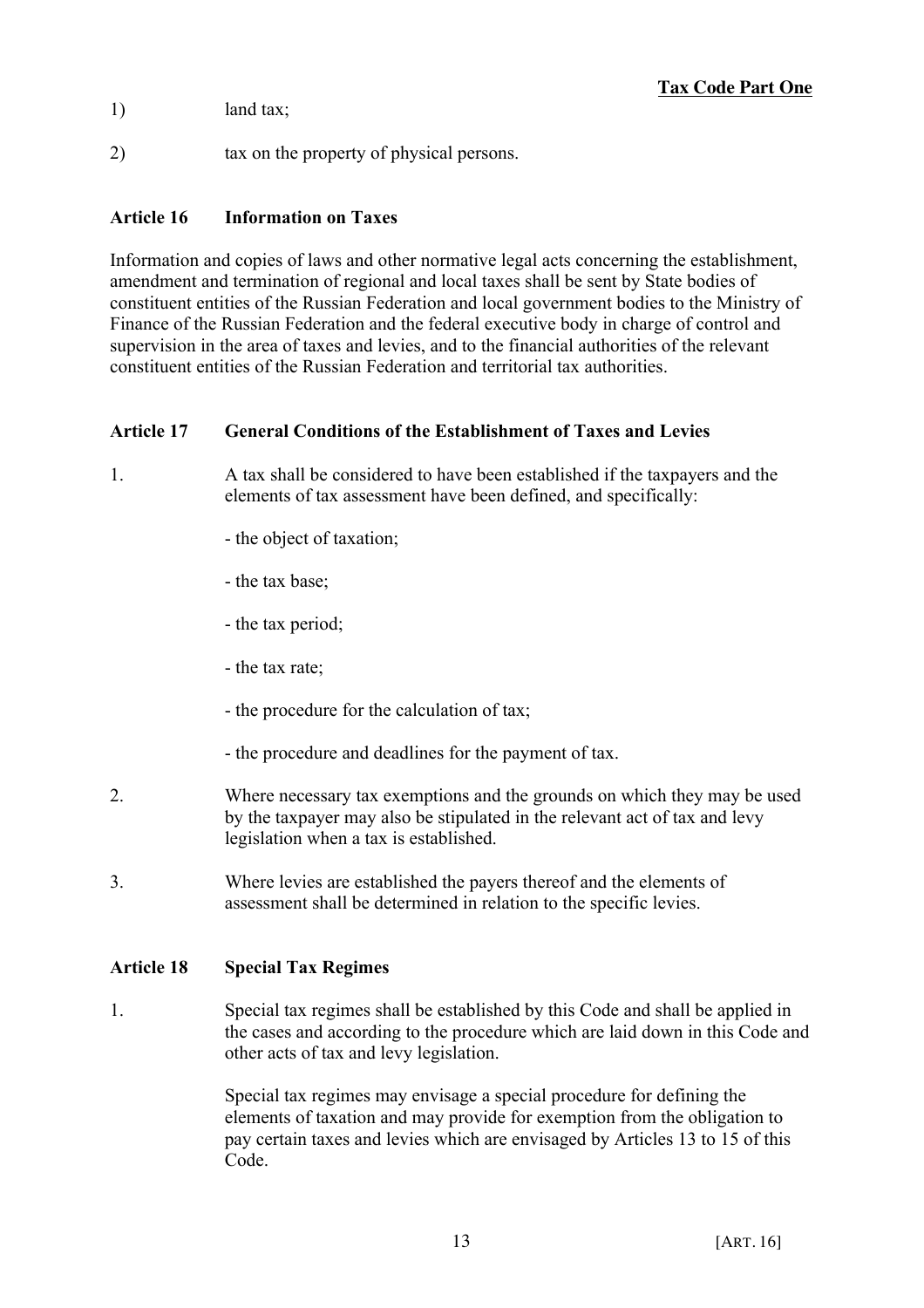1) land tax;

2) tax on the property of physical persons.

### Article 16 Information on Taxes

Information and copies of laws and other normative legal acts concerning the establishment, amendment and termination of regional and local taxes shall be sent by State bodies of constituent entities of the Russian Federation and local government bodies to the Ministry of Finance of the Russian Federation and the federal executive body in charge of control and supervision in the area of taxes and levies, and to the financial authorities of the relevant constituent entities of the Russian Federation and territorial tax authorities.

### Article 17 General Conditions of the Establishment of Taxes and Levies

1. A tax shall be considered to have been established if the taxpayers and the elements of tax assessment have been defined, and specifically:

   - the object of taxation;

   - the tax base;

   - the tax period;

   - the tax rate;

   - the procedure for the calculation of tax;

   - the procedure and deadlines for the payment of tax.

2. Where necessary tax exemptions and the grounds on which they may be used by the taxpayer may also be stipulated in the relevant act of tax and levy legislation when a tax is established.

3. Where levies are established the payers thereof and the elements of assessment shall be determined in relation to the specific levies.

### Article 18 Special Tax Regimes

1. Special tax regimes shall be established by this Code and shall be applied in the cases and according to the procedure which are laid down in this Code and other acts of tax and levy legislation.

   Special tax regimes may envisage a special procedure for defining the elements of taxation and may provide for exemption from the obligation to pay certain taxes and levies which are envisaged by Articles 13 to 15 of this Code.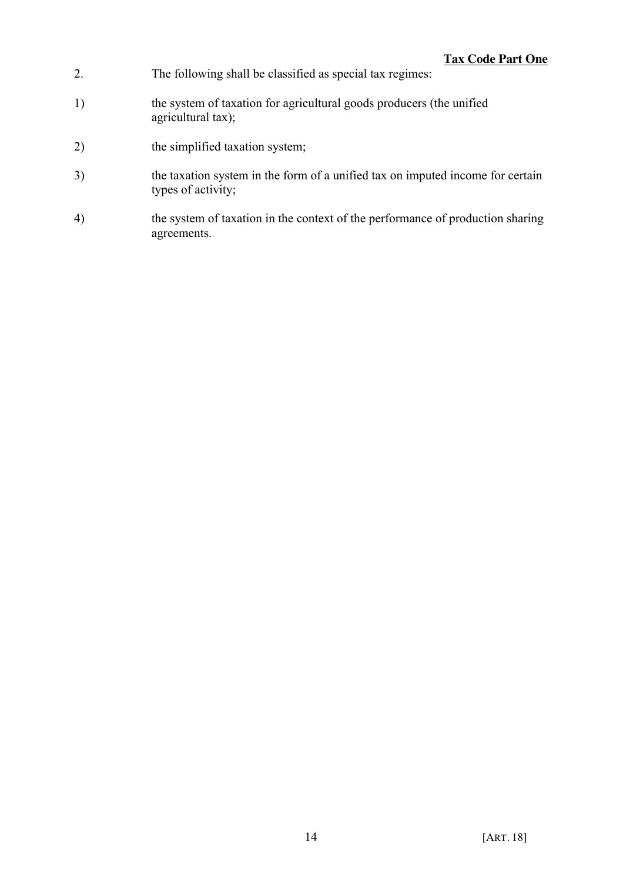2. The following shall be classified as special tax regimes:

1) the system of taxation for agricultural goods producers (the unified agricultural tax);

2) the simplified taxation system;

3) the taxation system in the form of a unified tax on imputed income for certain types of activity;

4) the system of taxation in the context of the performance of production sharing agreements.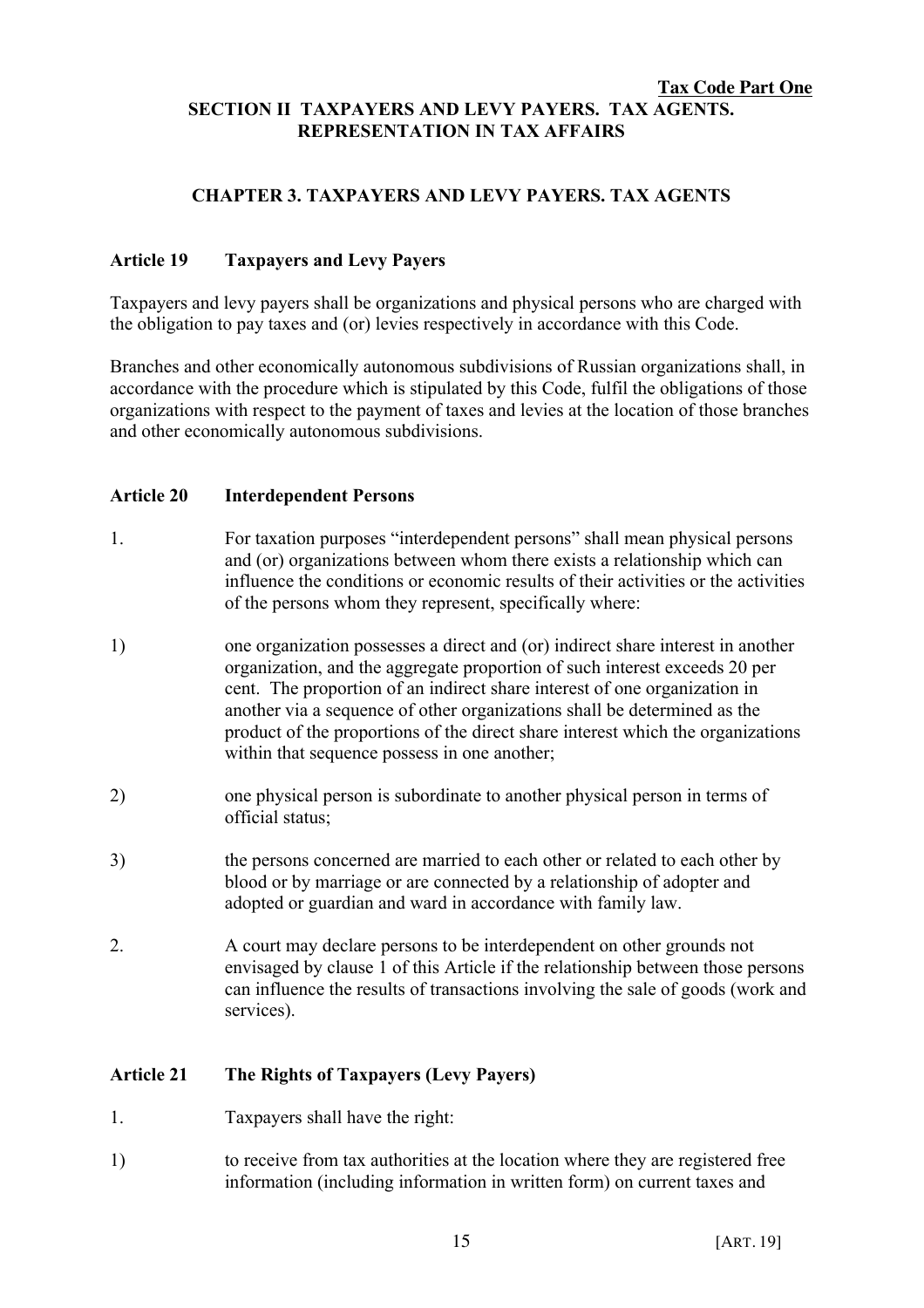## SECTION II TAXPAYERS AND LEVY PAYERS. TAX AGENTS. REPRESENTATION IN TAX AFFAIRS

### CHAPTER 3. TAXPAYERS AND LEVY PAYERS. TAX AGENTS

#### Article 19 Taxpayers and Levy Payers

Taxpayers and levy payers shall be organizations and physical persons who are charged with the obligation to pay taxes and (or) levies respectively in accordance with this Code.

Branches and other economically autonomous subdivisions of Russian organizations shall, in accordance with the procedure which is stipulated by this Code, fulfil the obligations of those organizations with respect to the payment of taxes and levies at the location of those branches and other economically autonomous subdivisions.

#### Article 20 Interdependent Persons

1. For taxation purposes "interdependent persons" shall mean physical persons and (or) organizations between whom there exists a relationship which can influence the conditions or economic results of their activities or the activities of the persons whom they represent, specifically where:

1) one organization possesses a direct and (or) indirect share interest in another organization, and the aggregate proportion of such interest exceeds 20 per cent. The proportion of an indirect share interest of one organization in another via a sequence of other organizations shall be determined as the product of the proportions of the direct share interest which the organizations within that sequence possess in one another;

2) one physical person is subordinate to another physical person in terms of official status;

3) the persons concerned are married to each other or related to each other by blood or by marriage or are connected by a relationship of adopter and adopted or guardian and ward in accordance with family law.

2. A court may declare persons to be interdependent on other grounds not envisaged by clause 1 of this Article if the relationship between those persons can influence the results of transactions involving the sale of goods (work and services).

#### Article 21 The Rights of Taxpayers (Levy Payers)

1. Taxpayers shall have the right:

1) to receive from tax authorities at the location where they are registered free information (including information in written form) on current taxes and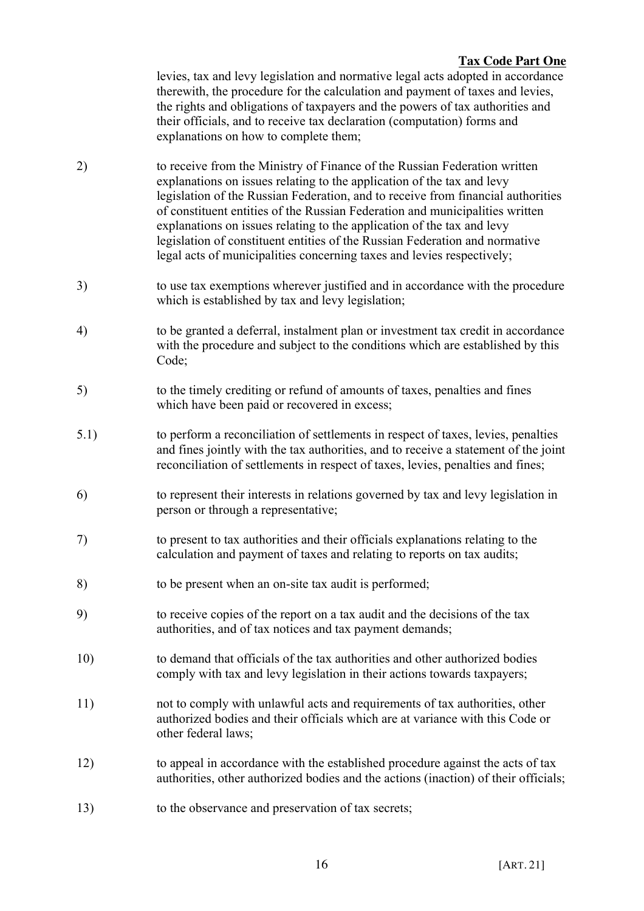levies, tax and levy legislation and normative legal acts adopted in accordance therewith, the procedure for the calculation and payment of taxes and levies, the rights and obligations of taxpayers and the powers of tax authorities and their officials, and to receive tax declaration (computation) forms and explanations on how to complete them;

2) to receive from the Ministry of Finance of the Russian Federation written explanations on issues relating to the application of the tax and levy legislation of the Russian Federation, and to receive from financial authorities of constituent entities of the Russian Federation and municipalities written explanations on issues relating to the application of the tax and levy legislation of constituent entities of the Russian Federation and normative legal acts of municipalities concerning taxes and levies respectively;

3) to use tax exemptions wherever justified and in accordance with the procedure which is established by tax and levy legislation;

4) to be granted a deferral, instalment plan or investment tax credit in accordance with the procedure and subject to the conditions which are established by this Code;

5) to the timely crediting or refund of amounts of taxes, penalties and fines which have been paid or recovered in excess;

5.1) to perform a reconciliation of settlements in respect of taxes, levies, penalties and fines jointly with the tax authorities, and to receive a statement of the joint reconciliation of settlements in respect of taxes, levies, penalties and fines;

6) to represent their interests in relations governed by tax and levy legislation in person or through a representative;

7) to present to tax authorities and their officials explanations relating to the calculation and payment of taxes and relating to reports on tax audits;

8) to be present when an on-site tax audit is performed;

9) to receive copies of the report on a tax audit and the decisions of the tax authorities, and of tax notices and tax payment demands;

10) to demand that officials of the tax authorities and other authorized bodies comply with tax and levy legislation in their actions towards taxpayers;

11) not to comply with unlawful acts and requirements of tax authorities, other authorized bodies and their officials which are at variance with this Code or other federal laws;

12) to appeal in accordance with the established procedure against the acts of tax authorities, other authorized bodies and the actions (inaction) of their officials;

13) to the observance and preservation of tax secrets;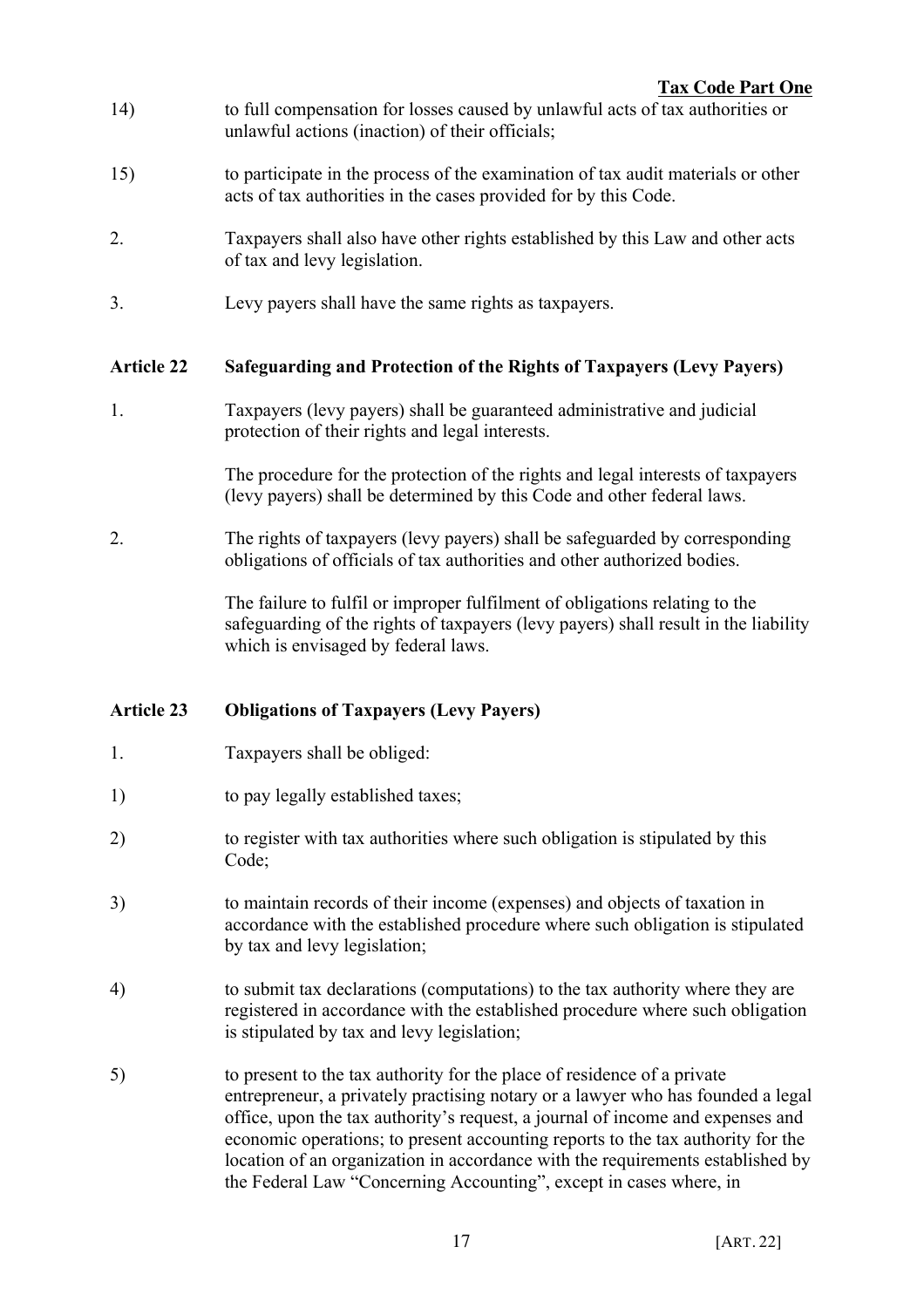14) to full compensation for losses caused by unlawful acts of tax authorities or unlawful actions (inaction) of their officials;

15) to participate in the process of the examination of tax audit materials or other acts of tax authorities in the cases provided for by this Code.

2. Taxpayers shall also have other rights established by this Law and other acts of tax and levy legislation.

3. Levy payers shall have the same rights as taxpayers.

### Article 22 Safeguarding and Protection of the Rights of Taxpayers (Levy Payers)

1. Taxpayers (levy payers) shall be guaranteed administrative and judicial protection of their rights and legal interests.

The procedure for the protection of the rights and legal interests of taxpayers (levy payers) shall be determined by this Code and other federal laws.

2. The rights of taxpayers (levy payers) shall be safeguarded by corresponding obligations of officials of tax authorities and other authorized bodies.

The failure to fulfil or improper fulfilment of obligations relating to the safeguarding of the rights of taxpayers (levy payers) shall result in the liability which is envisaged by federal laws.

### Article 23 Obligations of Taxpayers (Levy Payers)

1. Taxpayers shall be obliged:

1) to pay legally established taxes;

2) to register with tax authorities where such obligation is stipulated by this Code;

3) to maintain records of their income (expenses) and objects of taxation in accordance with the established procedure where such obligation is stipulated by tax and levy legislation;

4) to submit tax declarations (computations) to the tax authority where they are registered in accordance with the established procedure where such obligation is stipulated by tax and levy legislation;

5) to present to the tax authority for the place of residence of a private entrepreneur, a privately practising notary or a lawyer who has founded a legal office, upon the tax authority's request, a journal of income and expenses and economic operations; to present accounting reports to the tax authority for the location of an organization in accordance with the requirements established by the Federal Law "Concerning Accounting", except in cases where, in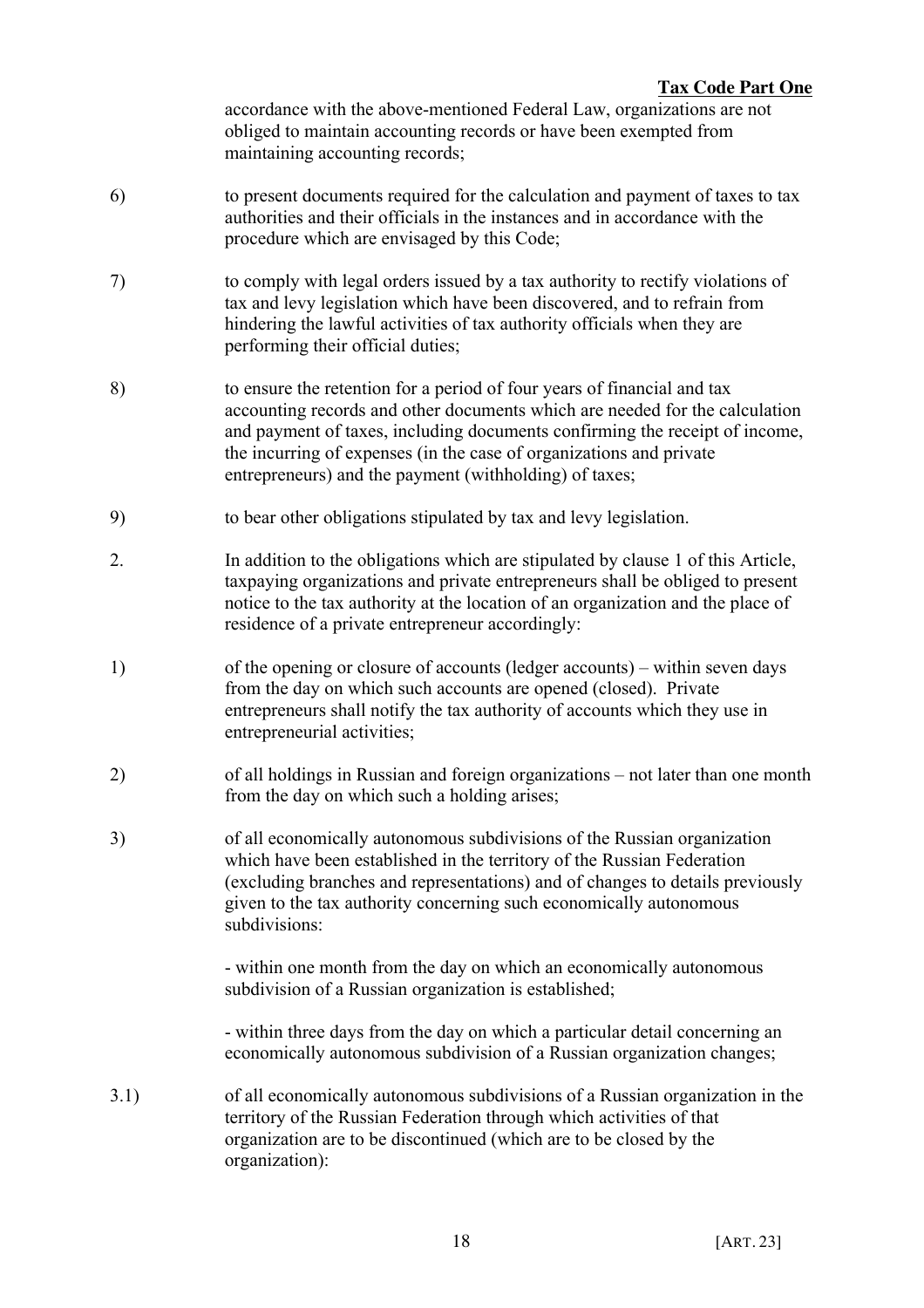accordance with the above-mentioned Federal Law, organizations are not obliged to maintain accounting records or have been exempted from maintaining accounting records;

6) to present documents required for the calculation and payment of taxes to tax authorities and their officials in the instances and in accordance with the procedure which are envisaged by this Code;

7) to comply with legal orders issued by a tax authority to rectify violations of tax and levy legislation which have been discovered, and to refrain from hindering the lawful activities of tax authority officials when they are performing their official duties;

8) to ensure the retention for a period of four years of financial and tax accounting records and other documents which are needed for the calculation and payment of taxes, including documents confirming the receipt of income, the incurring of expenses (in the case of organizations and private entrepreneurs) and the payment (withholding) of taxes;

9) to bear other obligations stipulated by tax and levy legislation.

2. In addition to the obligations which are stipulated by clause 1 of this Article, taxpaying organizations and private entrepreneurs shall be obliged to present notice to the tax authority at the location of an organization and the place of residence of a private entrepreneur accordingly:

1) of the opening or closure of accounts (ledger accounts) – within seven days from the day on which such accounts are opened (closed). Private entrepreneurs shall notify the tax authority of accounts which they use in entrepreneurial activities;

2) of all holdings in Russian and foreign organizations – not later than one month from the day on which such a holding arises;

3) of all economically autonomous subdivisions of the Russian organization which have been established in the territory of the Russian Federation (excluding branches and representations) and of changes to details previously given to the tax authority concerning such economically autonomous subdivisions:

- within one month from the day on which an economically autonomous subdivision of a Russian organization is established;

- within three days from the day on which a particular detail concerning an economically autonomous subdivision of a Russian organization changes;

3.1) of all economically autonomous subdivisions of a Russian organization in the territory of the Russian Federation through which activities of that organization are to be discontinued (which are to be closed by the organization):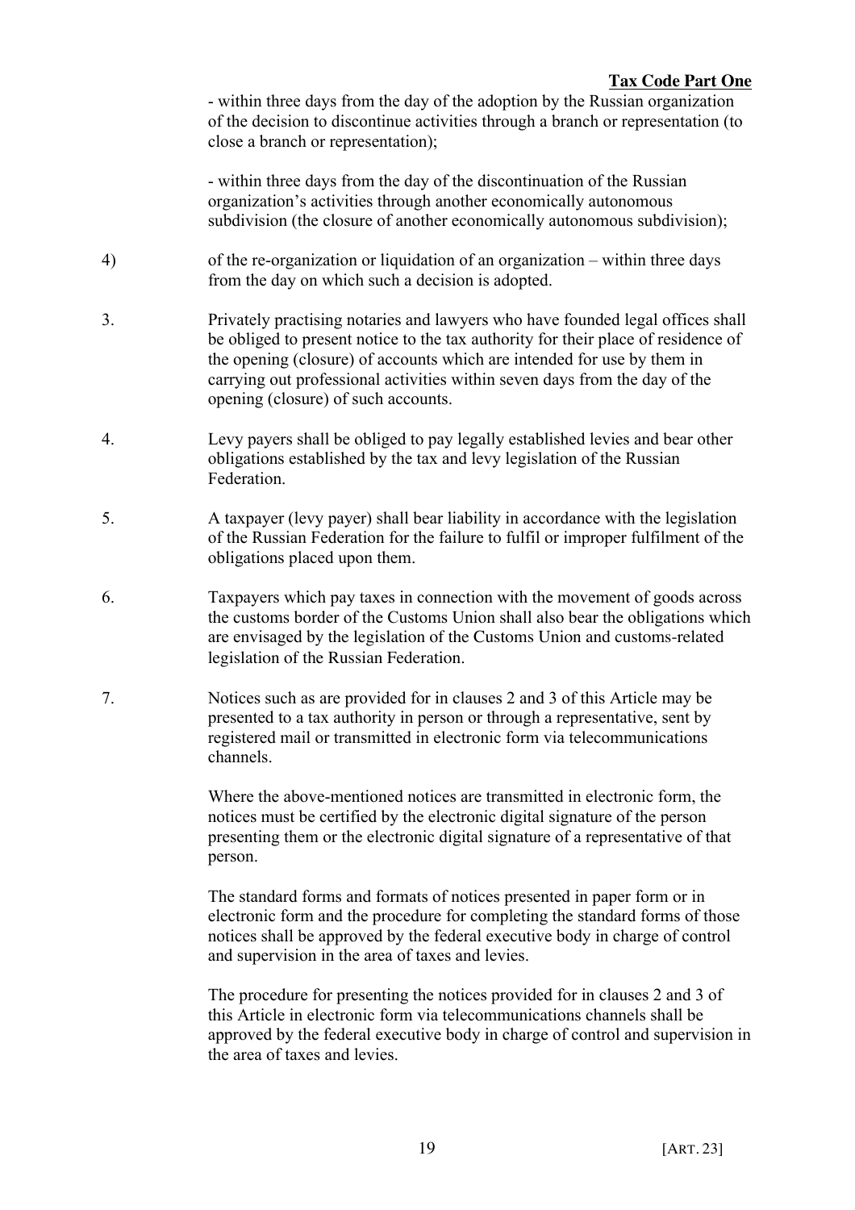- within three days from the day of the adoption by the Russian organization of the decision to discontinue activities through a branch or representation (to close a branch or representation);

- within three days from the day of the discontinuation of the Russian organization's activities through another economically autonomous subdivision (the closure of another economically autonomous subdivision);

4) of the re-organization or liquidation of an organization – within three days from the day on which such a decision is adopted.

3. Privately practising notaries and lawyers who have founded legal offices shall be obliged to present notice to the tax authority for their place of residence of the opening (closure) of accounts which are intended for use by them in carrying out professional activities within seven days from the day of the opening (closure) of such accounts.

4. Levy payers shall be obliged to pay legally established levies and bear other obligations established by the tax and levy legislation of the Russian Federation.

5. A taxpayer (levy payer) shall bear liability in accordance with the legislation of the Russian Federation for the failure to fulfil or improper fulfilment of the obligations placed upon them.

6. Taxpayers which pay taxes in connection with the movement of goods across the customs border of the Customs Union shall also bear the obligations which are envisaged by the legislation of the Customs Union and customs-related legislation of the Russian Federation.

7. Notices such as are provided for in clauses 2 and 3 of this Article may be presented to a tax authority in person or through a representative, sent by registered mail or transmitted in electronic form via telecommunications channels.

Where the above-mentioned notices are transmitted in electronic form, the notices must be certified by the electronic digital signature of the person presenting them or the electronic digital signature of a representative of that person.

The standard forms and formats of notices presented in paper form or in electronic form and the procedure for completing the standard forms of those notices shall be approved by the federal executive body in charge of control and supervision in the area of taxes and levies.

The procedure for presenting the notices provided for in clauses 2 and 3 of this Article in electronic form via telecommunications channels shall be approved by the federal executive body in charge of control and supervision in the area of taxes and levies.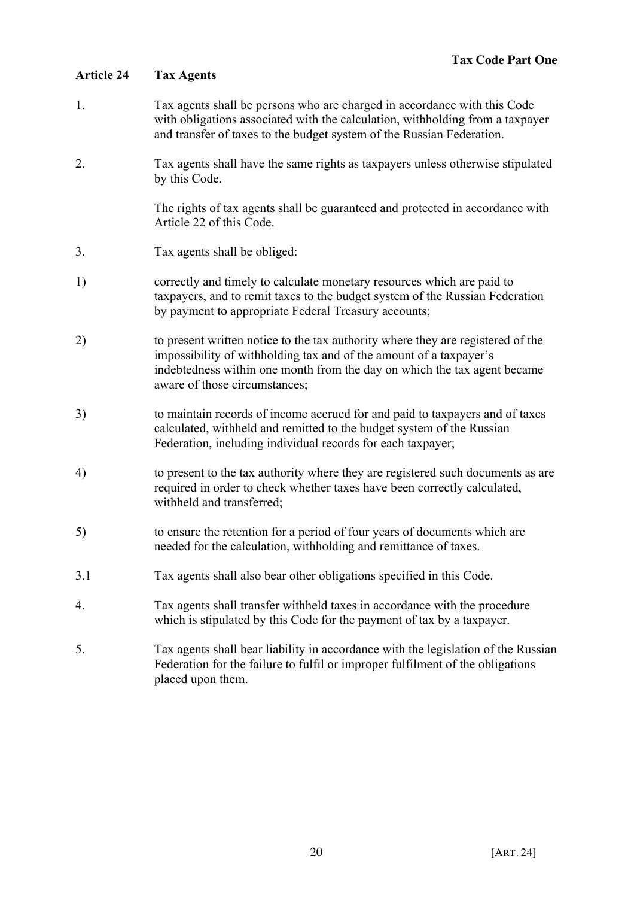## Article 24 Tax Agents

1. Tax agents shall be persons who are charged in accordance with this Code with obligations associated with the calculation, withholding from a taxpayer and transfer of taxes to the budget system of the Russian Federation.

2. Tax agents shall have the same rights as taxpayers unless otherwise stipulated by this Code.

   The rights of tax agents shall be guaranteed and protected in accordance with Article 22 of this Code.

3. Tax agents shall be obliged:

1) correctly and timely to calculate monetary resources which are paid to taxpayers, and to remit taxes to the budget system of the Russian Federation by payment to appropriate Federal Treasury accounts;

2) to present written notice to the tax authority where they are registered of the impossibility of withholding tax and of the amount of a taxpayer's indebtedness within one month from the day on which the tax agent became aware of those circumstances;

3) to maintain records of income accrued for and paid to taxpayers and of taxes calculated, withheld and remitted to the budget system of the Russian Federation, including individual records for each taxpayer;

4) to present to the tax authority where they are registered such documents as are required in order to check whether taxes have been correctly calculated, withheld and transferred;

5) to ensure the retention for a period of four years of documents which are needed for the calculation, withholding and remittance of taxes.

3.1 Tax agents shall also bear other obligations specified in this Code.

4. Tax agents shall transfer withheld taxes in accordance with the procedure which is stipulated by this Code for the payment of tax by a taxpayer.

5. Tax agents shall bear liability in accordance with the legislation of the Russian Federation for the failure to fulfil or improper fulfilment of the obligations placed upon them.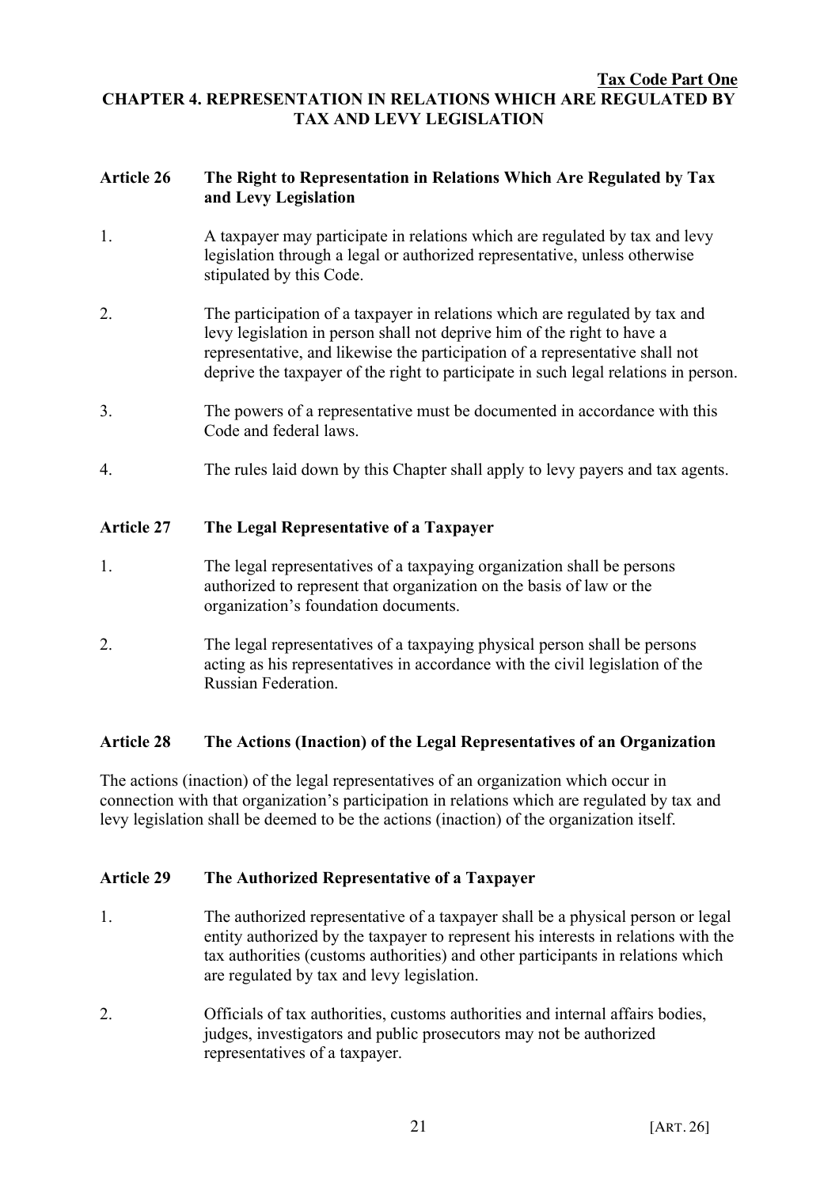## CHAPTER 4. REPRESENTATION IN RELATIONS WHICH ARE REGULATED BY TAX AND LEVY LEGISLATION

### Article 26 The Right to Representation in Relations Which Are Regulated by Tax and Levy Legislation

1. A taxpayer may participate in relations which are regulated by tax and levy legislation through a legal or authorized representative, unless otherwise stipulated by this Code.

2. The participation of a taxpayer in relations which are regulated by tax and levy legislation in person shall not deprive him of the right to have a representative, and likewise the participation of a representative shall not deprive the taxpayer of the right to participate in such legal relations in person.

3. The powers of a representative must be documented in accordance with this Code and federal laws.

4. The rules laid down by this Chapter shall apply to levy payers and tax agents.

### Article 27 The Legal Representative of a Taxpayer

1. The legal representatives of a taxpaying organization shall be persons authorized to represent that organization on the basis of law or the organization's foundation documents.

2. The legal representatives of a taxpaying physical person shall be persons acting as his representatives in accordance with the civil legislation of the Russian Federation.

### Article 28 The Actions (Inaction) of the Legal Representatives of an Organization

The actions (inaction) of the legal representatives of an organization which occur in connection with that organization's participation in relations which are regulated by tax and levy legislation shall be deemed to be the actions (inaction) of the organization itself.

### Article 29 The Authorized Representative of a Taxpayer

1. The authorized representative of a taxpayer shall be a physical person or legal entity authorized by the taxpayer to represent his interests in relations with the tax authorities (customs authorities) and other participants in relations which are regulated by tax and levy legislation.

2. Officials of tax authorities, customs authorities and internal affairs bodies, judges, investigators and public prosecutors may not be authorized representatives of a taxpayer.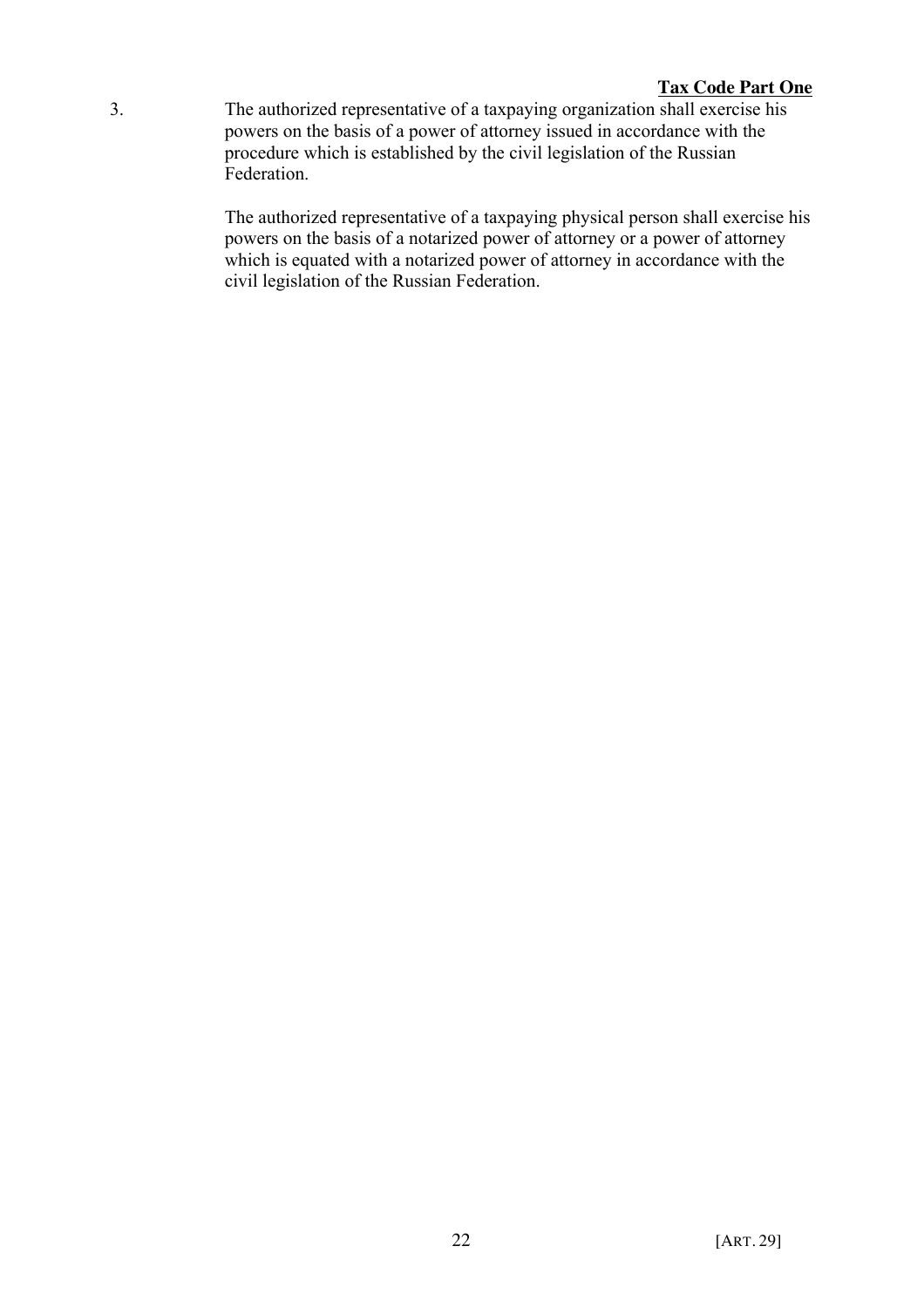3. The authorized representative of a taxpaying organization shall exercise his powers on the basis of a power of attorney issued in accordance with the procedure which is established by the civil legislation of the Russian Federation.

   The authorized representative of a taxpaying physical person shall exercise his powers on the basis of a notarized power of attorney or a power of attorney which is equated with a notarized power of attorney in accordance with the civil legislation of the Russian Federation.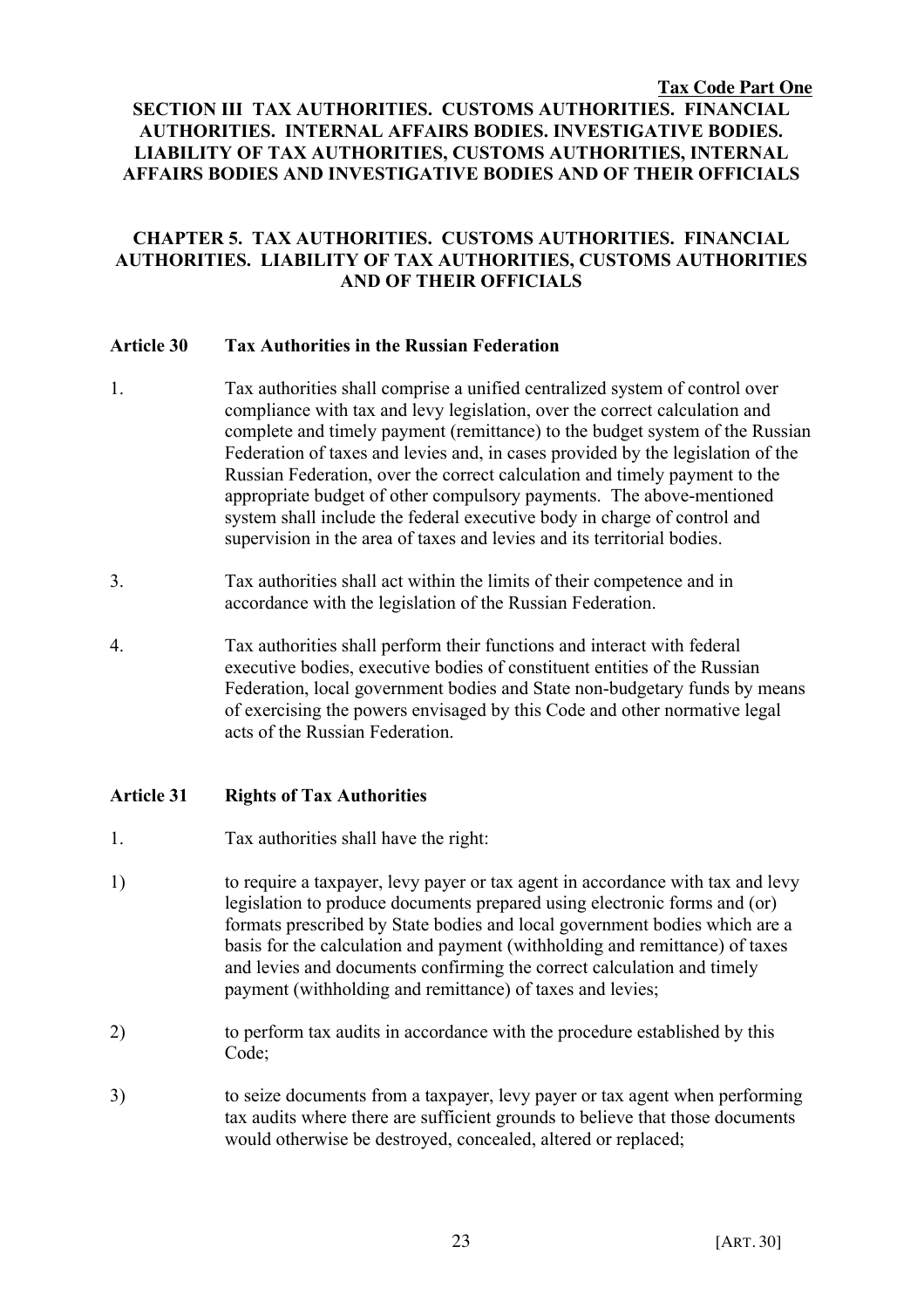# SECTION III TAX AUTHORITIES. CUSTOMS AUTHORITIES. FINANCIAL AUTHORITIES. INTERNAL AFFAIRS BODIES. INVESTIGATIVE BODIES. LIABILITY OF TAX AUTHORITIES, CUSTOMS AUTHORITIES, INTERNAL AFFAIRS BODIES AND INVESTIGATIVE BODIES AND OF THEIR OFFICIALS

## CHAPTER 5. TAX AUTHORITIES. CUSTOMS AUTHORITIES. FINANCIAL AUTHORITIES. LIABILITY OF TAX AUTHORITIES, CUSTOMS AUTHORITIES AND OF THEIR OFFICIALS

### Article 30 Tax Authorities in the Russian Federation

1. Tax authorities shall comprise a unified centralized system of control over compliance with tax and levy legislation, over the correct calculation and complete and timely payment (remittance) to the budget system of the Russian Federation of taxes and levies and, in cases provided by the legislation of the Russian Federation, over the correct calculation and timely payment to the appropriate budget of other compulsory payments. The above-mentioned system shall include the federal executive body in charge of control and supervision in the area of taxes and levies and its territorial bodies.

3. Tax authorities shall act within the limits of their competence and in accordance with the legislation of the Russian Federation.

4. Tax authorities shall perform their functions and interact with federal executive bodies, executive bodies of constituent entities of the Russian Federation, local government bodies and State non-budgetary funds by means of exercising the powers envisaged by this Code and other normative legal acts of the Russian Federation.

### Article 31 Rights of Tax Authorities

1. Tax authorities shall have the right:

1) to require a taxpayer, levy payer or tax agent in accordance with tax and levy legislation to produce documents prepared using electronic forms and (or) formats prescribed by State bodies and local government bodies which are a basis for the calculation and payment (withholding and remittance) of taxes and levies and documents confirming the correct calculation and timely payment (withholding and remittance) of taxes and levies;

2) to perform tax audits in accordance with the procedure established by this Code;

3) to seize documents from a taxpayer, levy payer or tax agent when performing tax audits where there are sufficient grounds to believe that those documents would otherwise be destroyed, concealed, altered or replaced;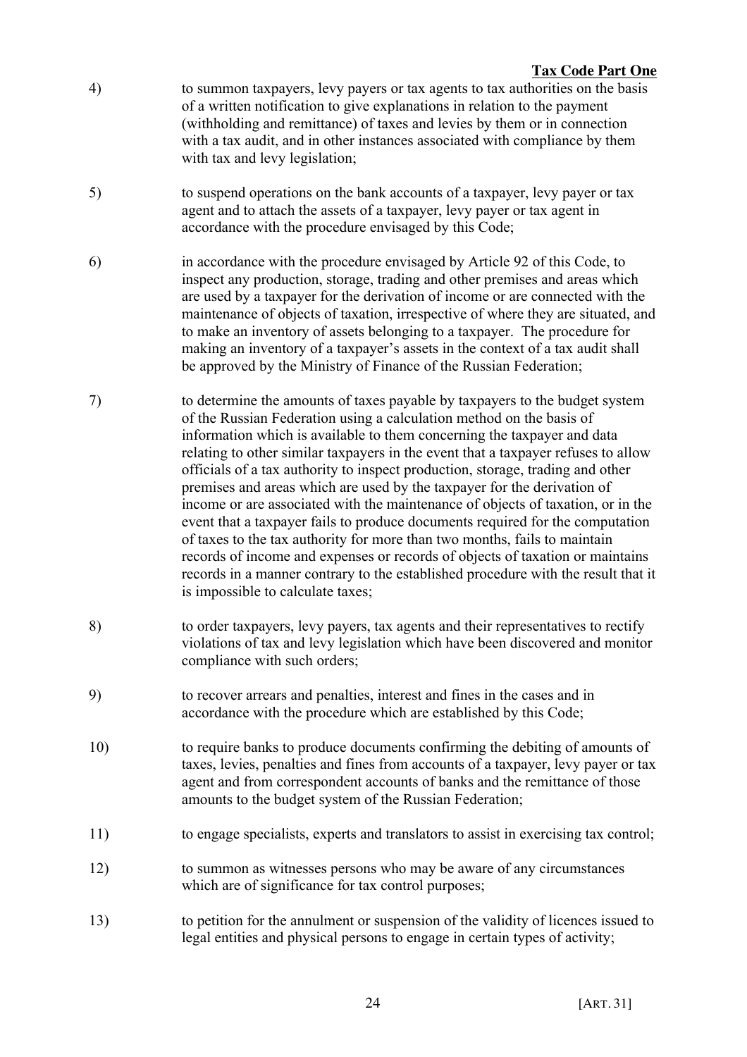4) to summon taxpayers, levy payers or tax agents to tax authorities on the basis of a written notification to give explanations in relation to the payment (withholding and remittance) of taxes and levies by them or in connection with a tax audit, and in other instances associated with compliance by them with tax and levy legislation;

5) to suspend operations on the bank accounts of a taxpayer, levy payer or tax agent and to attach the assets of a taxpayer, levy payer or tax agent in accordance with the procedure envisaged by this Code;

6) in accordance with the procedure envisaged by Article 92 of this Code, to inspect any production, storage, trading and other premises and areas which are used by a taxpayer for the derivation of income or are connected with the maintenance of objects of taxation, irrespective of where they are situated, and to make an inventory of assets belonging to a taxpayer. The procedure for making an inventory of a taxpayer's assets in the context of a tax audit shall be approved by the Ministry of Finance of the Russian Federation;

7) to determine the amounts of taxes payable by taxpayers to the budget system of the Russian Federation using a calculation method on the basis of information which is available to them concerning the taxpayer and data relating to other similar taxpayers in the event that a taxpayer refuses to allow officials of a tax authority to inspect production, storage, trading and other premises and areas which are used by the taxpayer for the derivation of income or are associated with the maintenance of objects of taxation, or in the event that a taxpayer fails to produce documents required for the computation of taxes to the tax authority for more than two months, fails to maintain records of income and expenses or records of objects of taxation or maintains records in a manner contrary to the established procedure with the result that it is impossible to calculate taxes;

8) to order taxpayers, levy payers, tax agents and their representatives to rectify violations of tax and levy legislation which have been discovered and monitor compliance with such orders;

9) to recover arrears and penalties, interest and fines in the cases and in accordance with the procedure which are established by this Code;

10) to require banks to produce documents confirming the debiting of amounts of taxes, levies, penalties and fines from accounts of a taxpayer, levy payer or tax agent and from correspondent accounts of banks and the remittance of those amounts to the budget system of the Russian Federation;

11) to engage specialists, experts and translators to assist in exercising tax control;

12) to summon as witnesses persons who may be aware of any circumstances which are of significance for tax control purposes;

13) to petition for the annulment or suspension of the validity of licences issued to legal entities and physical persons to engage in certain types of activity;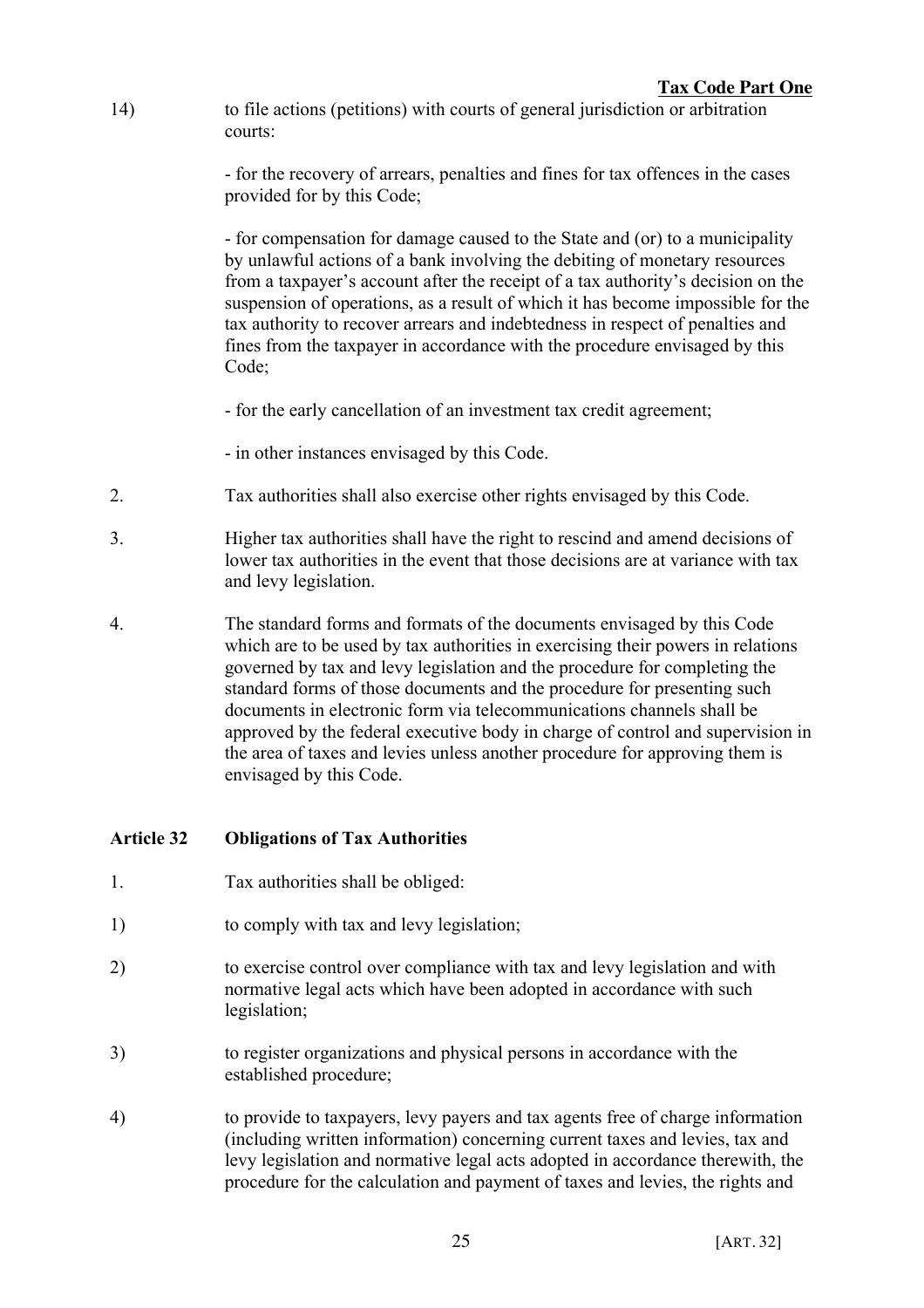14) to file actions (petitions) with courts of general jurisdiction or arbitration courts:

- for the recovery of arrears, penalties and fines for tax offences in the cases provided for by this Code;

- for compensation for damage caused to the State and (or) to a municipality by unlawful actions of a bank involving the debiting of monetary resources from a taxpayer's account after the receipt of a tax authority's decision on the suspension of operations, as a result of which it has become impossible for the tax authority to recover arrears and indebtedness in respect of penalties and fines from the taxpayer in accordance with the procedure envisaged by this Code;

- for the early cancellation of an investment tax credit agreement;

- in other instances envisaged by this Code.

2. Tax authorities shall also exercise other rights envisaged by this Code.

3. Higher tax authorities shall have the right to rescind and amend decisions of lower tax authorities in the event that those decisions are at variance with tax and levy legislation.

4. The standard forms and formats of the documents envisaged by this Code which are to be used by tax authorities in exercising their powers in relations governed by tax and levy legislation and the procedure for completing the standard forms of those documents and the procedure for presenting such documents in electronic form via telecommunications channels shall be approved by the federal executive body in charge of control and supervision in the area of taxes and levies unless another procedure for approving them is envisaged by this Code.

### Article 32 Obligations of Tax Authorities

1. Tax authorities shall be obliged:

1) to comply with tax and levy legislation;

2) to exercise control over compliance with tax and levy legislation and with normative legal acts which have been adopted in accordance with such legislation;

3) to register organizations and physical persons in accordance with the established procedure;

4) to provide to taxpayers, levy payers and tax agents free of charge information (including written information) concerning current taxes and levies, tax and levy legislation and normative legal acts adopted in accordance therewith, the procedure for the calculation and payment of taxes and levies, the rights and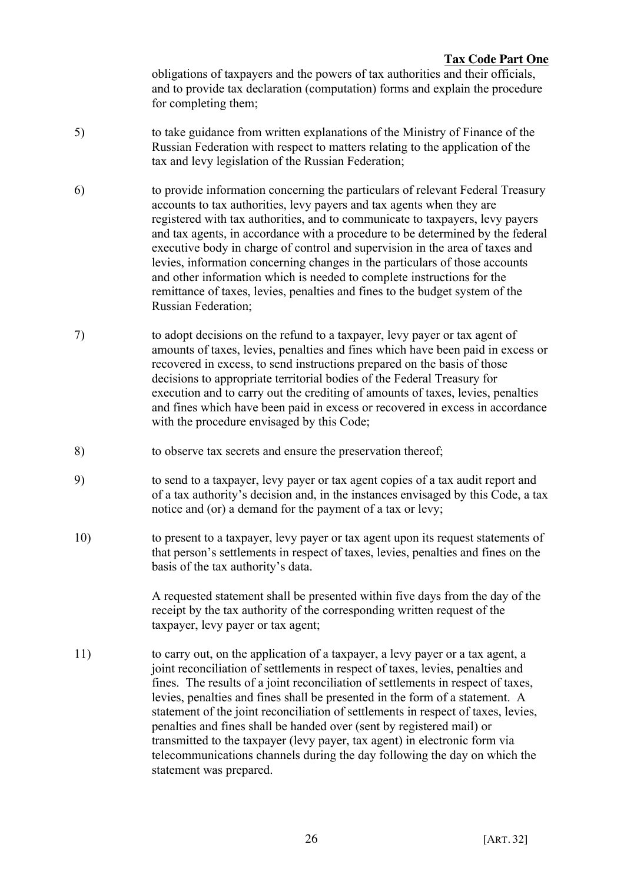obligations of taxpayers and the powers of tax authorities and their officials, and to provide tax declaration (computation) forms and explain the procedure for completing them;

5) to take guidance from written explanations of the Ministry of Finance of the Russian Federation with respect to matters relating to the application of the tax and levy legislation of the Russian Federation;

6) to provide information concerning the particulars of relevant Federal Treasury accounts to tax authorities, levy payers and tax agents when they are registered with tax authorities, and to communicate to taxpayers, levy payers and tax agents, in accordance with a procedure to be determined by the federal executive body in charge of control and supervision in the area of taxes and levies, information concerning changes in the particulars of those accounts and other information which is needed to complete instructions for the remittance of taxes, levies, penalties and fines to the budget system of the Russian Federation;

7) to adopt decisions on the refund to a taxpayer, levy payer or tax agent of amounts of taxes, levies, penalties and fines which have been paid in excess or recovered in excess, to send instructions prepared on the basis of those decisions to appropriate territorial bodies of the Federal Treasury for execution and to carry out the crediting of amounts of taxes, levies, penalties and fines which have been paid in excess or recovered in excess in accordance with the procedure envisaged by this Code;

8) to observe tax secrets and ensure the preservation thereof;

9) to send to a taxpayer, levy payer or tax agent copies of a tax audit report and of a tax authority's decision and, in the instances envisaged by this Code, a tax notice and (or) a demand for the payment of a tax or levy;

10) to present to a taxpayer, levy payer or tax agent upon its request statements of that person's settlements in respect of taxes, levies, penalties and fines on the basis of the tax authority's data.

A requested statement shall be presented within five days from the day of the receipt by the tax authority of the corresponding written request of the taxpayer, levy payer or tax agent;

11) to carry out, on the application of a taxpayer, a levy payer or a tax agent, a joint reconciliation of settlements in respect of taxes, levies, penalties and fines. The results of a joint reconciliation of settlements in respect of taxes, levies, penalties and fines shall be presented in the form of a statement. A statement of the joint reconciliation of settlements in respect of taxes, levies, penalties and fines shall be handed over (sent by registered mail) or transmitted to the taxpayer (levy payer, tax agent) in electronic form via telecommunications channels during the day following the day on which the statement was prepared.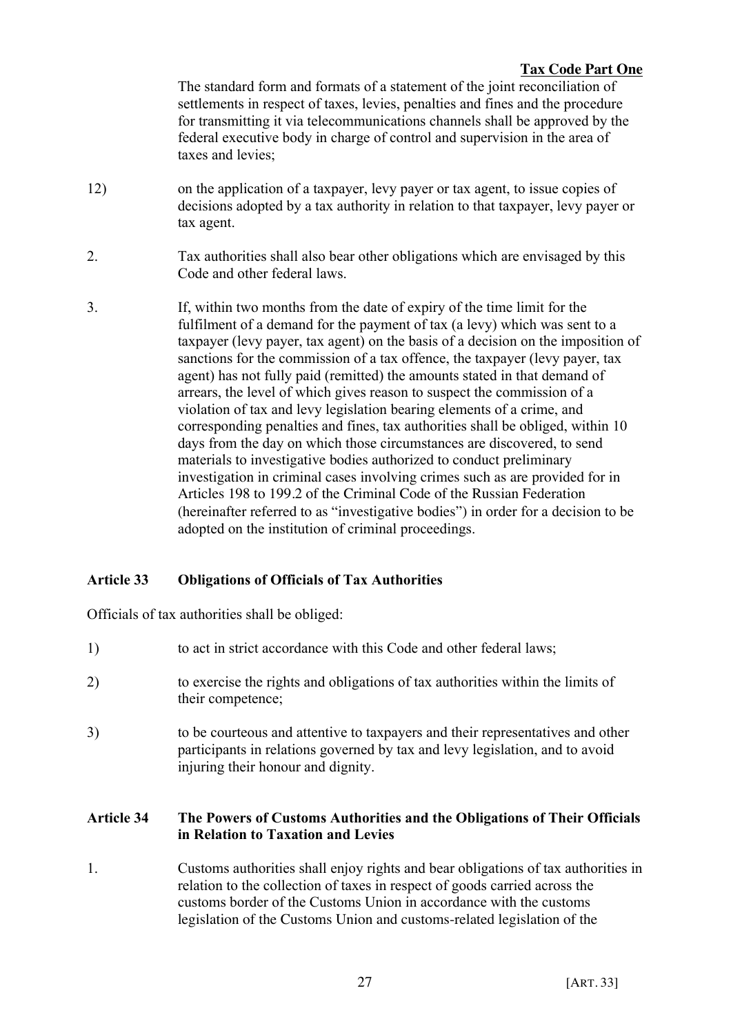The standard form and formats of a statement of the joint reconciliation of settlements in respect of taxes, levies, penalties and fines and the procedure for transmitting it via telecommunications channels shall be approved by the federal executive body in charge of control and supervision in the area of taxes and levies;

12) on the application of a taxpayer, levy payer or tax agent, to issue copies of decisions adopted by a tax authority in relation to that taxpayer, levy payer or tax agent.

2. Tax authorities shall also bear other obligations which are envisaged by this Code and other federal laws.

3. If, within two months from the date of expiry of the time limit for the fulfilment of a demand for the payment of tax (a levy) which was sent to a taxpayer (levy payer, tax agent) on the basis of a decision on the imposition of sanctions for the commission of a tax offence, the taxpayer (levy payer, tax agent) has not fully paid (remitted) the amounts stated in that demand of arrears, the level of which gives reason to suspect the commission of a violation of tax and levy legislation bearing elements of a crime, and corresponding penalties and fines, tax authorities shall be obliged, within 10 days from the day on which those circumstances are discovered, to send materials to investigative bodies authorized to conduct preliminary investigation in criminal cases involving crimes such as are provided for in Articles 198 to 199.2 of the Criminal Code of the Russian Federation (hereinafter referred to as "investigative bodies") in order for a decision to be adopted on the institution of criminal proceedings.

### Article 33 Obligations of Officials of Tax Authorities

Officials of tax authorities shall be obliged:

1) to act in strict accordance with this Code and other federal laws;

2) to exercise the rights and obligations of tax authorities within the limits of their competence;

3) to be courteous and attentive to taxpayers and their representatives and other participants in relations governed by tax and levy legislation, and to avoid injuring their honour and dignity.

### Article 34 The Powers of Customs Authorities and the Obligations of Their Officials in Relation to Taxation and Levies

1. Customs authorities shall enjoy rights and bear obligations of tax authorities in relation to the collection of taxes in respect of goods carried across the customs border of the Customs Union in accordance with the customs legislation of the Customs Union and customs-related legislation of the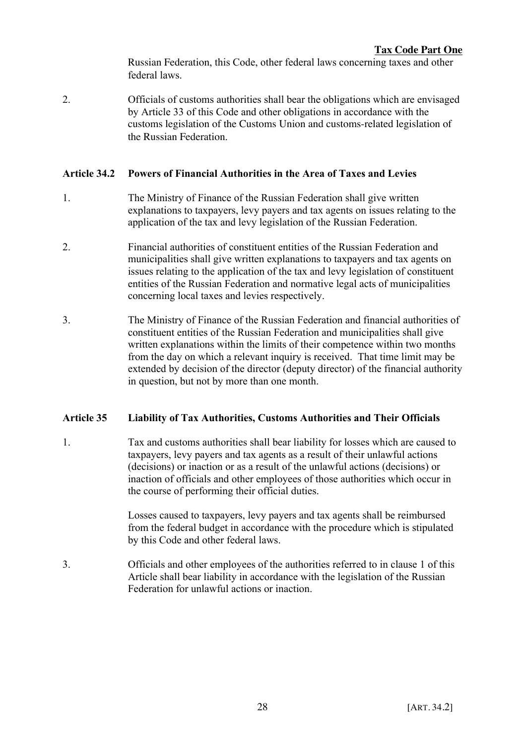Russian Federation, this Code, other federal laws concerning taxes and other federal laws.

2. Officials of customs authorities shall bear the obligations which are envisaged by Article 33 of this Code and other obligations in accordance with the customs legislation of the Customs Union and customs-related legislation of the Russian Federation.

### Article 34.2 Powers of Financial Authorities in the Area of Taxes and Levies

1. The Ministry of Finance of the Russian Federation shall give written explanations to taxpayers, levy payers and tax agents on issues relating to the application of the tax and levy legislation of the Russian Federation.

2. Financial authorities of constituent entities of the Russian Federation and municipalities shall give written explanations to taxpayers and tax agents on issues relating to the application of the tax and levy legislation of constituent entities of the Russian Federation and normative legal acts of municipalities concerning local taxes and levies respectively.

3. The Ministry of Finance of the Russian Federation and financial authorities of constituent entities of the Russian Federation and municipalities shall give written explanations within the limits of their competence within two months from the day on which a relevant inquiry is received. That time limit may be extended by decision of the director (deputy director) of the financial authority in question, but not by more than one month.

### Article 35 Liability of Tax Authorities, Customs Authorities and Their Officials

1. Tax and customs authorities shall bear liability for losses which are caused to taxpayers, levy payers and tax agents as a result of their unlawful actions (decisions) or inaction or as a result of the unlawful actions (decisions) or inaction of officials and other employees of those authorities which occur in the course of performing their official duties.

   Losses caused to taxpayers, levy payers and tax agents shall be reimbursed from the federal budget in accordance with the procedure which is stipulated by this Code and other federal laws.

3. Officials and other employees of the authorities referred to in clause 1 of this Article shall bear liability in accordance with the legislation of the Russian Federation for unlawful actions or inaction.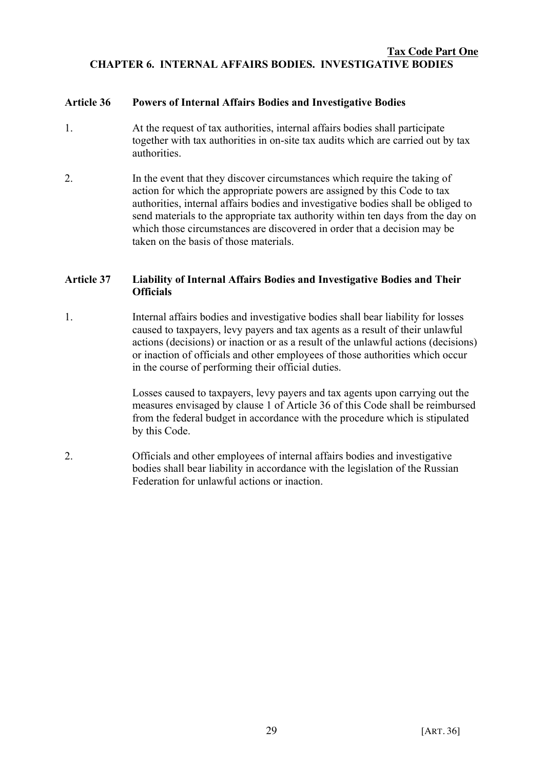## CHAPTER 6. INTERNAL AFFAIRS BODIES. INVESTIGATIVE BODIES

### Article 36 Powers of Internal Affairs Bodies and Investigative Bodies

1. At the request of tax authorities, internal affairs bodies shall participate together with tax authorities in on-site tax audits which are carried out by tax authorities.

2. In the event that they discover circumstances which require the taking of action for which the appropriate powers are assigned by this Code to tax authorities, internal affairs bodies and investigative bodies shall be obliged to send materials to the appropriate tax authority within ten days from the day on which those circumstances are discovered in order that a decision may be taken on the basis of those materials.

### Article 37 Liability of Internal Affairs Bodies and Investigative Bodies and Their Officials

1. Internal affairs bodies and investigative bodies shall bear liability for losses caused to taxpayers, levy payers and tax agents as a result of their unlawful actions (decisions) or inaction or as a result of the unlawful actions (decisions) or inaction of officials and other employees of those authorities which occur in the course of performing their official duties.

   Losses caused to taxpayers, levy payers and tax agents upon carrying out the measures envisaged by clause 1 of Article 36 of this Code shall be reimbursed from the federal budget in accordance with the procedure which is stipulated by this Code.

2. Officials and other employees of internal affairs bodies and investigative bodies shall bear liability in accordance with the legislation of the Russian Federation for unlawful actions or inaction.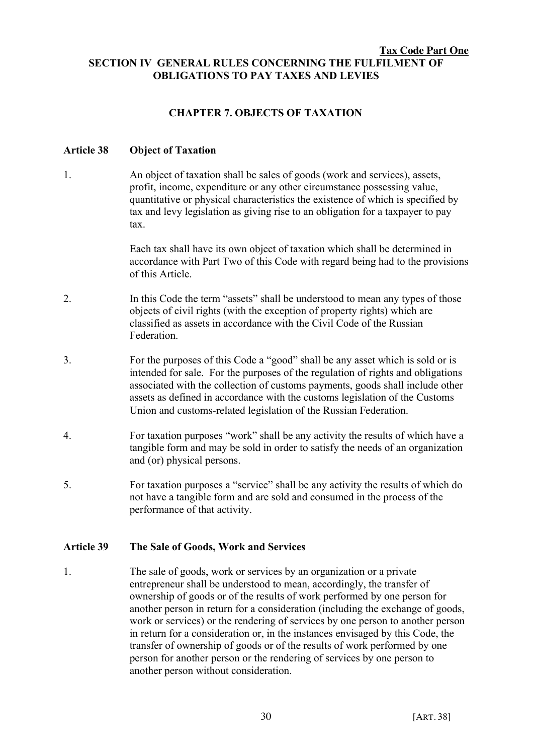## SECTION IV GENERAL RULES CONCERNING THE FULFILMENT OF OBLIGATIONS TO PAY TAXES AND LEVIES

### CHAPTER 7. OBJECTS OF TAXATION

#### Article 38 Object of Taxation

1. An object of taxation shall be sales of goods (work and services), assets, profit, income, expenditure or any other circumstance possessing value, quantitative or physical characteristics the existence of which is specified by tax and levy legislation as giving rise to an obligation for a taxpayer to pay tax.

   Each tax shall have its own object of taxation which shall be determined in accordance with Part Two of this Code with regard being had to the provisions of this Article.

2. In this Code the term "assets" shall be understood to mean any types of those objects of civil rights (with the exception of property rights) which are classified as assets in accordance with the Civil Code of the Russian Federation.

3. For the purposes of this Code a "good" shall be any asset which is sold or is intended for sale. For the purposes of the regulation of rights and obligations associated with the collection of customs payments, goods shall include other assets as defined in accordance with the customs legislation of the Customs Union and customs-related legislation of the Russian Federation.

4. For taxation purposes "work" shall be any activity the results of which have a tangible form and may be sold in order to satisfy the needs of an organization and (or) physical persons.

5. For taxation purposes a "service" shall be any activity the results of which do not have a tangible form and are sold and consumed in the process of the performance of that activity.

#### Article 39 The Sale of Goods, Work and Services

1. The sale of goods, work or services by an organization or a private entrepreneur shall be understood to mean, accordingly, the transfer of ownership of goods or of the results of work performed by one person for another person in return for a consideration (including the exchange of goods, work or services) or the rendering of services by one person to another person in return for a consideration or, in the instances envisaged by this Code, the transfer of ownership of goods or of the results of work performed by one person for another person or the rendering of services by one person to another person without consideration.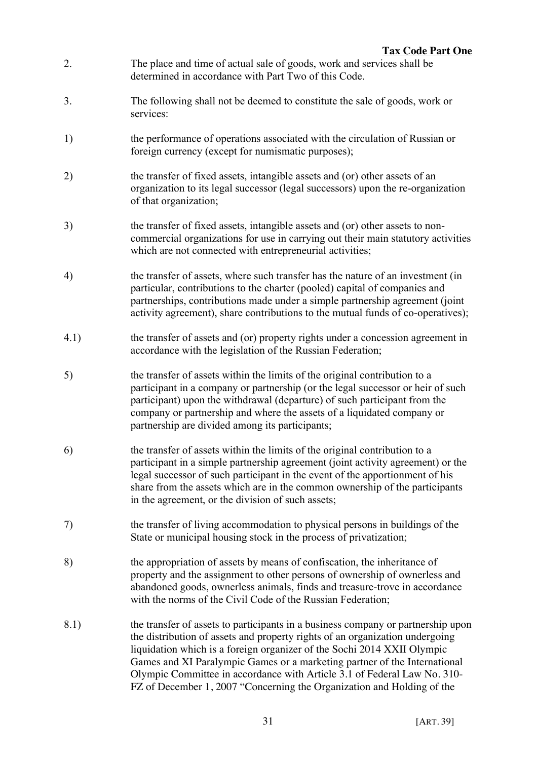2. The place and time of actual sale of goods, work and services shall be determined in accordance with Part Two of this Code.

3. The following shall not be deemed to constitute the sale of goods, work or services:

1) the performance of operations associated with the circulation of Russian or foreign currency (except for numismatic purposes);

2) the transfer of fixed assets, intangible assets and (or) other assets of an organization to its legal successor (legal successors) upon the re-organization of that organization;

3) the transfer of fixed assets, intangible assets and (or) other assets to non-commercial organizations for use in carrying out their main statutory activities which are not connected with entrepreneurial activities;

4) the transfer of assets, where such transfer has the nature of an investment (in particular, contributions to the charter (pooled) capital of companies and partnerships, contributions made under a simple partnership agreement (joint activity agreement), share contributions to the mutual funds of co-operatives);

4.1) the transfer of assets and (or) property rights under a concession agreement in accordance with the legislation of the Russian Federation;

5) the transfer of assets within the limits of the original contribution to a participant in a company or partnership (or the legal successor or heir of such participant) upon the withdrawal (departure) of such participant from the company or partnership and where the assets of a liquidated company or partnership are divided among its participants;

6) the transfer of assets within the limits of the original contribution to a participant in a simple partnership agreement (joint activity agreement) or the legal successor of such participant in the event of the apportionment of his share from the assets which are in the common ownership of the participants in the agreement, or the division of such assets;

7) the transfer of living accommodation to physical persons in buildings of the State or municipal housing stock in the process of privatization;

8) the appropriation of assets by means of confiscation, the inheritance of property and the assignment to other persons of ownership of ownerless and abandoned goods, ownerless animals, finds and treasure-trove in accordance with the norms of the Civil Code of the Russian Federation;

8.1) the transfer of assets to participants in a business company or partnership upon the distribution of assets and property rights of an organization undergoing liquidation which is a foreign organizer of the Sochi 2014 XXII Olympic Games and XI Paralympic Games or a marketing partner of the International Olympic Committee in accordance with Article 3.1 of Federal Law No. 310-FZ of December 1, 2007 "Concerning the Organization and Holding of the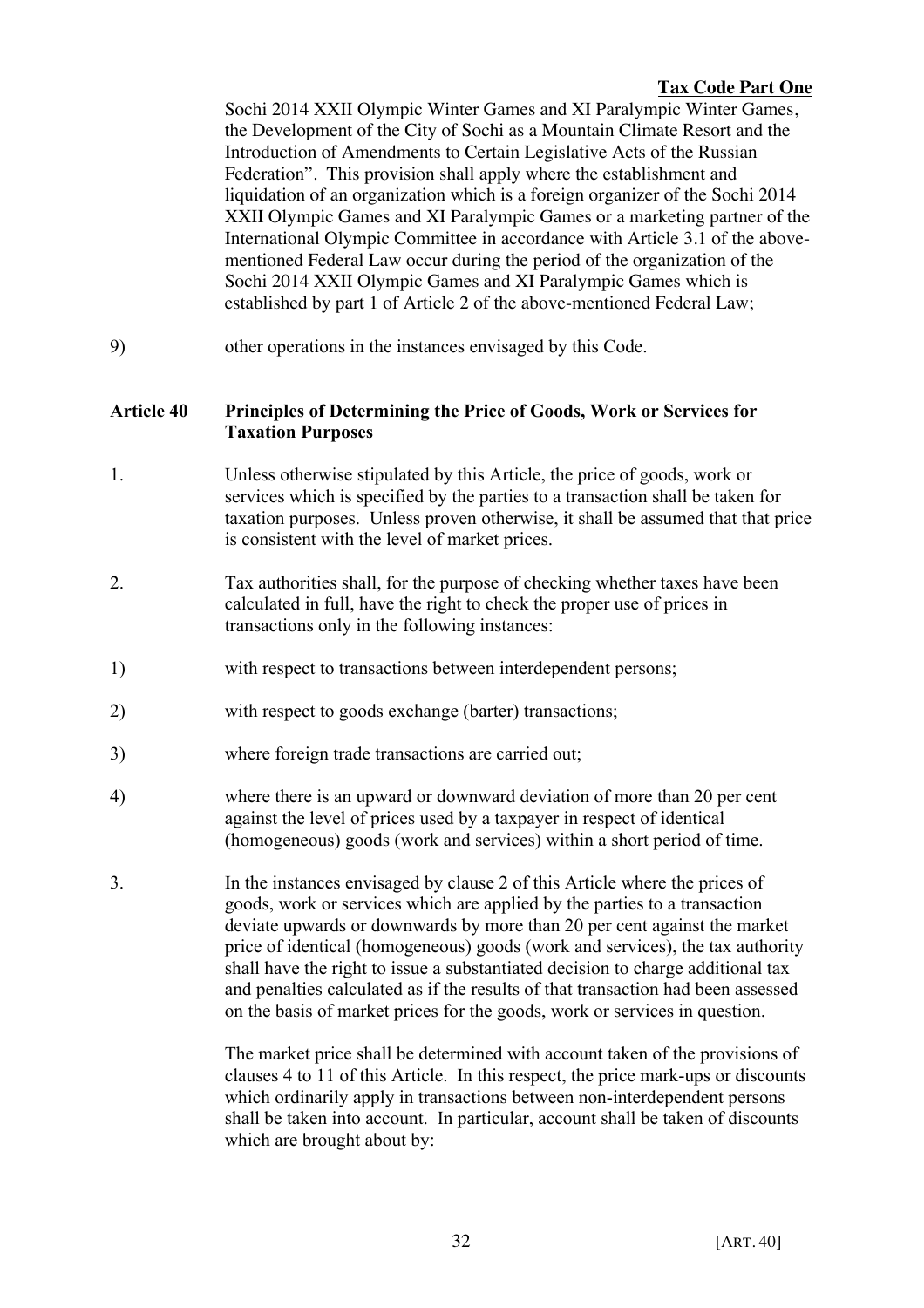Sochi 2014 XXII Olympic Winter Games and XI Paralympic Winter Games, the Development of the City of Sochi as a Mountain Climate Resort and the Introduction of Amendments to Certain Legislative Acts of the Russian Federation". This provision shall apply where the establishment and liquidation of an organization which is a foreign organizer of the Sochi 2014 XXII Olympic Games and XI Paralympic Games or a marketing partner of the International Olympic Committee in accordance with Article 3.1 of the above-mentioned Federal Law occur during the period of the organization of the Sochi 2014 XXII Olympic Games and XI Paralympic Games which is established by part 1 of Article 2 of the above-mentioned Federal Law;

9) other operations in the instances envisaged by this Code.

### Article 40 Principles of Determining the Price of Goods, Work or Services for Taxation Purposes

1. Unless otherwise stipulated by this Article, the price of goods, work or services which is specified by the parties to a transaction shall be taken for taxation purposes. Unless proven otherwise, it shall be assumed that that price is consistent with the level of market prices.

2. Tax authorities shall, for the purpose of checking whether taxes have been calculated in full, have the right to check the proper use of prices in transactions only in the following instances:

1) with respect to transactions between interdependent persons;

2) with respect to goods exchange (barter) transactions;

3) where foreign trade transactions are carried out;

4) where there is an upward or downward deviation of more than 20 per cent against the level of prices used by a taxpayer in respect of identical (homogeneous) goods (work and services) within a short period of time.

3. In the instances envisaged by clause 2 of this Article where the prices of goods, work or services which are applied by the parties to a transaction deviate upwards or downwards by more than 20 per cent against the market price of identical (homogeneous) goods (work and services), the tax authority shall have the right to issue a substantiated decision to charge additional tax and penalties calculated as if the results of that transaction had been assessed on the basis of market prices for the goods, work or services in question.

The market price shall be determined with account taken of the provisions of clauses 4 to 11 of this Article. In this respect, the price mark-ups or discounts which ordinarily apply in transactions between non-interdependent persons shall be taken into account. In particular, account shall be taken of discounts which are brought about by: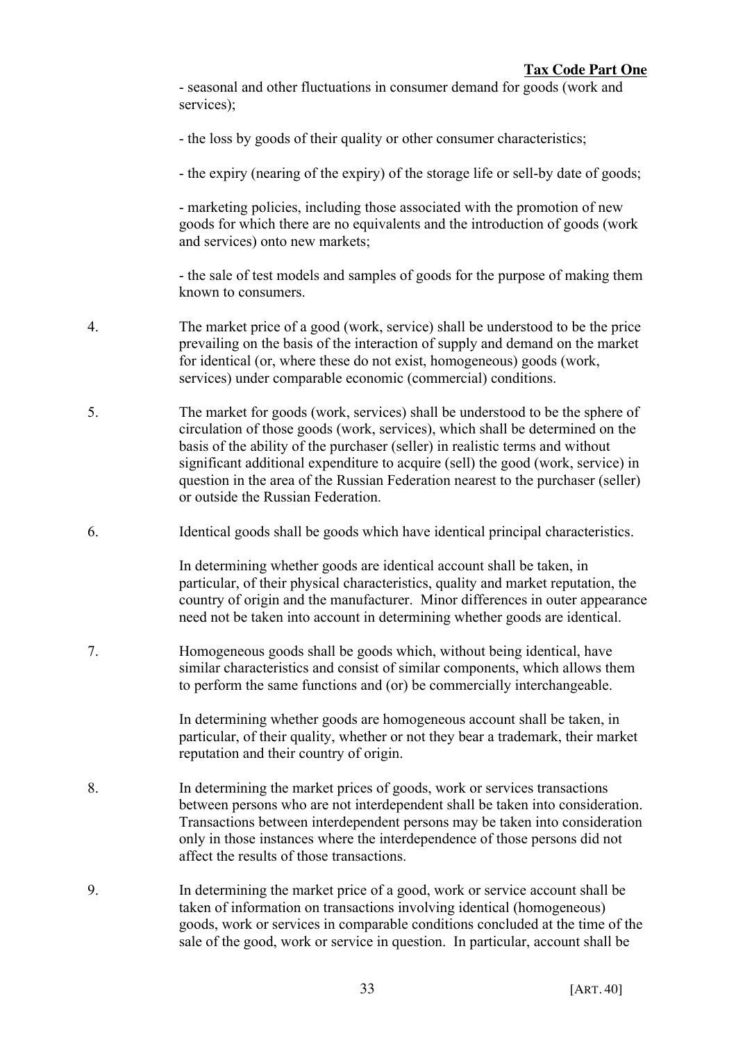- seasonal and other fluctuations in consumer demand for goods (work and services);

- the loss by goods of their quality or other consumer characteristics;

- the expiry (nearing of the expiry) of the storage life or sell-by date of goods;

- marketing policies, including those associated with the promotion of new goods for which there are no equivalents and the introduction of goods (work and services) onto new markets;

- the sale of test models and samples of goods for the purpose of making them known to consumers.

4. The market price of a good (work, service) shall be understood to be the price prevailing on the basis of the interaction of supply and demand on the market for identical (or, where these do not exist, homogeneous) goods (work, services) under comparable economic (commercial) conditions.

5. The market for goods (work, services) shall be understood to be the sphere of circulation of those goods (work, services), which shall be determined on the basis of the ability of the purchaser (seller) in realistic terms and without significant additional expenditure to acquire (sell) the good (work, service) in question in the area of the Russian Federation nearest to the purchaser (seller) or outside the Russian Federation.

6. Identical goods shall be goods which have identical principal characteristics.

   In determining whether goods are identical account shall be taken, in particular, of their physical characteristics, quality and market reputation, the country of origin and the manufacturer. Minor differences in outer appearance need not be taken into account in determining whether goods are identical.

7. Homogeneous goods shall be goods which, without being identical, have similar characteristics and consist of similar components, which allows them to perform the same functions and (or) be commercially interchangeable.

   In determining whether goods are homogeneous account shall be taken, in particular, of their quality, whether or not they bear a trademark, their market reputation and their country of origin.

8. In determining the market prices of goods, work or services transactions between persons who are not interdependent shall be taken into consideration. Transactions between interdependent persons may be taken into consideration only in those instances where the interdependence of those persons did not affect the results of those transactions.

9. In determining the market price of a good, work or service account shall be taken of information on transactions involving identical (homogeneous) goods, work or services in comparable conditions concluded at the time of the sale of the good, work or service in question. In particular, account shall be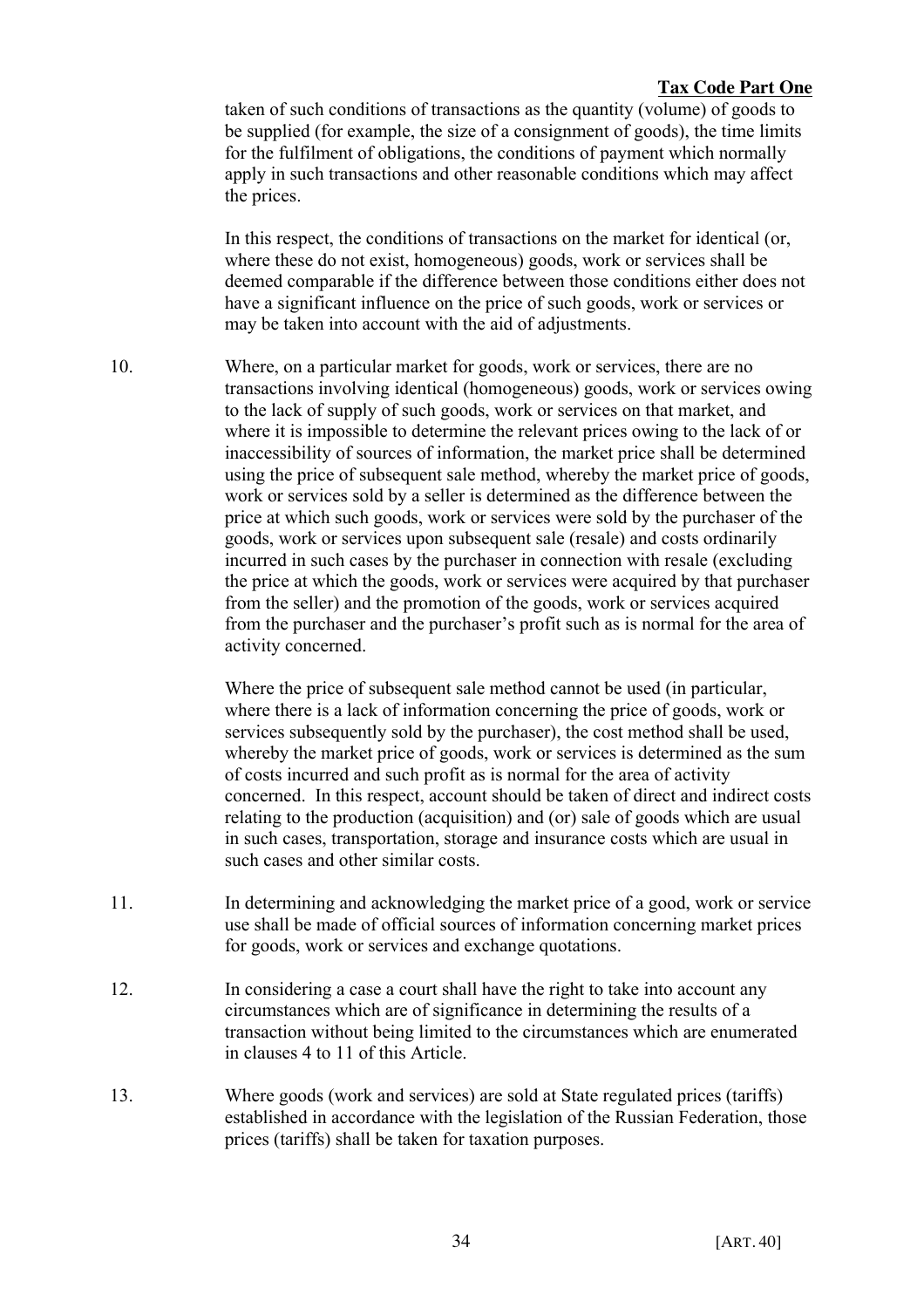taken of such conditions of transactions as the quantity (volume) of goods to be supplied (for example, the size of a consignment of goods), the time limits for the fulfilment of obligations, the conditions of payment which normally apply in such transactions and other reasonable conditions which may affect the prices.

In this respect, the conditions of transactions on the market for identical (or, where these do not exist, homogeneous) goods, work or services shall be deemed comparable if the difference between those conditions either does not have a significant influence on the price of such goods, work or services or may be taken into account with the aid of adjustments.

10. Where, on a particular market for goods, work or services, there are no transactions involving identical (homogeneous) goods, work or services owing to the lack of supply of such goods, work or services on that market, and where it is impossible to determine the relevant prices owing to the lack of or inaccessibility of sources of information, the market price shall be determined using the price of subsequent sale method, whereby the market price of goods, work or services sold by a seller is determined as the difference between the price at which such goods, work or services were sold by the purchaser of the goods, work or services upon subsequent sale (resale) and costs ordinarily incurred in such cases by the purchaser in connection with resale (excluding the price at which the goods, work or services were acquired by that purchaser from the seller) and the promotion of the goods, work or services acquired from the purchaser and the purchaser's profit such as is normal for the area of activity concerned.

Where the price of subsequent sale method cannot be used (in particular, where there is a lack of information concerning the price of goods, work or services subsequently sold by the purchaser), the cost method shall be used, whereby the market price of goods, work or services is determined as the sum of costs incurred and such profit as is normal for the area of activity concerned. In this respect, account should be taken of direct and indirect costs relating to the production (acquisition) and (or) sale of goods which are usual in such cases, transportation, storage and insurance costs which are usual in such cases and other similar costs.

11. In determining and acknowledging the market price of a good, work or service use shall be made of official sources of information concerning market prices for goods, work or services and exchange quotations.

12. In considering a case a court shall have the right to take into account any circumstances which are of significance in determining the results of a transaction without being limited to the circumstances which are enumerated in clauses 4 to 11 of this Article.

13. Where goods (work and services) are sold at State regulated prices (tariffs) established in accordance with the legislation of the Russian Federation, those prices (tariffs) shall be taken for taxation purposes.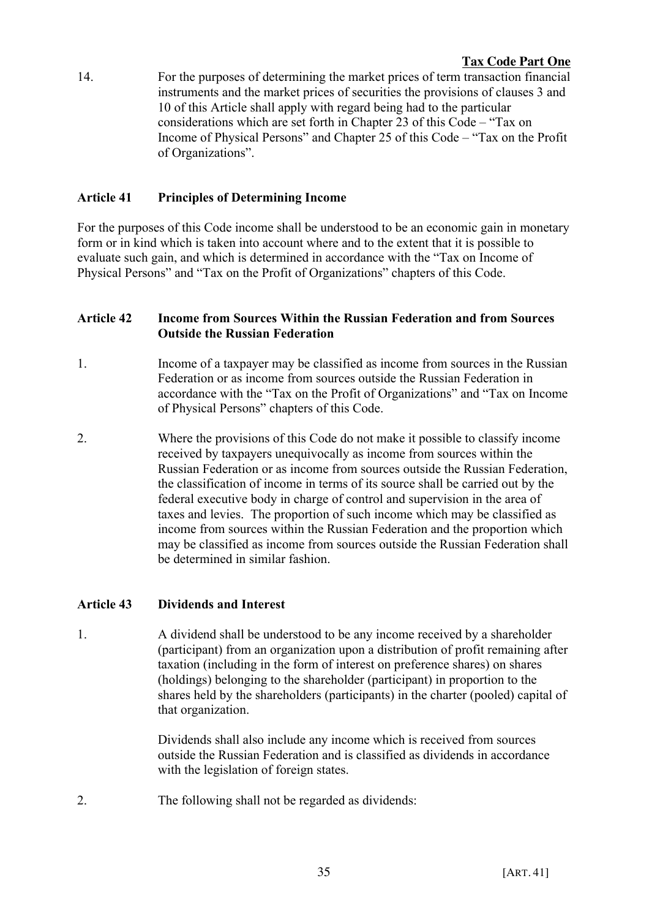14. For the purposes of determining the market prices of term transaction financial instruments and the market prices of securities the provisions of clauses 3 and 10 of this Article shall apply with regard being had to the particular considerations which are set forth in Chapter 23 of this Code – "Tax on Income of Physical Persons" and Chapter 25 of this Code – "Tax on the Profit of Organizations".

### Article 41 Principles of Determining Income

For the purposes of this Code income shall be understood to be an economic gain in monetary form or in kind which is taken into account where and to the extent that it is possible to evaluate such gain, and which is determined in accordance with the "Tax on Income of Physical Persons" and "Tax on the Profit of Organizations" chapters of this Code.

### Article 42 Income from Sources Within the Russian Federation and from Sources Outside the Russian Federation

1. Income of a taxpayer may be classified as income from sources in the Russian Federation or as income from sources outside the Russian Federation in accordance with the "Tax on the Profit of Organizations" and "Tax on Income of Physical Persons" chapters of this Code.

2. Where the provisions of this Code do not make it possible to classify income received by taxpayers unequivocally as income from sources within the Russian Federation or as income from sources outside the Russian Federation, the classification of income in terms of its source shall be carried out by the federal executive body in charge of control and supervision in the area of taxes and levies. The proportion of such income which may be classified as income from sources within the Russian Federation and the proportion which may be classified as income from sources outside the Russian Federation shall be determined in similar fashion.

### Article 43 Dividends and Interest

1. A dividend shall be understood to be any income received by a shareholder (participant) from an organization upon a distribution of profit remaining after taxation (including in the form of interest on preference shares) on shares (holdings) belonging to the shareholder (participant) in proportion to the shares held by the shareholders (participants) in the charter (pooled) capital of that organization.

   Dividends shall also include any income which is received from sources outside the Russian Federation and is classified as dividends in accordance with the legislation of foreign states.

2. The following shall not be regarded as dividends: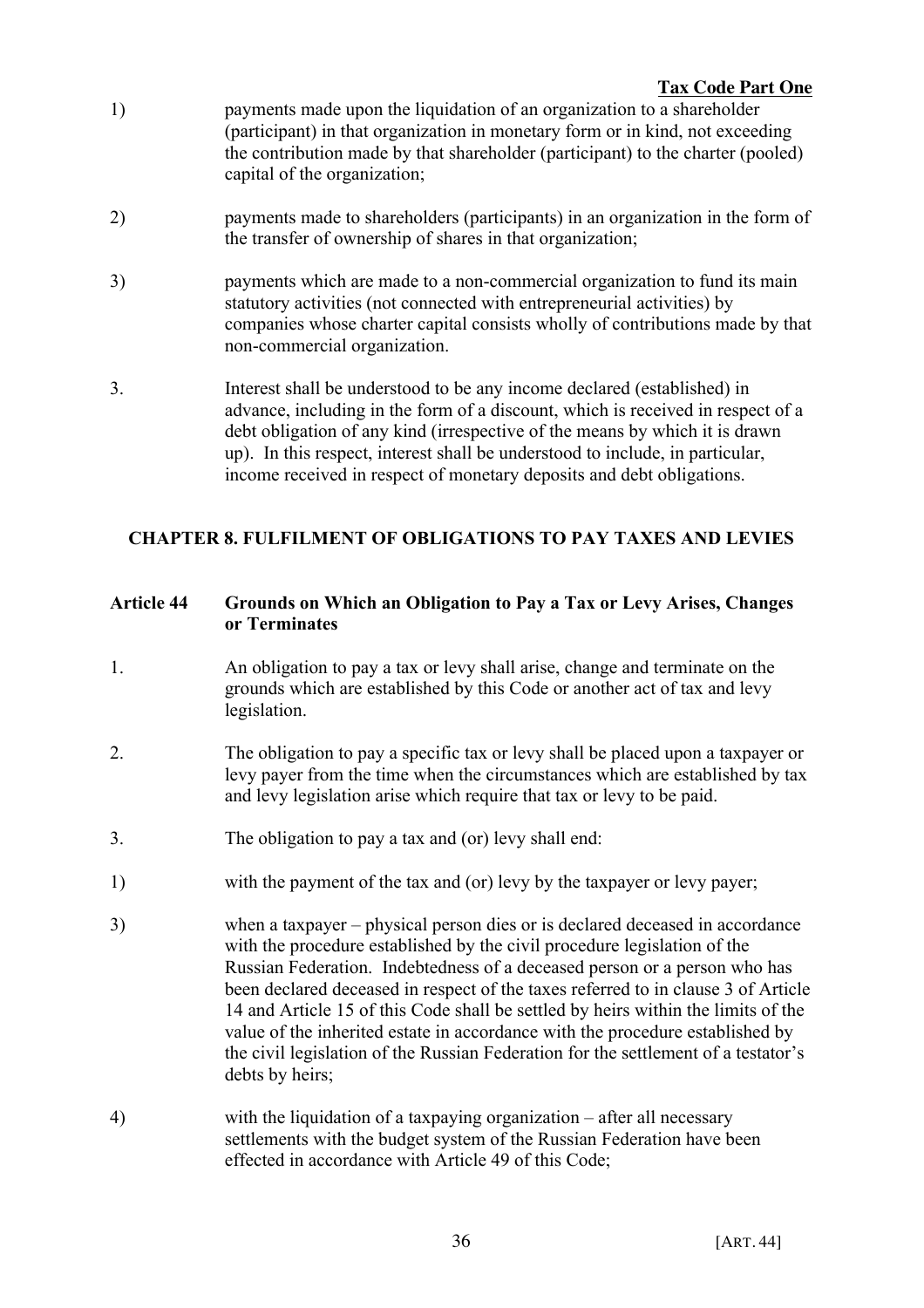1) payments made upon the liquidation of an organization to a shareholder (participant) in that organization in monetary form or in kind, not exceeding the contribution made by that shareholder (participant) to the charter (pooled) capital of the organization;

2) payments made to shareholders (participants) in an organization in the form of the transfer of ownership of shares in that organization;

3) payments which are made to a non-commercial organization to fund its main statutory activities (not connected with entrepreneurial activities) by companies whose charter capital consists wholly of contributions made by that non-commercial organization.

3. Interest shall be understood to be any income declared (established) in advance, including in the form of a discount, which is received in respect of a debt obligation of any kind (irrespective of the means by which it is drawn up). In this respect, interest shall be understood to include, in particular, income received in respect of monetary deposits and debt obligations.

## CHAPTER 8. FULFILMENT OF OBLIGATIONS TO PAY TAXES AND LEVIES

### Article 44 Grounds on Which an Obligation to Pay a Tax or Levy Arises, Changes or Terminates

1. An obligation to pay a tax or levy shall arise, change and terminate on the grounds which are established by this Code or another act of tax and levy legislation.

2. The obligation to pay a specific tax or levy shall be placed upon a taxpayer or levy payer from the time when the circumstances which are established by tax and levy legislation arise which require that tax or levy to be paid.

3. The obligation to pay a tax and (or) levy shall end:

1) with the payment of the tax and (or) levy by the taxpayer or levy payer;

3) when a taxpayer – physical person dies or is declared deceased in accordance with the procedure established by the civil procedure legislation of the Russian Federation. Indebtedness of a deceased person or a person who has been declared deceased in respect of the taxes referred to in clause 3 of Article 14 and Article 15 of this Code shall be settled by heirs within the limits of the value of the inherited estate in accordance with the procedure established by the civil legislation of the Russian Federation for the settlement of a testator's debts by heirs;

4) with the liquidation of a taxpaying organization – after all necessary settlements with the budget system of the Russian Federation have been effected in accordance with Article 49 of this Code;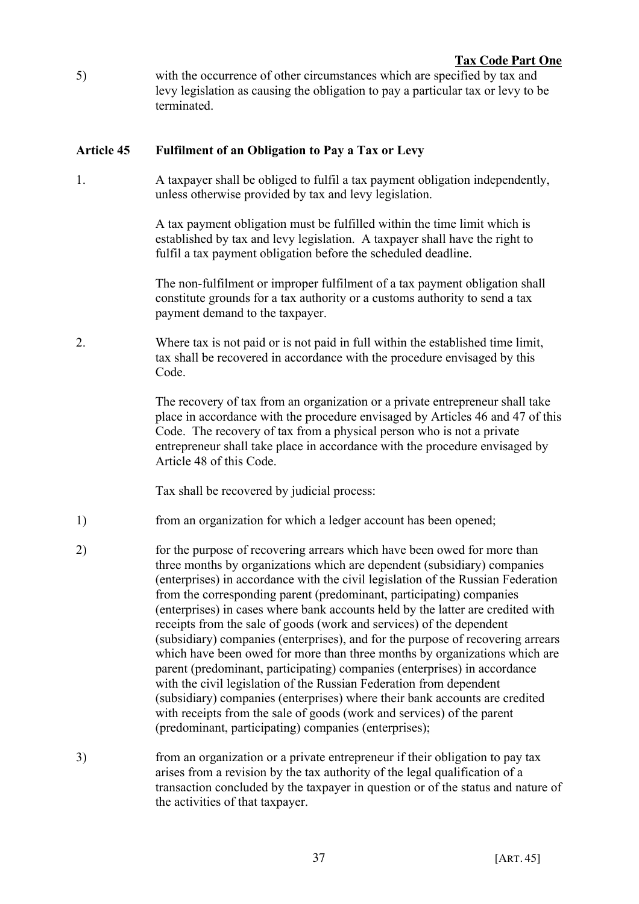5) with the occurrence of other circumstances which are specified by tax and levy legislation as causing the obligation to pay a particular tax or levy to be terminated.

## Article 45 Fulfilment of an Obligation to Pay a Tax or Levy

1. A taxpayer shall be obliged to fulfil a tax payment obligation independently, unless otherwise provided by tax and levy legislation.

A tax payment obligation must be fulfilled within the time limit which is established by tax and levy legislation. A taxpayer shall have the right to fulfil a tax payment obligation before the scheduled deadline.

The non-fulfilment or improper fulfilment of a tax payment obligation shall constitute grounds for a tax authority or a customs authority to send a tax payment demand to the taxpayer.

2. Where tax is not paid or is not paid in full within the established time limit, tax shall be recovered in accordance with the procedure envisaged by this Code.

The recovery of tax from an organization or a private entrepreneur shall take place in accordance with the procedure envisaged by Articles 46 and 47 of this Code. The recovery of tax from a physical person who is not a private entrepreneur shall take place in accordance with the procedure envisaged by Article 48 of this Code.

Tax shall be recovered by judicial process:

1) from an organization for which a ledger account has been opened;

2) for the purpose of recovering arrears which have been owed for more than three months by organizations which are dependent (subsidiary) companies (enterprises) in accordance with the civil legislation of the Russian Federation from the corresponding parent (predominant, participating) companies (enterprises) in cases where bank accounts held by the latter are credited with receipts from the sale of goods (work and services) of the dependent (subsidiary) companies (enterprises), and for the purpose of recovering arrears which have been owed for more than three months by organizations which are parent (predominant, participating) companies (enterprises) in accordance with the civil legislation of the Russian Federation from dependent (subsidiary) companies (enterprises) where their bank accounts are credited with receipts from the sale of goods (work and services) of the parent (predominant, participating) companies (enterprises);

3) from an organization or a private entrepreneur if their obligation to pay tax arises from a revision by the tax authority of the legal qualification of a transaction concluded by the taxpayer in question or of the status and nature of the activities of that taxpayer.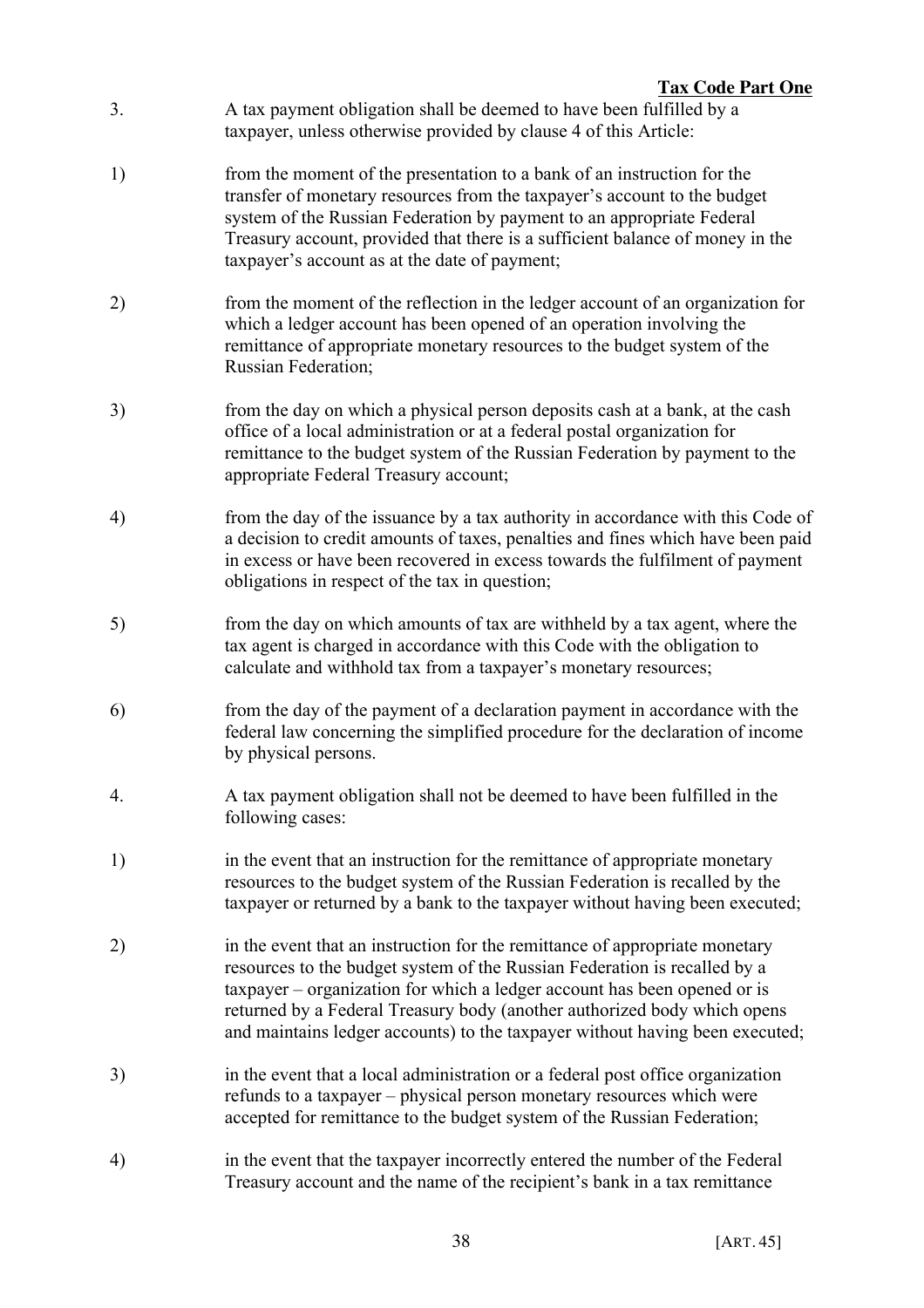3. A tax payment obligation shall be deemed to have been fulfilled by a taxpayer, unless otherwise provided by clause 4 of this Article:

1) from the moment of the presentation to a bank of an instruction for the transfer of monetary resources from the taxpayer's account to the budget system of the Russian Federation by payment to an appropriate Federal Treasury account, provided that there is a sufficient balance of money in the taxpayer's account as at the date of payment;

2) from the moment of the reflection in the ledger account of an organization for which a ledger account has been opened of an operation involving the remittance of appropriate monetary resources to the budget system of the Russian Federation;

3) from the day on which a physical person deposits cash at a bank, at the cash office of a local administration or at a federal postal organization for remittance to the budget system of the Russian Federation by payment to the appropriate Federal Treasury account;

4) from the day of the issuance by a tax authority in accordance with this Code of a decision to credit amounts of taxes, penalties and fines which have been paid in excess or have been recovered in excess towards the fulfilment of payment obligations in respect of the tax in question;

5) from the day on which amounts of tax are withheld by a tax agent, where the tax agent is charged in accordance with this Code with the obligation to calculate and withhold tax from a taxpayer's monetary resources;

6) from the day of the payment of a declaration payment in accordance with the federal law concerning the simplified procedure for the declaration of income by physical persons.

4. A tax payment obligation shall not be deemed to have been fulfilled in the following cases:

1) in the event that an instruction for the remittance of appropriate monetary resources to the budget system of the Russian Federation is recalled by the taxpayer or returned by a bank to the taxpayer without having been executed;

2) in the event that an instruction for the remittance of appropriate monetary resources to the budget system of the Russian Federation is recalled by a taxpayer – organization for which a ledger account has been opened or is returned by a Federal Treasury body (another authorized body which opens and maintains ledger accounts) to the taxpayer without having been executed;

3) in the event that a local administration or a federal post office organization refunds to a taxpayer – physical person monetary resources which were accepted for remittance to the budget system of the Russian Federation;

4) in the event that the taxpayer incorrectly entered the number of the Federal Treasury account and the name of the recipient's bank in a tax remittance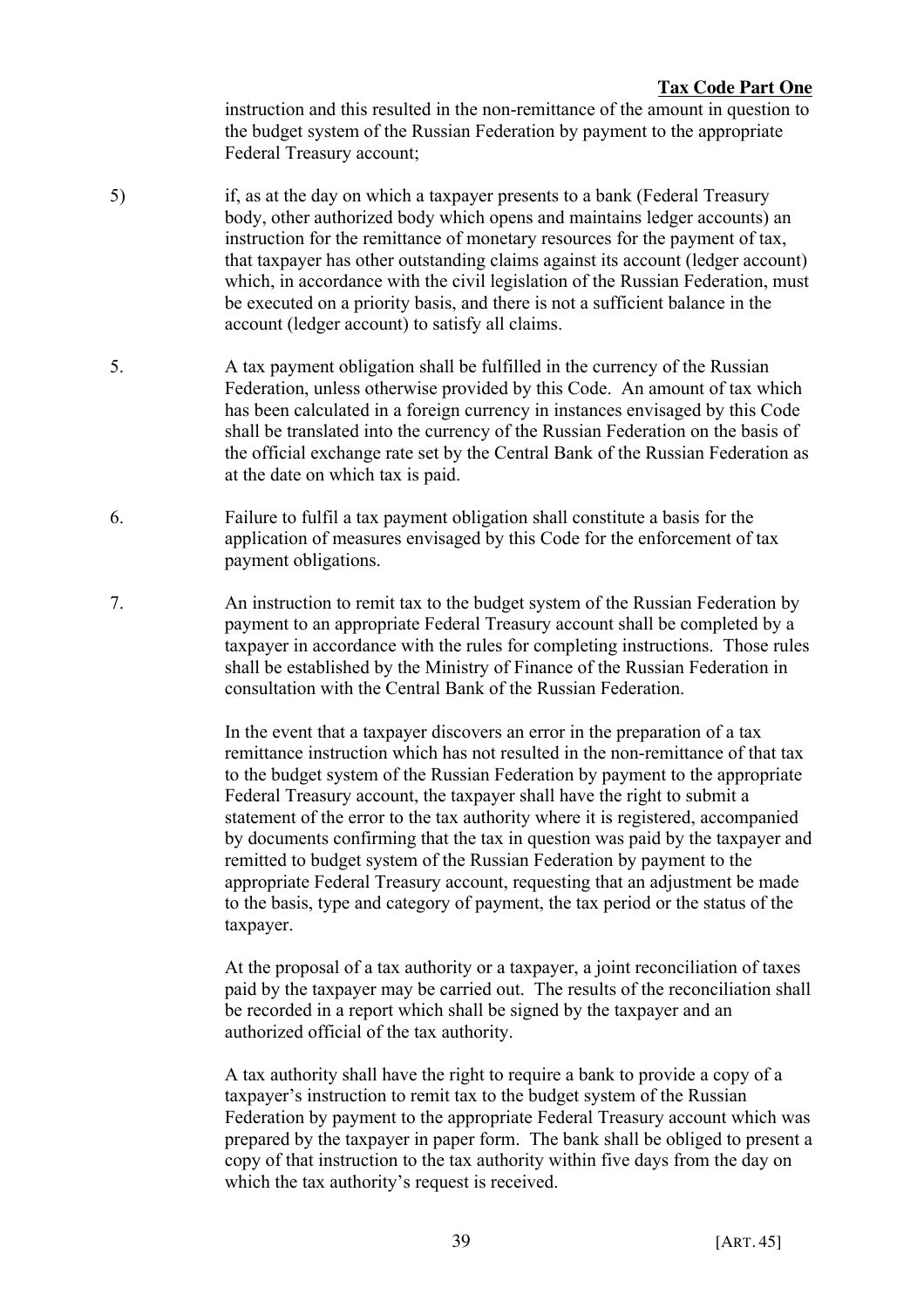instruction and this resulted in the non-remittance of the amount in question to the budget system of the Russian Federation by payment to the appropriate Federal Treasury account;

5) if, as at the day on which a taxpayer presents to a bank (Federal Treasury body, other authorized body which opens and maintains ledger accounts) an instruction for the remittance of monetary resources for the payment of tax, that taxpayer has other outstanding claims against its account (ledger account) which, in accordance with the civil legislation of the Russian Federation, must be executed on a priority basis, and there is not a sufficient balance in the account (ledger account) to satisfy all claims.

5. A tax payment obligation shall be fulfilled in the currency of the Russian Federation, unless otherwise provided by this Code. An amount of tax which has been calculated in a foreign currency in instances envisaged by this Code shall be translated into the currency of the Russian Federation on the basis of the official exchange rate set by the Central Bank of the Russian Federation as at the date on which tax is paid.

6. Failure to fulfil a tax payment obligation shall constitute a basis for the application of measures envisaged by this Code for the enforcement of tax payment obligations.

7. An instruction to remit tax to the budget system of the Russian Federation by payment to an appropriate Federal Treasury account shall be completed by a taxpayer in accordance with the rules for completing instructions. Those rules shall be established by the Ministry of Finance of the Russian Federation in consultation with the Central Bank of the Russian Federation.

In the event that a taxpayer discovers an error in the preparation of a tax remittance instruction which has not resulted in the non-remittance of that tax to the budget system of the Russian Federation by payment to the appropriate Federal Treasury account, the taxpayer shall have the right to submit a statement of the error to the tax authority where it is registered, accompanied by documents confirming that the tax in question was paid by the taxpayer and remitted to budget system of the Russian Federation by payment to the appropriate Federal Treasury account, requesting that an adjustment be made to the basis, type and category of payment, the tax period or the status of the taxpayer.

At the proposal of a tax authority or a taxpayer, a joint reconciliation of taxes paid by the taxpayer may be carried out. The results of the reconciliation shall be recorded in a report which shall be signed by the taxpayer and an authorized official of the tax authority.

A tax authority shall have the right to require a bank to provide a copy of a taxpayer's instruction to remit tax to the budget system of the Russian Federation by payment to the appropriate Federal Treasury account which was prepared by the taxpayer in paper form. The bank shall be obliged to present a copy of that instruction to the tax authority within five days from the day on which the tax authority's request is received.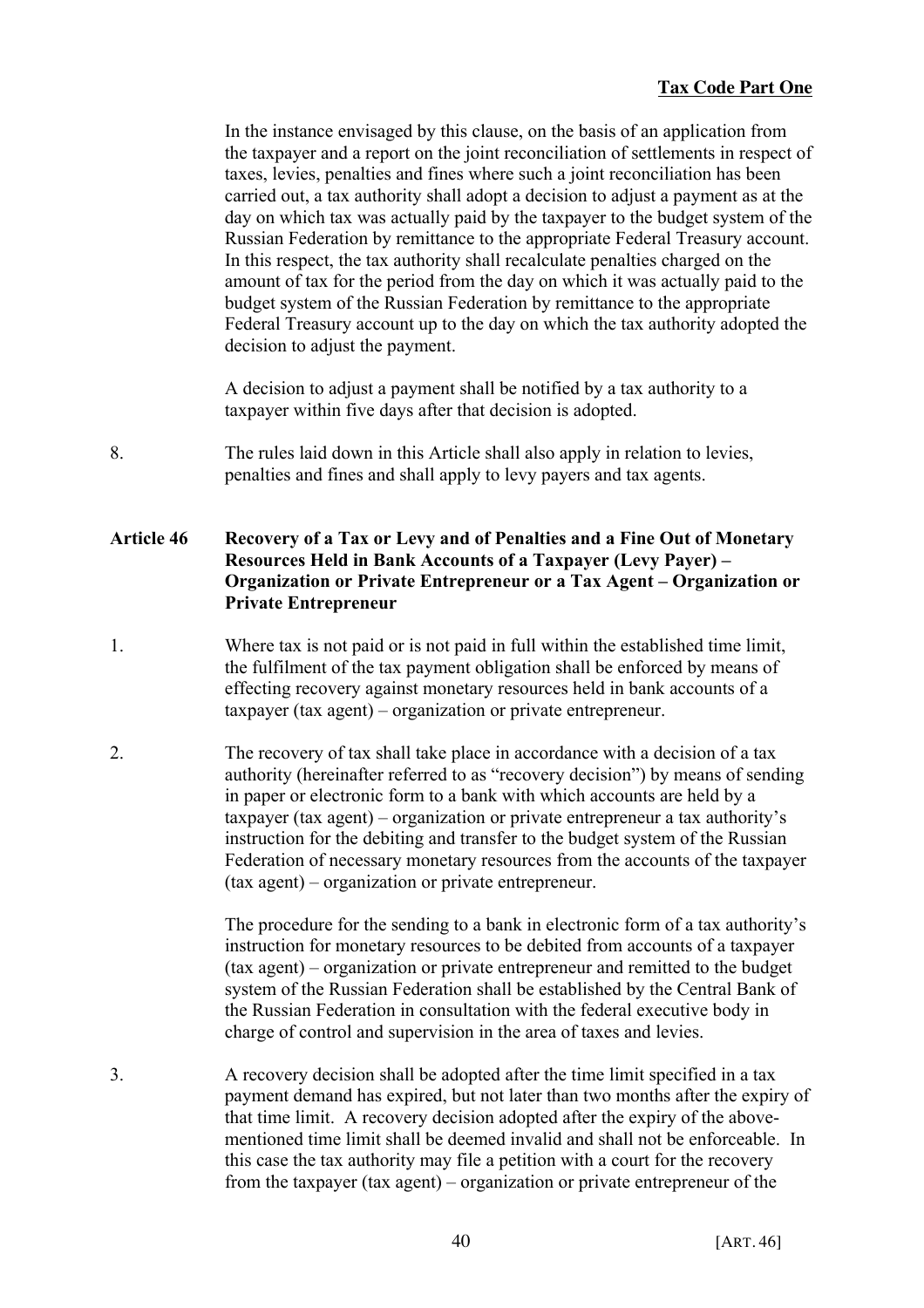In the instance envisaged by this clause, on the basis of an application from the taxpayer and a report on the joint reconciliation of settlements in respect of taxes, levies, penalties and fines where such a joint reconciliation has been carried out, a tax authority shall adopt a decision to adjust a payment as at the day on which tax was actually paid by the taxpayer to the budget system of the Russian Federation by remittance to the appropriate Federal Treasury account. In this respect, the tax authority shall recalculate penalties charged on the amount of tax for the period from the day on which it was actually paid to the budget system of the Russian Federation by remittance to the appropriate Federal Treasury account up to the day on which the tax authority adopted the decision to adjust the payment.

A decision to adjust a payment shall be notified by a tax authority to a taxpayer within five days after that decision is adopted.

8. The rules laid down in this Article shall also apply in relation to levies, penalties and fines and shall apply to levy payers and tax agents.

## Article 46 Recovery of a Tax or Levy and of Penalties and a Fine Out of Monetary Resources Held in Bank Accounts of a Taxpayer (Levy Payer) – Organization or Private Entrepreneur or a Tax Agent – Organization or Private Entrepreneur

1. Where tax is not paid or is not paid in full within the established time limit, the fulfilment of the tax payment obligation shall be enforced by means of effecting recovery against monetary resources held in bank accounts of a taxpayer (tax agent) – organization or private entrepreneur.

2. The recovery of tax shall take place in accordance with a decision of a tax authority (hereinafter referred to as "recovery decision") by means of sending in paper or electronic form to a bank with which accounts are held by a taxpayer (tax agent) – organization or private entrepreneur a tax authority's instruction for the debiting and transfer to the budget system of the Russian Federation of necessary monetary resources from the accounts of the taxpayer (tax agent) – organization or private entrepreneur.

   The procedure for the sending to a bank in electronic form of a tax authority's instruction for monetary resources to be debited from accounts of a taxpayer (tax agent) – organization or private entrepreneur and remitted to the budget system of the Russian Federation shall be established by the Central Bank of the Russian Federation in consultation with the federal executive body in charge of control and supervision in the area of taxes and levies.

3. A recovery decision shall be adopted after the time limit specified in a tax payment demand has expired, but not later than two months after the expiry of that time limit. A recovery decision adopted after the expiry of the above-mentioned time limit shall be deemed invalid and shall not be enforceable. In this case the tax authority may file a petition with a court for the recovery from the taxpayer (tax agent) – organization or private entrepreneur of the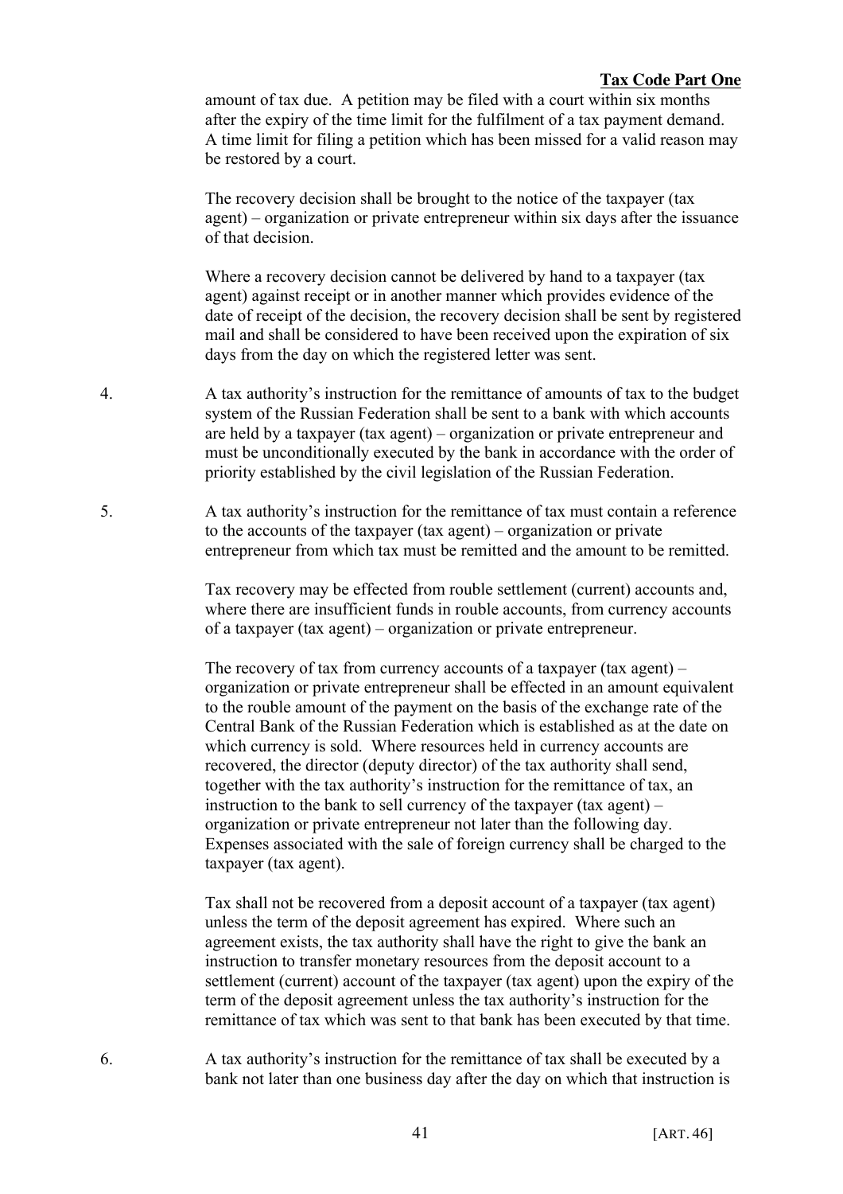amount of tax due. A petition may be filed with a court within six months after the expiry of the time limit for the fulfilment of a tax payment demand. A time limit for filing a petition which has been missed for a valid reason may be restored by a court.

The recovery decision shall be brought to the notice of the taxpayer (tax agent) – organization or private entrepreneur within six days after the issuance of that decision.

Where a recovery decision cannot be delivered by hand to a taxpayer (tax agent) against receipt or in another manner which provides evidence of the date of receipt of the decision, the recovery decision shall be sent by registered mail and shall be considered to have been received upon the expiration of six days from the day on which the registered letter was sent.

4. A tax authority's instruction for the remittance of amounts of tax to the budget system of the Russian Federation shall be sent to a bank with which accounts are held by a taxpayer (tax agent) – organization or private entrepreneur and must be unconditionally executed by the bank in accordance with the order of priority established by the civil legislation of the Russian Federation.

5. A tax authority's instruction for the remittance of tax must contain a reference to the accounts of the taxpayer (tax agent) – organization or private entrepreneur from which tax must be remitted and the amount to be remitted.

Tax recovery may be effected from rouble settlement (current) accounts and, where there are insufficient funds in rouble accounts, from currency accounts of a taxpayer (tax agent) – organization or private entrepreneur.

The recovery of tax from currency accounts of a taxpayer (tax agent) – organization or private entrepreneur shall be effected in an amount equivalent to the rouble amount of the payment on the basis of the exchange rate of the Central Bank of the Russian Federation which is established as at the date on which currency is sold. Where resources held in currency accounts are recovered, the director (deputy director) of the tax authority shall send, together with the tax authority's instruction for the remittance of tax, an instruction to the bank to sell currency of the taxpayer (tax agent) – organization or private entrepreneur not later than the following day. Expenses associated with the sale of foreign currency shall be charged to the taxpayer (tax agent).

Tax shall not be recovered from a deposit account of a taxpayer (tax agent) unless the term of the deposit agreement has expired. Where such an agreement exists, the tax authority shall have the right to give the bank an instruction to transfer monetary resources from the deposit account to a settlement (current) account of the taxpayer (tax agent) upon the expiry of the term of the deposit agreement unless the tax authority's instruction for the remittance of tax which was sent to that bank has been executed by that time.

6. A tax authority's instruction for the remittance of tax shall be executed by a bank not later than one business day after the day on which that instruction is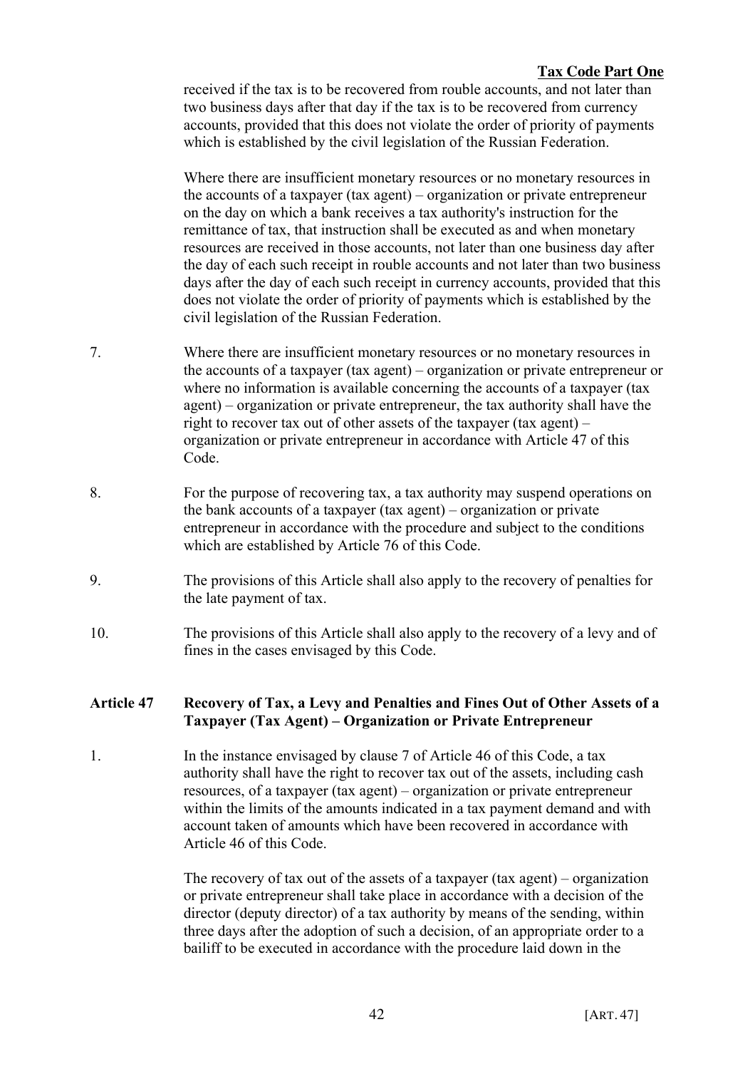received if the tax is to be recovered from rouble accounts, and not later than two business days after that day if the tax is to be recovered from currency accounts, provided that this does not violate the order of priority of payments which is established by the civil legislation of the Russian Federation.

Where there are insufficient monetary resources or no monetary resources in the accounts of a taxpayer (tax agent) – organization or private entrepreneur on the day on which a bank receives a tax authority's instruction for the remittance of tax, that instruction shall be executed as and when monetary resources are received in those accounts, not later than one business day after the day of each such receipt in rouble accounts and not later than two business days after the day of each such receipt in currency accounts, provided that this does not violate the order of priority of payments which is established by the civil legislation of the Russian Federation.

7. Where there are insufficient monetary resources or no monetary resources in the accounts of a taxpayer (tax agent) – organization or private entrepreneur or where no information is available concerning the accounts of a taxpayer (tax agent) – organization or private entrepreneur, the tax authority shall have the right to recover tax out of other assets of the taxpayer (tax agent) – organization or private entrepreneur in accordance with Article 47 of this Code.

8. For the purpose of recovering tax, a tax authority may suspend operations on the bank accounts of a taxpayer (tax agent) – organization or private entrepreneur in accordance with the procedure and subject to the conditions which are established by Article 76 of this Code.

9. The provisions of this Article shall also apply to the recovery of penalties for the late payment of tax.

10. The provisions of this Article shall also apply to the recovery of a levy and of fines in the cases envisaged by this Code.

### Article 47 Recovery of Tax, a Levy and Penalties and Fines Out of Other Assets of a Taxpayer (Tax Agent) – Organization or Private Entrepreneur

1. In the instance envisaged by clause 7 of Article 46 of this Code, a tax authority shall have the right to recover tax out of the assets, including cash resources, of a taxpayer (tax agent) – organization or private entrepreneur within the limits of the amounts indicated in a tax payment demand and with account taken of amounts which have been recovered in accordance with Article 46 of this Code.

The recovery of tax out of the assets of a taxpayer (tax agent) – organization or private entrepreneur shall take place in accordance with a decision of the director (deputy director) of a tax authority by means of the sending, within three days after the adoption of such a decision, of an appropriate order to a bailiff to be executed in accordance with the procedure laid down in the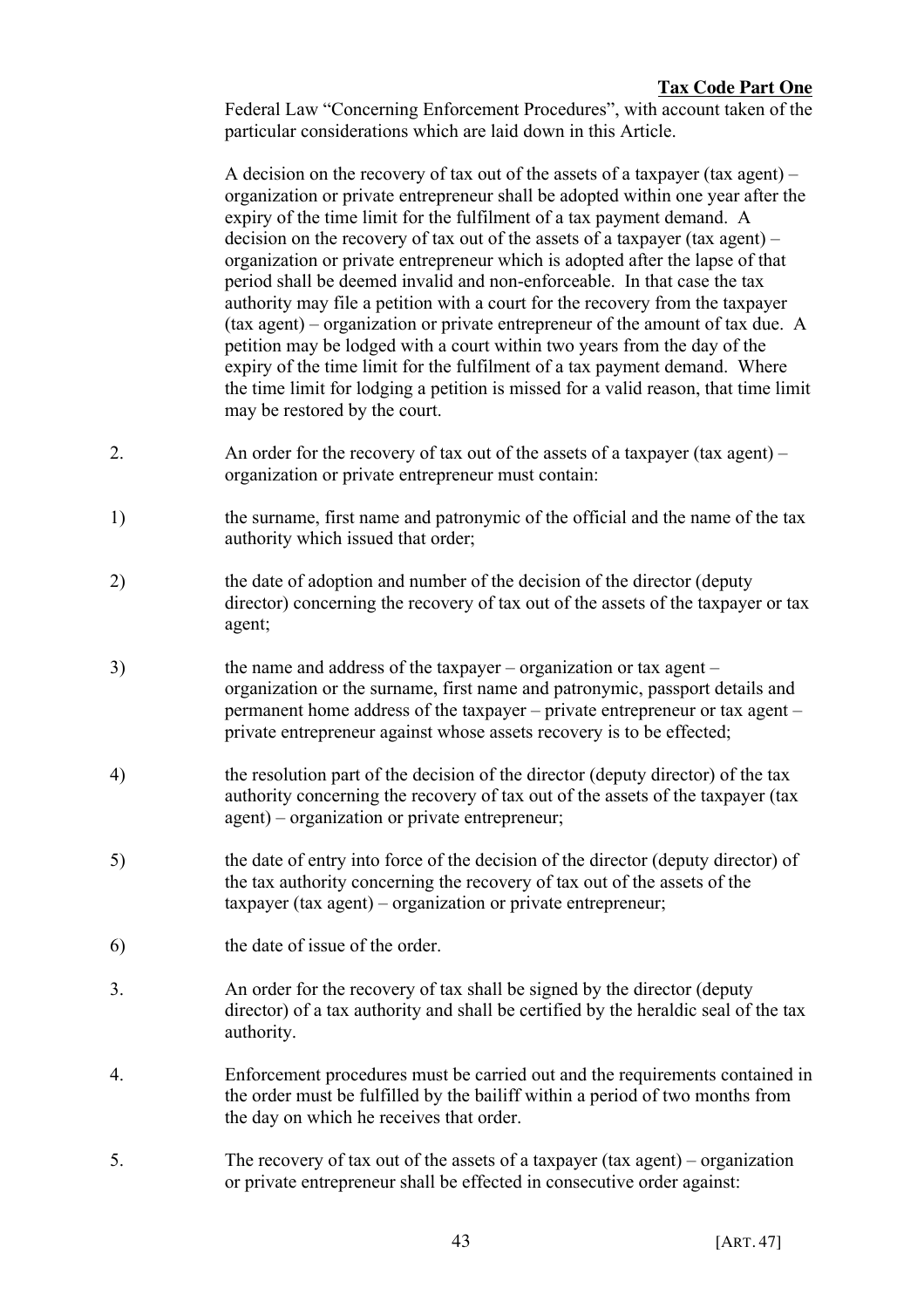Federal Law "Concerning Enforcement Procedures", with account taken of the particular considerations which are laid down in this Article.

A decision on the recovery of tax out of the assets of a taxpayer (tax agent) – organization or private entrepreneur shall be adopted within one year after the expiry of the time limit for the fulfilment of a tax payment demand. A decision on the recovery of tax out of the assets of a taxpayer (tax agent) – organization or private entrepreneur which is adopted after the lapse of that period shall be deemed invalid and non-enforceable. In that case the tax authority may file a petition with a court for the recovery from the taxpayer (tax agent) – organization or private entrepreneur of the amount of tax due. A petition may be lodged with a court within two years from the day of the expiry of the time limit for the fulfilment of a tax payment demand. Where the time limit for lodging a petition is missed for a valid reason, that time limit may be restored by the court.

2. An order for the recovery of tax out of the assets of a taxpayer (tax agent) – organization or private entrepreneur must contain:

1) the surname, first name and patronymic of the official and the name of the tax authority which issued that order;

2) the date of adoption and number of the decision of the director (deputy director) concerning the recovery of tax out of the assets of the taxpayer or tax agent;

3) the name and address of the taxpayer – organization or tax agent – organization or the surname, first name and patronymic, passport details and permanent home address of the taxpayer – private entrepreneur or tax agent – private entrepreneur against whose assets recovery is to be effected;

4) the resolution part of the decision of the director (deputy director) of the tax authority concerning the recovery of tax out of the assets of the taxpayer (tax agent) – organization or private entrepreneur;

5) the date of entry into force of the decision of the director (deputy director) of the tax authority concerning the recovery of tax out of the assets of the taxpayer (tax agent) – organization or private entrepreneur;

6) the date of issue of the order.

3. An order for the recovery of tax shall be signed by the director (deputy director) of a tax authority and shall be certified by the heraldic seal of the tax authority.

4. Enforcement procedures must be carried out and the requirements contained in the order must be fulfilled by the bailiff within a period of two months from the day on which he receives that order.

5. The recovery of tax out of the assets of a taxpayer (tax agent) – organization or private entrepreneur shall be effected in consecutive order against: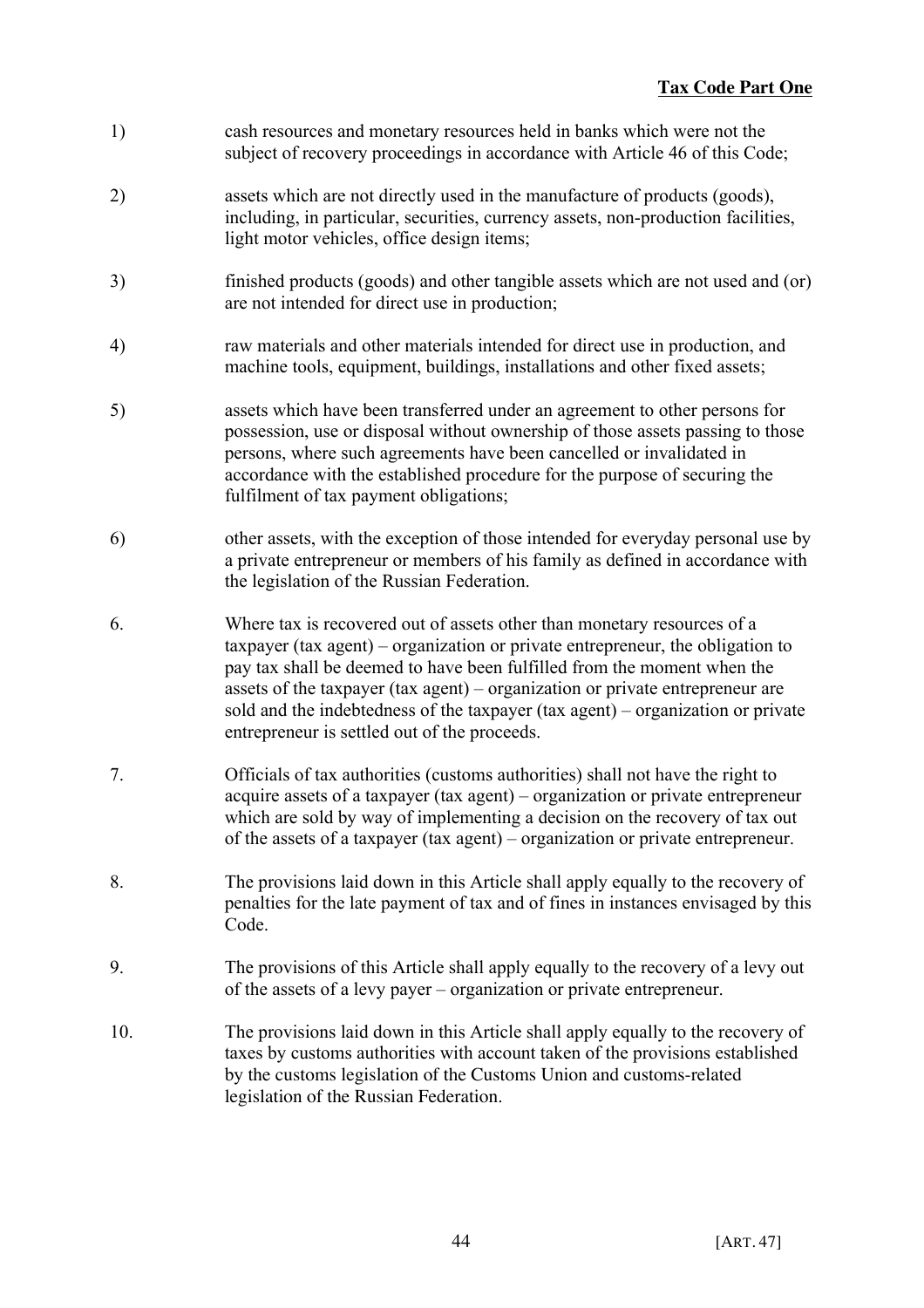1) cash resources and monetary resources held in banks which were not the subject of recovery proceedings in accordance with Article 46 of this Code;

2) assets which are not directly used in the manufacture of products (goods), including, in particular, securities, currency assets, non-production facilities, light motor vehicles, office design items;

3) finished products (goods) and other tangible assets which are not used and (or) are not intended for direct use in production;

4) raw materials and other materials intended for direct use in production, and machine tools, equipment, buildings, installations and other fixed assets;

5) assets which have been transferred under an agreement to other persons for possession, use or disposal without ownership of those assets passing to those persons, where such agreements have been cancelled or invalidated in accordance with the established procedure for the purpose of securing the fulfilment of tax payment obligations;

6) other assets, with the exception of those intended for everyday personal use by a private entrepreneur or members of his family as defined in accordance with the legislation of the Russian Federation.

6. Where tax is recovered out of assets other than monetary resources of a taxpayer (tax agent) – organization or private entrepreneur, the obligation to pay tax shall be deemed to have been fulfilled from the moment when the assets of the taxpayer (tax agent) – organization or private entrepreneur are sold and the indebtedness of the taxpayer (tax agent) – organization or private entrepreneur is settled out of the proceeds.

7. Officials of tax authorities (customs authorities) shall not have the right to acquire assets of a taxpayer (tax agent) – organization or private entrepreneur which are sold by way of implementing a decision on the recovery of tax out of the assets of a taxpayer (tax agent) – organization or private entrepreneur.

8. The provisions laid down in this Article shall apply equally to the recovery of penalties for the late payment of tax and of fines in instances envisaged by this Code.

9. The provisions of this Article shall apply equally to the recovery of a levy out of the assets of a levy payer – organization or private entrepreneur.

10. The provisions laid down in this Article shall apply equally to the recovery of taxes by customs authorities with account taken of the provisions established by the customs legislation of the Customs Union and customs-related legislation of the Russian Federation.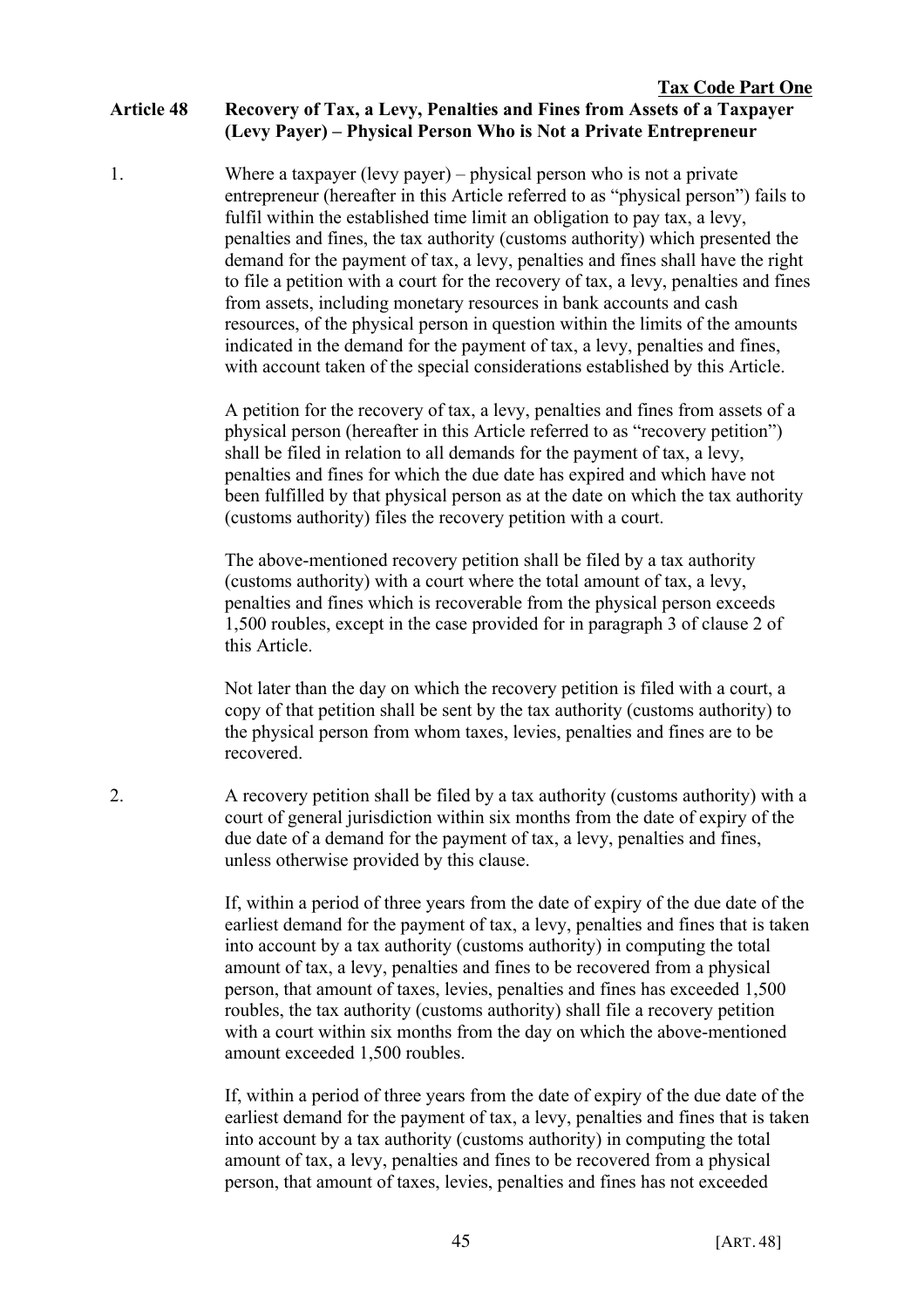## Article 48 Recovery of Tax, a Levy, Penalties and Fines from Assets of a Taxpayer (Levy Payer) – Physical Person Who is Not a Private Entrepreneur

1. Where a taxpayer (levy payer) – physical person who is not a private entrepreneur (hereafter in this Article referred to as "physical person") fails to fulfil within the established time limit an obligation to pay tax, a levy, penalties and fines, the tax authority (customs authority) which presented the demand for the payment of tax, a levy, penalties and fines shall have the right to file a petition with a court for the recovery of tax, a levy, penalties and fines from assets, including monetary resources in bank accounts and cash resources, of the physical person in question within the limits of the amounts indicated in the demand for the payment of tax, a levy, penalties and fines, with account taken of the special considerations established by this Article.

   A petition for the recovery of tax, a levy, penalties and fines from assets of a physical person (hereafter in this Article referred to as "recovery petition") shall be filed in relation to all demands for the payment of tax, a levy, penalties and fines for which the due date has expired and which have not been fulfilled by that physical person as at the date on which the tax authority (customs authority) files the recovery petition with a court.

   The above-mentioned recovery petition shall be filed by a tax authority (customs authority) with a court where the total amount of tax, a levy, penalties and fines which is recoverable from the physical person exceeds 1,500 roubles, except in the case provided for in paragraph 3 of clause 2 of this Article.

   Not later than the day on which the recovery petition is filed with a court, a copy of that petition shall be sent by the tax authority (customs authority) to the physical person from whom taxes, levies, penalties and fines are to be recovered.

2. A recovery petition shall be filed by a tax authority (customs authority) with a court of general jurisdiction within six months from the date of expiry of the due date of a demand for the payment of tax, a levy, penalties and fines, unless otherwise provided by this clause.

   If, within a period of three years from the date of expiry of the due date of the earliest demand for the payment of tax, a levy, penalties and fines that is taken into account by a tax authority (customs authority) in computing the total amount of tax, a levy, penalties and fines to be recovered from a physical person, that amount of taxes, levies, penalties and fines has exceeded 1,500 roubles, the tax authority (customs authority) shall file a recovery petition with a court within six months from the day on which the above-mentioned amount exceeded 1,500 roubles.

   If, within a period of three years from the date of expiry of the due date of the earliest demand for the payment of tax, a levy, penalties and fines that is taken into account by a tax authority (customs authority) in computing the total amount of tax, a levy, penalties and fines to be recovered from a physical person, that amount of taxes, levies, penalties and fines has not exceeded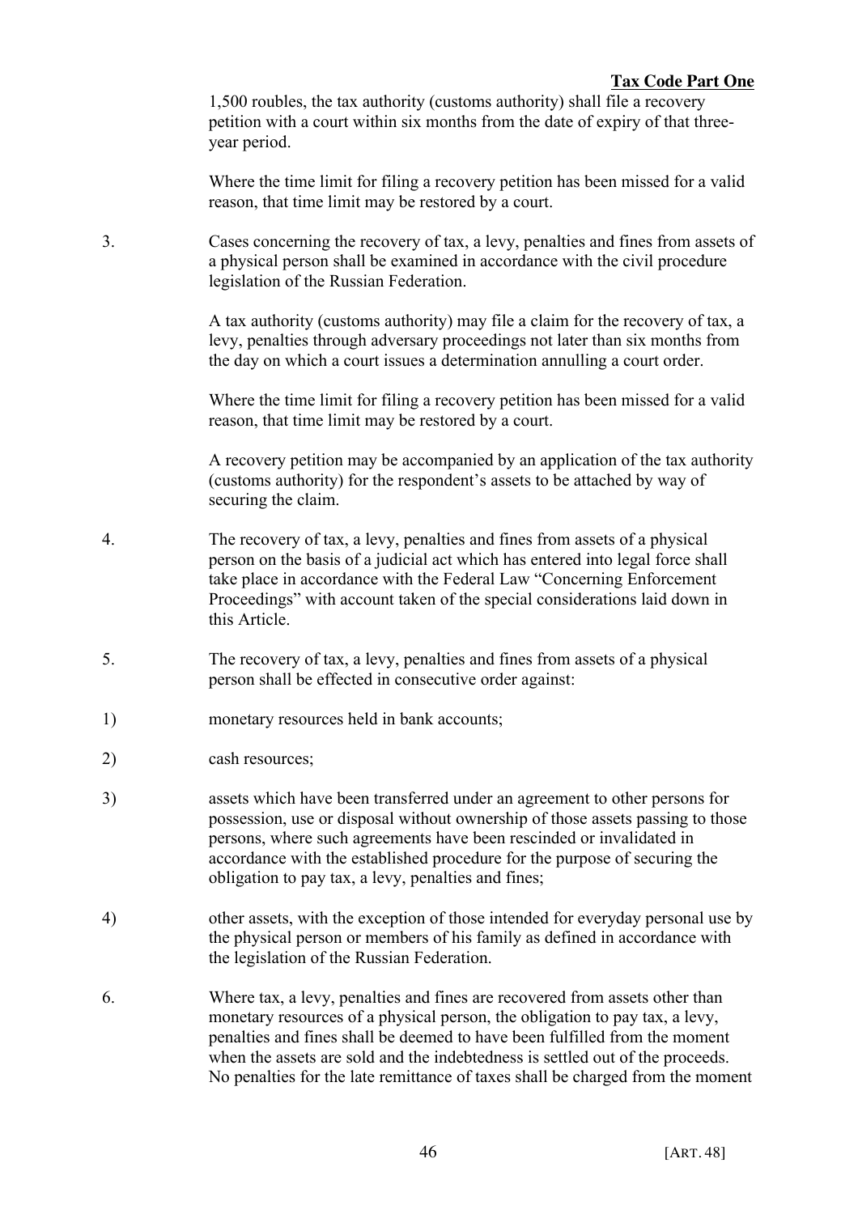1,500 roubles, the tax authority (customs authority) shall file a recovery petition with a court within six months from the date of expiry of that three-year period.

Where the time limit for filing a recovery petition has been missed for a valid reason, that time limit may be restored by a court.

3. Cases concerning the recovery of tax, a levy, penalties and fines from assets of a physical person shall be examined in accordance with the civil procedure legislation of the Russian Federation.

A tax authority (customs authority) may file a claim for the recovery of tax, a levy, penalties through adversary proceedings not later than six months from the day on which a court issues a determination annulling a court order.

Where the time limit for filing a recovery petition has been missed for a valid reason, that time limit may be restored by a court.

A recovery petition may be accompanied by an application of the tax authority (customs authority) for the respondent's assets to be attached by way of securing the claim.

4. The recovery of tax, a levy, penalties and fines from assets of a physical person on the basis of a judicial act which has entered into legal force shall take place in accordance with the Federal Law "Concerning Enforcement Proceedings" with account taken of the special considerations laid down in this Article.

5. The recovery of tax, a levy, penalties and fines from assets of a physical person shall be effected in consecutive order against:

1) monetary resources held in bank accounts;

2) cash resources;

3) assets which have been transferred under an agreement to other persons for possession, use or disposal without ownership of those assets passing to those persons, where such agreements have been rescinded or invalidated in accordance with the established procedure for the purpose of securing the obligation to pay tax, a levy, penalties and fines;

4) other assets, with the exception of those intended for everyday personal use by the physical person or members of his family as defined in accordance with the legislation of the Russian Federation.

6. Where tax, a levy, penalties and fines are recovered from assets other than monetary resources of a physical person, the obligation to pay tax, a levy, penalties and fines shall be deemed to have been fulfilled from the moment when the assets are sold and the indebtedness is settled out of the proceeds. No penalties for the late remittance of taxes shall be charged from the moment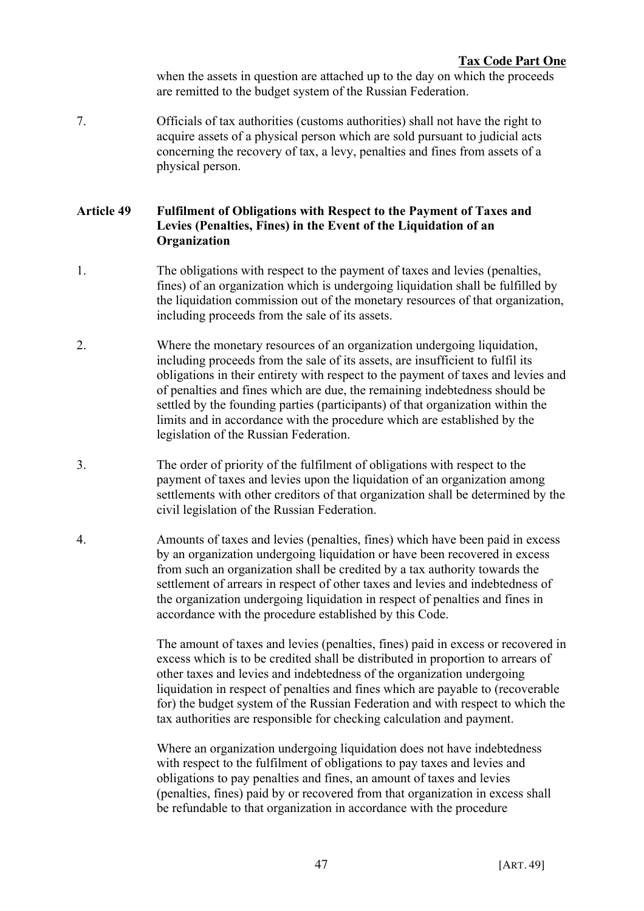when the assets in question are attached up to the day on which the proceeds are remitted to the budget system of the Russian Federation.

7. Officials of tax authorities (customs authorities) shall not have the right to acquire assets of a physical person which are sold pursuant to judicial acts concerning the recovery of tax, a levy, penalties and fines from assets of a physical person.

### Article 49 Fulfilment of Obligations with Respect to the Payment of Taxes and Levies (Penalties, Fines) in the Event of the Liquidation of an Organization

1. The obligations with respect to the payment of taxes and levies (penalties, fines) of an organization which is undergoing liquidation shall be fulfilled by the liquidation commission out of the monetary resources of that organization, including proceeds from the sale of its assets.

2. Where the monetary resources of an organization undergoing liquidation, including proceeds from the sale of its assets, are insufficient to fulfil its obligations in their entirety with respect to the payment of taxes and levies and of penalties and fines which are due, the remaining indebtedness should be settled by the founding parties (participants) of that organization within the limits and in accordance with the procedure which are established by the legislation of the Russian Federation.

3. The order of priority of the fulfilment of obligations with respect to the payment of taxes and levies upon the liquidation of an organization among settlements with other creditors of that organization shall be determined by the civil legislation of the Russian Federation.

4. Amounts of taxes and levies (penalties, fines) which have been paid in excess by an organization undergoing liquidation or have been recovered in excess from such an organization shall be credited by a tax authority towards the settlement of arrears in respect of other taxes and levies and indebtedness of the organization undergoing liquidation in respect of penalties and fines in accordance with the procedure established by this Code.

   The amount of taxes and levies (penalties, fines) paid in excess or recovered in excess which is to be credited shall be distributed in proportion to arrears of other taxes and levies and indebtedness of the organization undergoing liquidation in respect of penalties and fines which are payable to (recoverable for) the budget system of the Russian Federation and with respect to which the tax authorities are responsible for checking calculation and payment.

   Where an organization undergoing liquidation does not have indebtedness with respect to the fulfilment of obligations to pay taxes and levies and obligations to pay penalties and fines, an amount of taxes and levies (penalties, fines) paid by or recovered from that organization in excess shall be refundable to that organization in accordance with the procedure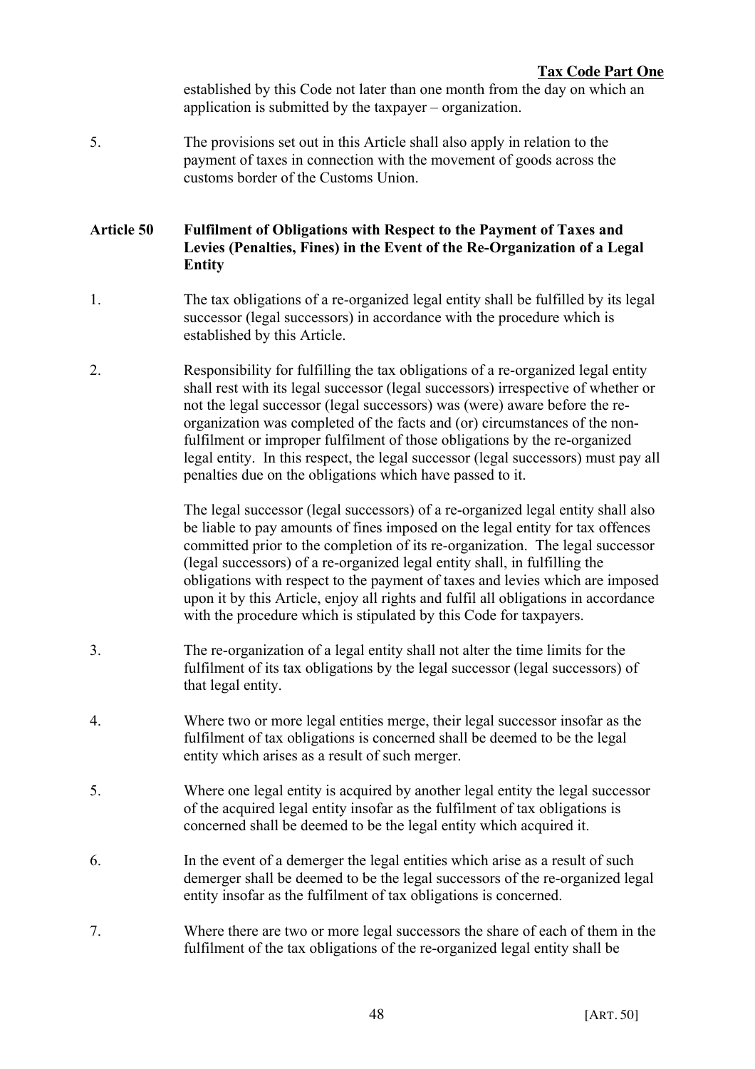established by this Code not later than one month from the day on which an application is submitted by the taxpayer – organization.

5. The provisions set out in this Article shall also apply in relation to the payment of taxes in connection with the movement of goods across the customs border of the Customs Union.

### Article 50 Fulfilment of Obligations with Respect to the Payment of Taxes and Levies (Penalties, Fines) in the Event of the Re-Organization of a Legal Entity

1. The tax obligations of a re-organized legal entity shall be fulfilled by its legal successor (legal successors) in accordance with the procedure which is established by this Article.

2. Responsibility for fulfilling the tax obligations of a re-organized legal entity shall rest with its legal successor (legal successors) irrespective of whether or not the legal successor (legal successors) was (were) aware before the re-organization was completed of the facts and (or) circumstances of the non-fulfilment or improper fulfilment of those obligations by the re-organized legal entity. In this respect, the legal successor (legal successors) must pay all penalties due on the obligations which have passed to it.

   The legal successor (legal successors) of a re-organized legal entity shall also be liable to pay amounts of fines imposed on the legal entity for tax offences committed prior to the completion of its re-organization. The legal successor (legal successors) of a re-organized legal entity shall, in fulfilling the obligations with respect to the payment of taxes and levies which are imposed upon it by this Article, enjoy all rights and fulfil all obligations in accordance with the procedure which is stipulated by this Code for taxpayers.

3. The re-organization of a legal entity shall not alter the time limits for the fulfilment of its tax obligations by the legal successor (legal successors) of that legal entity.

4. Where two or more legal entities merge, their legal successor insofar as the fulfilment of tax obligations is concerned shall be deemed to be the legal entity which arises as a result of such merger.

5. Where one legal entity is acquired by another legal entity the legal successor of the acquired legal entity insofar as the fulfilment of tax obligations is concerned shall be deemed to be the legal entity which acquired it.

6. In the event of a demerger the legal entities which arise as a result of such demerger shall be deemed to be the legal successors of the re-organized legal entity insofar as the fulfilment of tax obligations is concerned.

7. Where there are two or more legal successors the share of each of them in the fulfilment of the tax obligations of the re-organized legal entity shall be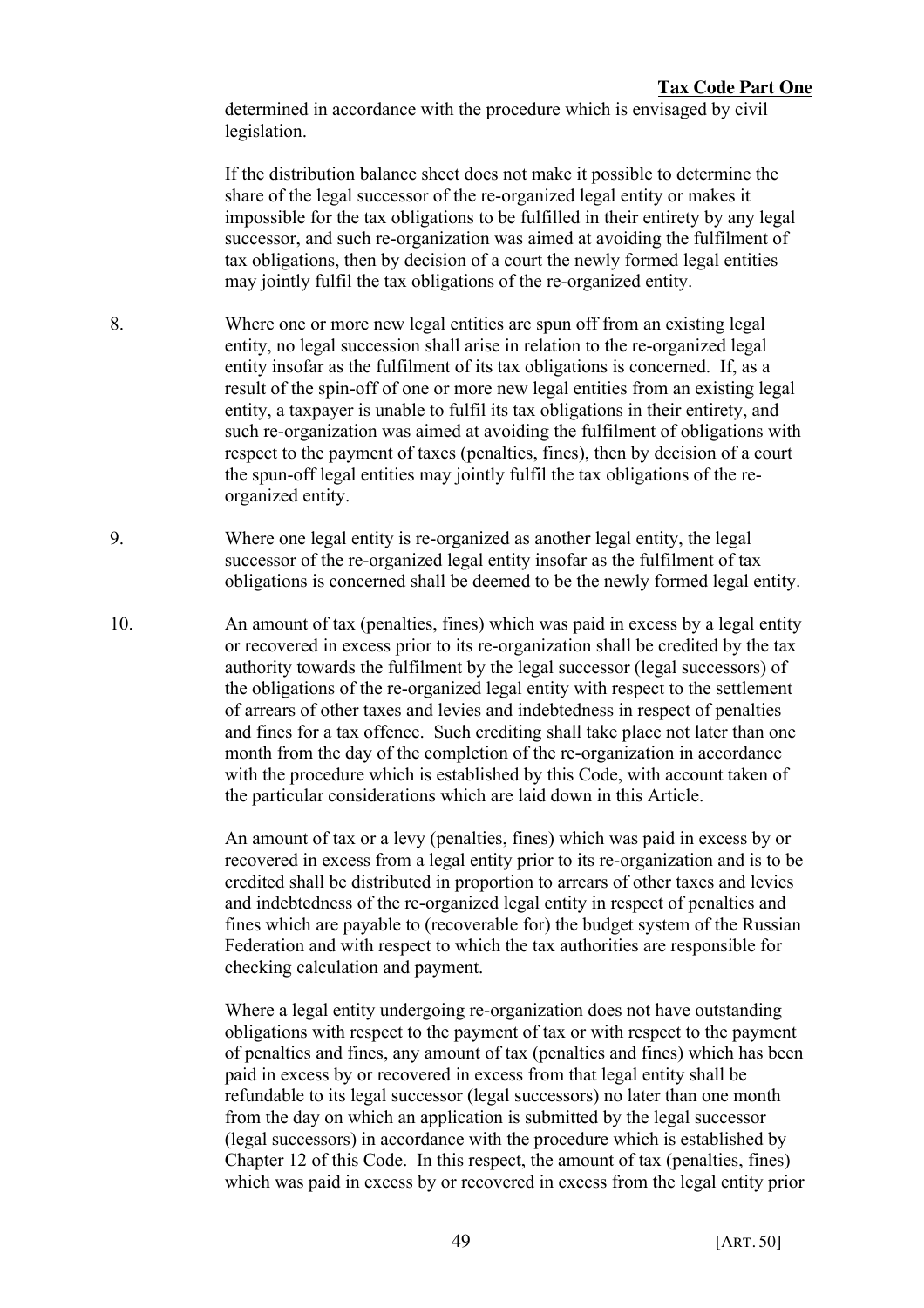determined in accordance with the procedure which is envisaged by civil legislation.

If the distribution balance sheet does not make it possible to determine the share of the legal successor of the re-organized legal entity or makes it impossible for the tax obligations to be fulfilled in their entirety by any legal successor, and such re-organization was aimed at avoiding the fulfilment of tax obligations, then by decision of a court the newly formed legal entities may jointly fulfil the tax obligations of the re-organized entity.

8. Where one or more new legal entities are spun off from an existing legal entity, no legal succession shall arise in relation to the re-organized legal entity insofar as the fulfilment of its tax obligations is concerned. If, as a result of the spin-off of one or more new legal entities from an existing legal entity, a taxpayer is unable to fulfil its tax obligations in their entirety, and such re-organization was aimed at avoiding the fulfilment of obligations with respect to the payment of taxes (penalties, fines), then by decision of a court the spun-off legal entities may jointly fulfil the tax obligations of the re-organized entity.

9. Where one legal entity is re-organized as another legal entity, the legal successor of the re-organized legal entity insofar as the fulfilment of tax obligations is concerned shall be deemed to be the newly formed legal entity.

10. An amount of tax (penalties, fines) which was paid in excess by a legal entity or recovered in excess prior to its re-organization shall be credited by the tax authority towards the fulfilment by the legal successor (legal successors) of the obligations of the re-organized legal entity with respect to the settlement of arrears of other taxes and levies and indebtedness in respect of penalties and fines for a tax offence. Such crediting shall take place not later than one month from the day of the completion of the re-organization in accordance with the procedure which is established by this Code, with account taken of the particular considerations which are laid down in this Article.

An amount of tax or a levy (penalties, fines) which was paid in excess by or recovered in excess from a legal entity prior to its re-organization and is to be credited shall be distributed in proportion to arrears of other taxes and levies and indebtedness of the re-organized legal entity in respect of penalties and fines which are payable to (recoverable for) the budget system of the Russian Federation and with respect to which the tax authorities are responsible for checking calculation and payment.

Where a legal entity undergoing re-organization does not have outstanding obligations with respect to the payment of tax or with respect to the payment of penalties and fines, any amount of tax (penalties and fines) which has been paid in excess by or recovered in excess from that legal entity shall be refundable to its legal successor (legal successors) no later than one month from the day on which an application is submitted by the legal successor (legal successors) in accordance with the procedure which is established by Chapter 12 of this Code. In this respect, the amount of tax (penalties, fines) which was paid in excess by or recovered in excess from the legal entity prior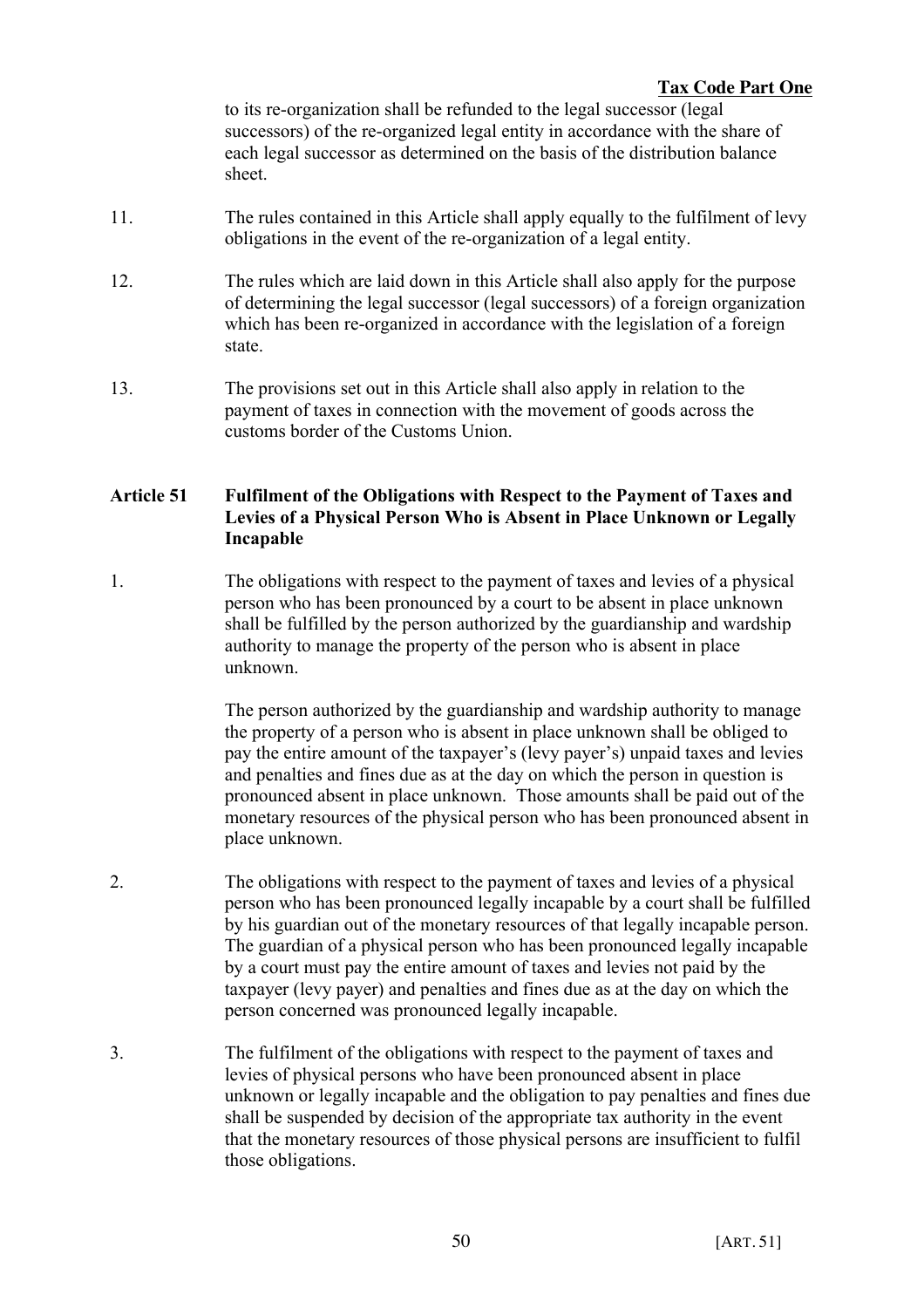to its re-organization shall be refunded to the legal successor (legal successors) of the re-organized legal entity in accordance with the share of each legal successor as determined on the basis of the distribution balance sheet.

11. The rules contained in this Article shall apply equally to the fulfilment of levy obligations in the event of the re-organization of a legal entity.

12. The rules which are laid down in this Article shall also apply for the purpose of determining the legal successor (legal successors) of a foreign organization which has been re-organized in accordance with the legislation of a foreign state.

13. The provisions set out in this Article shall also apply in relation to the payment of taxes in connection with the movement of goods across the customs border of the Customs Union.

### Article 51 Fulfilment of the Obligations with Respect to the Payment of Taxes and Levies of a Physical Person Who is Absent in Place Unknown or Legally Incapable

1. The obligations with respect to the payment of taxes and levies of a physical person who has been pronounced by a court to be absent in place unknown shall be fulfilled by the person authorized by the guardianship and wardship authority to manage the property of the person who is absent in place unknown.

   The person authorized by the guardianship and wardship authority to manage the property of a person who is absent in place unknown shall be obliged to pay the entire amount of the taxpayer's (levy payer's) unpaid taxes and levies and penalties and fines due as at the day on which the person in question is pronounced absent in place unknown. Those amounts shall be paid out of the monetary resources of the physical person who has been pronounced absent in place unknown.

2. The obligations with respect to the payment of taxes and levies of a physical person who has been pronounced legally incapable by a court shall be fulfilled by his guardian out of the monetary resources of that legally incapable person. The guardian of a physical person who has been pronounced legally incapable by a court must pay the entire amount of taxes and levies not paid by the taxpayer (levy payer) and penalties and fines due as at the day on which the person concerned was pronounced legally incapable.

3. The fulfilment of the obligations with respect to the payment of taxes and levies of physical persons who have been pronounced absent in place unknown or legally incapable and the obligation to pay penalties and fines due shall be suspended by decision of the appropriate tax authority in the event that the monetary resources of those physical persons are insufficient to fulfil those obligations.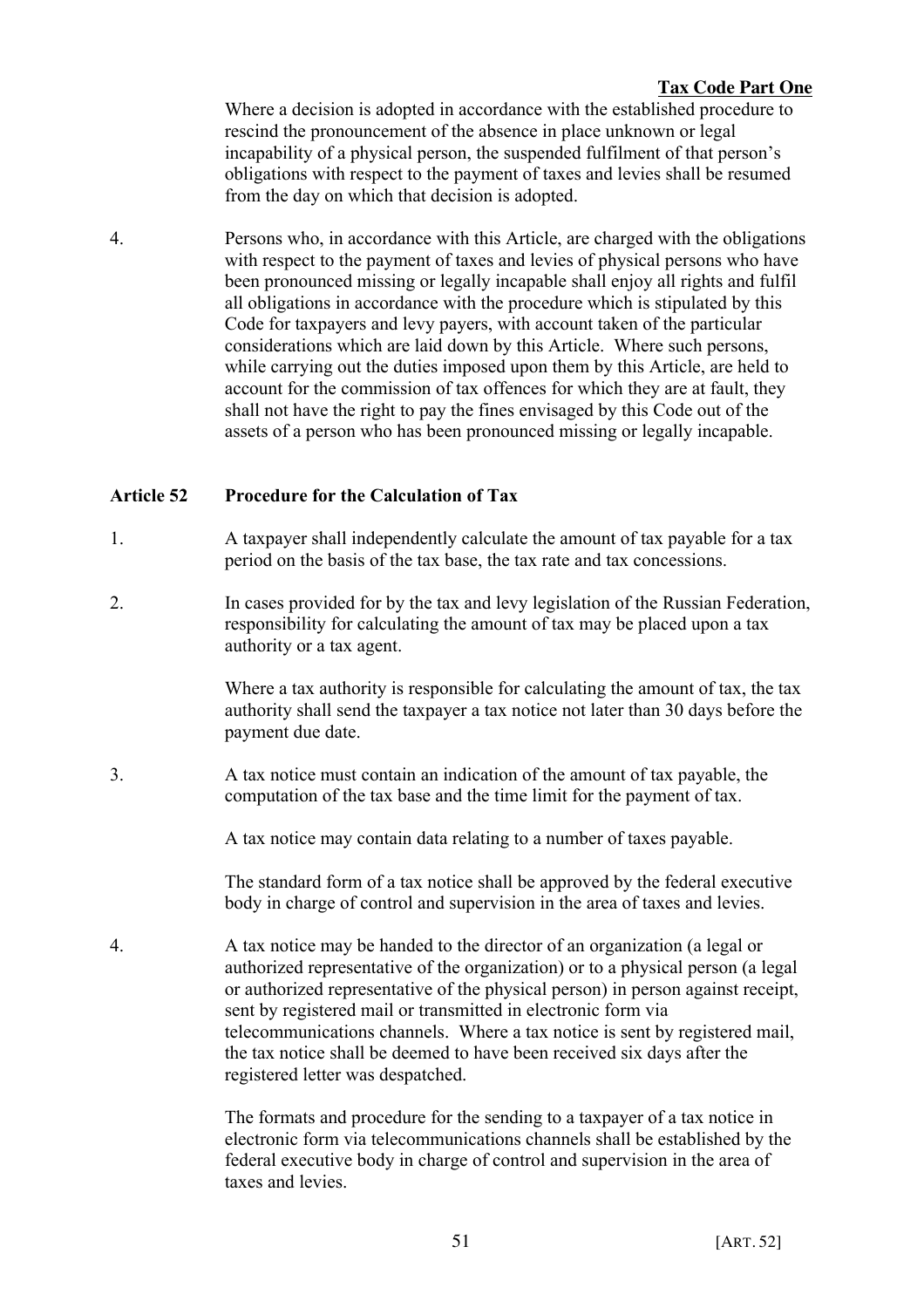Where a decision is adopted in accordance with the established procedure to rescind the pronouncement of the absence in place unknown or legal incapability of a physical person, the suspended fulfilment of that person's obligations with respect to the payment of taxes and levies shall be resumed from the day on which that decision is adopted.

4. Persons who, in accordance with this Article, are charged with the obligations with respect to the payment of taxes and levies of physical persons who have been pronounced missing or legally incapable shall enjoy all rights and fulfil all obligations in accordance with the procedure which is stipulated by this Code for taxpayers and levy payers, with account taken of the particular considerations which are laid down by this Article. Where such persons, while carrying out the duties imposed upon them by this Article, are held to account for the commission of tax offences for which they are at fault, they shall not have the right to pay the fines envisaged by this Code out of the assets of a person who has been pronounced missing or legally incapable.

### Article 52 Procedure for the Calculation of Tax

1. A taxpayer shall independently calculate the amount of tax payable for a tax period on the basis of the tax base, the tax rate and tax concessions.

2. In cases provided for by the tax and levy legislation of the Russian Federation, responsibility for calculating the amount of tax may be placed upon a tax authority or a tax agent.

   Where a tax authority is responsible for calculating the amount of tax, the tax authority shall send the taxpayer a tax notice not later than 30 days before the payment due date.

3. A tax notice must contain an indication of the amount of tax payable, the computation of the tax base and the time limit for the payment of tax.

   A tax notice may contain data relating to a number of taxes payable.

   The standard form of a tax notice shall be approved by the federal executive body in charge of control and supervision in the area of taxes and levies.

4. A tax notice may be handed to the director of an organization (a legal or authorized representative of the organization) or to a physical person (a legal or authorized representative of the physical person) in person against receipt, sent by registered mail or transmitted in electronic form via telecommunications channels. Where a tax notice is sent by registered mail, the tax notice shall be deemed to have been received six days after the registered letter was despatched.

   The formats and procedure for the sending to a taxpayer of a tax notice in electronic form via telecommunications channels shall be established by the federal executive body in charge of control and supervision in the area of taxes and levies.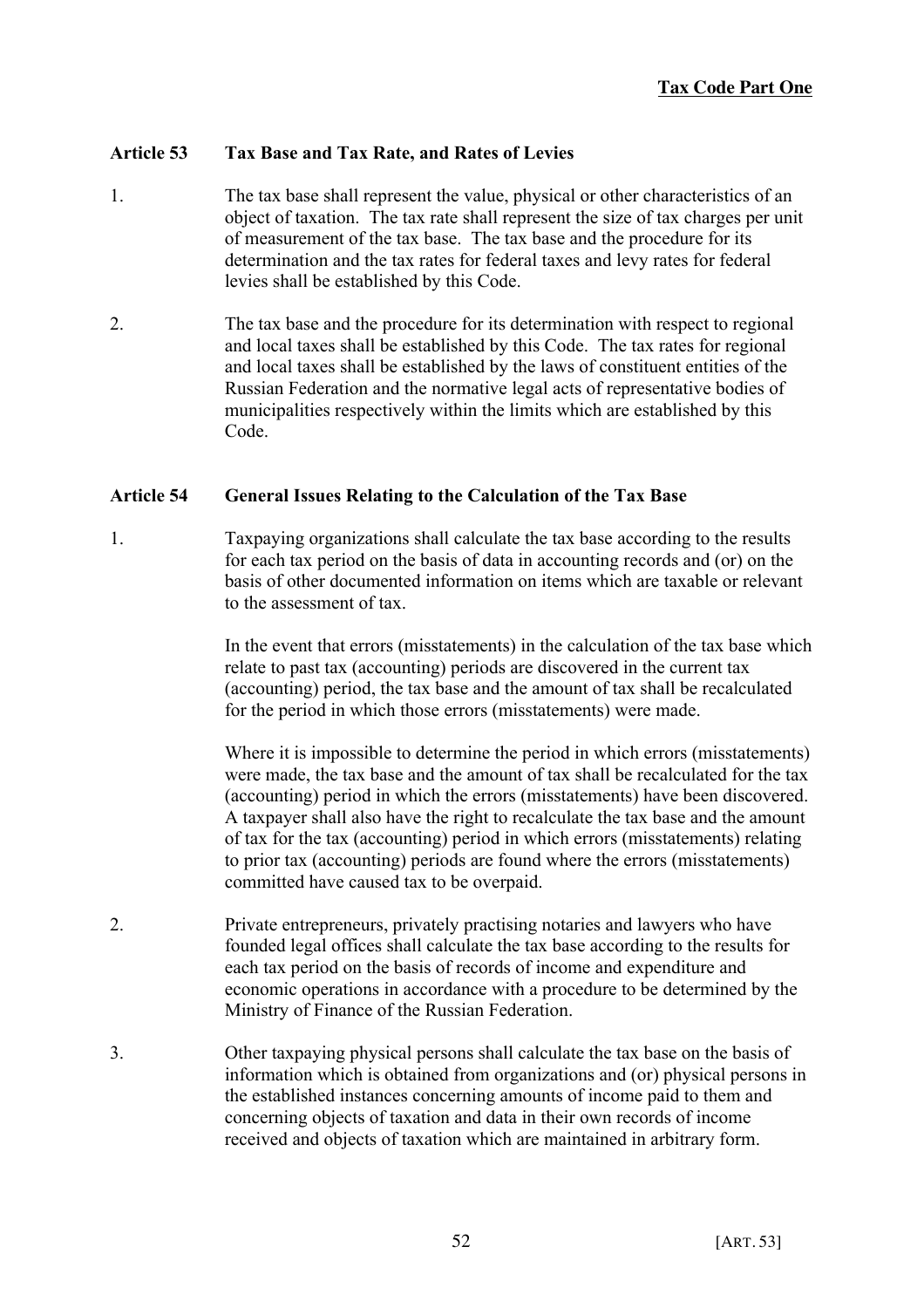### Article 53 Tax Base and Tax Rate, and Rates of Levies

1. The tax base shall represent the value, physical or other characteristics of an object of taxation. The tax rate shall represent the size of tax charges per unit of measurement of the tax base. The tax base and the procedure for its determination and the tax rates for federal taxes and levy rates for federal levies shall be established by this Code.

2. The tax base and the procedure for its determination with respect to regional and local taxes shall be established by this Code. The tax rates for regional and local taxes shall be established by the laws of constituent entities of the Russian Federation and the normative legal acts of representative bodies of municipalities respectively within the limits which are established by this Code.

### Article 54 General Issues Relating to the Calculation of the Tax Base

1. Taxpaying organizations shall calculate the tax base according to the results for each tax period on the basis of data in accounting records and (or) on the basis of other documented information on items which are taxable or relevant to the assessment of tax.

   In the event that errors (misstatements) in the calculation of the tax base which relate to past tax (accounting) periods are discovered in the current tax (accounting) period, the tax base and the amount of tax shall be recalculated for the period in which those errors (misstatements) were made.

   Where it is impossible to determine the period in which errors (misstatements) were made, the tax base and the amount of tax shall be recalculated for the tax (accounting) period in which the errors (misstatements) have been discovered. A taxpayer shall also have the right to recalculate the tax base and the amount of tax for the tax (accounting) period in which errors (misstatements) relating to prior tax (accounting) periods are found where the errors (misstatements) committed have caused tax to be overpaid.

2. Private entrepreneurs, privately practising notaries and lawyers who have founded legal offices shall calculate the tax base according to the results for each tax period on the basis of records of income and expenditure and economic operations in accordance with a procedure to be determined by the Ministry of Finance of the Russian Federation.

3. Other taxpaying physical persons shall calculate the tax base on the basis of information which is obtained from organizations and (or) physical persons in the established instances concerning amounts of income paid to them and concerning objects of taxation and data in their own records of income received and objects of taxation which are maintained in arbitrary form.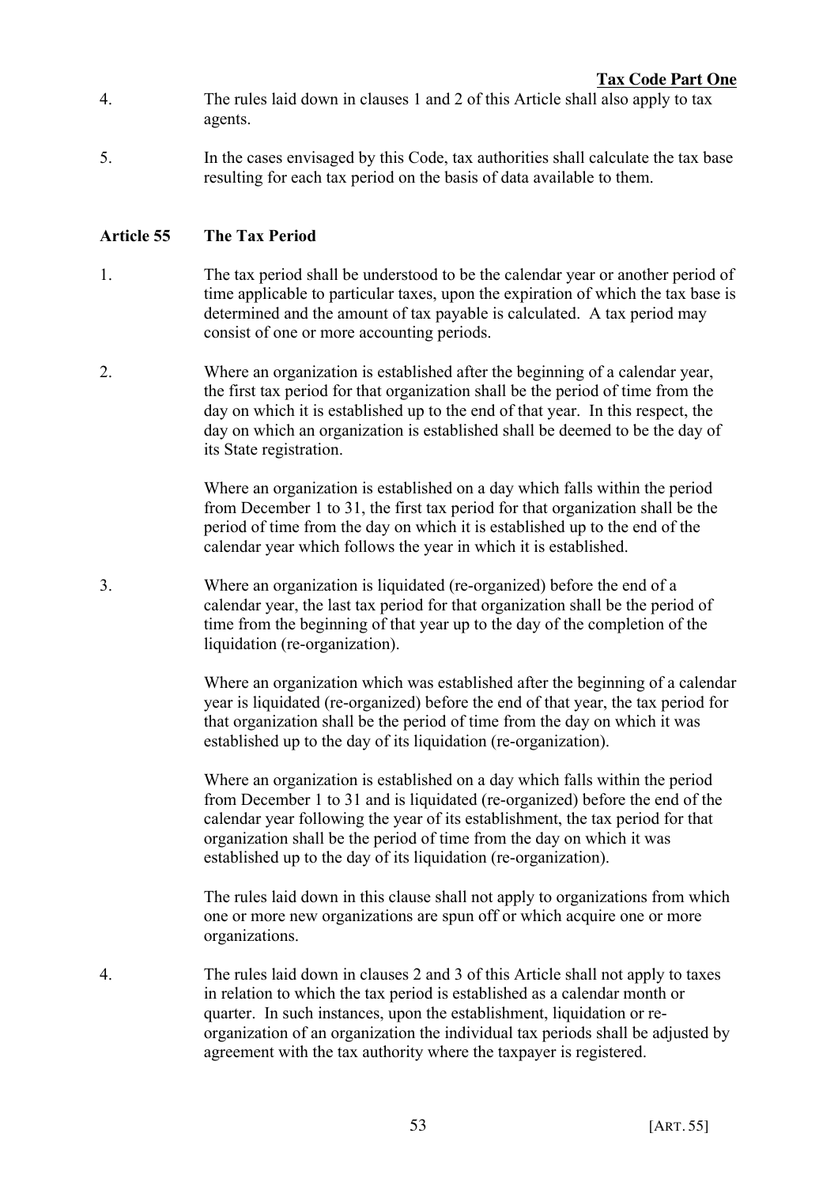4. The rules laid down in clauses 1 and 2 of this Article shall also apply to tax agents.

5. In the cases envisaged by this Code, tax authorities shall calculate the tax base resulting for each tax period on the basis of data available to them.

### Article 55 The Tax Period

1. The tax period shall be understood to be the calendar year or another period of time applicable to particular taxes, upon the expiration of which the tax base is determined and the amount of tax payable is calculated. A tax period may consist of one or more accounting periods.

2. Where an organization is established after the beginning of a calendar year, the first tax period for that organization shall be the period of time from the day on which it is established up to the end of that year. In this respect, the day on which an organization is established shall be deemed to be the day of its State registration.

   Where an organization is established on a day which falls within the period from December 1 to 31, the first tax period for that organization shall be the period of time from the day on which it is established up to the end of the calendar year which follows the year in which it is established.

3. Where an organization is liquidated (re-organized) before the end of a calendar year, the last tax period for that organization shall be the period of time from the beginning of that year up to the day of the completion of the liquidation (re-organization).

   Where an organization which was established after the beginning of a calendar year is liquidated (re-organized) before the end of that year, the tax period for that organization shall be the period of time from the day on which it was established up to the day of its liquidation (re-organization).

   Where an organization is established on a day which falls within the period from December 1 to 31 and is liquidated (re-organized) before the end of the calendar year following the year of its establishment, the tax period for that organization shall be the period of time from the day on which it was established up to the day of its liquidation (re-organization).

   The rules laid down in this clause shall not apply to organizations from which one or more new organizations are spun off or which acquire one or more organizations.

4. The rules laid down in clauses 2 and 3 of this Article shall not apply to taxes in relation to which the tax period is established as a calendar month or quarter. In such instances, upon the establishment, liquidation or re-organization of an organization the individual tax periods shall be adjusted by agreement with the tax authority where the taxpayer is registered.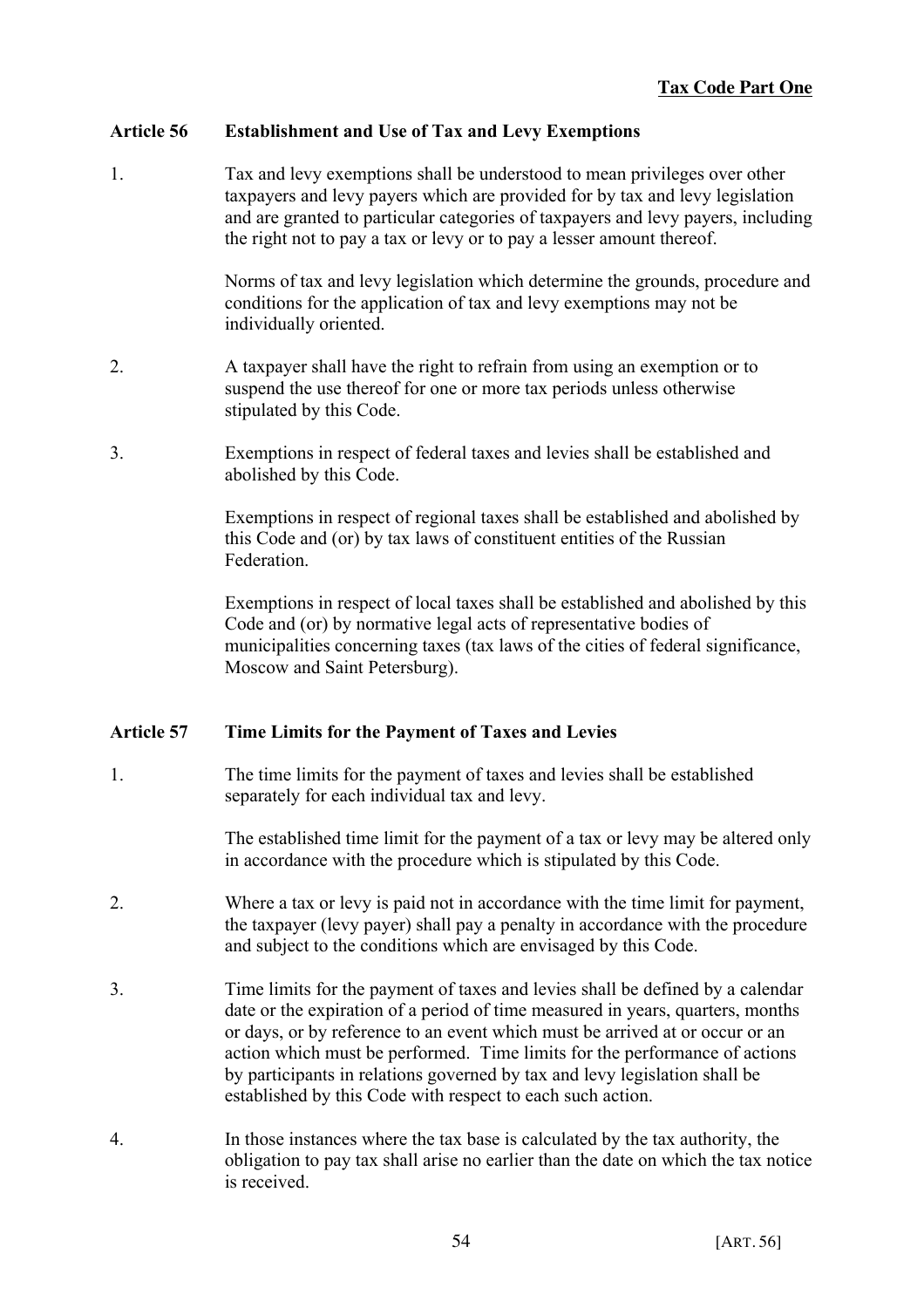## Article 56 Establishment and Use of Tax and Levy Exemptions

1. Tax and levy exemptions shall be understood to mean privileges over other taxpayers and levy payers which are provided for by tax and levy legislation and are granted to particular categories of taxpayers and levy payers, including the right not to pay a tax or levy or to pay a lesser amount thereof.

   Norms of tax and levy legislation which determine the grounds, procedure and conditions for the application of tax and levy exemptions may not be individually oriented.

2. A taxpayer shall have the right to refrain from using an exemption or to suspend the use thereof for one or more tax periods unless otherwise stipulated by this Code.

3. Exemptions in respect of federal taxes and levies shall be established and abolished by this Code.

   Exemptions in respect of regional taxes shall be established and abolished by this Code and (or) by tax laws of constituent entities of the Russian Federation.

   Exemptions in respect of local taxes shall be established and abolished by this Code and (or) by normative legal acts of representative bodies of municipalities concerning taxes (tax laws of the cities of federal significance, Moscow and Saint Petersburg).

## Article 57 Time Limits for the Payment of Taxes and Levies

1. The time limits for the payment of taxes and levies shall be established separately for each individual tax and levy.

   The established time limit for the payment of a tax or levy may be altered only in accordance with the procedure which is stipulated by this Code.

2. Where a tax or levy is paid not in accordance with the time limit for payment, the taxpayer (levy payer) shall pay a penalty in accordance with the procedure and subject to the conditions which are envisaged by this Code.

3. Time limits for the payment of taxes and levies shall be defined by a calendar date or the expiration of a period of time measured in years, quarters, months or days, or by reference to an event which must be arrived at or occur or an action which must be performed. Time limits for the performance of actions by participants in relations governed by tax and levy legislation shall be established by this Code with respect to each such action.

4. In those instances where the tax base is calculated by the tax authority, the obligation to pay tax shall arise no earlier than the date on which the tax notice is received.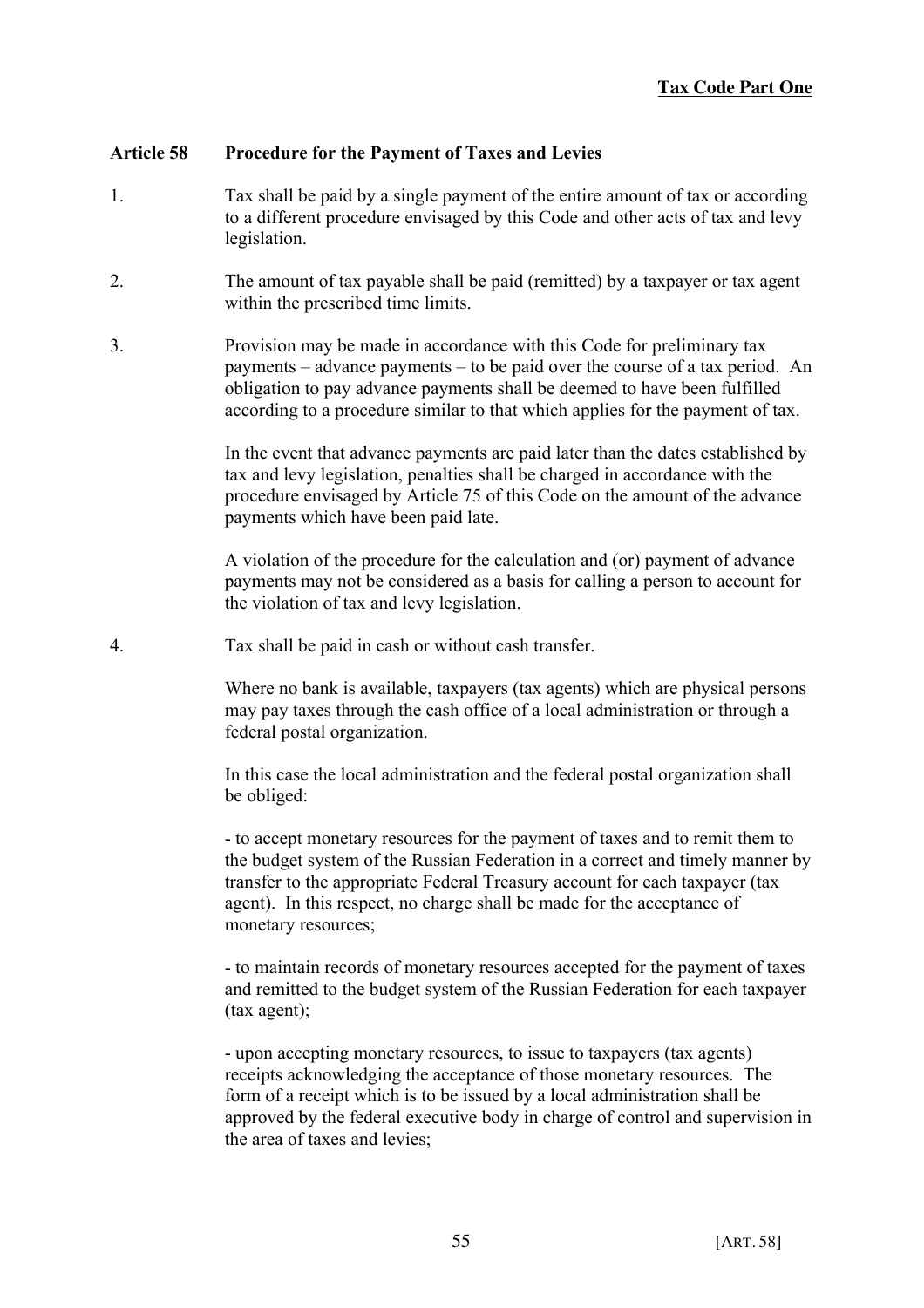### Article 58 Procedure for the Payment of Taxes and Levies

1. Tax shall be paid by a single payment of the entire amount of tax or according to a different procedure envisaged by this Code and other acts of tax and levy legislation.

2. The amount of tax payable shall be paid (remitted) by a taxpayer or tax agent within the prescribed time limits.

3. Provision may be made in accordance with this Code for preliminary tax payments – advance payments – to be paid over the course of a tax period. An obligation to pay advance payments shall be deemed to have been fulfilled according to a procedure similar to that which applies for the payment of tax.

   In the event that advance payments are paid later than the dates established by tax and levy legislation, penalties shall be charged in accordance with the procedure envisaged by Article 75 of this Code on the amount of the advance payments which have been paid late.

   A violation of the procedure for the calculation and (or) payment of advance payments may not be considered as a basis for calling a person to account for the violation of tax and levy legislation.

4. Tax shall be paid in cash or without cash transfer.

   Where no bank is available, taxpayers (tax agents) which are physical persons may pay taxes through the cash office of a local administration or through a federal postal organization.

   In this case the local administration and the federal postal organization shall be obliged:

   - to accept monetary resources for the payment of taxes and to remit them to the budget system of the Russian Federation in a correct and timely manner by transfer to the appropriate Federal Treasury account for each taxpayer (tax agent). In this respect, no charge shall be made for the acceptance of monetary resources;

   - to maintain records of monetary resources accepted for the payment of taxes and remitted to the budget system of the Russian Federation for each taxpayer (tax agent);

   - upon accepting monetary resources, to issue to taxpayers (tax agents) receipts acknowledging the acceptance of those monetary resources. The form of a receipt which is to be issued by a local administration shall be approved by the federal executive body in charge of control and supervision in the area of taxes and levies;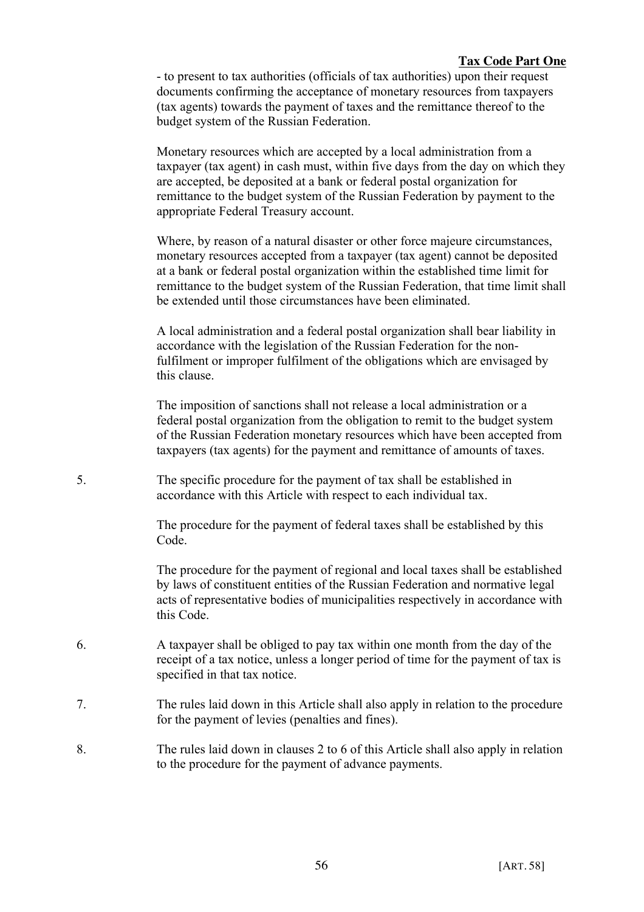- to present to tax authorities (officials of tax authorities) upon their request documents confirming the acceptance of monetary resources from taxpayers (tax agents) towards the payment of taxes and the remittance thereof to the budget system of the Russian Federation.

Monetary resources which are accepted by a local administration from a taxpayer (tax agent) in cash must, within five days from the day on which they are accepted, be deposited at a bank or federal postal organization for remittance to the budget system of the Russian Federation by payment to the appropriate Federal Treasury account.

Where, by reason of a natural disaster or other force majeure circumstances, monetary resources accepted from a taxpayer (tax agent) cannot be deposited at a bank or federal postal organization within the established time limit for remittance to the budget system of the Russian Federation, that time limit shall be extended until those circumstances have been eliminated.

A local administration and a federal postal organization shall bear liability in accordance with the legislation of the Russian Federation for the non-fulfilment or improper fulfilment of the obligations which are envisaged by this clause.

The imposition of sanctions shall not release a local administration or a federal postal organization from the obligation to remit to the budget system of the Russian Federation monetary resources which have been accepted from taxpayers (tax agents) for the payment and remittance of amounts of taxes.

5. The specific procedure for the payment of tax shall be established in accordance with this Article with respect to each individual tax.

   The procedure for the payment of federal taxes shall be established by this Code.

   The procedure for the payment of regional and local taxes shall be established by laws of constituent entities of the Russian Federation and normative legal acts of representative bodies of municipalities respectively in accordance with this Code.

6. A taxpayer shall be obliged to pay tax within one month from the day of the receipt of a tax notice, unless a longer period of time for the payment of tax is specified in that tax notice.

7. The rules laid down in this Article shall also apply in relation to the procedure for the payment of levies (penalties and fines).

8. The rules laid down in clauses 2 to 6 of this Article shall also apply in relation to the procedure for the payment of advance payments.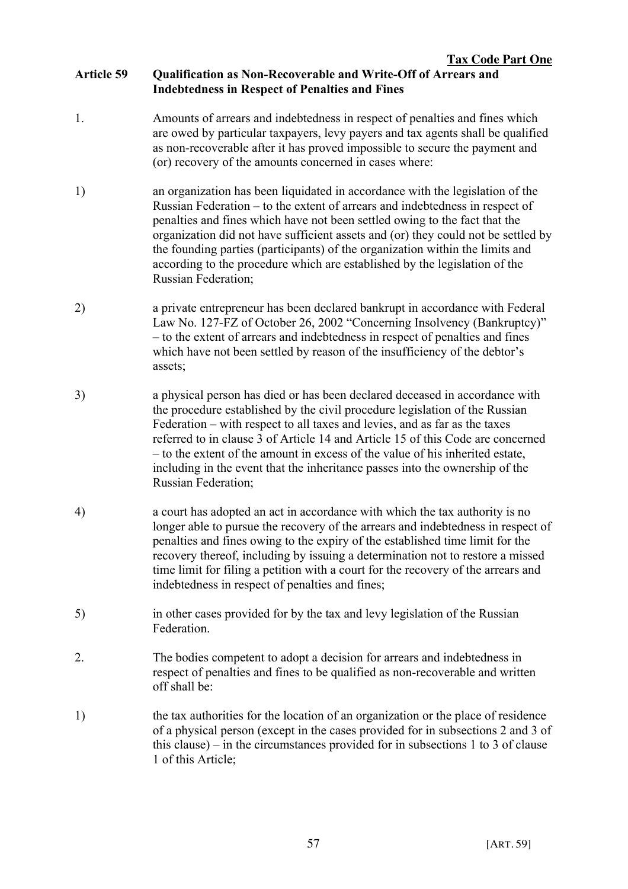## Article 59 Qualification as Non-Recoverable and Write-Off of Arrears and Indebtedness in Respect of Penalties and Fines

1. Amounts of arrears and indebtedness in respect of penalties and fines which are owed by particular taxpayers, levy payers and tax agents shall be qualified as non-recoverable after it has proved impossible to secure the payment and (or) recovery of the amounts concerned in cases where:

1) an organization has been liquidated in accordance with the legislation of the Russian Federation – to the extent of arrears and indebtedness in respect of penalties and fines which have not been settled owing to the fact that the organization did not have sufficient assets and (or) they could not be settled by the founding parties (participants) of the organization within the limits and according to the procedure which are established by the legislation of the Russian Federation;

2) a private entrepreneur has been declared bankrupt in accordance with Federal Law No. 127-FZ of October 26, 2002 "Concerning Insolvency (Bankruptcy)" – to the extent of arrears and indebtedness in respect of penalties and fines which have not been settled by reason of the insufficiency of the debtor's assets;

3) a physical person has died or has been declared deceased in accordance with the procedure established by the civil procedure legislation of the Russian Federation – with respect to all taxes and levies, and as far as the taxes referred to in clause 3 of Article 14 and Article 15 of this Code are concerned – to the extent of the amount in excess of the value of his inherited estate, including in the event that the inheritance passes into the ownership of the Russian Federation;

4) a court has adopted an act in accordance with which the tax authority is no longer able to pursue the recovery of the arrears and indebtedness in respect of penalties and fines owing to the expiry of the established time limit for the recovery thereof, including by issuing a determination not to restore a missed time limit for filing a petition with a court for the recovery of the arrears and indebtedness in respect of penalties and fines;

5) in other cases provided for by the tax and levy legislation of the Russian Federation.

2. The bodies competent to adopt a decision for arrears and indebtedness in respect of penalties and fines to be qualified as non-recoverable and written off shall be:

1) the tax authorities for the location of an organization or the place of residence of a physical person (except in the cases provided for in subsections 2 and 3 of this clause) – in the circumstances provided for in subsections 1 to 3 of clause 1 of this Article;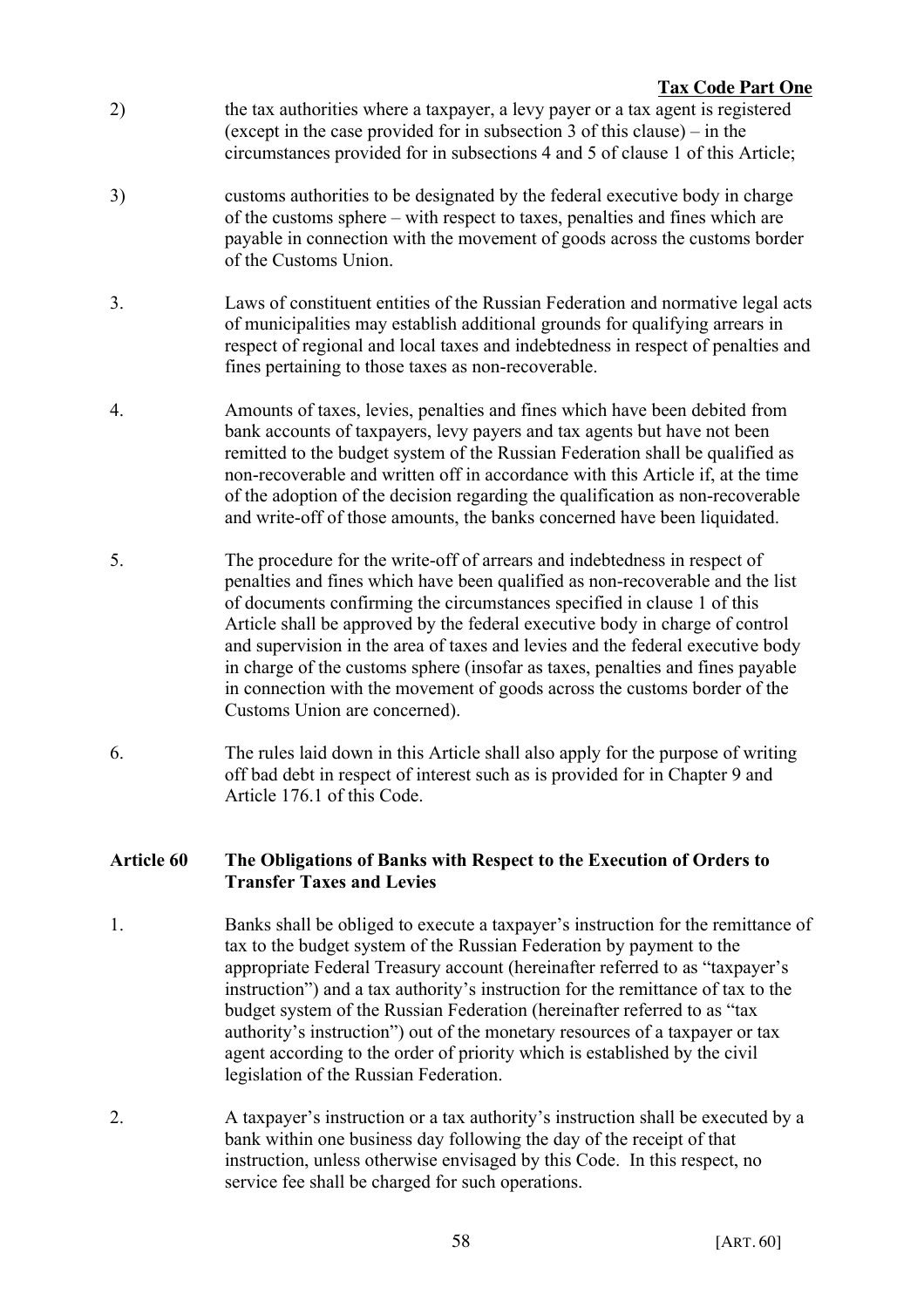2) the tax authorities where a taxpayer, a levy payer or a tax agent is registered (except in the case provided for in subsection 3 of this clause) – in the circumstances provided for in subsections 4 and 5 of clause 1 of this Article;

3) customs authorities to be designated by the federal executive body in charge of the customs sphere – with respect to taxes, penalties and fines which are payable in connection with the movement of goods across the customs border of the Customs Union.

3. Laws of constituent entities of the Russian Federation and normative legal acts of municipalities may establish additional grounds for qualifying arrears in respect of regional and local taxes and indebtedness in respect of penalties and fines pertaining to those taxes as non-recoverable.

4. Amounts of taxes, levies, penalties and fines which have been debited from bank accounts of taxpayers, levy payers and tax agents but have not been remitted to the budget system of the Russian Federation shall be qualified as non-recoverable and written off in accordance with this Article if, at the time of the adoption of the decision regarding the qualification as non-recoverable and write-off of those amounts, the banks concerned have been liquidated.

5. The procedure for the write-off of arrears and indebtedness in respect of penalties and fines which have been qualified as non-recoverable and the list of documents confirming the circumstances specified in clause 1 of this Article shall be approved by the federal executive body in charge of control and supervision in the area of taxes and levies and the federal executive body in charge of the customs sphere (insofar as taxes, penalties and fines payable in connection with the movement of goods across the customs border of the Customs Union are concerned).

6. The rules laid down in this Article shall also apply for the purpose of writing off bad debt in respect of interest such as is provided for in Chapter 9 and Article 176.1 of this Code.

### Article 60 The Obligations of Banks with Respect to the Execution of Orders to Transfer Taxes and Levies

1. Banks shall be obliged to execute a taxpayer's instruction for the remittance of tax to the budget system of the Russian Federation by payment to the appropriate Federal Treasury account (hereinafter referred to as "taxpayer's instruction") and a tax authority's instruction for the remittance of tax to the budget system of the Russian Federation (hereinafter referred to as "tax authority's instruction") out of the monetary resources of a taxpayer or tax agent according to the order of priority which is established by the civil legislation of the Russian Federation.

2. A taxpayer's instruction or a tax authority's instruction shall be executed by a bank within one business day following the day of the receipt of that instruction, unless otherwise envisaged by this Code. In this respect, no service fee shall be charged for such operations.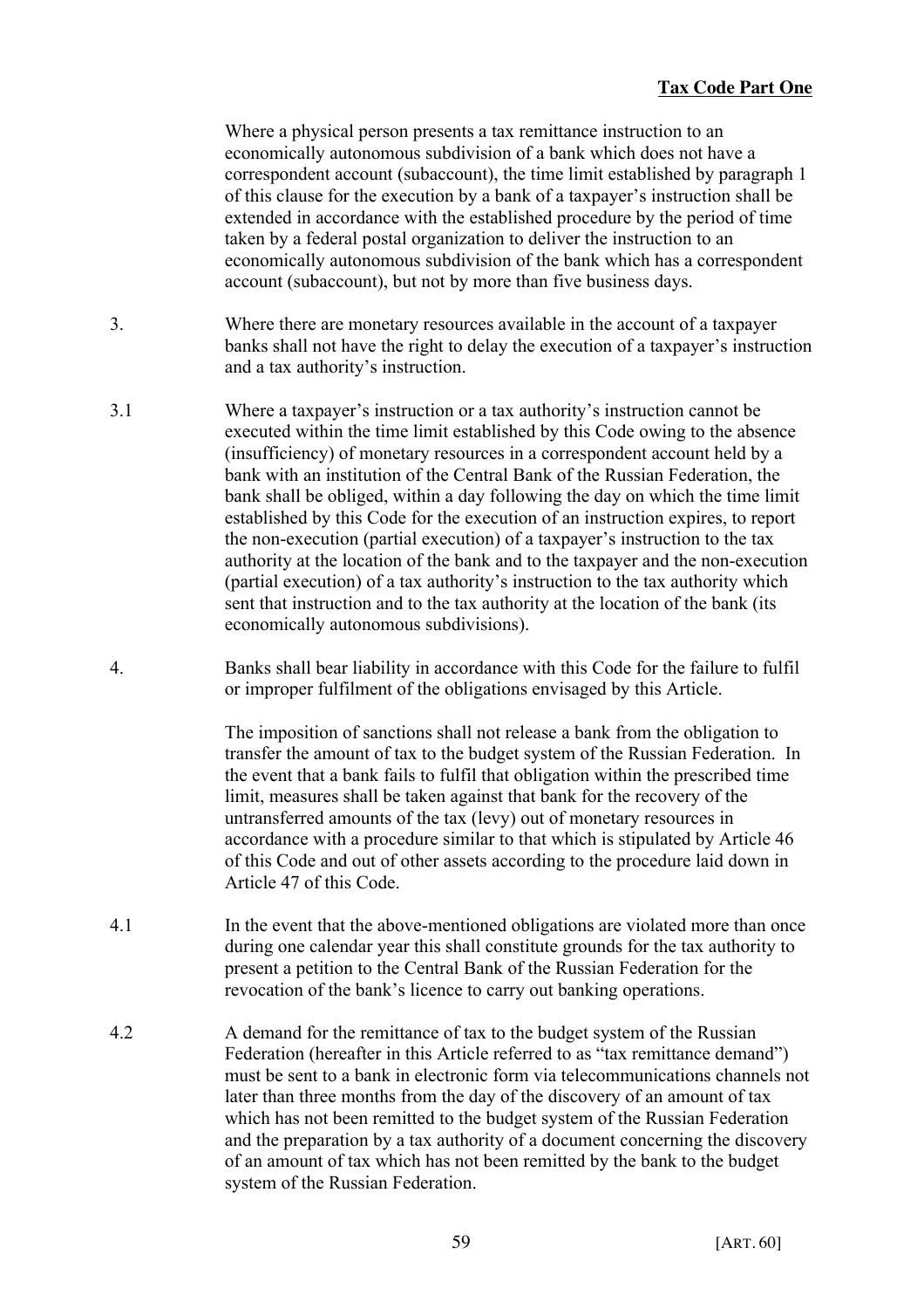Where a physical person presents a tax remittance instruction to an economically autonomous subdivision of a bank which does not have a correspondent account (subaccount), the time limit established by paragraph 1 of this clause for the execution by a bank of a taxpayer's instruction shall be extended in accordance with the established procedure by the period of time taken by a federal postal organization to deliver the instruction to an economically autonomous subdivision of the bank which has a correspondent account (subaccount), but not by more than five business days.

3. Where there are monetary resources available in the account of a taxpayer banks shall not have the right to delay the execution of a taxpayer's instruction and a tax authority's instruction.

3.1 Where a taxpayer's instruction or a tax authority's instruction cannot be executed within the time limit established by this Code owing to the absence (insufficiency) of monetary resources in a correspondent account held by a bank with an institution of the Central Bank of the Russian Federation, the bank shall be obliged, within a day following the day on which the time limit established by this Code for the execution of an instruction expires, to report the non-execution (partial execution) of a taxpayer's instruction to the tax authority at the location of the bank and to the taxpayer and the non-execution (partial execution) of a tax authority's instruction to the tax authority which sent that instruction and to the tax authority at the location of the bank (its economically autonomous subdivisions).

4. Banks shall bear liability in accordance with this Code for the failure to fulfil or improper fulfilment of the obligations envisaged by this Article.

The imposition of sanctions shall not release a bank from the obligation to transfer the amount of tax to the budget system of the Russian Federation. In the event that a bank fails to fulfil that obligation within the prescribed time limit, measures shall be taken against that bank for the recovery of the untransferred amounts of the tax (levy) out of monetary resources in accordance with a procedure similar to that which is stipulated by Article 46 of this Code and out of other assets according to the procedure laid down in Article 47 of this Code.

4.1 In the event that the above-mentioned obligations are violated more than once during one calendar year this shall constitute grounds for the tax authority to present a petition to the Central Bank of the Russian Federation for the revocation of the bank's licence to carry out banking operations.

4.2 A demand for the remittance of tax to the budget system of the Russian Federation (hereafter in this Article referred to as "tax remittance demand") must be sent to a bank in electronic form via telecommunications channels not later than three months from the day of the discovery of an amount of tax which has not been remitted to the budget system of the Russian Federation and the preparation by a tax authority of a document concerning the discovery of an amount of tax which has not been remitted by the bank to the budget system of the Russian Federation.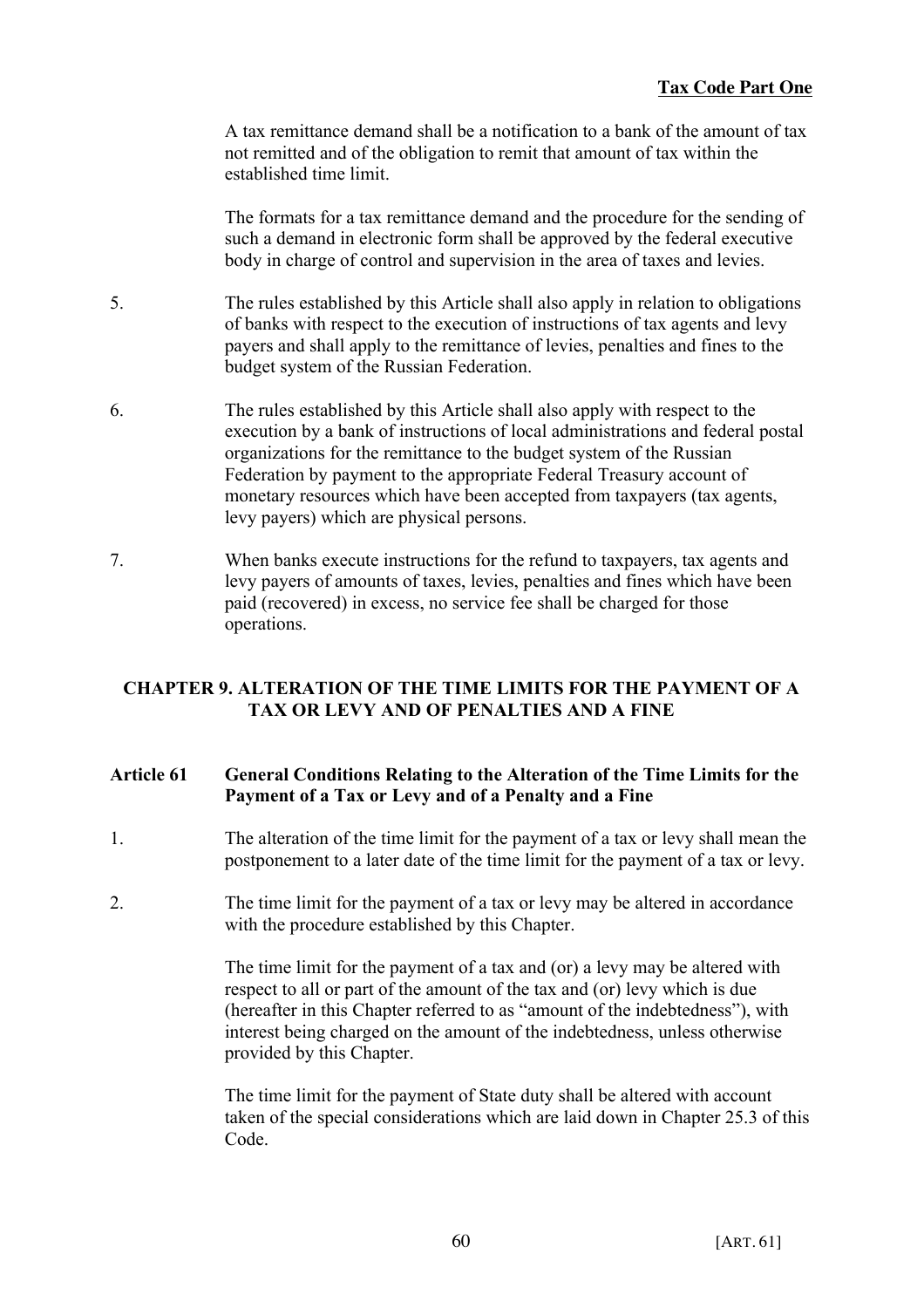A tax remittance demand shall be a notification to a bank of the amount of tax not remitted and of the obligation to remit that amount of tax within the established time limit.

The formats for a tax remittance demand and the procedure for the sending of such a demand in electronic form shall be approved by the federal executive body in charge of control and supervision in the area of taxes and levies.

5. The rules established by this Article shall also apply in relation to obligations of banks with respect to the execution of instructions of tax agents and levy payers and shall apply to the remittance of levies, penalties and fines to the budget system of the Russian Federation.

6. The rules established by this Article shall also apply with respect to the execution by a bank of instructions of local administrations and federal postal organizations for the remittance to the budget system of the Russian Federation by payment to the appropriate Federal Treasury account of monetary resources which have been accepted from taxpayers (tax agents, levy payers) which are physical persons.

7. When banks execute instructions for the refund to taxpayers, tax agents and levy payers of amounts of taxes, levies, penalties and fines which have been paid (recovered) in excess, no service fee shall be charged for those operations.

## CHAPTER 9. ALTERATION OF THE TIME LIMITS FOR THE PAYMENT OF A TAX OR LEVY AND OF PENALTIES AND A FINE

### Article 61 General Conditions Relating to the Alteration of the Time Limits for the Payment of a Tax or Levy and of a Penalty and a Fine

1. The alteration of the time limit for the payment of a tax or levy shall mean the postponement to a later date of the time limit for the payment of a tax or levy.

2. The time limit for the payment of a tax or levy may be altered in accordance with the procedure established by this Chapter.

The time limit for the payment of a tax and (or) a levy may be altered with respect to all or part of the amount of the tax and (or) levy which is due (hereafter in this Chapter referred to as "amount of the indebtedness"), with interest being charged on the amount of the indebtedness, unless otherwise provided by this Chapter.

The time limit for the payment of State duty shall be altered with account taken of the special considerations which are laid down in Chapter 25.3 of this Code.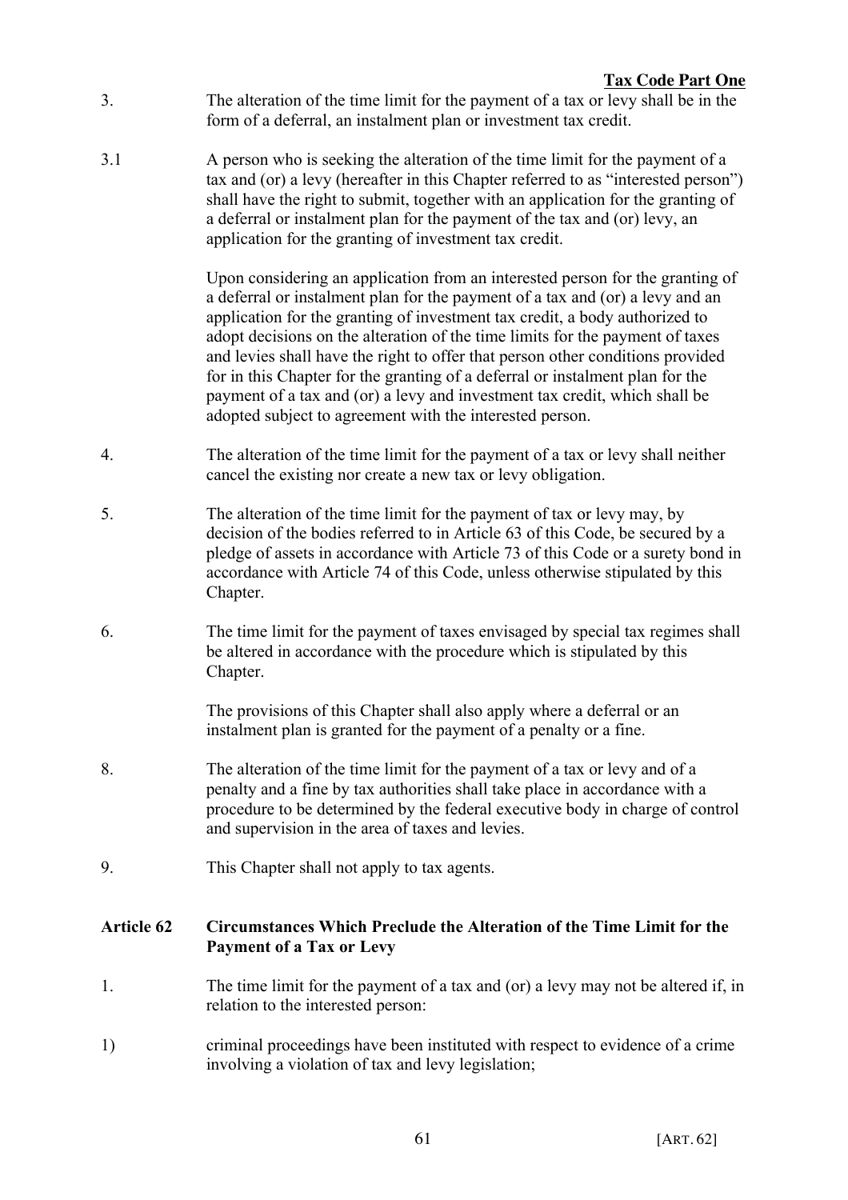3. The alteration of the time limit for the payment of a tax or levy shall be in the form of a deferral, an instalment plan or investment tax credit.

3.1 A person who is seeking the alteration of the time limit for the payment of a tax and (or) a levy (hereafter in this Chapter referred to as "interested person") shall have the right to submit, together with an application for the granting of a deferral or instalment plan for the payment of the tax and (or) levy, an application for the granting of investment tax credit.

Upon considering an application from an interested person for the granting of a deferral or instalment plan for the payment of a tax and (or) a levy and an application for the granting of investment tax credit, a body authorized to adopt decisions on the alteration of the time limits for the payment of taxes and levies shall have the right to offer that person other conditions provided for in this Chapter for the granting of a deferral or instalment plan for the payment of a tax and (or) a levy and investment tax credit, which shall be adopted subject to agreement with the interested person.

4. The alteration of the time limit for the payment of a tax or levy shall neither cancel the existing nor create a new tax or levy obligation.

5. The alteration of the time limit for the payment of tax or levy may, by decision of the bodies referred to in Article 63 of this Code, be secured by a pledge of assets in accordance with Article 73 of this Code or a surety bond in accordance with Article 74 of this Code, unless otherwise stipulated by this Chapter.

6. The time limit for the payment of taxes envisaged by special tax regimes shall be altered in accordance with the procedure which is stipulated by this Chapter.

The provisions of this Chapter shall also apply where a deferral or an instalment plan is granted for the payment of a penalty or a fine.

8. The alteration of the time limit for the payment of a tax or levy and of a penalty and a fine by tax authorities shall take place in accordance with a procedure to be determined by the federal executive body in charge of control and supervision in the area of taxes and levies.

9. This Chapter shall not apply to tax agents.

## Article 62 Circumstances Which Preclude the Alteration of the Time Limit for the Payment of a Tax or Levy

1. The time limit for the payment of a tax and (or) a levy may not be altered if, in relation to the interested person:

1) criminal proceedings have been instituted with respect to evidence of a crime involving a violation of tax and levy legislation;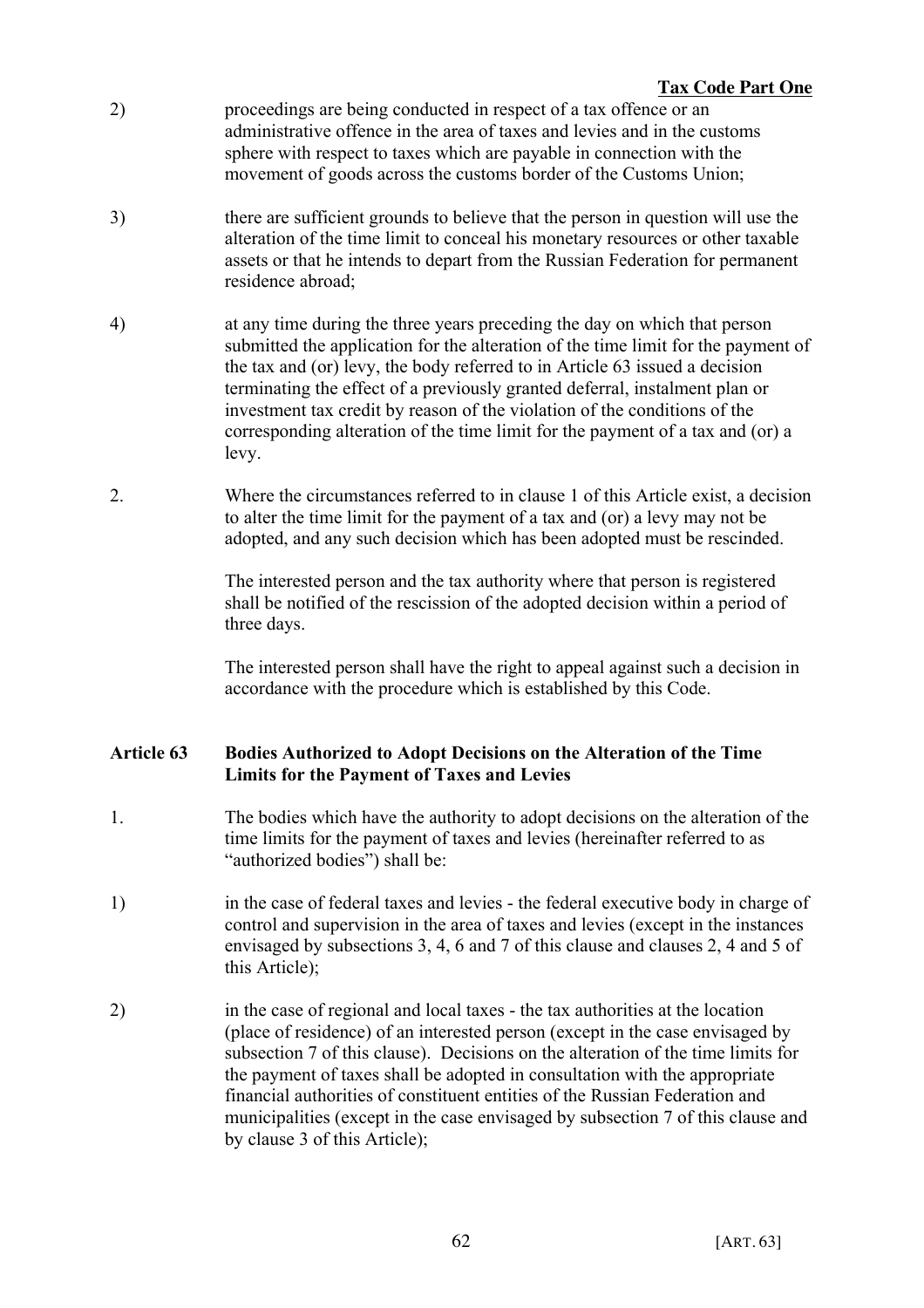2) proceedings are being conducted in respect of a tax offence or an administrative offence in the area of taxes and levies and in the customs sphere with respect to taxes which are payable in connection with the movement of goods across the customs border of the Customs Union;

3) there are sufficient grounds to believe that the person in question will use the alteration of the time limit to conceal his monetary resources or other taxable assets or that he intends to depart from the Russian Federation for permanent residence abroad;

4) at any time during the three years preceding the day on which that person submitted the application for the alteration of the time limit for the payment of the tax and (or) levy, the body referred to in Article 63 issued a decision terminating the effect of a previously granted deferral, instalment plan or investment tax credit by reason of the violation of the conditions of the corresponding alteration of the time limit for the payment of a tax and (or) a levy.

2. Where the circumstances referred to in clause 1 of this Article exist, a decision to alter the time limit for the payment of a tax and (or) a levy may not be adopted, and any such decision which has been adopted must be rescinded.

The interested person and the tax authority where that person is registered shall be notified of the rescission of the adopted decision within a period of three days.

The interested person shall have the right to appeal against such a decision in accordance with the procedure which is established by this Code.

### Article 63 Bodies Authorized to Adopt Decisions on the Alteration of the Time Limits for the Payment of Taxes and Levies

1. The bodies which have the authority to adopt decisions on the alteration of the time limits for the payment of taxes and levies (hereinafter referred to as "authorized bodies") shall be:

1) in the case of federal taxes and levies - the federal executive body in charge of control and supervision in the area of taxes and levies (except in the instances envisaged by subsections 3, 4, 6 and 7 of this clause and clauses 2, 4 and 5 of this Article);

2) in the case of regional and local taxes - the tax authorities at the location (place of residence) of an interested person (except in the case envisaged by subsection 7 of this clause). Decisions on the alteration of the time limits for the payment of taxes shall be adopted in consultation with the appropriate financial authorities of constituent entities of the Russian Federation and municipalities (except in the case envisaged by subsection 7 of this clause and by clause 3 of this Article);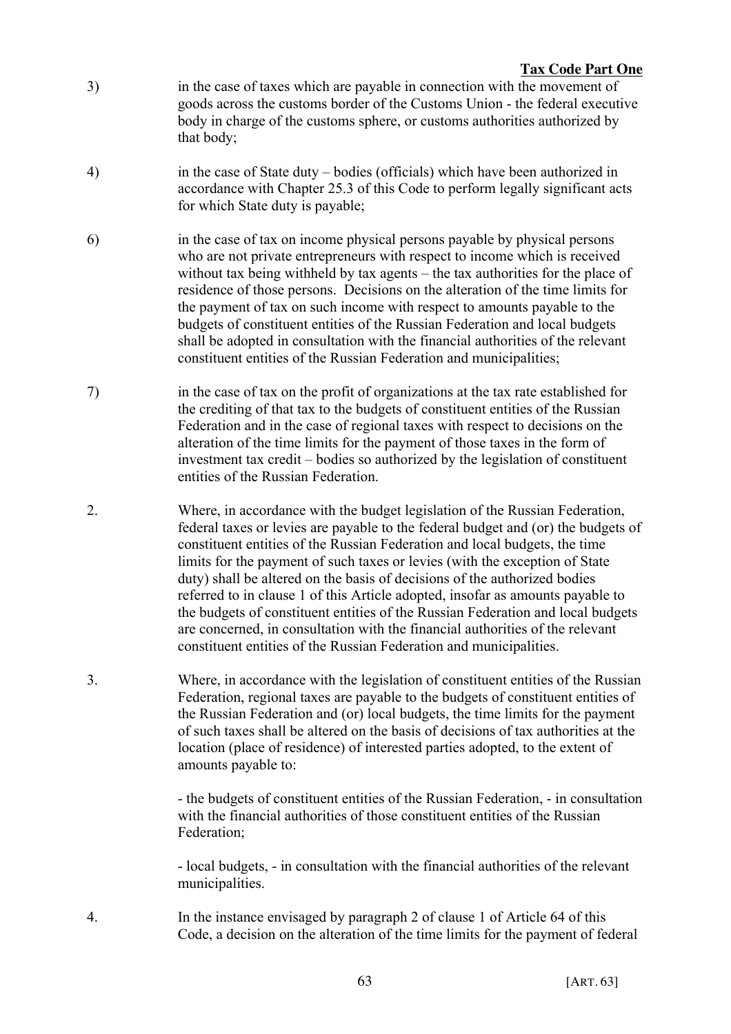3) in the case of taxes which are payable in connection with the movement of goods across the customs border of the Customs Union - the federal executive body in charge of the customs sphere, or customs authorities authorized by that body;

4) in the case of State duty – bodies (officials) which have been authorized in accordance with Chapter 25.3 of this Code to perform legally significant acts for which State duty is payable;

6) in the case of tax on income physical persons payable by physical persons who are not private entrepreneurs with respect to income which is received without tax being withheld by tax agents – the tax authorities for the place of residence of those persons. Decisions on the alteration of the time limits for the payment of tax on such income with respect to amounts payable to the budgets of constituent entities of the Russian Federation and local budgets shall be adopted in consultation with the financial authorities of the relevant constituent entities of the Russian Federation and municipalities;

7) in the case of tax on the profit of organizations at the tax rate established for the crediting of that tax to the budgets of constituent entities of the Russian Federation and in the case of regional taxes with respect to decisions on the alteration of the time limits for the payment of those taxes in the form of investment tax credit – bodies so authorized by the legislation of constituent entities of the Russian Federation.

2. Where, in accordance with the budget legislation of the Russian Federation, federal taxes or levies are payable to the federal budget and (or) the budgets of constituent entities of the Russian Federation and local budgets, the time limits for the payment of such taxes or levies (with the exception of State duty) shall be altered on the basis of decisions of the authorized bodies referred to in clause 1 of this Article adopted, insofar as amounts payable to the budgets of constituent entities of the Russian Federation and local budgets are concerned, in consultation with the financial authorities of the relevant constituent entities of the Russian Federation and municipalities.

3. Where, in accordance with the legislation of constituent entities of the Russian Federation, regional taxes are payable to the budgets of constituent entities of the Russian Federation and (or) local budgets, the time limits for the payment of such taxes shall be altered on the basis of decisions of tax authorities at the location (place of residence) of interested parties adopted, to the extent of amounts payable to:

- the budgets of constituent entities of the Russian Federation, - in consultation with the financial authorities of those constituent entities of the Russian Federation;

- local budgets, - in consultation with the financial authorities of the relevant municipalities.

4. In the instance envisaged by paragraph 2 of clause 1 of Article 64 of this Code, a decision on the alteration of the time limits for the payment of federal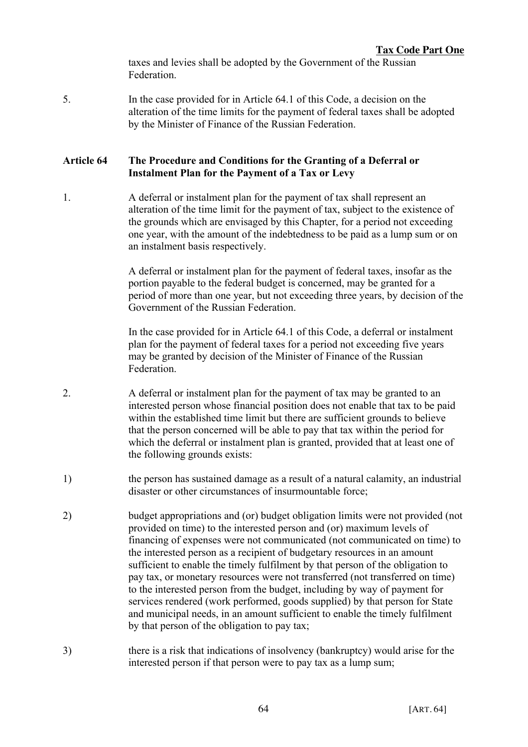taxes and levies shall be adopted by the Government of the Russian Federation.

5. In the case provided for in Article 64.1 of this Code, a decision on the alteration of the time limits for the payment of federal taxes shall be adopted by the Minister of Finance of the Russian Federation.

### Article 64 The Procedure and Conditions for the Granting of a Deferral or Instalment Plan for the Payment of a Tax or Levy

1. A deferral or instalment plan for the payment of tax shall represent an alteration of the time limit for the payment of tax, subject to the existence of the grounds which are envisaged by this Chapter, for a period not exceeding one year, with the amount of the indebtedness to be paid as a lump sum or on an instalment basis respectively.

   A deferral or instalment plan for the payment of federal taxes, insofar as the portion payable to the federal budget is concerned, may be granted for a period of more than one year, but not exceeding three years, by decision of the Government of the Russian Federation.

   In the case provided for in Article 64.1 of this Code, a deferral or instalment plan for the payment of federal taxes for a period not exceeding five years may be granted by decision of the Minister of Finance of the Russian Federation.

2. A deferral or instalment plan for the payment of tax may be granted to an interested person whose financial position does not enable that tax to be paid within the established time limit but there are sufficient grounds to believe that the person concerned will be able to pay that tax within the period for which the deferral or instalment plan is granted, provided that at least one of the following grounds exists:

1) the person has sustained damage as a result of a natural calamity, an industrial disaster or other circumstances of insurmountable force;

2) budget appropriations and (or) budget obligation limits were not provided (not provided on time) to the interested person and (or) maximum levels of financing of expenses were not communicated (not communicated on time) to the interested person as a recipient of budgetary resources in an amount sufficient to enable the timely fulfilment by that person of the obligation to pay tax, or monetary resources were not transferred (not transferred on time) to the interested person from the budget, including by way of payment for services rendered (work performed, goods supplied) by that person for State and municipal needs, in an amount sufficient to enable the timely fulfilment by that person of the obligation to pay tax;

3) there is a risk that indications of insolvency (bankruptcy) would arise for the interested person if that person were to pay tax as a lump sum;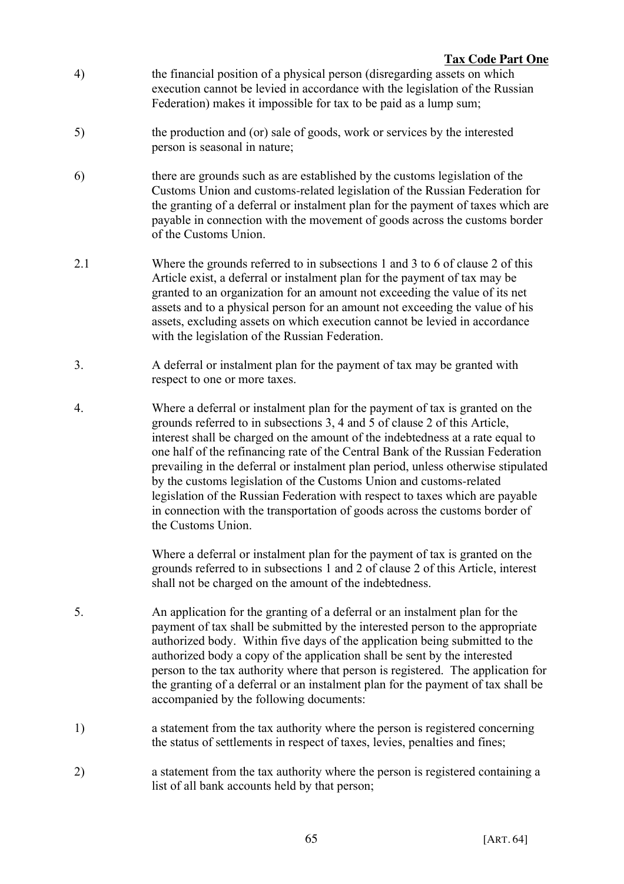4) the financial position of a physical person (disregarding assets on which execution cannot be levied in accordance with the legislation of the Russian Federation) makes it impossible for tax to be paid as a lump sum;

5) the production and (or) sale of goods, work or services by the interested person is seasonal in nature;

6) there are grounds such as are established by the customs legislation of the Customs Union and customs-related legislation of the Russian Federation for the granting of a deferral or instalment plan for the payment of taxes which are payable in connection with the movement of goods across the customs border of the Customs Union.

2.1 Where the grounds referred to in subsections 1 and 3 to 6 of clause 2 of this Article exist, a deferral or instalment plan for the payment of tax may be granted to an organization for an amount not exceeding the value of its net assets and to a physical person for an amount not exceeding the value of his assets, excluding assets on which execution cannot be levied in accordance with the legislation of the Russian Federation.

3. A deferral or instalment plan for the payment of tax may be granted with respect to one or more taxes.

4. Where a deferral or instalment plan for the payment of tax is granted on the grounds referred to in subsections 3, 4 and 5 of clause 2 of this Article, interest shall be charged on the amount of the indebtedness at a rate equal to one half of the refinancing rate of the Central Bank of the Russian Federation prevailing in the deferral or instalment plan period, unless otherwise stipulated by the customs legislation of the Customs Union and customs-related legislation of the Russian Federation with respect to taxes which are payable in connection with the transportation of goods across the customs border of the Customs Union.

Where a deferral or instalment plan for the payment of tax is granted on the grounds referred to in subsections 1 and 2 of clause 2 of this Article, interest shall not be charged on the amount of the indebtedness.

5. An application for the granting of a deferral or an instalment plan for the payment of tax shall be submitted by the interested person to the appropriate authorized body. Within five days of the application being submitted to the authorized body a copy of the application shall be sent by the interested person to the tax authority where that person is registered. The application for the granting of a deferral or an instalment plan for the payment of tax shall be accompanied by the following documents:

1) a statement from the tax authority where the person is registered concerning the status of settlements in respect of taxes, levies, penalties and fines;

2) a statement from the tax authority where the person is registered containing a list of all bank accounts held by that person;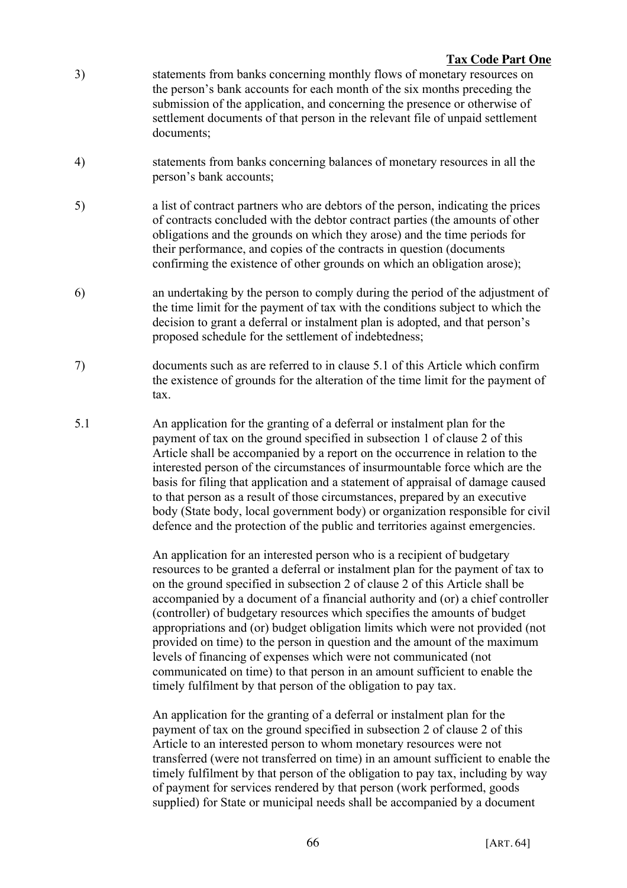3) statements from banks concerning monthly flows of monetary resources on the person's bank accounts for each month of the six months preceding the submission of the application, and concerning the presence or otherwise of settlement documents of that person in the relevant file of unpaid settlement documents;

4) statements from banks concerning balances of monetary resources in all the person's bank accounts;

5) a list of contract partners who are debtors of the person, indicating the prices of contracts concluded with the debtor contract parties (the amounts of other obligations and the grounds on which they arose) and the time periods for their performance, and copies of the contracts in question (documents confirming the existence of other grounds on which an obligation arose);

6) an undertaking by the person to comply during the period of the adjustment of the time limit for the payment of tax with the conditions subject to which the decision to grant a deferral or instalment plan is adopted, and that person's proposed schedule for the settlement of indebtedness;

7) documents such as are referred to in clause 5.1 of this Article which confirm the existence of grounds for the alteration of the time limit for the payment of tax.

5.1 An application for the granting of a deferral or instalment plan for the payment of tax on the ground specified in subsection 1 of clause 2 of this Article shall be accompanied by a report on the occurrence in relation to the interested person of the circumstances of insurmountable force which are the basis for filing that application and a statement of appraisal of damage caused to that person as a result of those circumstances, prepared by an executive body (State body, local government body) or organization responsible for civil defence and the protection of the public and territories against emergencies.

An application for an interested person who is a recipient of budgetary resources to be granted a deferral or instalment plan for the payment of tax to on the ground specified in subsection 2 of clause 2 of this Article shall be accompanied by a document of a financial authority and (or) a chief controller (controller) of budgetary resources which specifies the amounts of budget appropriations and (or) budget obligation limits which were not provided (not provided on time) to the person in question and the amount of the maximum levels of financing of expenses which were not communicated (not communicated on time) to that person in an amount sufficient to enable the timely fulfilment by that person of the obligation to pay tax.

An application for the granting of a deferral or instalment plan for the payment of tax on the ground specified in subsection 2 of clause 2 of this Article to an interested person to whom monetary resources were not transferred (were not transferred on time) in an amount sufficient to enable the timely fulfilment by that person of the obligation to pay tax, including by way of payment for services rendered by that person (work performed, goods supplied) for State or municipal needs shall be accompanied by a document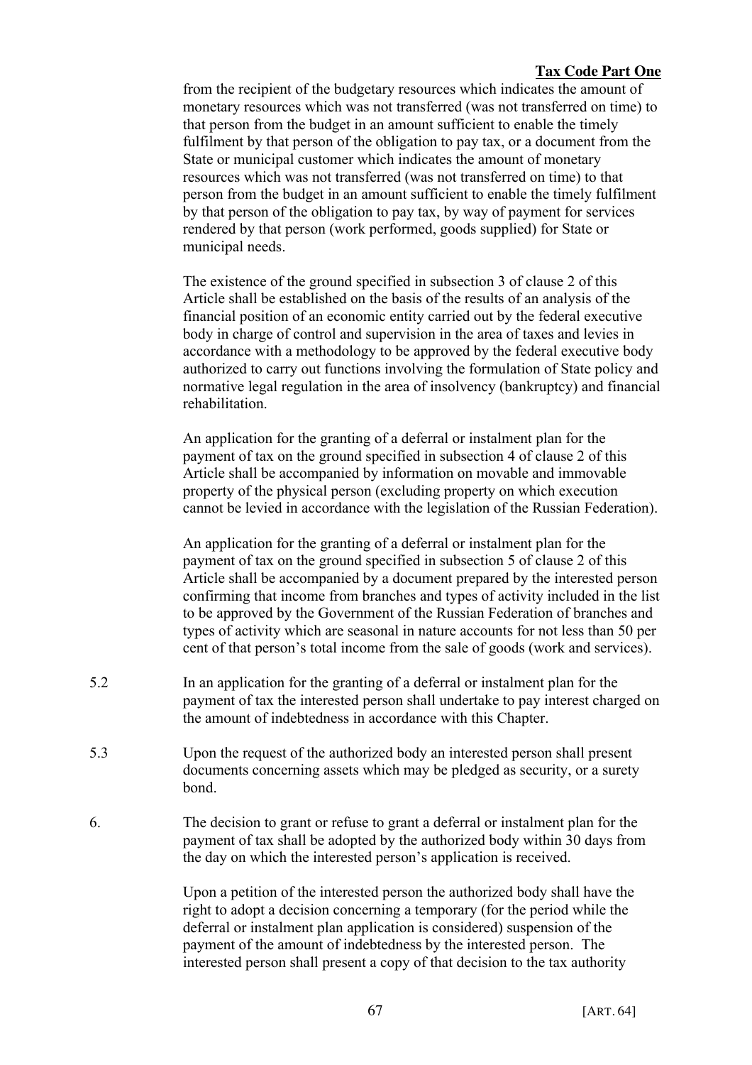from the recipient of the budgetary resources which indicates the amount of monetary resources which was not transferred (was not transferred on time) to that person from the budget in an amount sufficient to enable the timely fulfilment by that person of the obligation to pay tax, or a document from the State or municipal customer which indicates the amount of monetary resources which was not transferred (was not transferred on time) to that person from the budget in an amount sufficient to enable the timely fulfilment by that person of the obligation to pay tax, by way of payment for services rendered by that person (work performed, goods supplied) for State or municipal needs.

The existence of the ground specified in subsection 3 of clause 2 of this Article shall be established on the basis of the results of an analysis of the financial position of an economic entity carried out by the federal executive body in charge of control and supervision in the area of taxes and levies in accordance with a methodology to be approved by the federal executive body authorized to carry out functions involving the formulation of State policy and normative legal regulation in the area of insolvency (bankruptcy) and financial rehabilitation.

An application for the granting of a deferral or instalment plan for the payment of tax on the ground specified in subsection 4 of clause 2 of this Article shall be accompanied by information on movable and immovable property of the physical person (excluding property on which execution cannot be levied in accordance with the legislation of the Russian Federation).

An application for the granting of a deferral or instalment plan for the payment of tax on the ground specified in subsection 5 of clause 2 of this Article shall be accompanied by a document prepared by the interested person confirming that income from branches and types of activity included in the list to be approved by the Government of the Russian Federation of branches and types of activity which are seasonal in nature accounts for not less than 50 per cent of that person's total income from the sale of goods (work and services).

5.2 In an application for the granting of a deferral or instalment plan for the payment of tax the interested person shall undertake to pay interest charged on the amount of indebtedness in accordance with this Chapter.

5.3 Upon the request of the authorized body an interested person shall present documents concerning assets which may be pledged as security, or a surety bond.

6. The decision to grant or refuse to grant a deferral or instalment plan for the payment of tax shall be adopted by the authorized body within 30 days from the day on which the interested person's application is received.

Upon a petition of the interested person the authorized body shall have the right to adopt a decision concerning a temporary (for the period while the deferral or instalment plan application is considered) suspension of the payment of the amount of indebtedness by the interested person. The interested person shall present a copy of that decision to the tax authority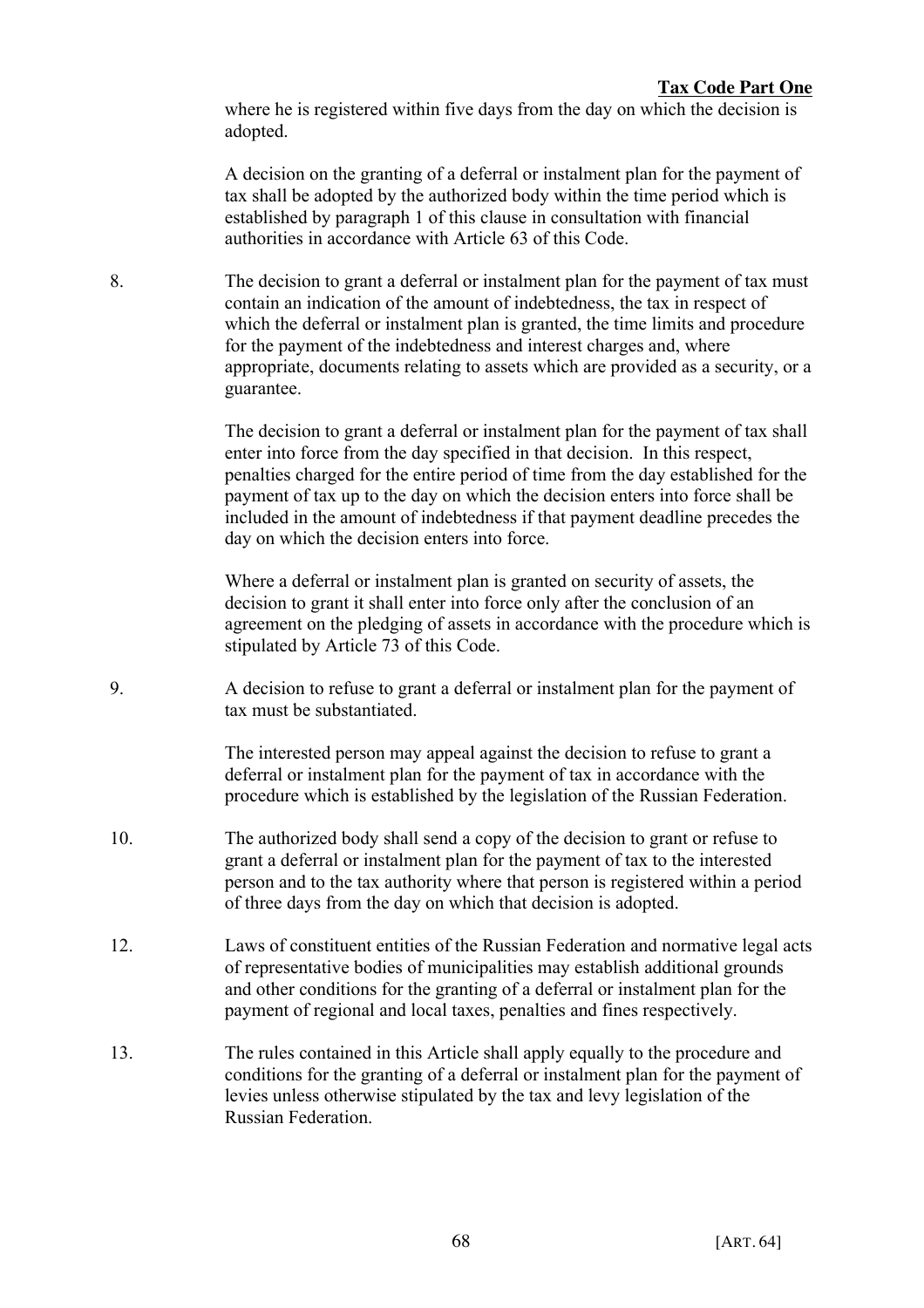where he is registered within five days from the day on which the decision is adopted.

A decision on the granting of a deferral or instalment plan for the payment of tax shall be adopted by the authorized body within the time period which is established by paragraph 1 of this clause in consultation with financial authorities in accordance with Article 63 of this Code.

8. The decision to grant a deferral or instalment plan for the payment of tax must contain an indication of the amount of indebtedness, the tax in respect of which the deferral or instalment plan is granted, the time limits and procedure for the payment of the indebtedness and interest charges and, where appropriate, documents relating to assets which are provided as a security, or a guarantee.

   The decision to grant a deferral or instalment plan for the payment of tax shall enter into force from the day specified in that decision. In this respect, penalties charged for the entire period of time from the day established for the payment of tax up to the day on which the decision enters into force shall be included in the amount of indebtedness if that payment deadline precedes the day on which the decision enters into force.

   Where a deferral or instalment plan is granted on security of assets, the decision to grant it shall enter into force only after the conclusion of an agreement on the pledging of assets in accordance with the procedure which is stipulated by Article 73 of this Code.

9. A decision to refuse to grant a deferral or instalment plan for the payment of tax must be substantiated.

   The interested person may appeal against the decision to refuse to grant a deferral or instalment plan for the payment of tax in accordance with the procedure which is established by the legislation of the Russian Federation.

10. The authorized body shall send a copy of the decision to grant or refuse to grant a deferral or instalment plan for the payment of tax to the interested person and to the tax authority where that person is registered within a period of three days from the day on which that decision is adopted.

12. Laws of constituent entities of the Russian Federation and normative legal acts of representative bodies of municipalities may establish additional grounds and other conditions for the granting of a deferral or instalment plan for the payment of regional and local taxes, penalties and fines respectively.

13. The rules contained in this Article shall apply equally to the procedure and conditions for the granting of a deferral or instalment plan for the payment of levies unless otherwise stipulated by the tax and levy legislation of the Russian Federation.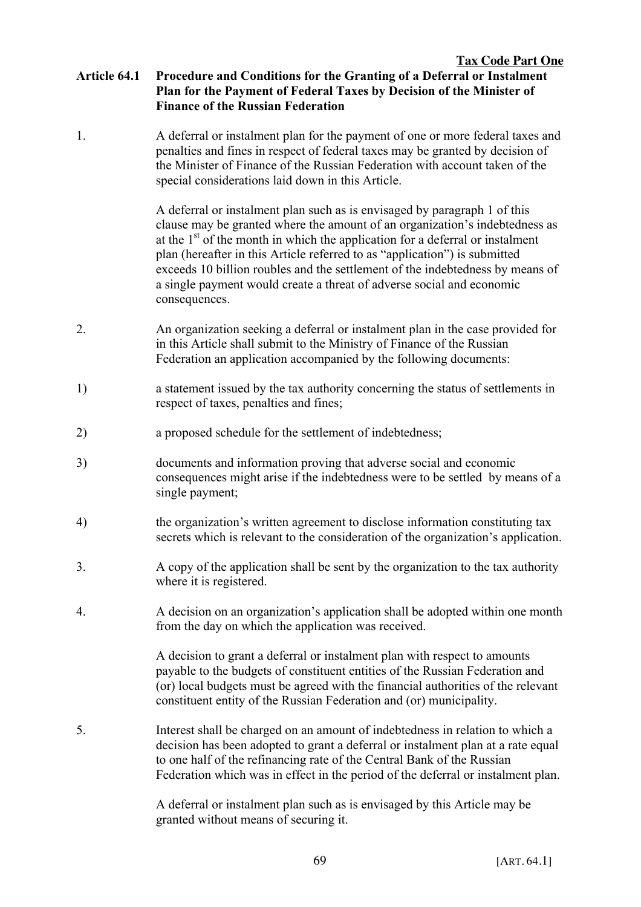## Article 64.1 Procedure and Conditions for the Granting of a Deferral or Instalment Plan for the Payment of Federal Taxes by Decision of the Minister of Finance of the Russian Federation

1. A deferral or instalment plan for the payment of one or more federal taxes and penalties and fines in respect of federal taxes may be granted by decision of the Minister of Finance of the Russian Federation with account taken of the special considerations laid down in this Article.

   A deferral or instalment plan such as is envisaged by paragraph 1 of this clause may be granted where the amount of an organization's indebtedness as at the 1st of the month in which the application for a deferral or instalment plan (hereafter in this Article referred to as "application") is submitted exceeds 10 billion roubles and the settlement of the indebtedness by means of a single payment would create a threat of adverse social and economic consequences.

2. An organization seeking a deferral or instalment plan in the case provided for in this Article shall submit to the Ministry of Finance of the Russian Federation an application accompanied by the following documents:

1) a statement issued by the tax authority concerning the status of settlements in respect of taxes, penalties and fines;

2) a proposed schedule for the settlement of indebtedness;

3) documents and information proving that adverse social and economic consequences might arise if the indebtedness were to be settled by means of a single payment;

4) the organization's written agreement to disclose information constituting tax secrets which is relevant to the consideration of the organization's application.

3. A copy of the application shall be sent by the organization to the tax authority where it is registered.

4. A decision on an organization's application shall be adopted within one month from the day on which the application was received.

   A decision to grant a deferral or instalment plan with respect to amounts payable to the budgets of constituent entities of the Russian Federation and (or) local budgets must be agreed with the financial authorities of the relevant constituent entity of the Russian Federation and (or) municipality.

5. Interest shall be charged on an amount of indebtedness in relation to which a decision has been adopted to grant a deferral or instalment plan at a rate equal to one half of the refinancing rate of the Central Bank of the Russian Federation which was in effect in the period of the deferral or instalment plan.

   A deferral or instalment plan such as is envisaged by this Article may be granted without means of securing it.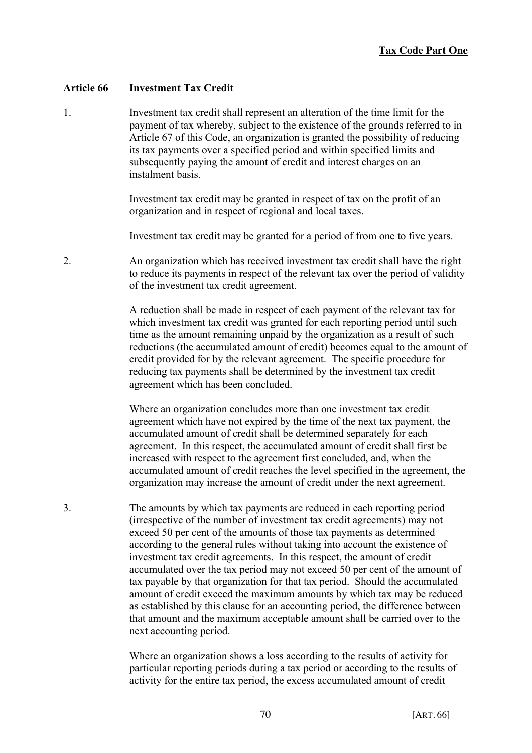## Article 66 Investment Tax Credit

1. Investment tax credit shall represent an alteration of the time limit for the payment of tax whereby, subject to the existence of the grounds referred to in Article 67 of this Code, an organization is granted the possibility of reducing its tax payments over a specified period and within specified limits and subsequently paying the amount of credit and interest charges on an instalment basis.

   Investment tax credit may be granted in respect of tax on the profit of an organization and in respect of regional and local taxes.

   Investment tax credit may be granted for a period of from one to five years.

2. An organization which has received investment tax credit shall have the right to reduce its payments in respect of the relevant tax over the period of validity of the investment tax credit agreement.

   A reduction shall be made in respect of each payment of the relevant tax for which investment tax credit was granted for each reporting period until such time as the amount remaining unpaid by the organization as a result of such reductions (the accumulated amount of credit) becomes equal to the amount of credit provided for by the relevant agreement. The specific procedure for reducing tax payments shall be determined by the investment tax credit agreement which has been concluded.

   Where an organization concludes more than one investment tax credit agreement which have not expired by the time of the next tax payment, the accumulated amount of credit shall be determined separately for each agreement. In this respect, the accumulated amount of credit shall first be increased with respect to the agreement first concluded, and, when the accumulated amount of credit reaches the level specified in the agreement, the organization may increase the amount of credit under the next agreement.

3. The amounts by which tax payments are reduced in each reporting period (irrespective of the number of investment tax credit agreements) may not exceed 50 per cent of the amounts of those tax payments as determined according to the general rules without taking into account the existence of investment tax credit agreements. In this respect, the amount of credit accumulated over the tax period may not exceed 50 per cent of the amount of tax payable by that organization for that tax period. Should the accumulated amount of credit exceed the maximum amounts by which tax may be reduced as established by this clause for an accounting period, the difference between that amount and the maximum acceptable amount shall be carried over to the next accounting period.

   Where an organization shows a loss according to the results of activity for particular reporting periods during a tax period or according to the results of activity for the entire tax period, the excess accumulated amount of credit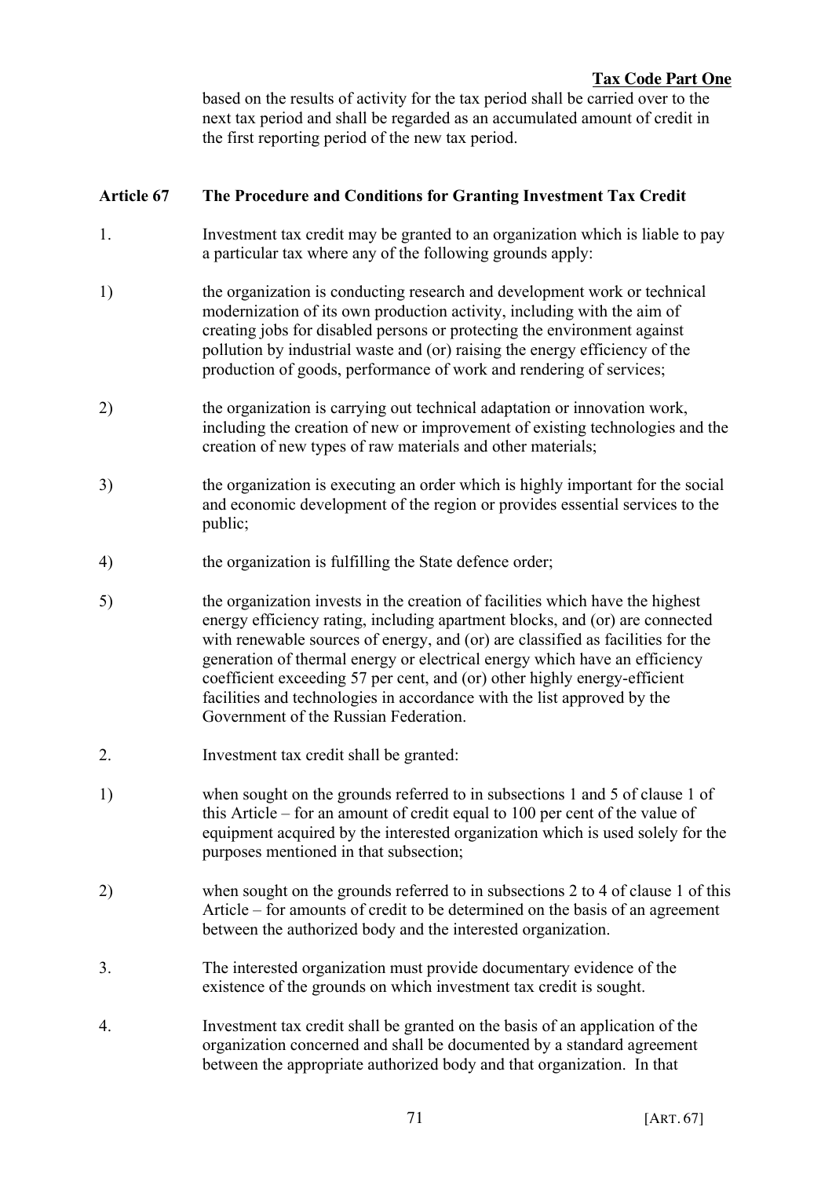based on the results of activity for the tax period shall be carried over to the next tax period and shall be regarded as an accumulated amount of credit in the first reporting period of the new tax period.

## Article 67 The Procedure and Conditions for Granting Investment Tax Credit

1. Investment tax credit may be granted to an organization which is liable to pay a particular tax where any of the following grounds apply:

1) the organization is conducting research and development work or technical modernization of its own production activity, including with the aim of creating jobs for disabled persons or protecting the environment against pollution by industrial waste and (or) raising the energy efficiency of the production of goods, performance of work and rendering of services;

2) the organization is carrying out technical adaptation or innovation work, including the creation of new or improvement of existing technologies and the creation of new types of raw materials and other materials;

3) the organization is executing an order which is highly important for the social and economic development of the region or provides essential services to the public;

4) the organization is fulfilling the State defence order;

5) the organization invests in the creation of facilities which have the highest energy efficiency rating, including apartment blocks, and (or) are connected with renewable sources of energy, and (or) are classified as facilities for the generation of thermal energy or electrical energy which have an efficiency coefficient exceeding 57 per cent, and (or) other highly energy-efficient facilities and technologies in accordance with the list approved by the Government of the Russian Federation.

2. Investment tax credit shall be granted:

1) when sought on the grounds referred to in subsections 1 and 5 of clause 1 of this Article – for an amount of credit equal to 100 per cent of the value of equipment acquired by the interested organization which is used solely for the purposes mentioned in that subsection;

2) when sought on the grounds referred to in subsections 2 to 4 of clause 1 of this Article – for amounts of credit to be determined on the basis of an agreement between the authorized body and the interested organization.

3. The interested organization must provide documentary evidence of the existence of the grounds on which investment tax credit is sought.

4. Investment tax credit shall be granted on the basis of an application of the organization concerned and shall be documented by a standard agreement between the appropriate authorized body and that organization. In that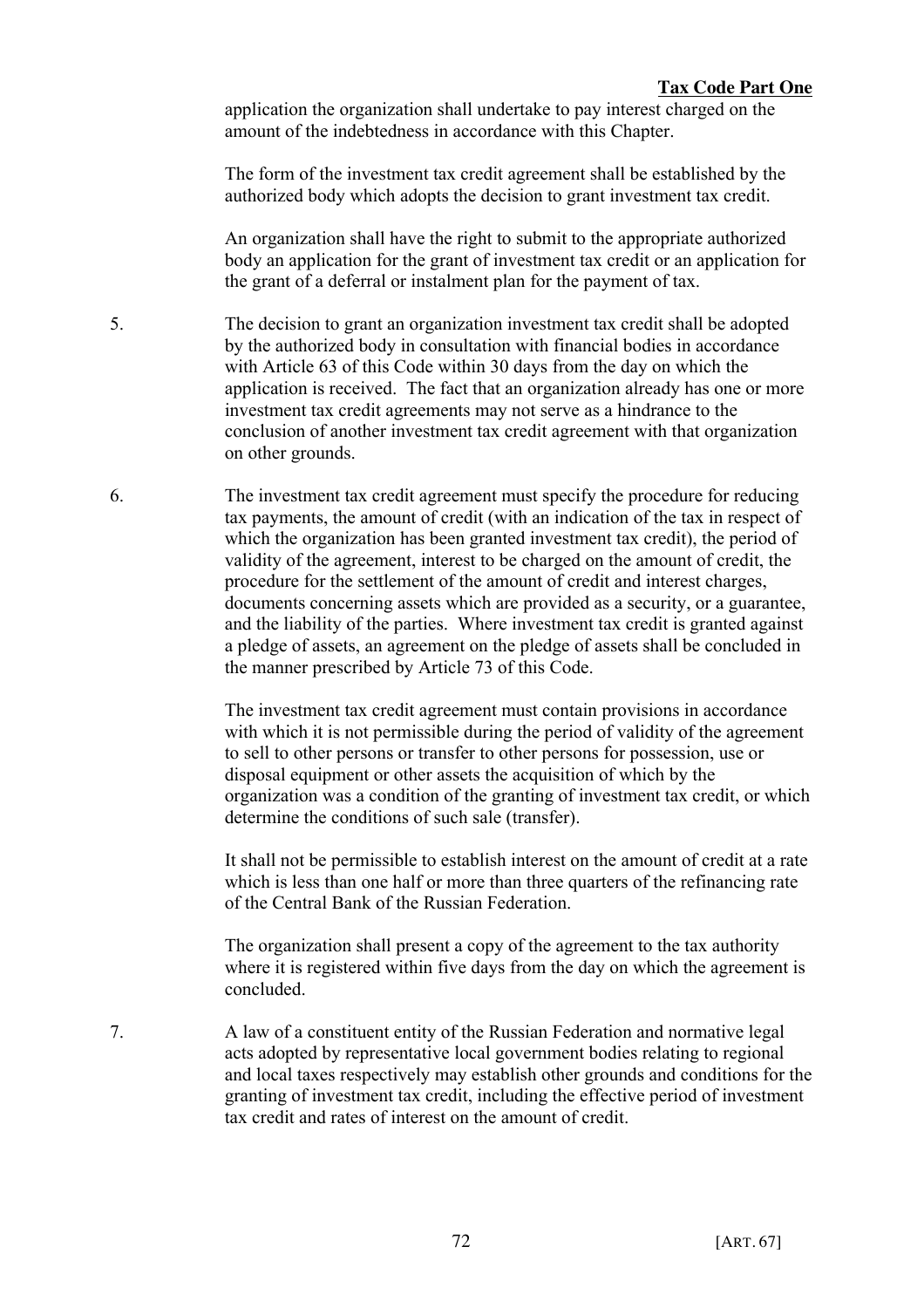application the organization shall undertake to pay interest charged on the amount of the indebtedness in accordance with this Chapter.

The form of the investment tax credit agreement shall be established by the authorized body which adopts the decision to grant investment tax credit.

An organization shall have the right to submit to the appropriate authorized body an application for the grant of investment tax credit or an application for the grant of a deferral or instalment plan for the payment of tax.

5. The decision to grant an organization investment tax credit shall be adopted by the authorized body in consultation with financial bodies in accordance with Article 63 of this Code within 30 days from the day on which the application is received. The fact that an organization already has one or more investment tax credit agreements may not serve as a hindrance to the conclusion of another investment tax credit agreement with that organization on other grounds.

6. The investment tax credit agreement must specify the procedure for reducing tax payments, the amount of credit (with an indication of the tax in respect of which the organization has been granted investment tax credit), the period of validity of the agreement, interest to be charged on the amount of credit, the procedure for the settlement of the amount of credit and interest charges, documents concerning assets which are provided as a security, or a guarantee, and the liability of the parties. Where investment tax credit is granted against a pledge of assets, an agreement on the pledge of assets shall be concluded in the manner prescribed by Article 73 of this Code.

The investment tax credit agreement must contain provisions in accordance with which it is not permissible during the period of validity of the agreement to sell to other persons or transfer to other persons for possession, use or disposal equipment or other assets the acquisition of which by the organization was a condition of the granting of investment tax credit, or which determine the conditions of such sale (transfer).

It shall not be permissible to establish interest on the amount of credit at a rate which is less than one half or more than three quarters of the refinancing rate of the Central Bank of the Russian Federation.

The organization shall present a copy of the agreement to the tax authority where it is registered within five days from the day on which the agreement is concluded.

7. A law of a constituent entity of the Russian Federation and normative legal acts adopted by representative local government bodies relating to regional and local taxes respectively may establish other grounds and conditions for the granting of investment tax credit, including the effective period of investment tax credit and rates of interest on the amount of credit.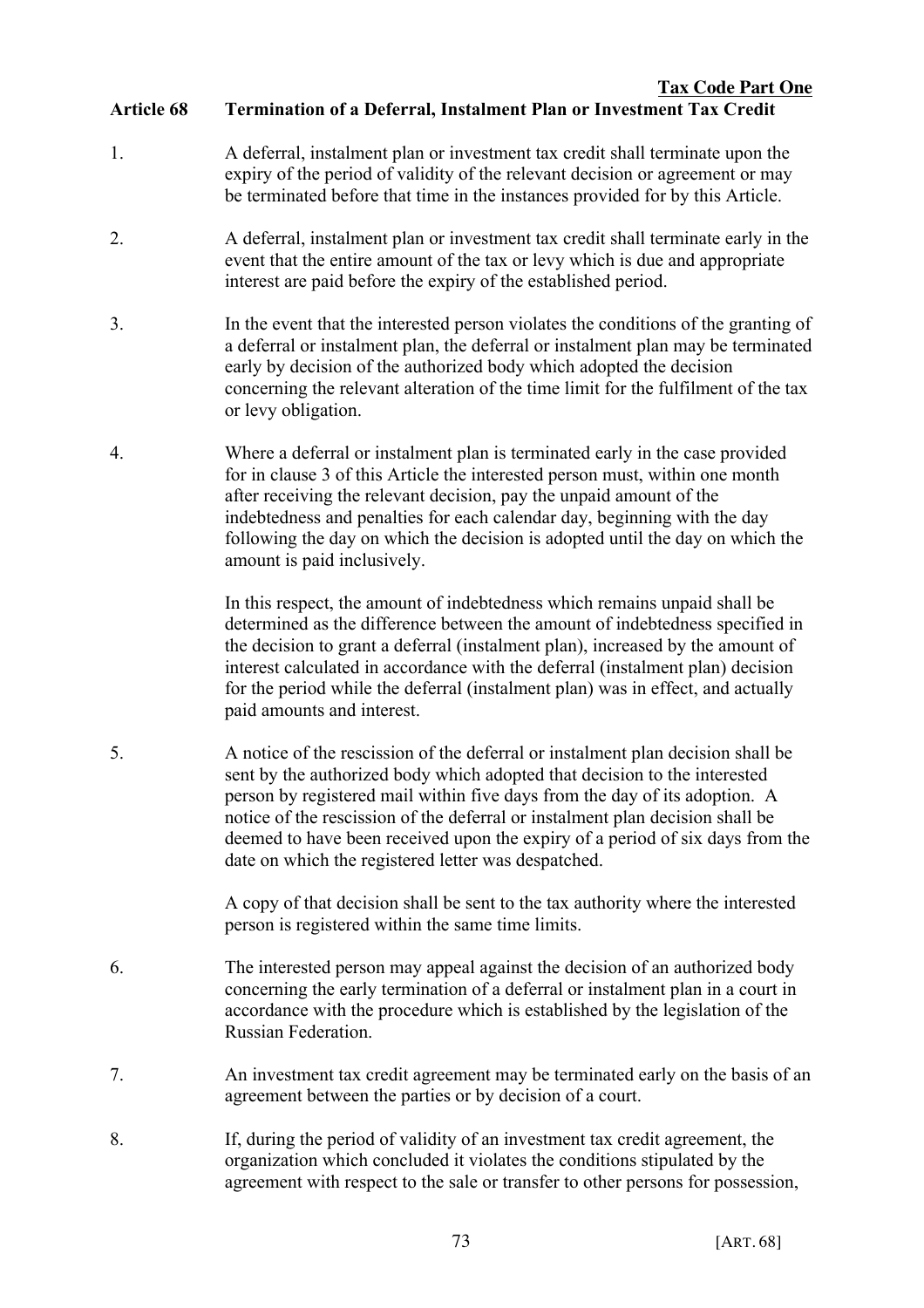## Article 68 Termination of a Deferral, Instalment Plan or Investment Tax Credit

1. A deferral, instalment plan or investment tax credit shall terminate upon the expiry of the period of validity of the relevant decision or agreement or may be terminated before that time in the instances provided for by this Article.

2. A deferral, instalment plan or investment tax credit shall terminate early in the event that the entire amount of the tax or levy which is due and appropriate interest are paid before the expiry of the established period.

3. In the event that the interested person violates the conditions of the granting of a deferral or instalment plan, the deferral or instalment plan may be terminated early by decision of the authorized body which adopted the decision concerning the relevant alteration of the time limit for the fulfilment of the tax or levy obligation.

4. Where a deferral or instalment plan is terminated early in the case provided for in clause 3 of this Article the interested person must, within one month after receiving the relevant decision, pay the unpaid amount of the indebtedness and penalties for each calendar day, beginning with the day following the day on which the decision is adopted until the day on which the amount is paid inclusively.

   In this respect, the amount of indebtedness which remains unpaid shall be determined as the difference between the amount of indebtedness specified in the decision to grant a deferral (instalment plan), increased by the amount of interest calculated in accordance with the deferral (instalment plan) decision for the period while the deferral (instalment plan) was in effect, and actually paid amounts and interest.

5. A notice of the rescission of the deferral or instalment plan decision shall be sent by the authorized body which adopted that decision to the interested person by registered mail within five days from the day of its adoption. A notice of the rescission of the deferral or instalment plan decision shall be deemed to have been received upon the expiry of a period of six days from the date on which the registered letter was despatched.

   A copy of that decision shall be sent to the tax authority where the interested person is registered within the same time limits.

6. The interested person may appeal against the decision of an authorized body concerning the early termination of a deferral or instalment plan in a court in accordance with the procedure which is established by the legislation of the Russian Federation.

7. An investment tax credit agreement may be terminated early on the basis of an agreement between the parties or by decision of a court.

8. If, during the period of validity of an investment tax credit agreement, the organization which concluded it violates the conditions stipulated by the agreement with respect to the sale or transfer to other persons for possession,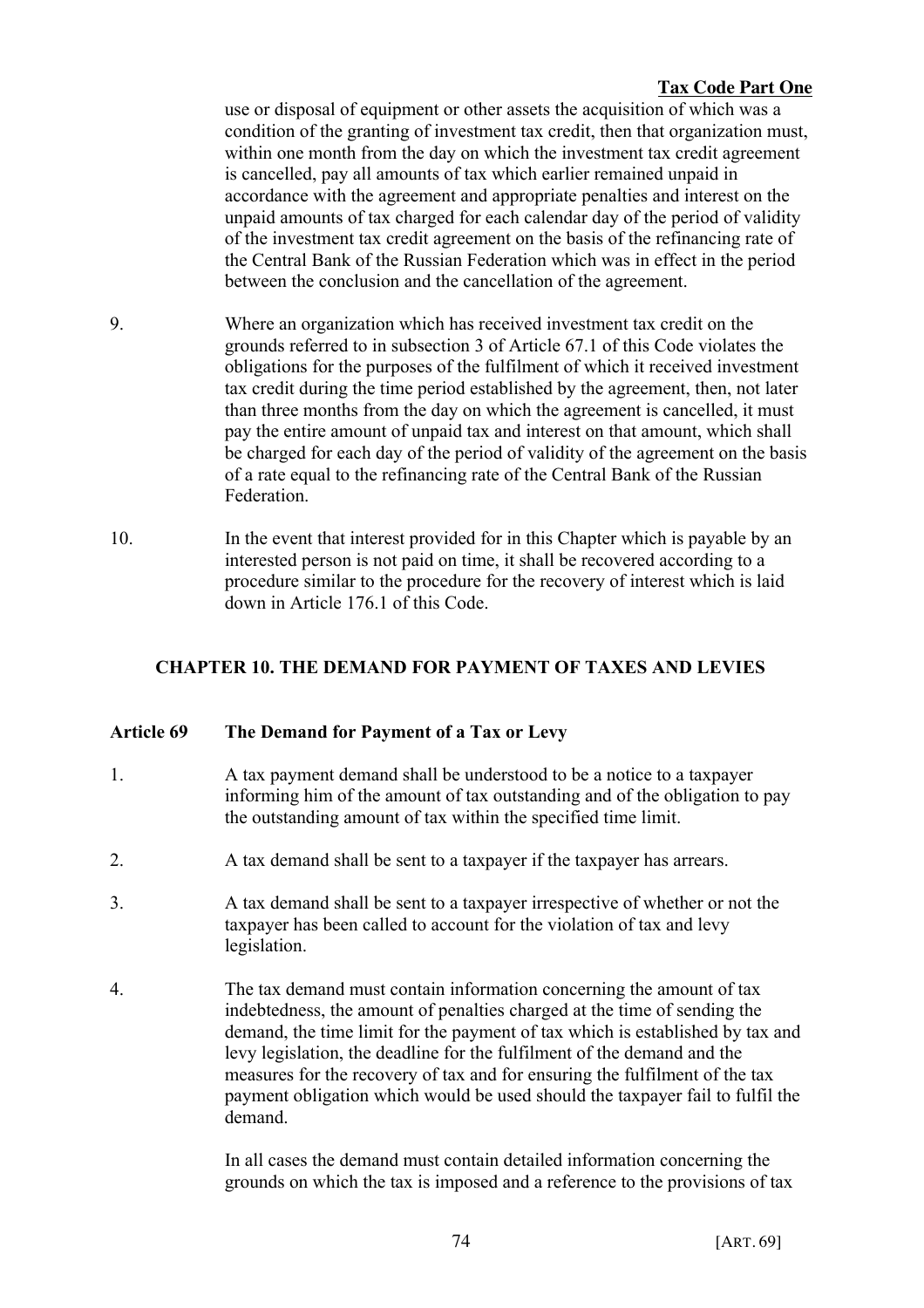use or disposal of equipment or other assets the acquisition of which was a condition of the granting of investment tax credit, then that organization must, within one month from the day on which the investment tax credit agreement is cancelled, pay all amounts of tax which earlier remained unpaid in accordance with the agreement and appropriate penalties and interest on the unpaid amounts of tax charged for each calendar day of the period of validity of the investment tax credit agreement on the basis of the refinancing rate of the Central Bank of the Russian Federation which was in effect in the period between the conclusion and the cancellation of the agreement.

9. Where an organization which has received investment tax credit on the grounds referred to in subsection 3 of Article 67.1 of this Code violates the obligations for the purposes of the fulfilment of which it received investment tax credit during the time period established by the agreement, then, not later than three months from the day on which the agreement is cancelled, it must pay the entire amount of unpaid tax and interest on that amount, which shall be charged for each day of the period of validity of the agreement on the basis of a rate equal to the refinancing rate of the Central Bank of the Russian Federation.

10. In the event that interest provided for in this Chapter which is payable by an interested person is not paid on time, it shall be recovered according to a procedure similar to the procedure for the recovery of interest which is laid down in Article 176.1 of this Code.

## CHAPTER 10. THE DEMAND FOR PAYMENT OF TAXES AND LEVIES

### Article 69 The Demand for Payment of a Tax or Levy

1. A tax payment demand shall be understood to be a notice to a taxpayer informing him of the amount of tax outstanding and of the obligation to pay the outstanding amount of tax within the specified time limit.

2. A tax demand shall be sent to a taxpayer if the taxpayer has arrears.

3. A tax demand shall be sent to a taxpayer irrespective of whether or not the taxpayer has been called to account for the violation of tax and levy legislation.

4. The tax demand must contain information concerning the amount of tax indebtedness, the amount of penalties charged at the time of sending the demand, the time limit for the payment of tax which is established by tax and levy legislation, the deadline for the fulfilment of the demand and the measures for the recovery of tax and for ensuring the fulfilment of the tax payment obligation which would be used should the taxpayer fail to fulfil the demand.

   In all cases the demand must contain detailed information concerning the grounds on which the tax is imposed and a reference to the provisions of tax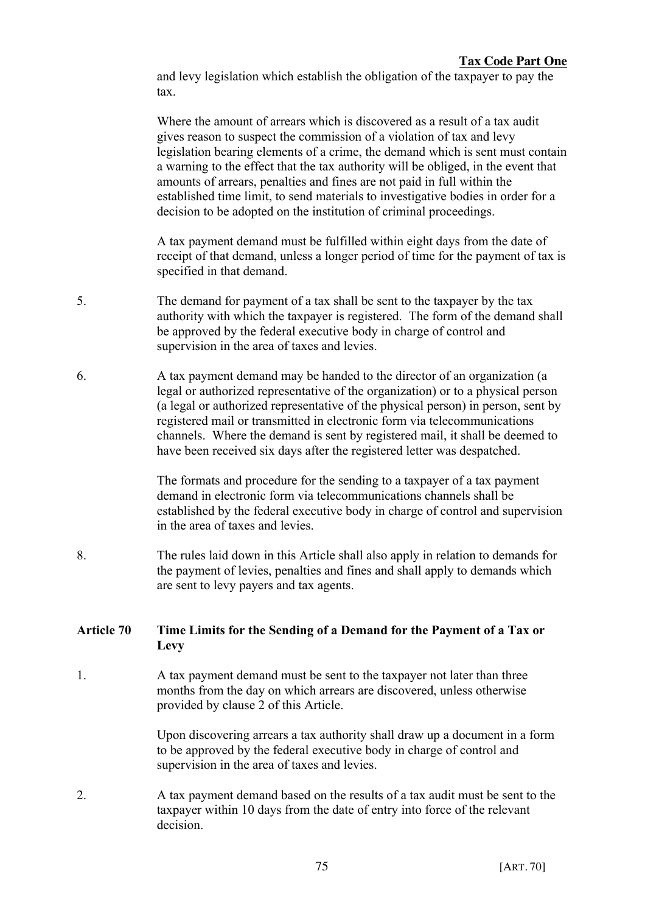and levy legislation which establish the obligation of the taxpayer to pay the tax.

Where the amount of arrears which is discovered as a result of a tax audit gives reason to suspect the commission of a violation of tax and levy legislation bearing elements of a crime, the demand which is sent must contain a warning to the effect that the tax authority will be obliged, in the event that amounts of arrears, penalties and fines are not paid in full within the established time limit, to send materials to investigative bodies in order for a decision to be adopted on the institution of criminal proceedings.

A tax payment demand must be fulfilled within eight days from the date of receipt of that demand, unless a longer period of time for the payment of tax is specified in that demand.

5. The demand for payment of a tax shall be sent to the taxpayer by the tax authority with which the taxpayer is registered. The form of the demand shall be approved by the federal executive body in charge of control and supervision in the area of taxes and levies.

6. A tax payment demand may be handed to the director of an organization (a legal or authorized representative of the organization) or to a physical person (a legal or authorized representative of the physical person) in person, sent by registered mail or transmitted in electronic form via telecommunications channels. Where the demand is sent by registered mail, it shall be deemed to have been received six days after the registered letter was despatched.

The formats and procedure for the sending to a taxpayer of a tax payment demand in electronic form via telecommunications channels shall be established by the federal executive body in charge of control and supervision in the area of taxes and levies.

8. The rules laid down in this Article shall also apply in relation to demands for the payment of levies, penalties and fines and shall apply to demands which are sent to levy payers and tax agents.

## Article 70 Time Limits for the Sending of a Demand for the Payment of a Tax or Levy

1. A tax payment demand must be sent to the taxpayer not later than three months from the day on which arrears are discovered, unless otherwise provided by clause 2 of this Article.

Upon discovering arrears a tax authority shall draw up a document in a form to be approved by the federal executive body in charge of control and supervision in the area of taxes and levies.

2. A tax payment demand based on the results of a tax audit must be sent to the taxpayer within 10 days from the date of entry into force of the relevant decision.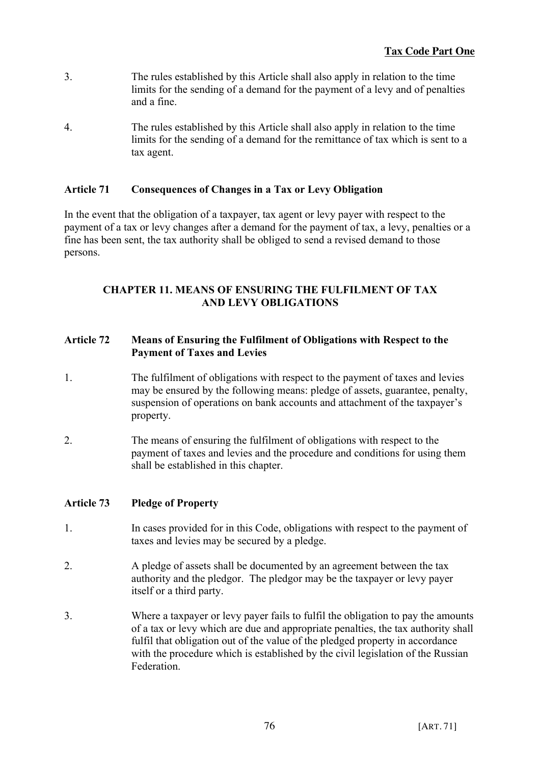3. The rules established by this Article shall also apply in relation to the time limits for the sending of a demand for the payment of a levy and of penalties and a fine.

4. The rules established by this Article shall also apply in relation to the time limits for the sending of a demand for the remittance of tax which is sent to a tax agent.

### Article 71 Consequences of Changes in a Tax or Levy Obligation

In the event that the obligation of a taxpayer, tax agent or levy payer with respect to the payment of a tax or levy changes after a demand for the payment of tax, a levy, penalties or a fine has been sent, the tax authority shall be obliged to send a revised demand to those persons.

## CHAPTER 11. MEANS OF ENSURING THE FULFILMENT OF TAX AND LEVY OBLIGATIONS

### Article 72 Means of Ensuring the Fulfilment of Obligations with Respect to the Payment of Taxes and Levies

1. The fulfilment of obligations with respect to the payment of taxes and levies may be ensured by the following means: pledge of assets, guarantee, penalty, suspension of operations on bank accounts and attachment of the taxpayer's property.

2. The means of ensuring the fulfilment of obligations with respect to the payment of taxes and levies and the procedure and conditions for using them shall be established in this chapter.

### Article 73 Pledge of Property

1. In cases provided for in this Code, obligations with respect to the payment of taxes and levies may be secured by a pledge.

2. A pledge of assets shall be documented by an agreement between the tax authority and the pledgor. The pledgor may be the taxpayer or levy payer itself or a third party.

3. Where a taxpayer or levy payer fails to fulfil the obligation to pay the amounts of a tax or levy which are due and appropriate penalties, the tax authority shall fulfil that obligation out of the value of the pledged property in accordance with the procedure which is established by the civil legislation of the Russian Federation.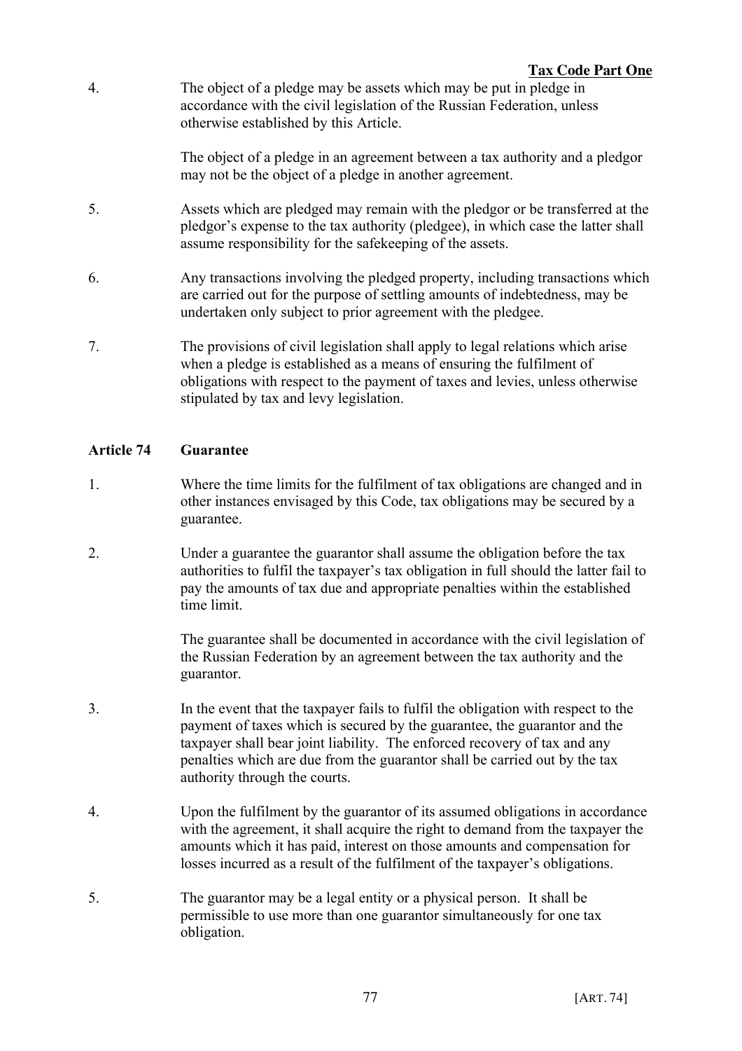4. The object of a pledge may be assets which may be put in pledge in accordance with the civil legislation of the Russian Federation, unless otherwise established by this Article.

   The object of a pledge in an agreement between a tax authority and a pledgor may not be the object of a pledge in another agreement.

5. Assets which are pledged may remain with the pledgor or be transferred at the pledgor's expense to the tax authority (pledgee), in which case the latter shall assume responsibility for the safekeeping of the assets.

6. Any transactions involving the pledged property, including transactions which are carried out for the purpose of settling amounts of indebtedness, may be undertaken only subject to prior agreement with the pledgee.

7. The provisions of civil legislation shall apply to legal relations which arise when a pledge is established as a means of ensuring the fulfilment of obligations with respect to the payment of taxes and levies, unless otherwise stipulated by tax and levy legislation.

## Article 74 Guarantee

1. Where the time limits for the fulfilment of tax obligations are changed and in other instances envisaged by this Code, tax obligations may be secured by a guarantee.

2. Under a guarantee the guarantor shall assume the obligation before the tax authorities to fulfil the taxpayer's tax obligation in full should the latter fail to pay the amounts of tax due and appropriate penalties within the established time limit.

   The guarantee shall be documented in accordance with the civil legislation of the Russian Federation by an agreement between the tax authority and the guarantor.

3. In the event that the taxpayer fails to fulfil the obligation with respect to the payment of taxes which is secured by the guarantee, the guarantor and the taxpayer shall bear joint liability. The enforced recovery of tax and any penalties which are due from the guarantor shall be carried out by the tax authority through the courts.

4. Upon the fulfilment by the guarantor of its assumed obligations in accordance with the agreement, it shall acquire the right to demand from the taxpayer the amounts which it has paid, interest on those amounts and compensation for losses incurred as a result of the fulfilment of the taxpayer's obligations.

5. The guarantor may be a legal entity or a physical person. It shall be permissible to use more than one guarantor simultaneously for one tax obligation.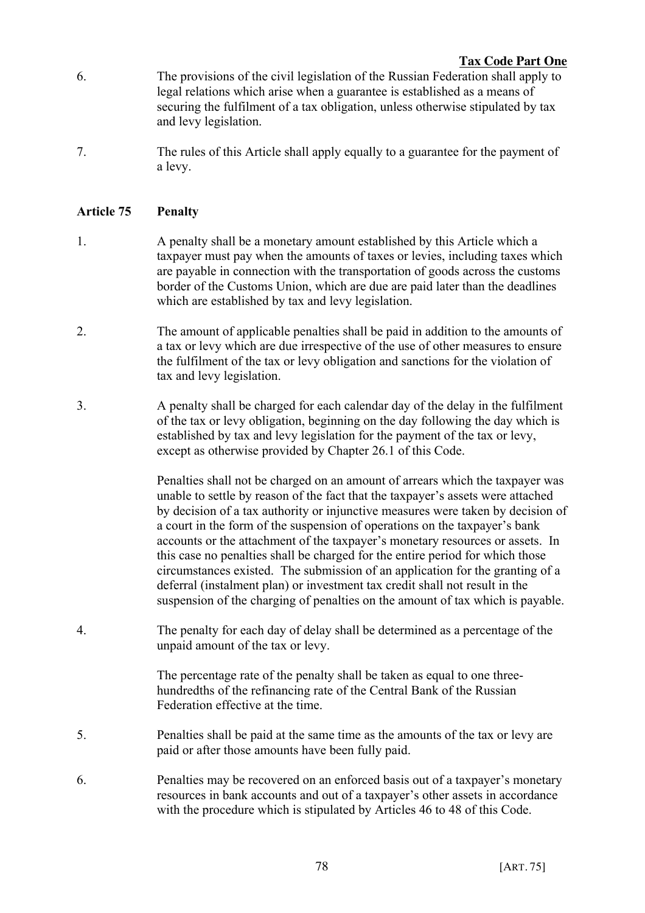6. The provisions of the civil legislation of the Russian Federation shall apply to legal relations which arise when a guarantee is established as a means of securing the fulfilment of a tax obligation, unless otherwise stipulated by tax and levy legislation.

7. The rules of this Article shall apply equally to a guarantee for the payment of a levy.

### Article 75 Penalty

1. A penalty shall be a monetary amount established by this Article which a taxpayer must pay when the amounts of taxes or levies, including taxes which are payable in connection with the transportation of goods across the customs border of the Customs Union, which are due are paid later than the deadlines which are established by tax and levy legislation.

2. The amount of applicable penalties shall be paid in addition to the amounts of a tax or levy which are due irrespective of the use of other measures to ensure the fulfilment of the tax or levy obligation and sanctions for the violation of tax and levy legislation.

3. A penalty shall be charged for each calendar day of the delay in the fulfilment of the tax or levy obligation, beginning on the day following the day which is established by tax and levy legislation for the payment of the tax or levy, except as otherwise provided by Chapter 26.1 of this Code.

   Penalties shall not be charged on an amount of arrears which the taxpayer was unable to settle by reason of the fact that the taxpayer's assets were attached by decision of a tax authority or injunctive measures were taken by decision of a court in the form of the suspension of operations on the taxpayer's bank accounts or the attachment of the taxpayer's monetary resources or assets. In this case no penalties shall be charged for the entire period for which those circumstances existed. The submission of an application for the granting of a deferral (instalment plan) or investment tax credit shall not result in the suspension of the charging of penalties on the amount of tax which is payable.

4. The penalty for each day of delay shall be determined as a percentage of the unpaid amount of the tax or levy.

   The percentage rate of the penalty shall be taken as equal to one three-hundredths of the refinancing rate of the Central Bank of the Russian Federation effective at the time.

5. Penalties shall be paid at the same time as the amounts of the tax or levy are paid or after those amounts have been fully paid.

6. Penalties may be recovered on an enforced basis out of a taxpayer's monetary resources in bank accounts and out of a taxpayer's other assets in accordance with the procedure which is stipulated by Articles 46 to 48 of this Code.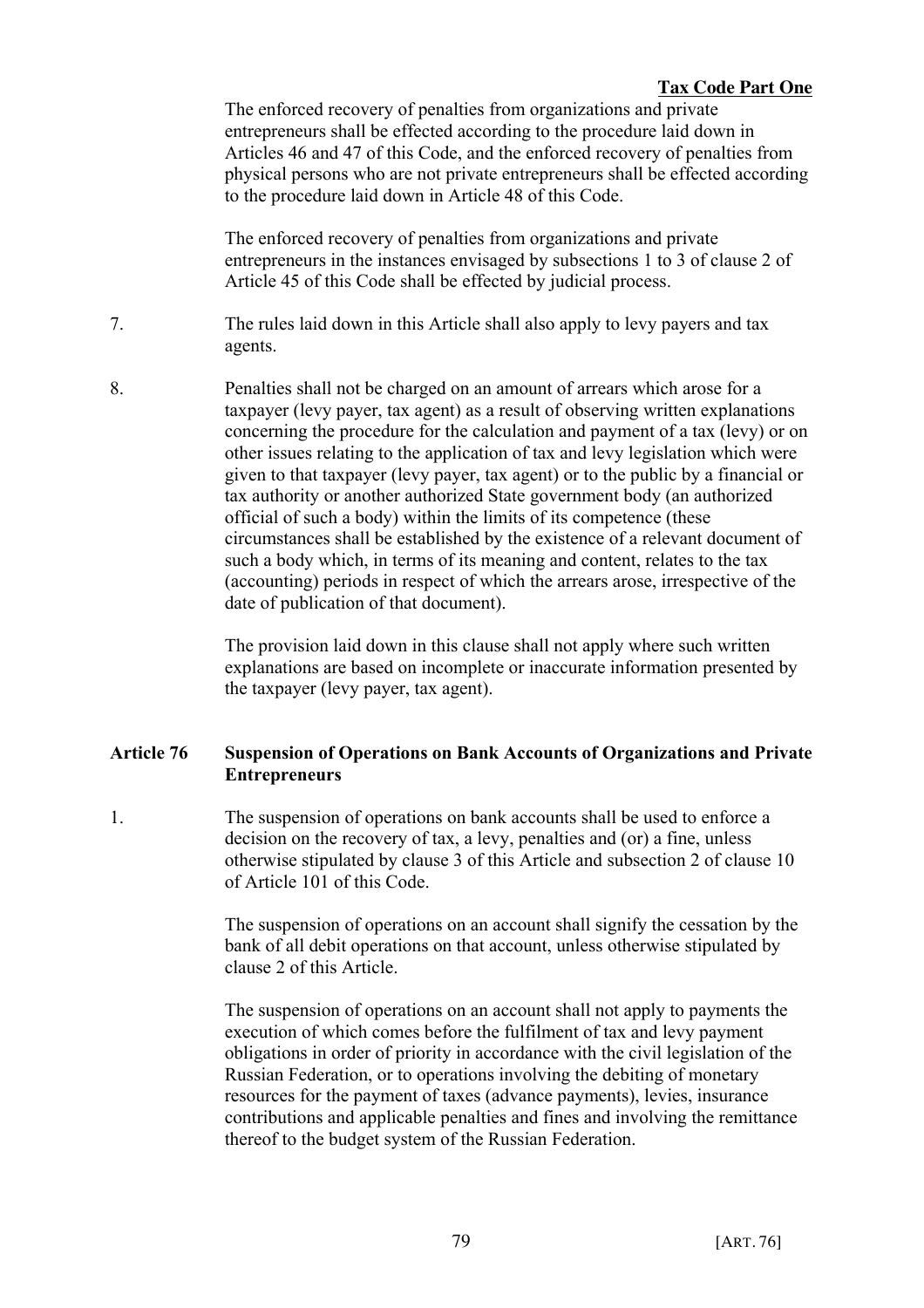The enforced recovery of penalties from organizations and private entrepreneurs shall be effected according to the procedure laid down in Articles 46 and 47 of this Code, and the enforced recovery of penalties from physical persons who are not private entrepreneurs shall be effected according to the procedure laid down in Article 48 of this Code.

The enforced recovery of penalties from organizations and private entrepreneurs in the instances envisaged by subsections 1 to 3 of clause 2 of Article 45 of this Code shall be effected by judicial process.

7. The rules laid down in this Article shall also apply to levy payers and tax agents.

8. Penalties shall not be charged on an amount of arrears which arose for a taxpayer (levy payer, tax agent) as a result of observing written explanations concerning the procedure for the calculation and payment of a tax (levy) or on other issues relating to the application of tax and levy legislation which were given to that taxpayer (levy payer, tax agent) or to the public by a financial or tax authority or another authorized State government body (an authorized official of such a body) within the limits of its competence (these circumstances shall be established by the existence of a relevant document of such a body which, in terms of its meaning and content, relates to the tax (accounting) periods in respect of which the arrears arose, irrespective of the date of publication of that document).

The provision laid down in this clause shall not apply where such written explanations are based on incomplete or inaccurate information presented by the taxpayer (levy payer, tax agent).

## Article 76 Suspension of Operations on Bank Accounts of Organizations and Private Entrepreneurs

1. The suspension of operations on bank accounts shall be used to enforce a decision on the recovery of tax, a levy, penalties and (or) a fine, unless otherwise stipulated by clause 3 of this Article and subsection 2 of clause 10 of Article 101 of this Code.

The suspension of operations on an account shall signify the cessation by the bank of all debit operations on that account, unless otherwise stipulated by clause 2 of this Article.

The suspension of operations on an account shall not apply to payments the execution of which comes before the fulfilment of tax and levy payment obligations in order of priority in accordance with the civil legislation of the Russian Federation, or to operations involving the debiting of monetary resources for the payment of taxes (advance payments), levies, insurance contributions and applicable penalties and fines and involving the remittance thereof to the budget system of the Russian Federation.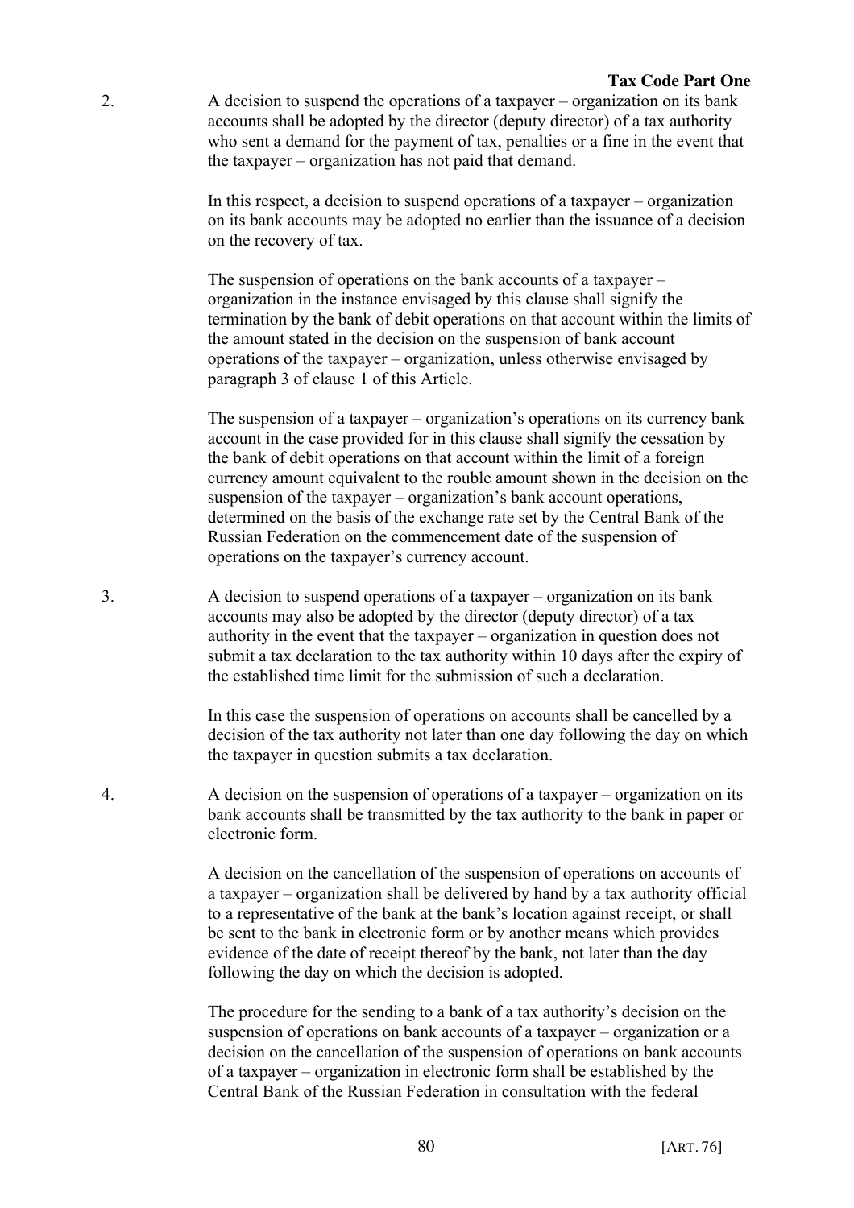2. A decision to suspend the operations of a taxpayer – organization on its bank accounts shall be adopted by the director (deputy director) of a tax authority who sent a demand for the payment of tax, penalties or a fine in the event that the taxpayer – organization has not paid that demand.

In this respect, a decision to suspend operations of a taxpayer – organization on its bank accounts may be adopted no earlier than the issuance of a decision on the recovery of tax.

The suspension of operations on the bank accounts of a taxpayer – organization in the instance envisaged by this clause shall signify the termination by the bank of debit operations on that account within the limits of the amount stated in the decision on the suspension of bank account operations of the taxpayer – organization, unless otherwise envisaged by paragraph 3 of clause 1 of this Article.

The suspension of a taxpayer – organization's operations on its currency bank account in the case provided for in this clause shall signify the cessation by the bank of debit operations on that account within the limit of a foreign currency amount equivalent to the rouble amount shown in the decision on the suspension of the taxpayer – organization's bank account operations, determined on the basis of the exchange rate set by the Central Bank of the Russian Federation on the commencement date of the suspension of operations on the taxpayer's currency account.

3. A decision to suspend operations of a taxpayer – organization on its bank accounts may also be adopted by the director (deputy director) of a tax authority in the event that the taxpayer – organization in question does not submit a tax declaration to the tax authority within 10 days after the expiry of the established time limit for the submission of such a declaration.

In this case the suspension of operations on accounts shall be cancelled by a decision of the tax authority not later than one day following the day on which the taxpayer in question submits a tax declaration.

4. A decision on the suspension of operations of a taxpayer – organization on its bank accounts shall be transmitted by the tax authority to the bank in paper or electronic form.

A decision on the cancellation of the suspension of operations on accounts of a taxpayer – organization shall be delivered by hand by a tax authority official to a representative of the bank at the bank's location against receipt, or shall be sent to the bank in electronic form or by another means which provides evidence of the date of receipt thereof by the bank, not later than the day following the day on which the decision is adopted.

The procedure for the sending to a bank of a tax authority's decision on the suspension of operations on bank accounts of a taxpayer – organization or a decision on the cancellation of the suspension of operations on bank accounts of a taxpayer – organization in electronic form shall be established by the Central Bank of the Russian Federation in consultation with the federal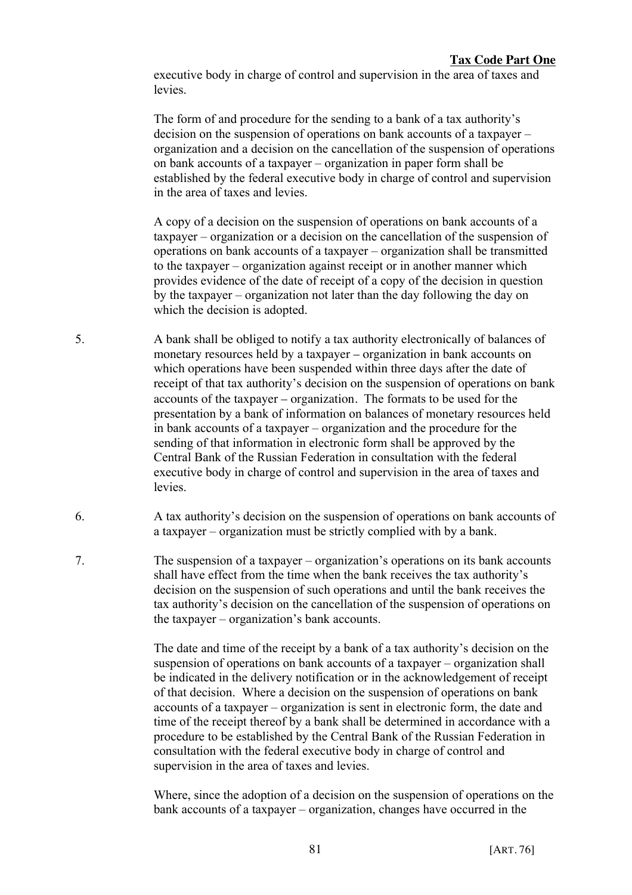executive body in charge of control and supervision in the area of taxes and levies.

The form of and procedure for the sending to a bank of a tax authority's decision on the suspension of operations on bank accounts of a taxpayer – organization and a decision on the cancellation of the suspension of operations on bank accounts of a taxpayer – organization in paper form shall be established by the federal executive body in charge of control and supervision in the area of taxes and levies.

A copy of a decision on the suspension of operations on bank accounts of a taxpayer – organization or a decision on the cancellation of the suspension of operations on bank accounts of a taxpayer – organization shall be transmitted to the taxpayer – organization against receipt or in another manner which provides evidence of the date of receipt of a copy of the decision in question by the taxpayer – organization not later than the day following the day on which the decision is adopted.

5. A bank shall be obliged to notify a tax authority electronically of balances of monetary resources held by a taxpayer – organization in bank accounts on which operations have been suspended within three days after the date of receipt of that tax authority's decision on the suspension of operations on bank accounts of the taxpayer – organization. The formats to be used for the presentation by a bank of information on balances of monetary resources held in bank accounts of a taxpayer – organization and the procedure for the sending of that information in electronic form shall be approved by the Central Bank of the Russian Federation in consultation with the federal executive body in charge of control and supervision in the area of taxes and levies.

6. A tax authority's decision on the suspension of operations on bank accounts of a taxpayer – organization must be strictly complied with by a bank.

7. The suspension of a taxpayer – organization's operations on its bank accounts shall have effect from the time when the bank receives the tax authority's decision on the suspension of such operations and until the bank receives the tax authority's decision on the cancellation of the suspension of operations on the taxpayer – organization's bank accounts.

The date and time of the receipt by a bank of a tax authority's decision on the suspension of operations on bank accounts of a taxpayer – organization shall be indicated in the delivery notification or in the acknowledgement of receipt of that decision. Where a decision on the suspension of operations on bank accounts of a taxpayer – organization is sent in electronic form, the date and time of the receipt thereof by a bank shall be determined in accordance with a procedure to be established by the Central Bank of the Russian Federation in consultation with the federal executive body in charge of control and supervision in the area of taxes and levies.

Where, since the adoption of a decision on the suspension of operations on the bank accounts of a taxpayer – organization, changes have occurred in the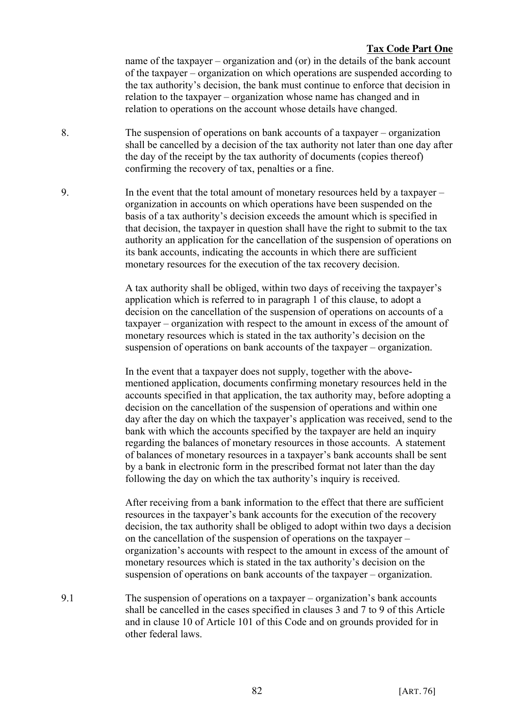name of the taxpayer – organization and (or) in the details of the bank account of the taxpayer – organization on which operations are suspended according to the tax authority's decision, the bank must continue to enforce that decision in relation to the taxpayer – organization whose name has changed and in relation to operations on the account whose details have changed.

8. The suspension of operations on bank accounts of a taxpayer – organization shall be cancelled by a decision of the tax authority not later than one day after the day of the receipt by the tax authority of documents (copies thereof) confirming the recovery of tax, penalties or a fine.

9. In the event that the total amount of monetary resources held by a taxpayer – organization in accounts on which operations have been suspended on the basis of a tax authority's decision exceeds the amount which is specified in that decision, the taxpayer in question shall have the right to submit to the tax authority an application for the cancellation of the suspension of operations on its bank accounts, indicating the accounts in which there are sufficient monetary resources for the execution of the tax recovery decision.

A tax authority shall be obliged, within two days of receiving the taxpayer's application which is referred to in paragraph 1 of this clause, to adopt a decision on the cancellation of the suspension of operations on accounts of a taxpayer – organization with respect to the amount in excess of the amount of monetary resources which is stated in the tax authority's decision on the suspension of operations on bank accounts of the taxpayer – organization.

In the event that a taxpayer does not supply, together with the above-mentioned application, documents confirming monetary resources held in the accounts specified in that application, the tax authority may, before adopting a decision on the cancellation of the suspension of operations and within one day after the day on which the taxpayer's application was received, send to the bank with which the accounts specified by the taxpayer are held an inquiry regarding the balances of monetary resources in those accounts. A statement of balances of monetary resources in a taxpayer's bank accounts shall be sent by a bank in electronic form in the prescribed format not later than the day following the day on which the tax authority's inquiry is received.

After receiving from a bank information to the effect that there are sufficient resources in the taxpayer's bank accounts for the execution of the recovery decision, the tax authority shall be obliged to adopt within two days a decision on the cancellation of the suspension of operations on the taxpayer – organization's accounts with respect to the amount in excess of the amount of monetary resources which is stated in the tax authority's decision on the suspension of operations on bank accounts of the taxpayer – organization.

9.1 The suspension of operations on a taxpayer – organization's bank accounts shall be cancelled in the cases specified in clauses 3 and 7 to 9 of this Article and in clause 10 of Article 101 of this Code and on grounds provided for in other federal laws.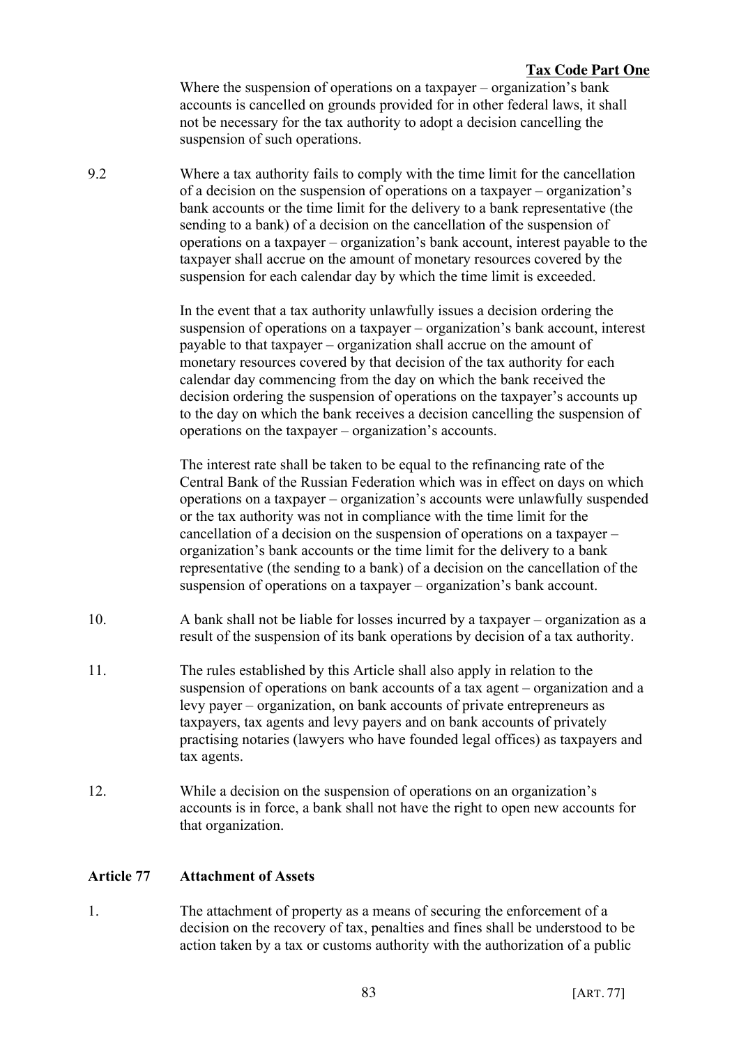Where the suspension of operations on a taxpayer – organization's bank accounts is cancelled on grounds provided for in other federal laws, it shall not be necessary for the tax authority to adopt a decision cancelling the suspension of such operations.

9.2 Where a tax authority fails to comply with the time limit for the cancellation of a decision on the suspension of operations on a taxpayer – organization's bank accounts or the time limit for the delivery to a bank representative (the sending to a bank) of a decision on the cancellation of the suspension of operations on a taxpayer – organization's bank account, interest payable to the taxpayer shall accrue on the amount of monetary resources covered by the suspension for each calendar day by which the time limit is exceeded.

In the event that a tax authority unlawfully issues a decision ordering the suspension of operations on a taxpayer – organization's bank account, interest payable to that taxpayer – organization shall accrue on the amount of monetary resources covered by that decision of the tax authority for each calendar day commencing from the day on which the bank received the decision ordering the suspension of operations on the taxpayer's accounts up to the day on which the bank receives a decision cancelling the suspension of operations on the taxpayer – organization's accounts.

The interest rate shall be taken to be equal to the refinancing rate of the Central Bank of the Russian Federation which was in effect on days on which operations on a taxpayer – organization's accounts were unlawfully suspended or the tax authority was not in compliance with the time limit for the cancellation of a decision on the suspension of operations on a taxpayer – organization's bank accounts or the time limit for the delivery to a bank representative (the sending to a bank) of a decision on the cancellation of the suspension of operations on a taxpayer – organization's bank account.

10. A bank shall not be liable for losses incurred by a taxpayer – organization as a result of the suspension of its bank operations by decision of a tax authority.

11. The rules established by this Article shall also apply in relation to the suspension of operations on bank accounts of a tax agent – organization and a levy payer – organization, on bank accounts of private entrepreneurs as taxpayers, tax agents and levy payers and on bank accounts of privately practising notaries (lawyers who have founded legal offices) as taxpayers and tax agents.

12. While a decision on the suspension of operations on an organization's accounts is in force, a bank shall not have the right to open new accounts for that organization.

## Article 77 Attachment of Assets

1. The attachment of property as a means of securing the enforcement of a decision on the recovery of tax, penalties and fines shall be understood to be action taken by a tax or customs authority with the authorization of a public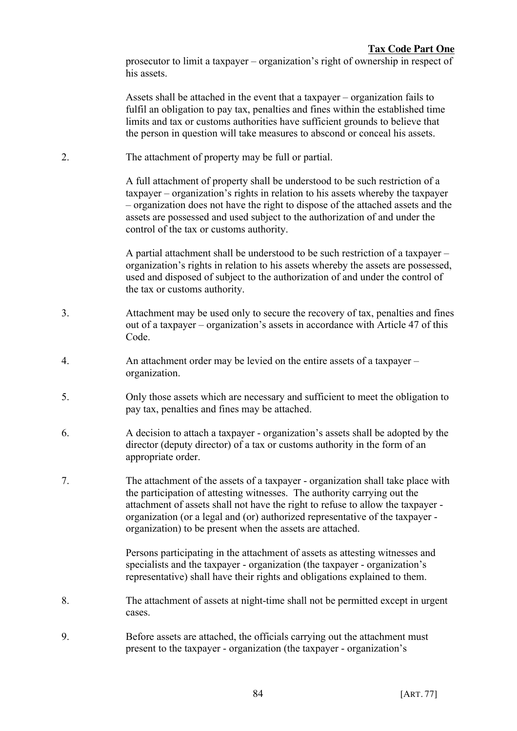prosecutor to limit a taxpayer – organization's right of ownership in respect of his assets.

Assets shall be attached in the event that a taxpayer – organization fails to fulfil an obligation to pay tax, penalties and fines within the established time limits and tax or customs authorities have sufficient grounds to believe that the person in question will take measures to abscond or conceal his assets.

2. The attachment of property may be full or partial.

   A full attachment of property shall be understood to be such restriction of a taxpayer – organization's rights in relation to his assets whereby the taxpayer – organization does not have the right to dispose of the attached assets and the assets are possessed and used subject to the authorization of and under the control of the tax or customs authority.

   A partial attachment shall be understood to be such restriction of a taxpayer – organization's rights in relation to his assets whereby the assets are possessed, used and disposed of subject to the authorization of and under the control of the tax or customs authority.

3. Attachment may be used only to secure the recovery of tax, penalties and fines out of a taxpayer – organization's assets in accordance with Article 47 of this Code.

4. An attachment order may be levied on the entire assets of a taxpayer – organization.

5. Only those assets which are necessary and sufficient to meet the obligation to pay tax, penalties and fines may be attached.

6. A decision to attach a taxpayer - organization's assets shall be adopted by the director (deputy director) of a tax or customs authority in the form of an appropriate order.

7. The attachment of the assets of a taxpayer - organization shall take place with the participation of attesting witnesses. The authority carrying out the attachment of assets shall not have the right to refuse to allow the taxpayer - organization (or a legal and (or) authorized representative of the taxpayer - organization) to be present when the assets are attached.

   Persons participating in the attachment of assets as attesting witnesses and specialists and the taxpayer - organization (the taxpayer - organization's representative) shall have their rights and obligations explained to them.

8. The attachment of assets at night-time shall not be permitted except in urgent cases.

9. Before assets are attached, the officials carrying out the attachment must present to the taxpayer - organization (the taxpayer - organization's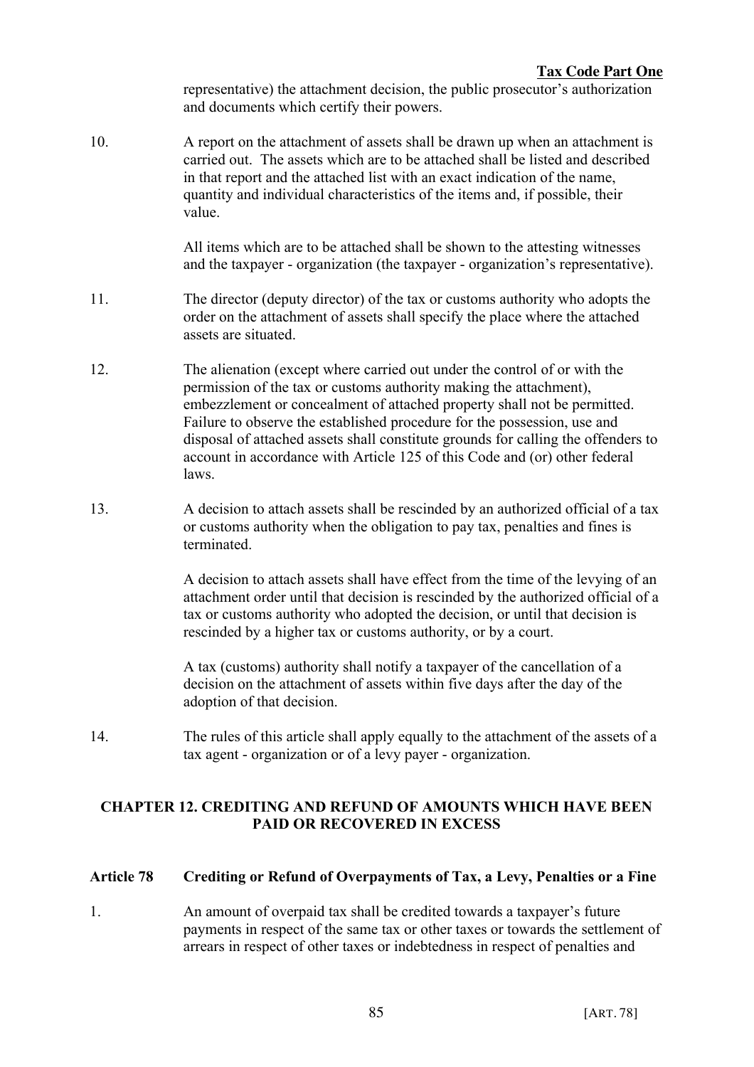representative) the attachment decision, the public prosecutor's authorization and documents which certify their powers.

10. A report on the attachment of assets shall be drawn up when an attachment is carried out. The assets which are to be attached shall be listed and described in that report and the attached list with an exact indication of the name, quantity and individual characteristics of the items and, if possible, their value.

    All items which are to be attached shall be shown to the attesting witnesses and the taxpayer - organization (the taxpayer - organization's representative).

11. The director (deputy director) of the tax or customs authority who adopts the order on the attachment of assets shall specify the place where the attached assets are situated.

12. The alienation (except where carried out under the control of or with the permission of the tax or customs authority making the attachment), embezzlement or concealment of attached property shall not be permitted. Failure to observe the established procedure for the possession, use and disposal of attached assets shall constitute grounds for calling the offenders to account in accordance with Article 125 of this Code and (or) other federal laws.

13. A decision to attach assets shall be rescinded by an authorized official of a tax or customs authority when the obligation to pay tax, penalties and fines is terminated.

    A decision to attach assets shall have effect from the time of the levying of an attachment order until that decision is rescinded by the authorized official of a tax or customs authority who adopted the decision, or until that decision is rescinded by a higher tax or customs authority, or by a court.

    A tax (customs) authority shall notify a taxpayer of the cancellation of a decision on the attachment of assets within five days after the day of the adoption of that decision.

14. The rules of this article shall apply equally to the attachment of the assets of a tax agent - organization or of a levy payer - organization.

## CHAPTER 12. CREDITING AND REFUND OF AMOUNTS WHICH HAVE BEEN PAID OR RECOVERED IN EXCESS

### Article 78 Crediting or Refund of Overpayments of Tax, a Levy, Penalties or a Fine

1. An amount of overpaid tax shall be credited towards a taxpayer's future payments in respect of the same tax or other taxes or towards the settlement of arrears in respect of other taxes or indebtedness in respect of penalties and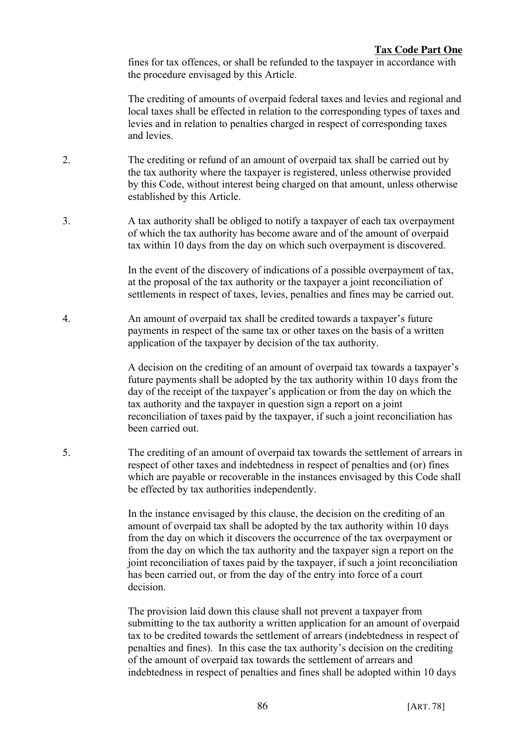fines for tax offences, or shall be refunded to the taxpayer in accordance with the procedure envisaged by this Article.

The crediting of amounts of overpaid federal taxes and levies and regional and local taxes shall be effected in relation to the corresponding types of taxes and levies and in relation to penalties charged in respect of corresponding taxes and levies.

2. The crediting or refund of an amount of overpaid tax shall be carried out by the tax authority where the taxpayer is registered, unless otherwise provided by this Code, without interest being charged on that amount, unless otherwise established by this Article.

3. A tax authority shall be obliged to notify a taxpayer of each tax overpayment of which the tax authority has become aware and of the amount of overpaid tax within 10 days from the day on which such overpayment is discovered.

   In the event of the discovery of indications of a possible overpayment of tax, at the proposal of the tax authority or the taxpayer a joint reconciliation of settlements in respect of taxes, levies, penalties and fines may be carried out.

4. An amount of overpaid tax shall be credited towards a taxpayer's future payments in respect of the same tax or other taxes on the basis of a written application of the taxpayer by decision of the tax authority.

   A decision on the crediting of an amount of overpaid tax towards a taxpayer's future payments shall be adopted by the tax authority within 10 days from the day of the receipt of the taxpayer's application or from the day on which the tax authority and the taxpayer in question sign a report on a joint reconciliation of taxes paid by the taxpayer, if such a joint reconciliation has been carried out.

5. The crediting of an amount of overpaid tax towards the settlement of arrears in respect of other taxes and indebtedness in respect of penalties and (or) fines which are payable or recoverable in the instances envisaged by this Code shall be effected by tax authorities independently.

   In the instance envisaged by this clause, the decision on the crediting of an amount of overpaid tax shall be adopted by the tax authority within 10 days from the day on which it discovers the occurrence of the tax overpayment or from the day on which the tax authority and the taxpayer sign a report on the joint reconciliation of taxes paid by the taxpayer, if such a joint reconciliation has been carried out, or from the day of the entry into force of a court decision.

   The provision laid down this clause shall not prevent a taxpayer from submitting to the tax authority a written application for an amount of overpaid tax to be credited towards the settlement of arrears (indebtedness in respect of penalties and fines). In this case the tax authority's decision on the crediting of the amount of overpaid tax towards the settlement of arrears and indebtedness in respect of penalties and fines shall be adopted within 10 days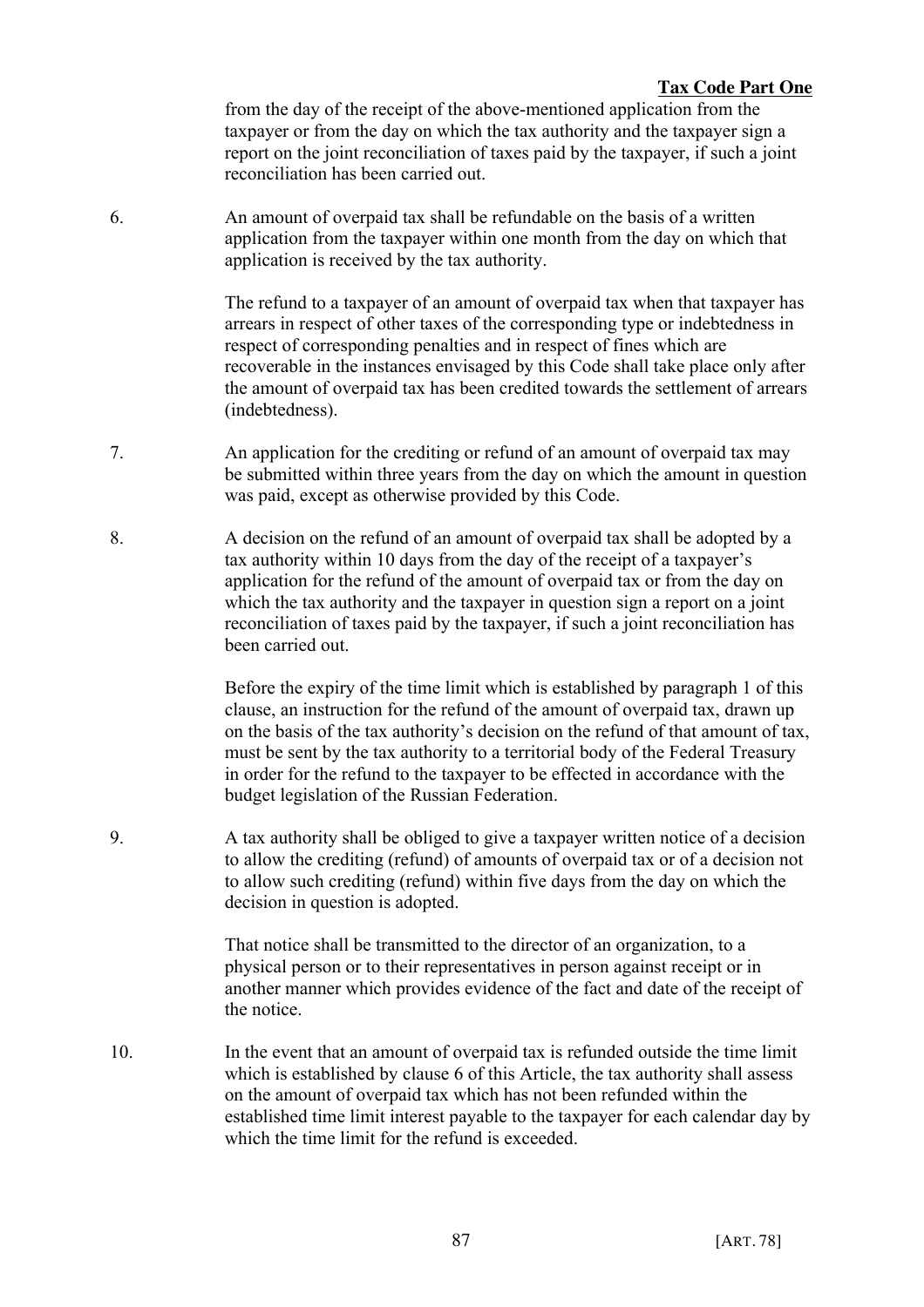from the day of the receipt of the above-mentioned application from the taxpayer or from the day on which the tax authority and the taxpayer sign a report on the joint reconciliation of taxes paid by the taxpayer, if such a joint reconciliation has been carried out.

6. An amount of overpaid tax shall be refundable on the basis of a written application from the taxpayer within one month from the day on which that application is received by the tax authority.

   The refund to a taxpayer of an amount of overpaid tax when that taxpayer has arrears in respect of other taxes of the corresponding type or indebtedness in respect of corresponding penalties and in respect of fines which are recoverable in the instances envisaged by this Code shall take place only after the amount of overpaid tax has been credited towards the settlement of arrears (indebtedness).

7. An application for the crediting or refund of an amount of overpaid tax may be submitted within three years from the day on which the amount in question was paid, except as otherwise provided by this Code.

8. A decision on the refund of an amount of overpaid tax shall be adopted by a tax authority within 10 days from the day of the receipt of a taxpayer's application for the refund of the amount of overpaid tax or from the day on which the tax authority and the taxpayer in question sign a report on a joint reconciliation of taxes paid by the taxpayer, if such a joint reconciliation has been carried out.

   Before the expiry of the time limit which is established by paragraph 1 of this clause, an instruction for the refund of the amount of overpaid tax, drawn up on the basis of the tax authority's decision on the refund of that amount of tax, must be sent by the tax authority to a territorial body of the Federal Treasury in order for the refund to the taxpayer to be effected in accordance with the budget legislation of the Russian Federation.

9. A tax authority shall be obliged to give a taxpayer written notice of a decision to allow the crediting (refund) of amounts of overpaid tax or of a decision not to allow such crediting (refund) within five days from the day on which the decision in question is adopted.

   That notice shall be transmitted to the director of an organization, to a physical person or to their representatives in person against receipt or in another manner which provides evidence of the fact and date of the receipt of the notice.

10. In the event that an amount of overpaid tax is refunded outside the time limit which is established by clause 6 of this Article, the tax authority shall assess on the amount of overpaid tax which has not been refunded within the established time limit interest payable to the taxpayer for each calendar day by which the time limit for the refund is exceeded.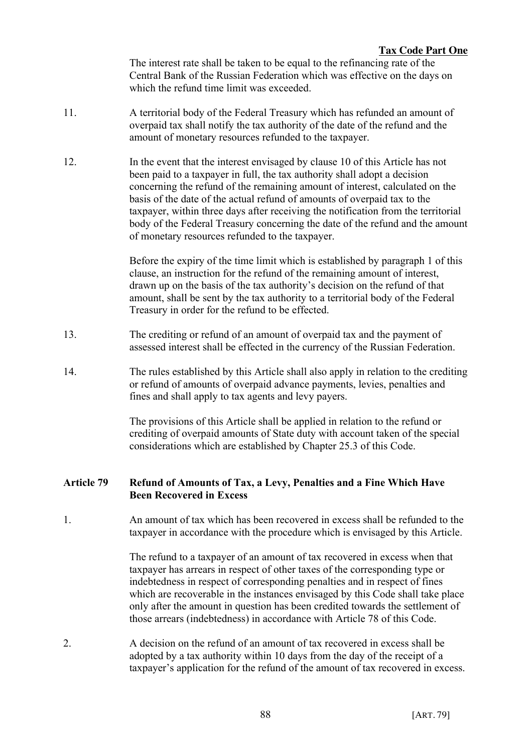The interest rate shall be taken to be equal to the refinancing rate of the Central Bank of the Russian Federation which was effective on the days on which the refund time limit was exceeded.

11. A territorial body of the Federal Treasury which has refunded an amount of overpaid tax shall notify the tax authority of the date of the refund and the amount of monetary resources refunded to the taxpayer.

12. In the event that the interest envisaged by clause 10 of this Article has not been paid to a taxpayer in full, the tax authority shall adopt a decision concerning the refund of the remaining amount of interest, calculated on the basis of the date of the actual refund of amounts of overpaid tax to the taxpayer, within three days after receiving the notification from the territorial body of the Federal Treasury concerning the date of the refund and the amount of monetary resources refunded to the taxpayer.

Before the expiry of the time limit which is established by paragraph 1 of this clause, an instruction for the refund of the remaining amount of interest, drawn up on the basis of the tax authority's decision on the refund of that amount, shall be sent by the tax authority to a territorial body of the Federal Treasury in order for the refund to be effected.

13. The crediting or refund of an amount of overpaid tax and the payment of assessed interest shall be effected in the currency of the Russian Federation.

14. The rules established by this Article shall also apply in relation to the crediting or refund of amounts of overpaid advance payments, levies, penalties and fines and shall apply to tax agents and levy payers.

The provisions of this Article shall be applied in relation to the refund or crediting of overpaid amounts of State duty with account taken of the special considerations which are established by Chapter 25.3 of this Code.

### Article 79 Refund of Amounts of Tax, a Levy, Penalties and a Fine Which Have Been Recovered in Excess

1. An amount of tax which has been recovered in excess shall be refunded to the taxpayer in accordance with the procedure which is envisaged by this Article.

The refund to a taxpayer of an amount of tax recovered in excess when that taxpayer has arrears in respect of other taxes of the corresponding type or indebtedness in respect of corresponding penalties and in respect of fines which are recoverable in the instances envisaged by this Code shall take place only after the amount in question has been credited towards the settlement of those arrears (indebtedness) in accordance with Article 78 of this Code.

2. A decision on the refund of an amount of tax recovered in excess shall be adopted by a tax authority within 10 days from the day of the receipt of a taxpayer's application for the refund of the amount of tax recovered in excess.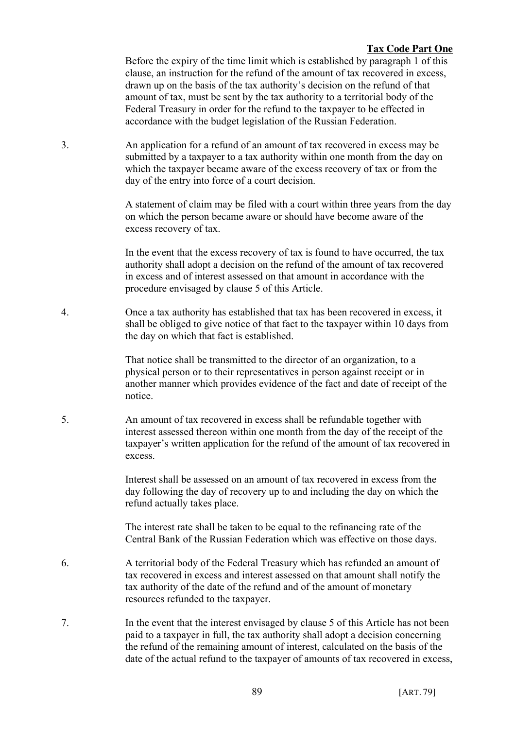Before the expiry of the time limit which is established by paragraph 1 of this clause, an instruction for the refund of the amount of tax recovered in excess, drawn up on the basis of the tax authority's decision on the refund of that amount of tax, must be sent by the tax authority to a territorial body of the Federal Treasury in order for the refund to the taxpayer to be effected in accordance with the budget legislation of the Russian Federation.

3. An application for a refund of an amount of tax recovered in excess may be submitted by a taxpayer to a tax authority within one month from the day on which the taxpayer became aware of the excess recovery of tax or from the day of the entry into force of a court decision.

   A statement of claim may be filed with a court within three years from the day on which the person became aware or should have become aware of the excess recovery of tax.

   In the event that the excess recovery of tax is found to have occurred, the tax authority shall adopt a decision on the refund of the amount of tax recovered in excess and of interest assessed on that amount in accordance with the procedure envisaged by clause 5 of this Article.

4. Once a tax authority has established that tax has been recovered in excess, it shall be obliged to give notice of that fact to the taxpayer within 10 days from the day on which that fact is established.

   That notice shall be transmitted to the director of an organization, to a physical person or to their representatives in person against receipt or in another manner which provides evidence of the fact and date of receipt of the notice.

5. An amount of tax recovered in excess shall be refundable together with interest assessed thereon within one month from the day of the receipt of the taxpayer's written application for the refund of the amount of tax recovered in excess.

   Interest shall be assessed on an amount of tax recovered in excess from the day following the day of recovery up to and including the day on which the refund actually takes place.

   The interest rate shall be taken to be equal to the refinancing rate of the Central Bank of the Russian Federation which was effective on those days.

6. A territorial body of the Federal Treasury which has refunded an amount of tax recovered in excess and interest assessed on that amount shall notify the tax authority of the date of the refund and of the amount of monetary resources refunded to the taxpayer.

7. In the event that the interest envisaged by clause 5 of this Article has not been paid to a taxpayer in full, the tax authority shall adopt a decision concerning the refund of the remaining amount of interest, calculated on the basis of the date of the actual refund to the taxpayer of amounts of tax recovered in excess,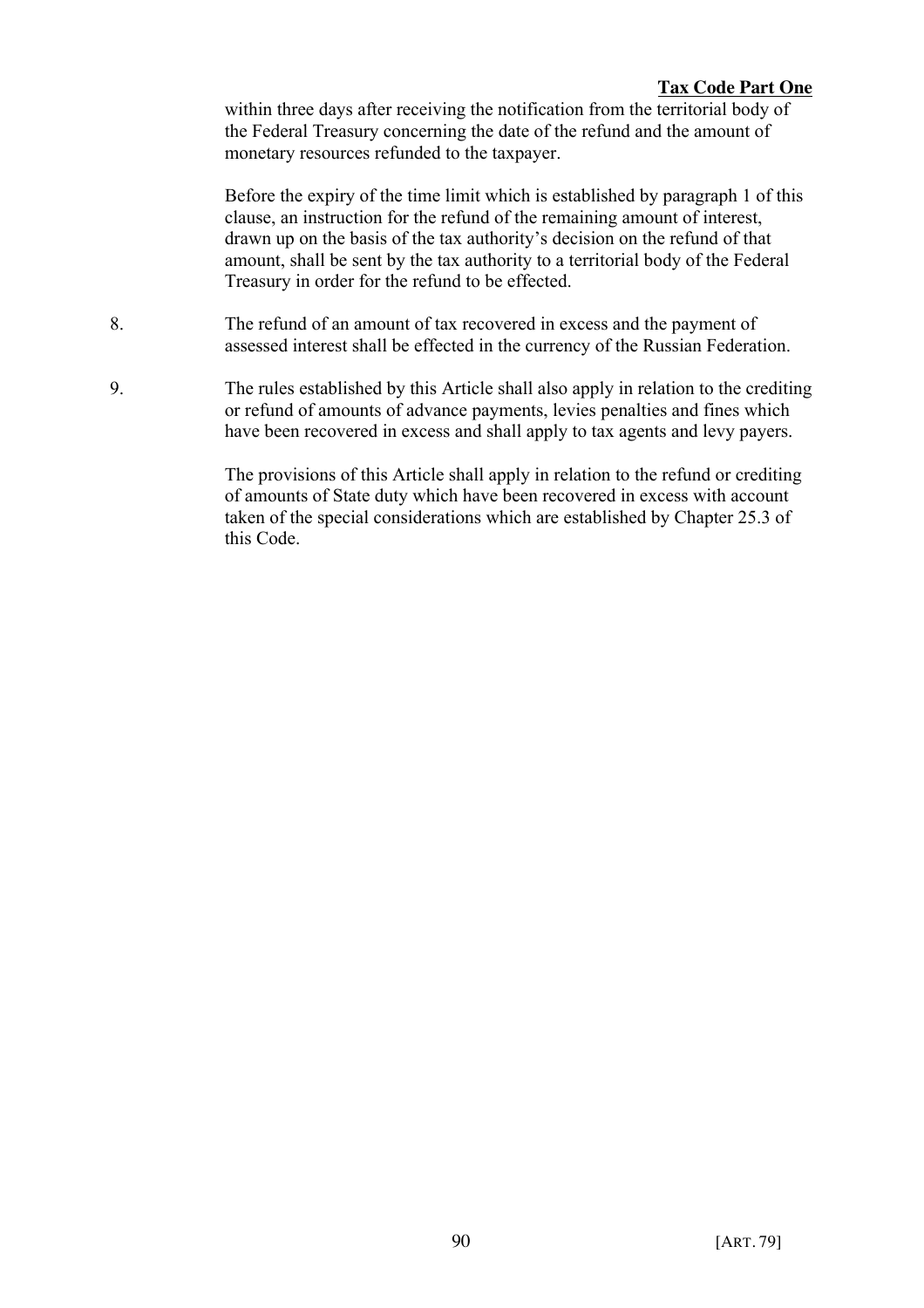within three days after receiving the notification from the territorial body of the Federal Treasury concerning the date of the refund and the amount of monetary resources refunded to the taxpayer.

Before the expiry of the time limit which is established by paragraph 1 of this clause, an instruction for the refund of the remaining amount of interest, drawn up on the basis of the tax authority's decision on the refund of that amount, shall be sent by the tax authority to a territorial body of the Federal Treasury in order for the refund to be effected.

8. The refund of an amount of tax recovered in excess and the payment of assessed interest shall be effected in the currency of the Russian Federation.

9. The rules established by this Article shall also apply in relation to the crediting or refund of amounts of advance payments, levies penalties and fines which have been recovered in excess and shall apply to tax agents and levy payers.

The provisions of this Article shall apply in relation to the refund or crediting of amounts of State duty which have been recovered in excess with account taken of the special considerations which are established by Chapter 25.3 of this Code.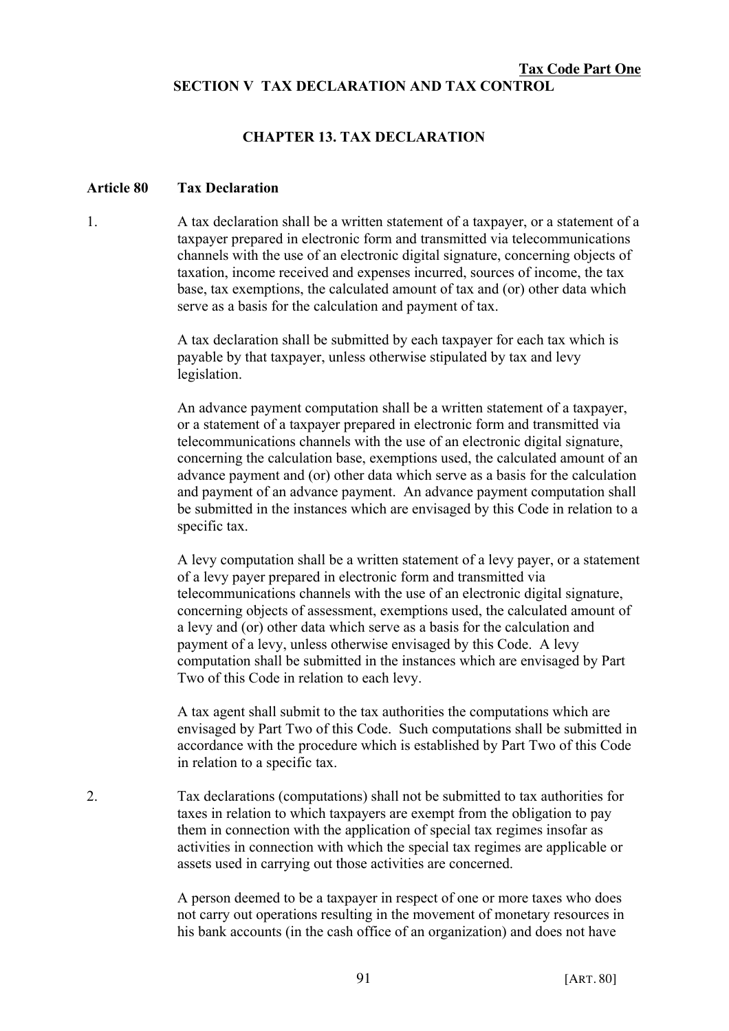## SECTION V TAX DECLARATION AND TAX CONTROL

### CHAPTER 13. TAX DECLARATION

**Article 80 Tax Declaration**

1. A tax declaration shall be a written statement of a taxpayer, or a statement of a taxpayer prepared in electronic form and transmitted via telecommunications channels with the use of an electronic digital signature, concerning objects of taxation, income received and expenses incurred, sources of income, the tax base, tax exemptions, the calculated amount of tax and (or) other data which serve as a basis for the calculation and payment of tax.

   A tax declaration shall be submitted by each taxpayer for each tax which is payable by that taxpayer, unless otherwise stipulated by tax and levy legislation.

   An advance payment computation shall be a written statement of a taxpayer, or a statement of a taxpayer prepared in electronic form and transmitted via telecommunications channels with the use of an electronic digital signature, concerning the calculation base, exemptions used, the calculated amount of an advance payment and (or) other data which serve as a basis for the calculation and payment of an advance payment. An advance payment computation shall be submitted in the instances which are envisaged by this Code in relation to a specific tax.

   A levy computation shall be a written statement of a levy payer, or a statement of a levy payer prepared in electronic form and transmitted via telecommunications channels with the use of an electronic digital signature, concerning objects of assessment, exemptions used, the calculated amount of a levy and (or) other data which serve as a basis for the calculation and payment of a levy, unless otherwise envisaged by this Code. A levy computation shall be submitted in the instances which are envisaged by Part Two of this Code in relation to each levy.

   A tax agent shall submit to the tax authorities the computations which are envisaged by Part Two of this Code. Such computations shall be submitted in accordance with the procedure which is established by Part Two of this Code in relation to a specific tax.

2. Tax declarations (computations) shall not be submitted to tax authorities for taxes in relation to which taxpayers are exempt from the obligation to pay them in connection with the application of special tax regimes insofar as activities in connection with which the special tax regimes are applicable or assets used in carrying out those activities are concerned.

   A person deemed to be a taxpayer in respect of one or more taxes who does not carry out operations resulting in the movement of monetary resources in his bank accounts (in the cash office of an organization) and does not have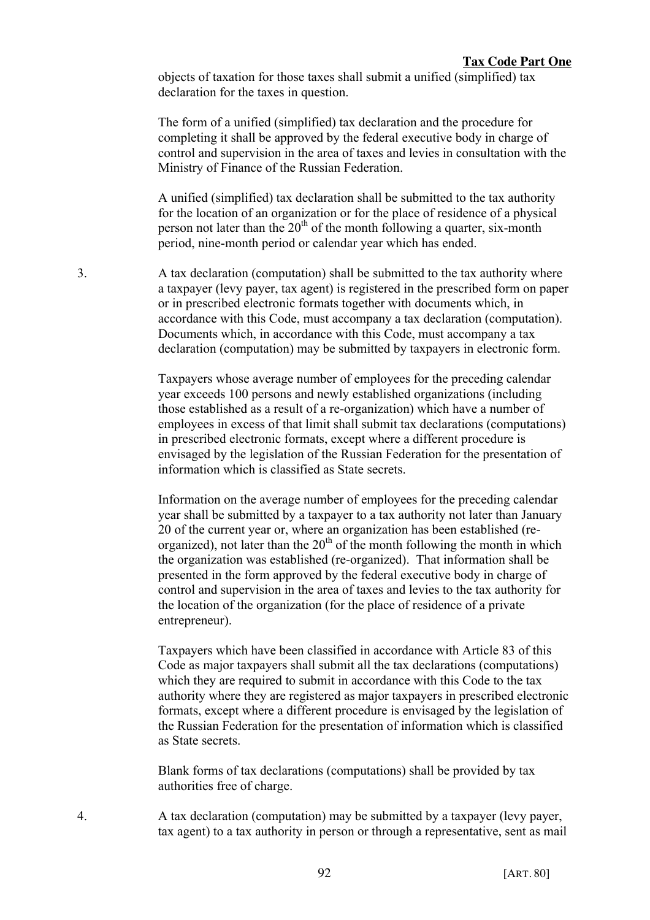objects of taxation for those taxes shall submit a unified (simplified) tax declaration for the taxes in question.

The form of a unified (simplified) tax declaration and the procedure for completing it shall be approved by the federal executive body in charge of control and supervision in the area of taxes and levies in consultation with the Ministry of Finance of the Russian Federation.

A unified (simplified) tax declaration shall be submitted to the tax authority for the location of an organization or for the place of residence of a physical person not later than the 20th of the month following a quarter, six-month period, nine-month period or calendar year which has ended.

3. A tax declaration (computation) shall be submitted to the tax authority where a taxpayer (levy payer, tax agent) is registered in the prescribed form on paper or in prescribed electronic formats together with documents which, in accordance with this Code, must accompany a tax declaration (computation). Documents which, in accordance with this Code, must accompany a tax declaration (computation) may be submitted by taxpayers in electronic form.

Taxpayers whose average number of employees for the preceding calendar year exceeds 100 persons and newly established organizations (including those established as a result of a re-organization) which have a number of employees in excess of that limit shall submit tax declarations (computations) in prescribed electronic formats, except where a different procedure is envisaged by the legislation of the Russian Federation for the presentation of information which is classified as State secrets.

Information on the average number of employees for the preceding calendar year shall be submitted by a taxpayer to a tax authority not later than January 20 of the current year or, where an organization has been established (re-organized), not later than the 20th of the month following the month in which the organization was established (re-organized). That information shall be presented in the form approved by the federal executive body in charge of control and supervision in the area of taxes and levies to the tax authority for the location of the organization (for the place of residence of a private entrepreneur).

Taxpayers which have been classified in accordance with Article 83 of this Code as major taxpayers shall submit all the tax declarations (computations) which they are required to submit in accordance with this Code to the tax authority where they are registered as major taxpayers in prescribed electronic formats, except where a different procedure is envisaged by the legislation of the Russian Federation for the presentation of information which is classified as State secrets.

Blank forms of tax declarations (computations) shall be provided by tax authorities free of charge.

4. A tax declaration (computation) may be submitted by a taxpayer (levy payer, tax agent) to a tax authority in person or through a representative, sent as mail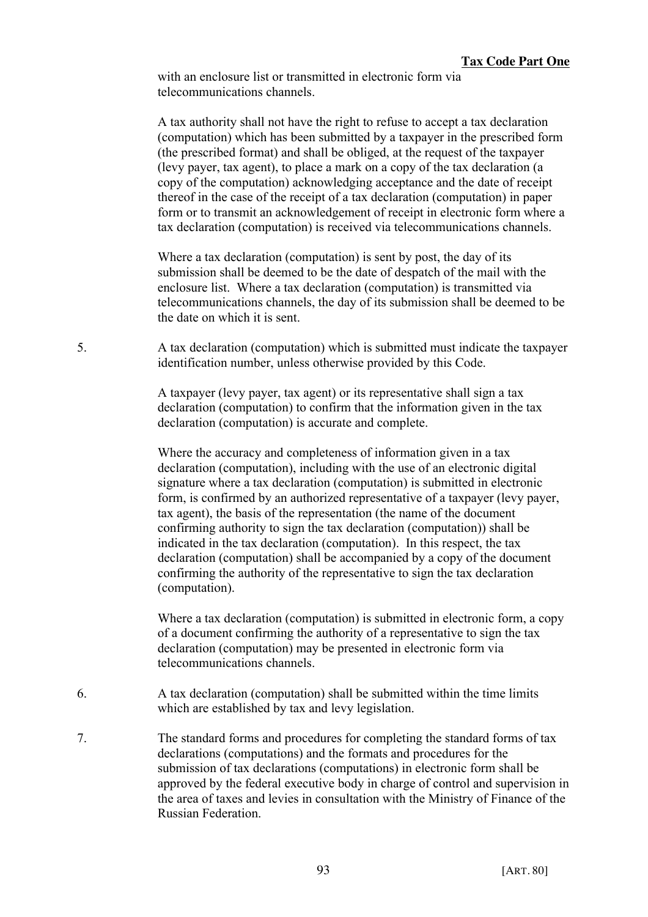with an enclosure list or transmitted in electronic form via telecommunications channels.

A tax authority shall not have the right to refuse to accept a tax declaration (computation) which has been submitted by a taxpayer in the prescribed form (the prescribed format) and shall be obliged, at the request of the taxpayer (levy payer, tax agent), to place a mark on a copy of the tax declaration (a copy of the computation) acknowledging acceptance and the date of receipt thereof in the case of the receipt of a tax declaration (computation) in paper form or to transmit an acknowledgement of receipt in electronic form where a tax declaration (computation) is received via telecommunications channels.

Where a tax declaration (computation) is sent by post, the day of its submission shall be deemed to be the date of despatch of the mail with the enclosure list. Where a tax declaration (computation) is transmitted via telecommunications channels, the day of its submission shall be deemed to be the date on which it is sent.

5. A tax declaration (computation) which is submitted must indicate the taxpayer identification number, unless otherwise provided by this Code.

   A taxpayer (levy payer, tax agent) or its representative shall sign a tax declaration (computation) to confirm that the information given in the tax declaration (computation) is accurate and complete.

   Where the accuracy and completeness of information given in a tax declaration (computation), including with the use of an electronic digital signature where a tax declaration (computation) is submitted in electronic form, is confirmed by an authorized representative of a taxpayer (levy payer, tax agent), the basis of the representation (the name of the document confirming authority to sign the tax declaration (computation)) shall be indicated in the tax declaration (computation). In this respect, the tax declaration (computation) shall be accompanied by a copy of the document confirming the authority of the representative to sign the tax declaration (computation).

   Where a tax declaration (computation) is submitted in electronic form, a copy of a document confirming the authority of a representative to sign the tax declaration (computation) may be presented in electronic form via telecommunications channels.

6. A tax declaration (computation) shall be submitted within the time limits which are established by tax and levy legislation.

7. The standard forms and procedures for completing the standard forms of tax declarations (computations) and the formats and procedures for the submission of tax declarations (computations) in electronic form shall be approved by the federal executive body in charge of control and supervision in the area of taxes and levies in consultation with the Ministry of Finance of the Russian Federation.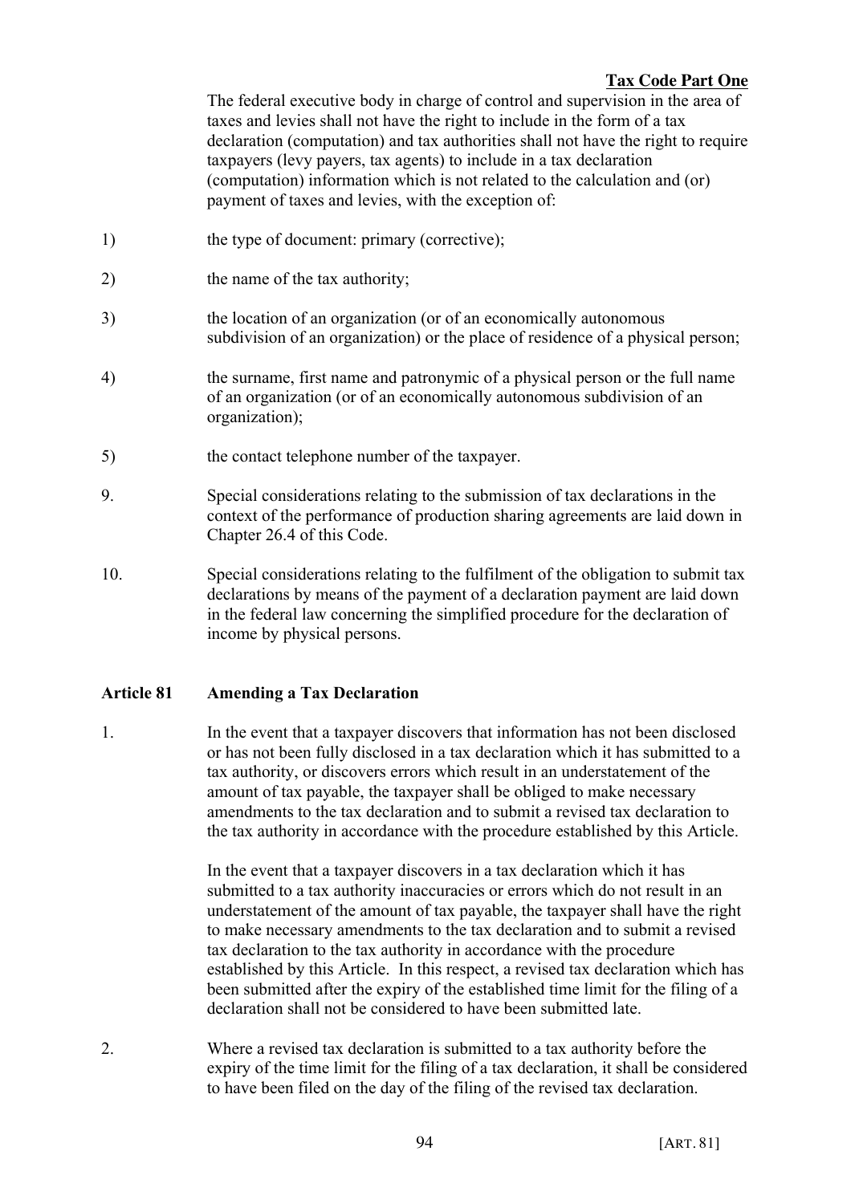The federal executive body in charge of control and supervision in the area of taxes and levies shall not have the right to include in the form of a tax declaration (computation) and tax authorities shall not have the right to require taxpayers (levy payers, tax agents) to include in a tax declaration (computation) information which is not related to the calculation and (or) payment of taxes and levies, with the exception of:

1) the type of document: primary (corrective);

2) the name of the tax authority;

3) the location of an organization (or of an economically autonomous subdivision of an organization) or the place of residence of a physical person;

4) the surname, first name and patronymic of a physical person or the full name of an organization (or of an economically autonomous subdivision of an organization);

5) the contact telephone number of the taxpayer.

9. Special considerations relating to the submission of tax declarations in the context of the performance of production sharing agreements are laid down in Chapter 26.4 of this Code.

10. Special considerations relating to the fulfilment of the obligation to submit tax declarations by means of the payment of a declaration payment are laid down in the federal law concerning the simplified procedure for the declaration of income by physical persons.

### Article 81 Amending a Tax Declaration

1. In the event that a taxpayer discovers that information has not been disclosed or has not been fully disclosed in a tax declaration which it has submitted to a tax authority, or discovers errors which result in an understatement of the amount of tax payable, the taxpayer shall be obliged to make necessary amendments to the tax declaration and to submit a revised tax declaration to the tax authority in accordance with the procedure established by this Article.

   In the event that a taxpayer discovers in a tax declaration which it has submitted to a tax authority inaccuracies or errors which do not result in an understatement of the amount of tax payable, the taxpayer shall have the right to make necessary amendments to the tax declaration and to submit a revised tax declaration to the tax authority in accordance with the procedure established by this Article. In this respect, a revised tax declaration which has been submitted after the expiry of the established time limit for the filing of a declaration shall not be considered to have been submitted late.

2. Where a revised tax declaration is submitted to a tax authority before the expiry of the time limit for the filing of a tax declaration, it shall be considered to have been filed on the day of the filing of the revised tax declaration.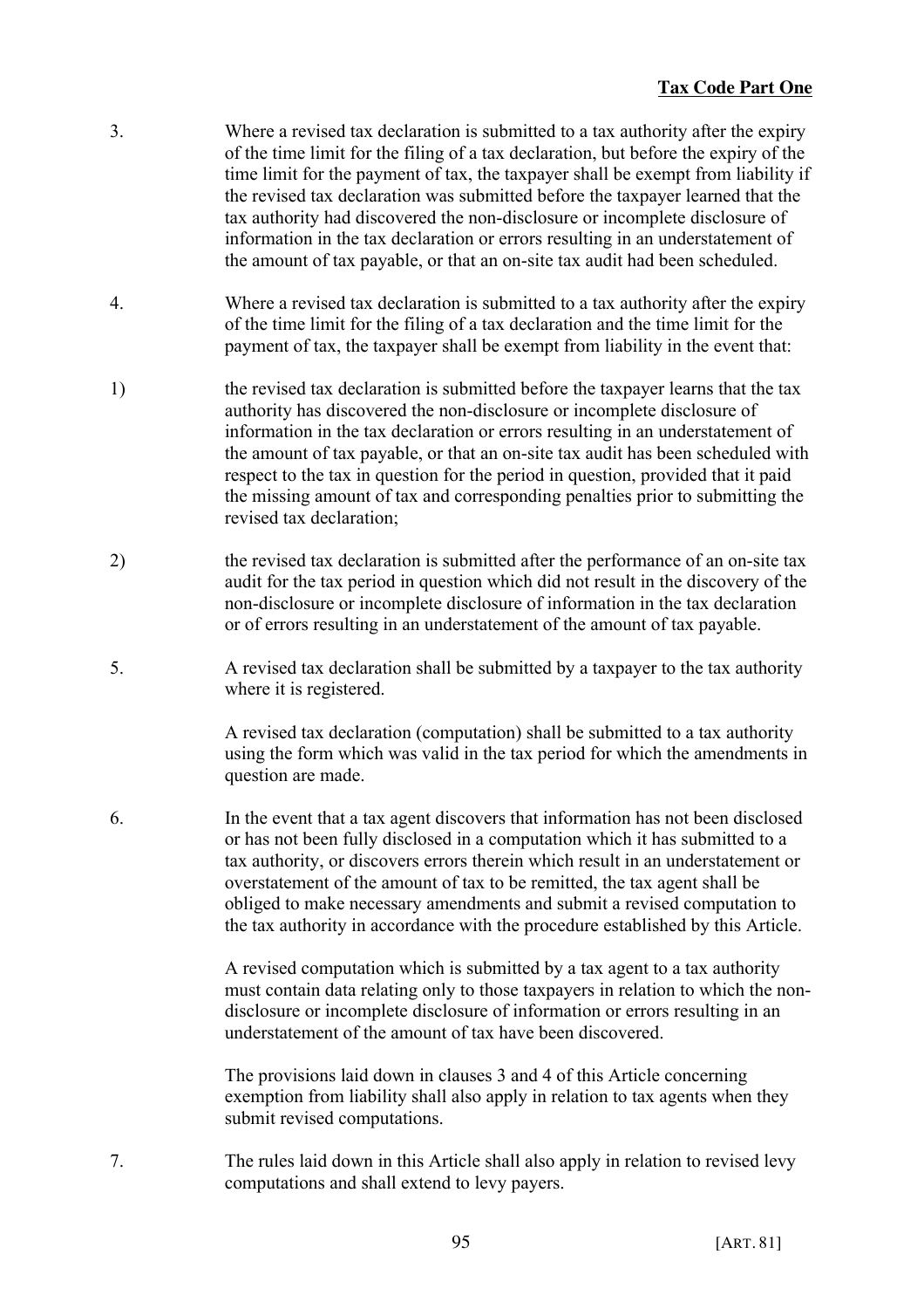3. Where a revised tax declaration is submitted to a tax authority after the expiry of the time limit for the filing of a tax declaration, but before the expiry of the time limit for the payment of tax, the taxpayer shall be exempt from liability if the revised tax declaration was submitted before the taxpayer learned that the tax authority had discovered the non-disclosure or incomplete disclosure of information in the tax declaration or errors resulting in an understatement of the amount of tax payable, or that an on-site tax audit had been scheduled.

4. Where a revised tax declaration is submitted to a tax authority after the expiry of the time limit for the filing of a tax declaration and the time limit for the payment of tax, the taxpayer shall be exempt from liability in the event that:

1) the revised tax declaration is submitted before the taxpayer learns that the tax authority has discovered the non-disclosure or incomplete disclosure of information in the tax declaration or errors resulting in an understatement of the amount of tax payable, or that an on-site tax audit has been scheduled with respect to the tax in question for the period in question, provided that it paid the missing amount of tax and corresponding penalties prior to submitting the revised tax declaration;

2) the revised tax declaration is submitted after the performance of an on-site tax audit for the tax period in question which did not result in the discovery of the non-disclosure or incomplete disclosure of information in the tax declaration or of errors resulting in an understatement of the amount of tax payable.

5. A revised tax declaration shall be submitted by a taxpayer to the tax authority where it is registered.

A revised tax declaration (computation) shall be submitted to a tax authority using the form which was valid in the tax period for which the amendments in question are made.

6. In the event that a tax agent discovers that information has not been disclosed or has not been fully disclosed in a computation which it has submitted to a tax authority, or discovers errors therein which result in an understatement or overstatement of the amount of tax to be remitted, the tax agent shall be obliged to make necessary amendments and submit a revised computation to the tax authority in accordance with the procedure established by this Article.

A revised computation which is submitted by a tax agent to a tax authority must contain data relating only to those taxpayers in relation to which the non-disclosure or incomplete disclosure of information or errors resulting in an understatement of the amount of tax have been discovered.

The provisions laid down in clauses 3 and 4 of this Article concerning exemption from liability shall also apply in relation to tax agents when they submit revised computations.

7. The rules laid down in this Article shall also apply in relation to revised levy computations and shall extend to levy payers.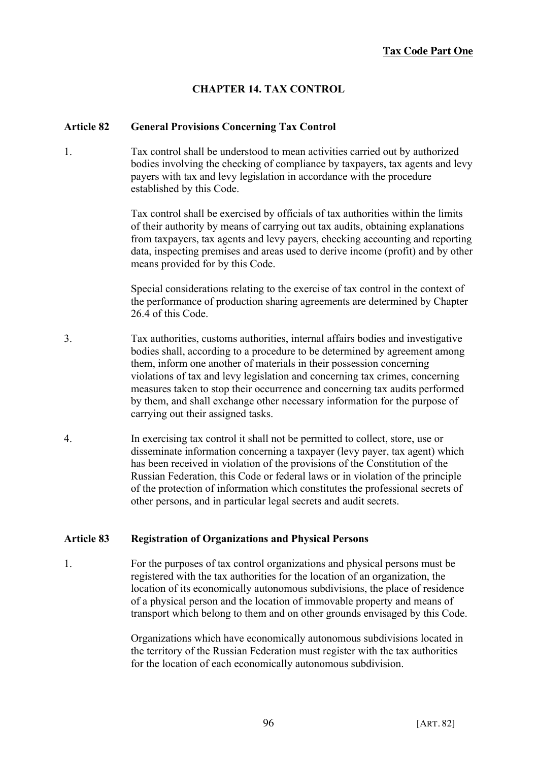## CHAPTER 14. TAX CONTROL

### Article 82 General Provisions Concerning Tax Control

1. Tax control shall be understood to mean activities carried out by authorized bodies involving the checking of compliance by taxpayers, tax agents and levy payers with tax and levy legislation in accordance with the procedure established by this Code.

   Tax control shall be exercised by officials of tax authorities within the limits of their authority by means of carrying out tax audits, obtaining explanations from taxpayers, tax agents and levy payers, checking accounting and reporting data, inspecting premises and areas used to derive income (profit) and by other means provided for by this Code.

   Special considerations relating to the exercise of tax control in the context of the performance of production sharing agreements are determined by Chapter 26.4 of this Code.

3. Tax authorities, customs authorities, internal affairs bodies and investigative bodies shall, according to a procedure to be determined by agreement among them, inform one another of materials in their possession concerning violations of tax and levy legislation and concerning tax crimes, concerning measures taken to stop their occurrence and concerning tax audits performed by them, and shall exchange other necessary information for the purpose of carrying out their assigned tasks.

4. In exercising tax control it shall not be permitted to collect, store, use or disseminate information concerning a taxpayer (levy payer, tax agent) which has been received in violation of the provisions of the Constitution of the Russian Federation, this Code or federal laws or in violation of the principle of the protection of information which constitutes the professional secrets of other persons, and in particular legal secrets and audit secrets.

### Article 83 Registration of Organizations and Physical Persons

1. For the purposes of tax control organizations and physical persons must be registered with the tax authorities for the location of an organization, the location of its economically autonomous subdivisions, the place of residence of a physical person and the location of immovable property and means of transport which belong to them and on other grounds envisaged by this Code.

   Organizations which have economically autonomous subdivisions located in the territory of the Russian Federation must register with the tax authorities for the location of each economically autonomous subdivision.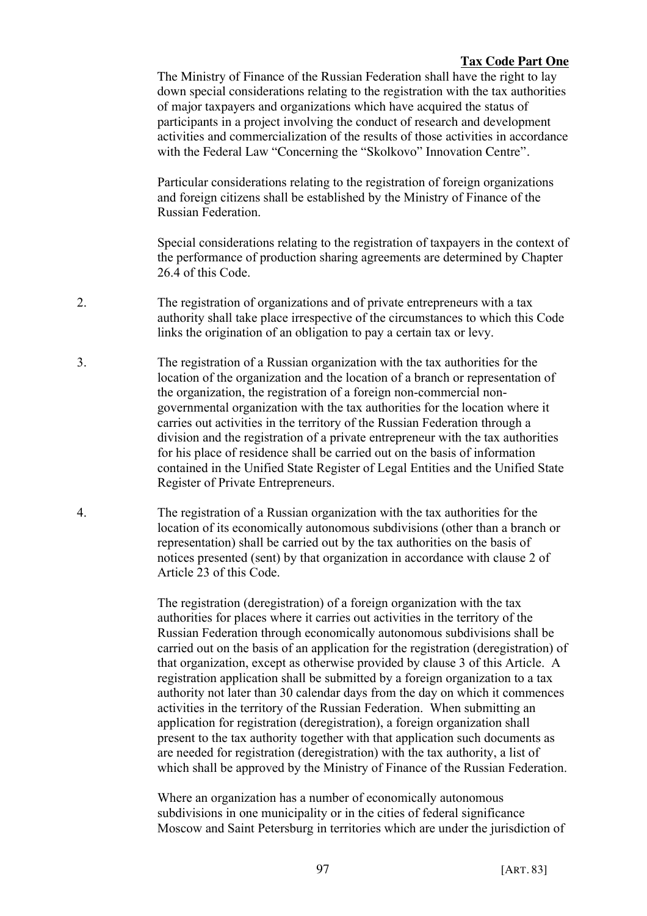The Ministry of Finance of the Russian Federation shall have the right to lay down special considerations relating to the registration with the tax authorities of major taxpayers and organizations which have acquired the status of participants in a project involving the conduct of research and development activities and commercialization of the results of those activities in accordance with the Federal Law "Concerning the "Skolkovo" Innovation Centre".

Particular considerations relating to the registration of foreign organizations and foreign citizens shall be established by the Ministry of Finance of the Russian Federation.

Special considerations relating to the registration of taxpayers in the context of the performance of production sharing agreements are determined by Chapter 26.4 of this Code.

2. The registration of organizations and of private entrepreneurs with a tax authority shall take place irrespective of the circumstances to which this Code links the origination of an obligation to pay a certain tax or levy.

3. The registration of a Russian organization with the tax authorities for the location of the organization and the location of a branch or representation of the organization, the registration of a foreign non-commercial non-governmental organization with the tax authorities for the location where it carries out activities in the territory of the Russian Federation through a division and the registration of a private entrepreneur with the tax authorities for his place of residence shall be carried out on the basis of information contained in the Unified State Register of Legal Entities and the Unified State Register of Private Entrepreneurs.

4. The registration of a Russian organization with the tax authorities for the location of its economically autonomous subdivisions (other than a branch or representation) shall be carried out by the tax authorities on the basis of notices presented (sent) by that organization in accordance with clause 2 of Article 23 of this Code.

The registration (deregistration) of a foreign organization with the tax authorities for places where it carries out activities in the territory of the Russian Federation through economically autonomous subdivisions shall be carried out on the basis of an application for the registration (deregistration) of that organization, except as otherwise provided by clause 3 of this Article. A registration application shall be submitted by a foreign organization to a tax authority not later than 30 calendar days from the day on which it commences activities in the territory of the Russian Federation. When submitting an application for registration (deregistration), a foreign organization shall present to the tax authority together with that application such documents as are needed for registration (deregistration) with the tax authority, a list of which shall be approved by the Ministry of Finance of the Russian Federation.

Where an organization has a number of economically autonomous subdivisions in one municipality or in the cities of federal significance Moscow and Saint Petersburg in territories which are under the jurisdiction of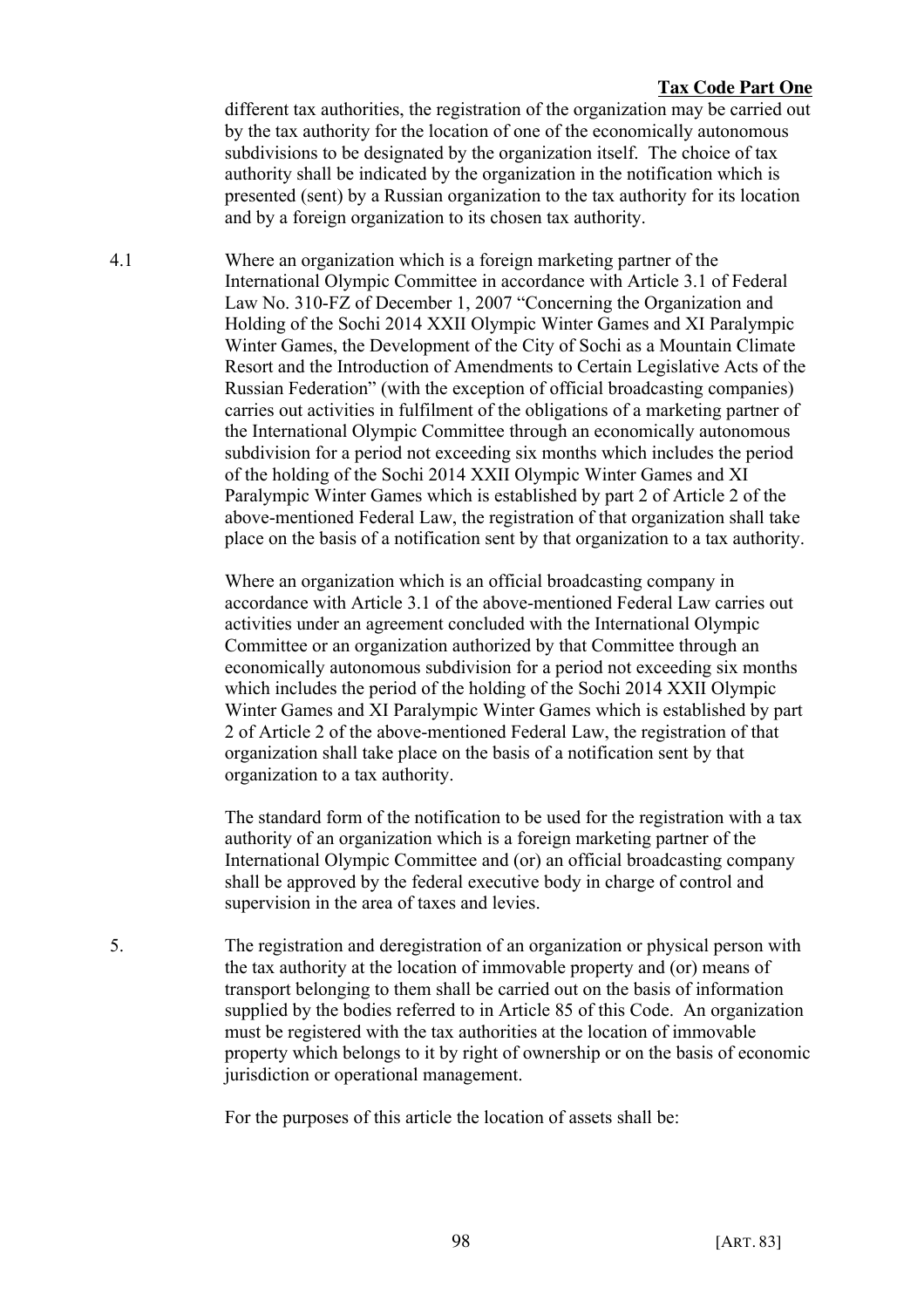different tax authorities, the registration of the organization may be carried out by the tax authority for the location of one of the economically autonomous subdivisions to be designated by the organization itself. The choice of tax authority shall be indicated by the organization in the notification which is presented (sent) by a Russian organization to the tax authority for its location and by a foreign organization to its chosen tax authority.

4.1 Where an organization which is a foreign marketing partner of the International Olympic Committee in accordance with Article 3.1 of Federal Law No. 310-FZ of December 1, 2007 "Concerning the Organization and Holding of the Sochi 2014 XXII Olympic Winter Games and XI Paralympic Winter Games, the Development of the City of Sochi as a Mountain Climate Resort and the Introduction of Amendments to Certain Legislative Acts of the Russian Federation" (with the exception of official broadcasting companies) carries out activities in fulfilment of the obligations of a marketing partner of the International Olympic Committee through an economically autonomous subdivision for a period not exceeding six months which includes the period of the holding of the Sochi 2014 XXII Olympic Winter Games and XI Paralympic Winter Games which is established by part 2 of Article 2 of the above-mentioned Federal Law, the registration of that organization shall take place on the basis of a notification sent by that organization to a tax authority.

Where an organization which is an official broadcasting company in accordance with Article 3.1 of the above-mentioned Federal Law carries out activities under an agreement concluded with the International Olympic Committee or an organization authorized by that Committee through an economically autonomous subdivision for a period not exceeding six months which includes the period of the holding of the Sochi 2014 XXII Olympic Winter Games and XI Paralympic Winter Games which is established by part 2 of Article 2 of the above-mentioned Federal Law, the registration of that organization shall take place on the basis of a notification sent by that organization to a tax authority.

The standard form of the notification to be used for the registration with a tax authority of an organization which is a foreign marketing partner of the International Olympic Committee and (or) an official broadcasting company shall be approved by the federal executive body in charge of control and supervision in the area of taxes and levies.

5. The registration and deregistration of an organization or physical person with the tax authority at the location of immovable property and (or) means of transport belonging to them shall be carried out on the basis of information supplied by the bodies referred to in Article 85 of this Code. An organization must be registered with the tax authorities at the location of immovable property which belongs to it by right of ownership or on the basis of economic jurisdiction or operational management.

For the purposes of this article the location of assets shall be: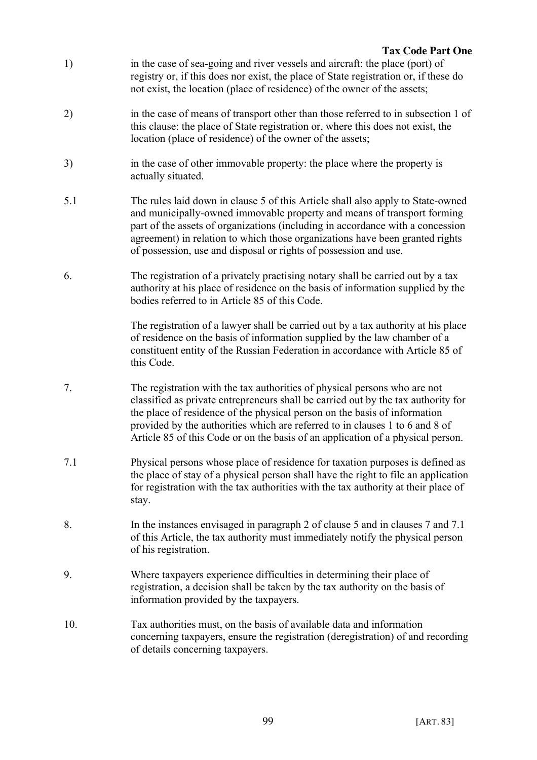1) in the case of sea-going and river vessels and aircraft: the place (port) of registry or, if this does nor exist, the place of State registration or, if these do not exist, the location (place of residence) of the owner of the assets;

2) in the case of means of transport other than those referred to in subsection 1 of this clause: the place of State registration or, where this does not exist, the location (place of residence) of the owner of the assets;

3) in the case of other immovable property: the place where the property is actually situated.

5.1 The rules laid down in clause 5 of this Article shall also apply to State-owned and municipally-owned immovable property and means of transport forming part of the assets of organizations (including in accordance with a concession agreement) in relation to which those organizations have been granted rights of possession, use and disposal or rights of possession and use.

6. The registration of a privately practising notary shall be carried out by a tax authority at his place of residence on the basis of information supplied by the bodies referred to in Article 85 of this Code.

The registration of a lawyer shall be carried out by a tax authority at his place of residence on the basis of information supplied by the law chamber of a constituent entity of the Russian Federation in accordance with Article 85 of this Code.

7. The registration with the tax authorities of physical persons who are not classified as private entrepreneurs shall be carried out by the tax authority for the place of residence of the physical person on the basis of information provided by the authorities which are referred to in clauses 1 to 6 and 8 of Article 85 of this Code or on the basis of an application of a physical person.

7.1 Physical persons whose place of residence for taxation purposes is defined as the place of stay of a physical person shall have the right to file an application for registration with the tax authorities with the tax authority at their place of stay.

8. In the instances envisaged in paragraph 2 of clause 5 and in clauses 7 and 7.1 of this Article, the tax authority must immediately notify the physical person of his registration.

9. Where taxpayers experience difficulties in determining their place of registration, a decision shall be taken by the tax authority on the basis of information provided by the taxpayers.

10. Tax authorities must, on the basis of available data and information concerning taxpayers, ensure the registration (deregistration) of and recording of details concerning taxpayers.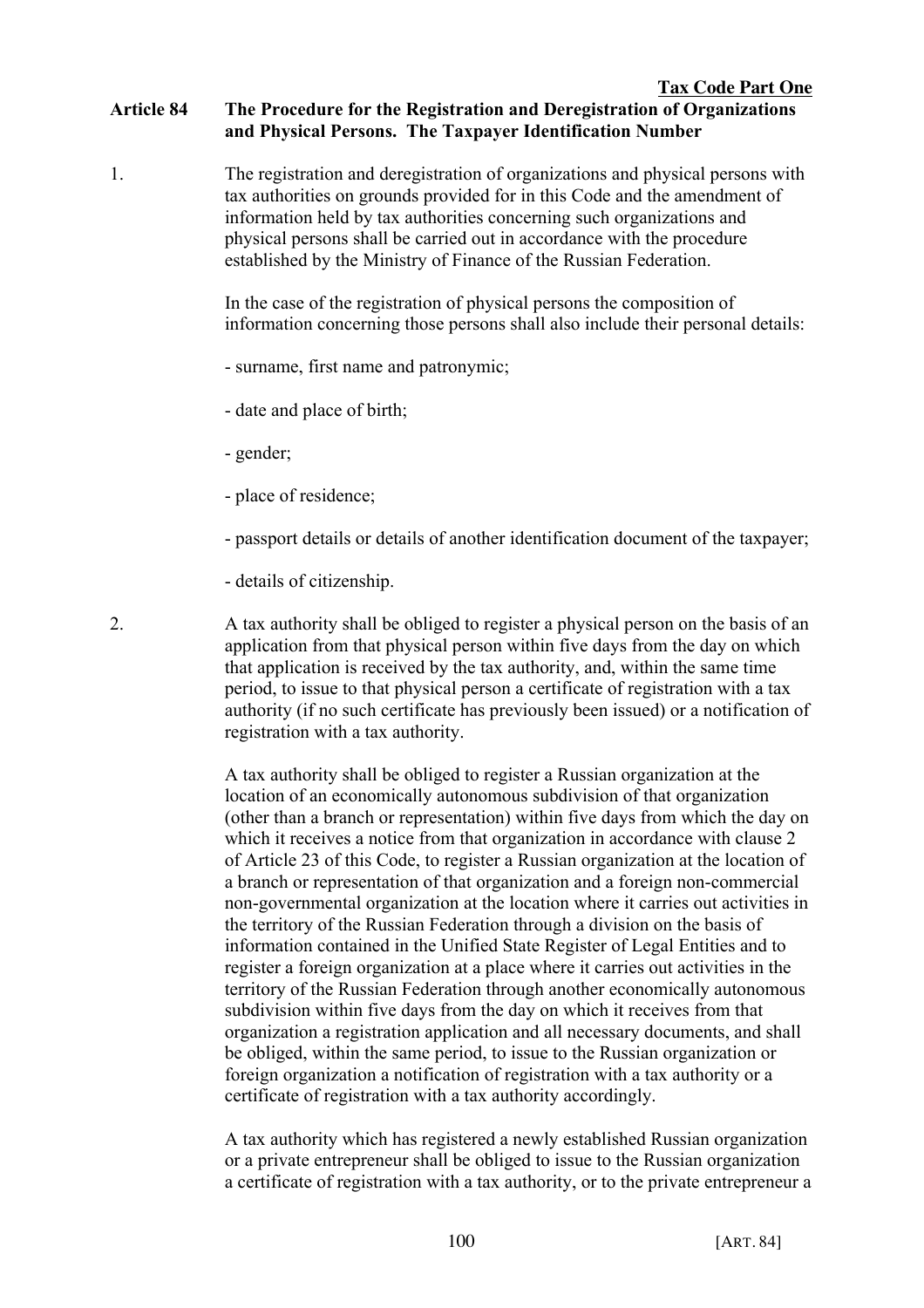## Article 84 The Procedure for the Registration and Deregistration of Organizations and Physical Persons. The Taxpayer Identification Number

1. The registration and deregistration of organizations and physical persons with tax authorities on grounds provided for in this Code and the amendment of information held by tax authorities concerning such organizations and physical persons shall be carried out in accordance with the procedure established by the Ministry of Finance of the Russian Federation.

   In the case of the registration of physical persons the composition of information concerning those persons shall also include their personal details:

   - surname, first name and patronymic;

   - date and place of birth;

   - gender;

   - place of residence;

   - passport details or details of another identification document of the taxpayer;

   - details of citizenship.

2. A tax authority shall be obliged to register a physical person on the basis of an application from that physical person within five days from the day on which that application is received by the tax authority, and, within the same time period, to issue to that physical person a certificate of registration with a tax authority (if no such certificate has previously been issued) or a notification of registration with a tax authority.

   A tax authority shall be obliged to register a Russian organization at the location of an economically autonomous subdivision of that organization (other than a branch or representation) within five days from which the day on which it receives a notice from that organization in accordance with clause 2 of Article 23 of this Code, to register a Russian organization at the location of a branch or representation of that organization and a foreign non-commercial non-governmental organization at the location where it carries out activities in the territory of the Russian Federation through a division on the basis of information contained in the Unified State Register of Legal Entities and to register a foreign organization at a place where it carries out activities in the territory of the Russian Federation through another economically autonomous subdivision within five days from the day on which it receives from that organization a registration application and all necessary documents, and shall be obliged, within the same period, to issue to the Russian organization or foreign organization a notification of registration with a tax authority or a certificate of registration with a tax authority accordingly.

   A tax authority which has registered a newly established Russian organization or a private entrepreneur shall be obliged to issue to the Russian organization a certificate of registration with a tax authority, or to the private entrepreneur a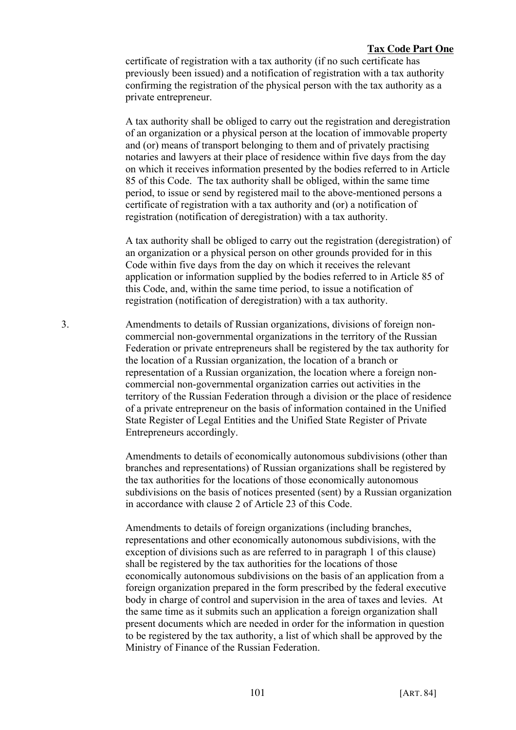certificate of registration with a tax authority (if no such certificate has previously been issued) and a notification of registration with a tax authority confirming the registration of the physical person with the tax authority as a private entrepreneur.

A tax authority shall be obliged to carry out the registration and deregistration of an organization or a physical person at the location of immovable property and (or) means of transport belonging to them and of privately practising notaries and lawyers at their place of residence within five days from the day on which it receives information presented by the bodies referred to in Article 85 of this Code. The tax authority shall be obliged, within the same time period, to issue or send by registered mail to the above-mentioned persons a certificate of registration with a tax authority and (or) a notification of registration (notification of deregistration) with a tax authority.

A tax authority shall be obliged to carry out the registration (deregistration) of an organization or a physical person on other grounds provided for in this Code within five days from the day on which it receives the relevant application or information supplied by the bodies referred to in Article 85 of this Code, and, within the same time period, to issue a notification of registration (notification of deregistration) with a tax authority.

3. Amendments to details of Russian organizations, divisions of foreign non-commercial non-governmental organizations in the territory of the Russian Federation or private entrepreneurs shall be registered by the tax authority for the location of a Russian organization, the location of a branch or representation of a Russian organization, the location where a foreign non-commercial non-governmental organization carries out activities in the territory of the Russian Federation through a division or the place of residence of a private entrepreneur on the basis of information contained in the Unified State Register of Legal Entities and the Unified State Register of Private Entrepreneurs accordingly.

Amendments to details of economically autonomous subdivisions (other than branches and representations) of Russian organizations shall be registered by the tax authorities for the locations of those economically autonomous subdivisions on the basis of notices presented (sent) by a Russian organization in accordance with clause 2 of Article 23 of this Code.

Amendments to details of foreign organizations (including branches, representations and other economically autonomous subdivisions, with the exception of divisions such as are referred to in paragraph 1 of this clause) shall be registered by the tax authorities for the locations of those economically autonomous subdivisions on the basis of an application from a foreign organization prepared in the form prescribed by the federal executive body in charge of control and supervision in the area of taxes and levies. At the same time as it submits such an application a foreign organization shall present documents which are needed in order for the information in question to be registered by the tax authority, a list of which shall be approved by the Ministry of Finance of the Russian Federation.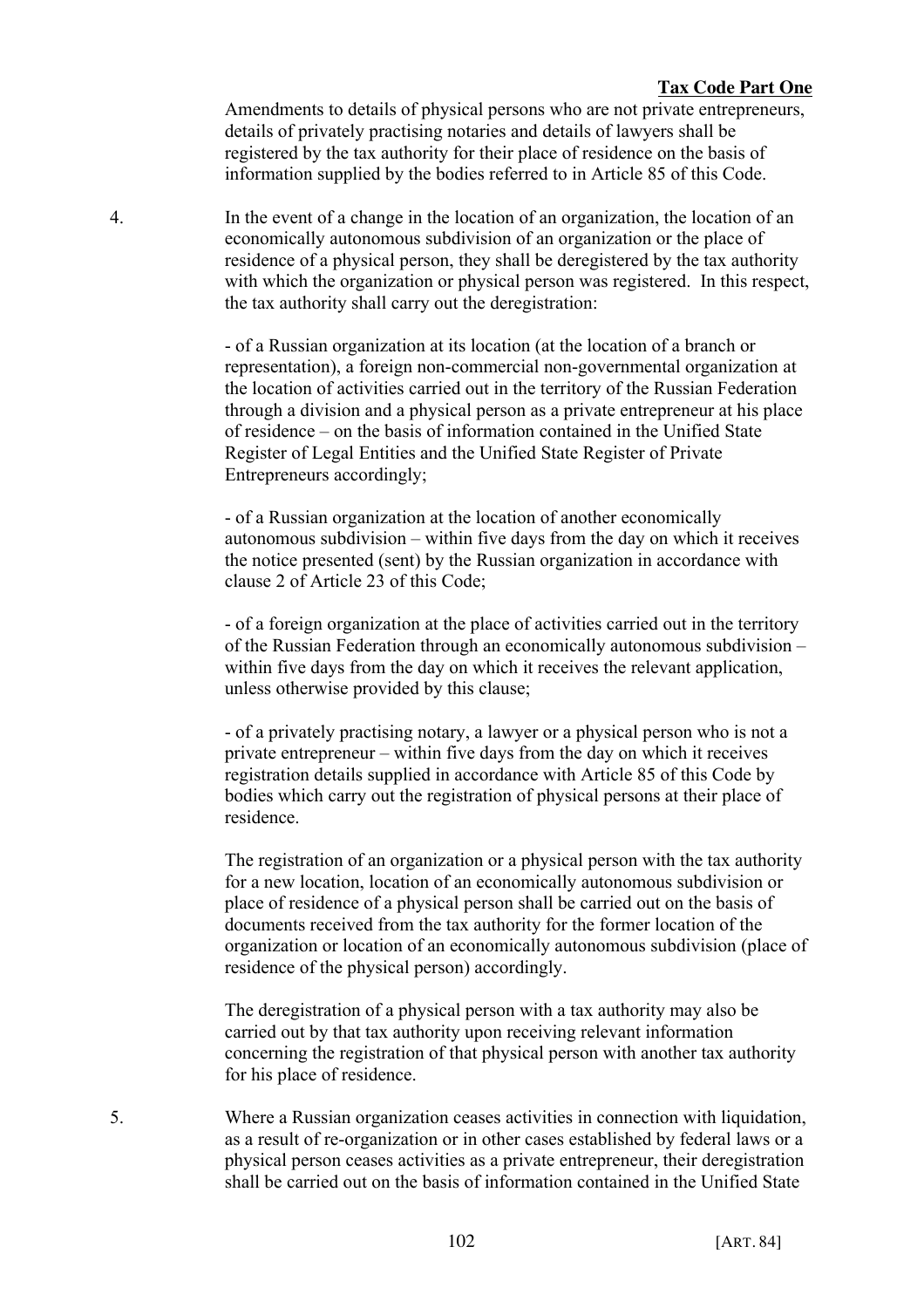Amendments to details of physical persons who are not private entrepreneurs, details of privately practising notaries and details of lawyers shall be registered by the tax authority for their place of residence on the basis of information supplied by the bodies referred to in Article 85 of this Code.

4. In the event of a change in the location of an organization, the location of an economically autonomous subdivision of an organization or the place of residence of a physical person, they shall be deregistered by the tax authority with which the organization or physical person was registered. In this respect, the tax authority shall carry out the deregistration:

- of a Russian organization at its location (at the location of a branch or representation), a foreign non-commercial non-governmental organization at the location of activities carried out in the territory of the Russian Federation through a division and a physical person as a private entrepreneur at his place of residence – on the basis of information contained in the Unified State Register of Legal Entities and the Unified State Register of Private Entrepreneurs accordingly;

- of a Russian organization at the location of another economically autonomous subdivision – within five days from the day on which it receives the notice presented (sent) by the Russian organization in accordance with clause 2 of Article 23 of this Code;

- of a foreign organization at the place of activities carried out in the territory of the Russian Federation through an economically autonomous subdivision – within five days from the day on which it receives the relevant application, unless otherwise provided by this clause;

- of a privately practising notary, a lawyer or a physical person who is not a private entrepreneur – within five days from the day on which it receives registration details supplied in accordance with Article 85 of this Code by bodies which carry out the registration of physical persons at their place of residence.

The registration of an organization or a physical person with the tax authority for a new location, location of an economically autonomous subdivision or place of residence of a physical person shall be carried out on the basis of documents received from the tax authority for the former location of the organization or location of an economically autonomous subdivision (place of residence of the physical person) accordingly.

The deregistration of a physical person with a tax authority may also be carried out by that tax authority upon receiving relevant information concerning the registration of that physical person with another tax authority for his place of residence.

5. Where a Russian organization ceases activities in connection with liquidation, as a result of re-organization or in other cases established by federal laws or a physical person ceases activities as a private entrepreneur, their deregistration shall be carried out on the basis of information contained in the Unified State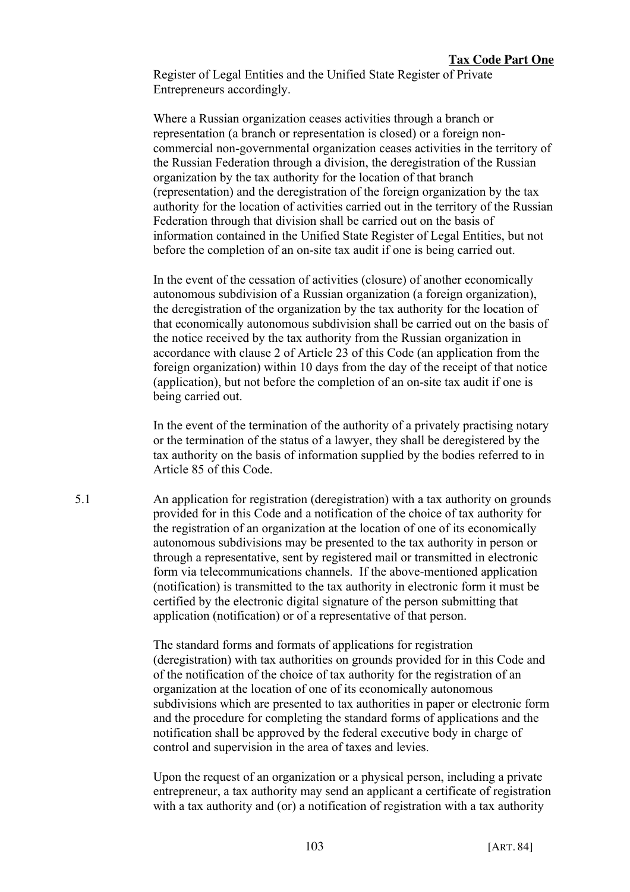Register of Legal Entities and the Unified State Register of Private Entrepreneurs accordingly.

Where a Russian organization ceases activities through a branch or representation (a branch or representation is closed) or a foreign non-commercial non-governmental organization ceases activities in the territory of the Russian Federation through a division, the deregistration of the Russian organization by the tax authority for the location of that branch (representation) and the deregistration of the foreign organization by the tax authority for the location of activities carried out in the territory of the Russian Federation through that division shall be carried out on the basis of information contained in the Unified State Register of Legal Entities, but not before the completion of an on-site tax audit if one is being carried out.

In the event of the cessation of activities (closure) of another economically autonomous subdivision of a Russian organization (a foreign organization), the deregistration of the organization by the tax authority for the location of that economically autonomous subdivision shall be carried out on the basis of the notice received by the tax authority from the Russian organization in accordance with clause 2 of Article 23 of this Code (an application from the foreign organization) within 10 days from the day of the receipt of that notice (application), but not before the completion of an on-site tax audit if one is being carried out.

In the event of the termination of the authority of a privately practising notary or the termination of the status of a lawyer, they shall be deregistered by the tax authority on the basis of information supplied by the bodies referred to in Article 85 of this Code.

5.1 An application for registration (deregistration) with a tax authority on grounds provided for in this Code and a notification of the choice of tax authority for the registration of an organization at the location of one of its economically autonomous subdivisions may be presented to the tax authority in person or through a representative, sent by registered mail or transmitted in electronic form via telecommunications channels. If the above-mentioned application (notification) is transmitted to the tax authority in electronic form it must be certified by the electronic digital signature of the person submitting that application (notification) or of a representative of that person.

The standard forms and formats of applications for registration (deregistration) with tax authorities on grounds provided for in this Code and of the notification of the choice of tax authority for the registration of an organization at the location of one of its economically autonomous subdivisions which are presented to tax authorities in paper or electronic form and the procedure for completing the standard forms of applications and the notification shall be approved by the federal executive body in charge of control and supervision in the area of taxes and levies.

Upon the request of an organization or a physical person, including a private entrepreneur, a tax authority may send an applicant a certificate of registration with a tax authority and (or) a notification of registration with a tax authority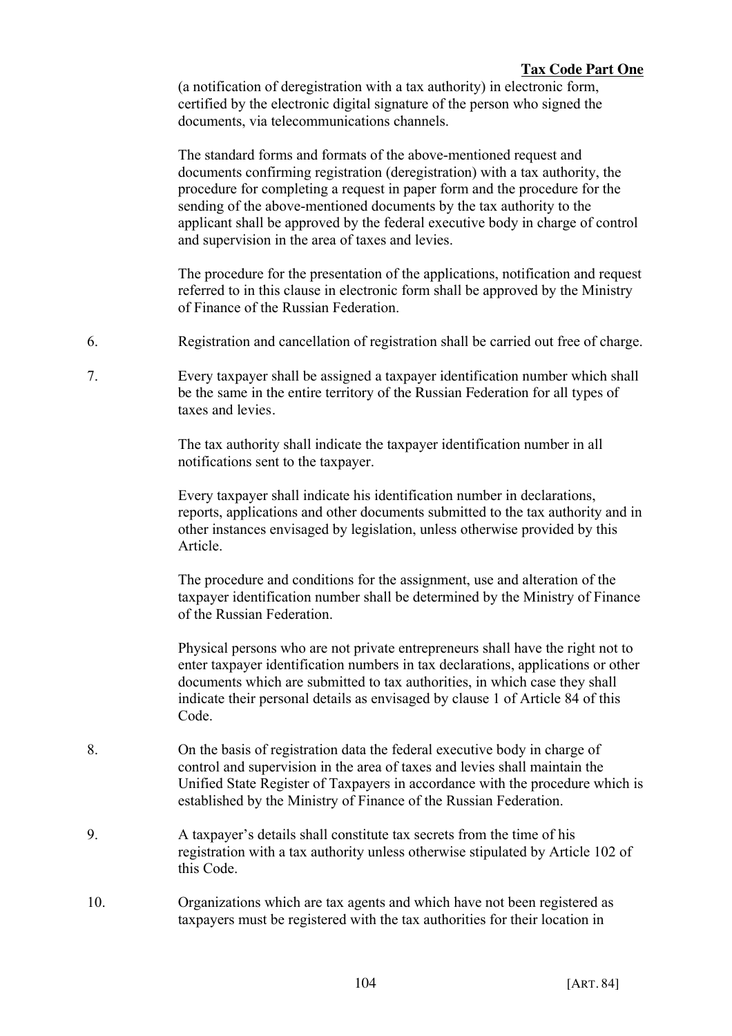(a notification of deregistration with a tax authority) in electronic form, certified by the electronic digital signature of the person who signed the documents, via telecommunications channels.

The standard forms and formats of the above-mentioned request and documents confirming registration (deregistration) with a tax authority, the procedure for completing a request in paper form and the procedure for the sending of the above-mentioned documents by the tax authority to the applicant shall be approved by the federal executive body in charge of control and supervision in the area of taxes and levies.

The procedure for the presentation of the applications, notification and request referred to in this clause in electronic form shall be approved by the Ministry of Finance of the Russian Federation.

6. Registration and cancellation of registration shall be carried out free of charge.

7. Every taxpayer shall be assigned a taxpayer identification number which shall be the same in the entire territory of the Russian Federation for all types of taxes and levies.

The tax authority shall indicate the taxpayer identification number in all notifications sent to the taxpayer.

Every taxpayer shall indicate his identification number in declarations, reports, applications and other documents submitted to the tax authority and in other instances envisaged by legislation, unless otherwise provided by this Article.

The procedure and conditions for the assignment, use and alteration of the taxpayer identification number shall be determined by the Ministry of Finance of the Russian Federation.

Physical persons who are not private entrepreneurs shall have the right not to enter taxpayer identification numbers in tax declarations, applications or other documents which are submitted to tax authorities, in which case they shall indicate their personal details as envisaged by clause 1 of Article 84 of this Code.

8. On the basis of registration data the federal executive body in charge of control and supervision in the area of taxes and levies shall maintain the Unified State Register of Taxpayers in accordance with the procedure which is established by the Ministry of Finance of the Russian Federation.

9. A taxpayer's details shall constitute tax secrets from the time of his registration with a tax authority unless otherwise stipulated by Article 102 of this Code.

10. Organizations which are tax agents and which have not been registered as taxpayers must be registered with the tax authorities for their location in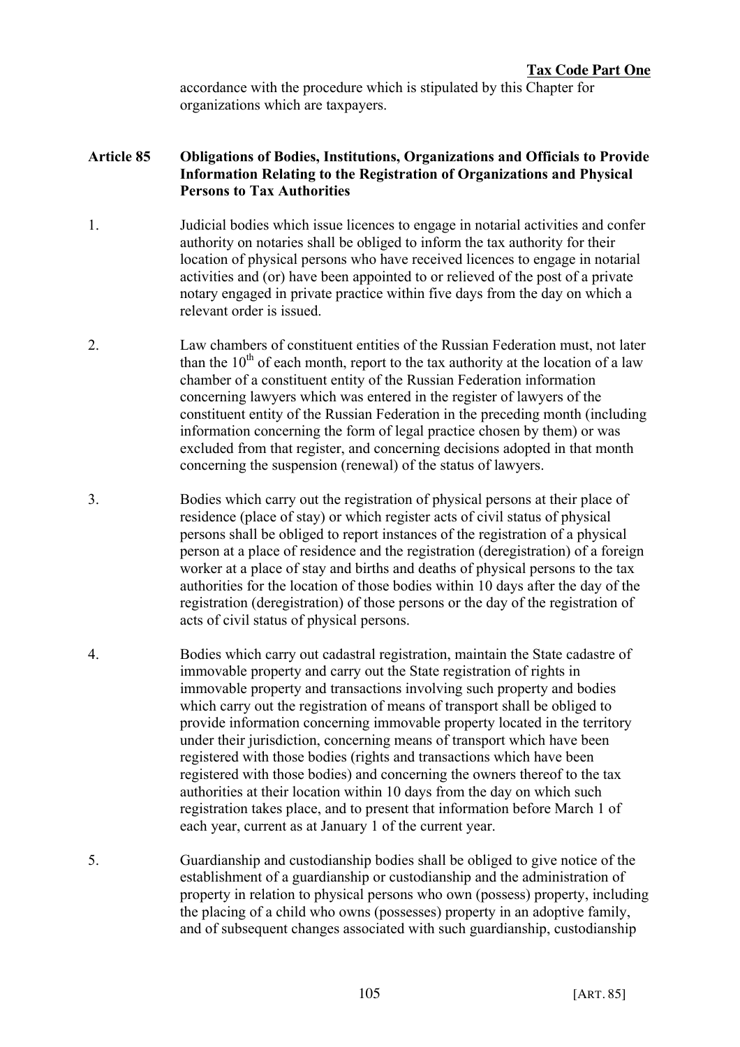accordance with the procedure which is stipulated by this Chapter for organizations which are taxpayers.

## Article 85 Obligations of Bodies, Institutions, Organizations and Officials to Provide Information Relating to the Registration of Organizations and Physical Persons to Tax Authorities

1. Judicial bodies which issue licences to engage in notarial activities and confer authority on notaries shall be obliged to inform the tax authority for their location of physical persons who have received licences to engage in notarial activities and (or) have been appointed to or relieved of the post of a private notary engaged in private practice within five days from the day on which a relevant order is issued.

2. Law chambers of constituent entities of the Russian Federation must, not later than the 10th of each month, report to the tax authority at the location of a law chamber of a constituent entity of the Russian Federation information concerning lawyers which was entered in the register of lawyers of the constituent entity of the Russian Federation in the preceding month (including information concerning the form of legal practice chosen by them) or was excluded from that register, and concerning decisions adopted in that month concerning the suspension (renewal) of the status of lawyers.

3. Bodies which carry out the registration of physical persons at their place of residence (place of stay) or which register acts of civil status of physical persons shall be obliged to report instances of the registration of a physical person at a place of residence and the registration (deregistration) of a foreign worker at a place of stay and births and deaths of physical persons to the tax authorities for the location of those bodies within 10 days after the day of the registration (deregistration) of those persons or the day of the registration of acts of civil status of physical persons.

4. Bodies which carry out cadastral registration, maintain the State cadastre of immovable property and carry out the State registration of rights in immovable property and transactions involving such property and bodies which carry out the registration of means of transport shall be obliged to provide information concerning immovable property located in the territory under their jurisdiction, concerning means of transport which have been registered with those bodies (rights and transactions which have been registered with those bodies) and concerning the owners thereof to the tax authorities at their location within 10 days from the day on which such registration takes place, and to present that information before March 1 of each year, current as at January 1 of the current year.

5. Guardianship and custodianship bodies shall be obliged to give notice of the establishment of a guardianship or custodianship and the administration of property in relation to physical persons who own (possess) property, including the placing of a child who owns (possesses) property in an adoptive family, and of subsequent changes associated with such guardianship, custodianship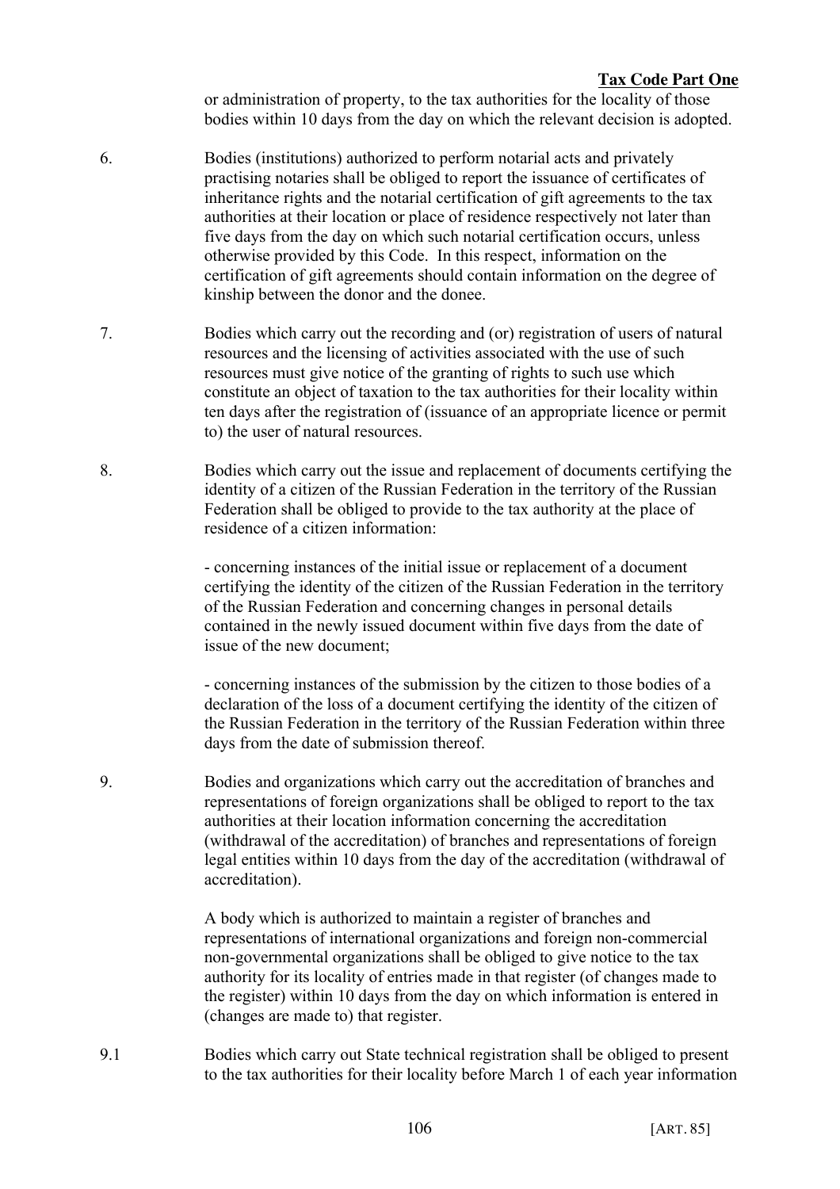or administration of property, to the tax authorities for the locality of those bodies within 10 days from the day on which the relevant decision is adopted.

6. Bodies (institutions) authorized to perform notarial acts and privately practising notaries shall be obliged to report the issuance of certificates of inheritance rights and the notarial certification of gift agreements to the tax authorities at their location or place of residence respectively not later than five days from the day on which such notarial certification occurs, unless otherwise provided by this Code. In this respect, information on the certification of gift agreements should contain information on the degree of kinship between the donor and the donee.

7. Bodies which carry out the recording and (or) registration of users of natural resources and the licensing of activities associated with the use of such resources must give notice of the granting of rights to such use which constitute an object of taxation to the tax authorities for their locality within ten days after the registration of (issuance of an appropriate licence or permit to) the user of natural resources.

8. Bodies which carry out the issue and replacement of documents certifying the identity of a citizen of the Russian Federation in the territory of the Russian Federation shall be obliged to provide to the tax authority at the place of residence of a citizen information:

   - concerning instances of the initial issue or replacement of a document certifying the identity of the citizen of the Russian Federation in the territory of the Russian Federation and concerning changes in personal details contained in the newly issued document within five days from the date of issue of the new document;

   - concerning instances of the submission by the citizen to those bodies of a declaration of the loss of a document certifying the identity of the citizen of the Russian Federation in the territory of the Russian Federation within three days from the date of submission thereof.

9. Bodies and organizations which carry out the accreditation of branches and representations of foreign organizations shall be obliged to report to the tax authorities at their location information concerning the accreditation (withdrawal of the accreditation) of branches and representations of foreign legal entities within 10 days from the day of the accreditation (withdrawal of accreditation).

   A body which is authorized to maintain a register of branches and representations of international organizations and foreign non-commercial non-governmental organizations shall be obliged to give notice to the tax authority for its locality of entries made in that register (of changes made to the register) within 10 days from the day on which information is entered in (changes are made to) that register.

9.1 Bodies which carry out State technical registration shall be obliged to present to the tax authorities for their locality before March 1 of each year information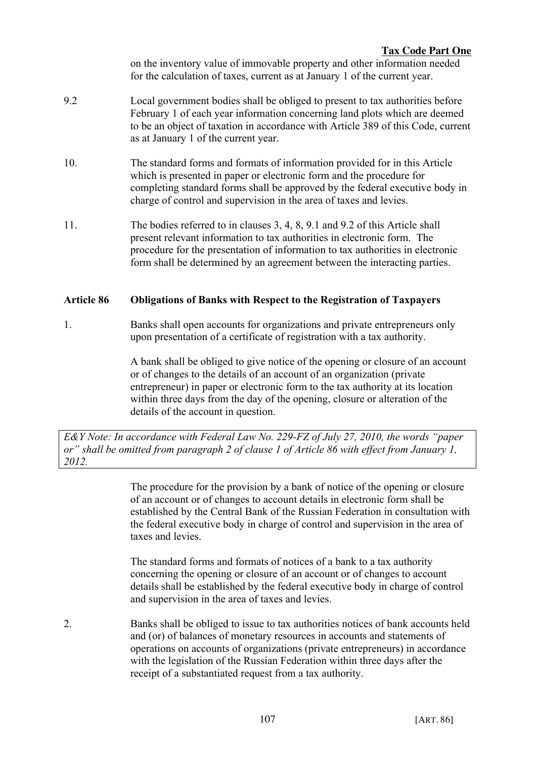on the inventory value of immovable property and other information needed for the calculation of taxes, current as at January 1 of the current year.

9.2 Local government bodies shall be obliged to present to tax authorities before February 1 of each year information concerning land plots which are deemed to be an object of taxation in accordance with Article 389 of this Code, current as at January 1 of the current year.

10. The standard forms and formats of information provided for in this Article which is presented in paper or electronic form and the procedure for completing standard forms shall be approved by the federal executive body in charge of control and supervision in the area of taxes and levies.

11. The bodies referred to in clauses 3, 4, 8, 9.1 and 9.2 of this Article shall present relevant information to tax authorities in electronic form. The procedure for the presentation of information to tax authorities in electronic form shall be determined by an agreement between the interacting parties.

### Article 86 Obligations of Banks with Respect to the Registration of Taxpayers

1. Banks shall open accounts for organizations and private entrepreneurs only upon presentation of a certificate of registration with a tax authority.

A bank shall be obliged to give notice of the opening or closure of an account or of changes to the details of an account of an organization (private entrepreneur) in paper or electronic form to the tax authority at its location within three days from the day of the opening, closure or alteration of the details of the account in question.

*E&Y Note: In accordance with Federal Law No. 229-FZ of July 27, 2010, the words "paper or" shall be omitted from paragraph 2 of clause 1 of Article 86 with effect from January 1, 2012.*

The procedure for the provision by a bank of notice of the opening or closure of an account or of changes to account details in electronic form shall be established by the Central Bank of the Russian Federation in consultation with the federal executive body in charge of control and supervision in the area of taxes and levies.

The standard forms and formats of notices of a bank to a tax authority concerning the opening or closure of an account or of changes to account details shall be established by the federal executive body in charge of control and supervision in the area of taxes and levies.

2. Banks shall be obliged to issue to tax authorities notices of bank accounts held and (or) of balances of monetary resources in accounts and statements of operations on accounts of organizations (private entrepreneurs) in accordance with the legislation of the Russian Federation within three days after the receipt of a substantiated request from a tax authority.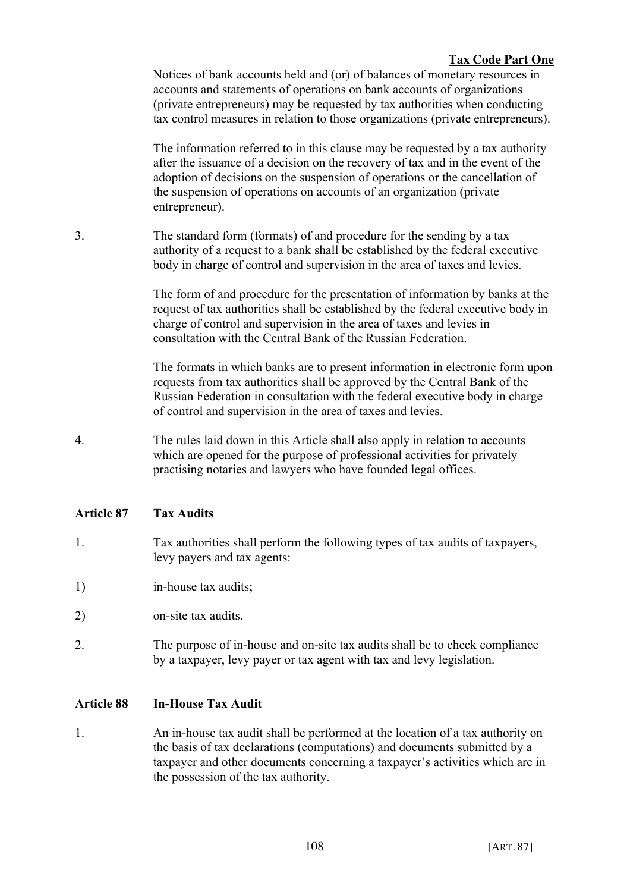Notices of bank accounts held and (or) of balances of monetary resources in accounts and statements of operations on bank accounts of organizations (private entrepreneurs) may be requested by tax authorities when conducting tax control measures in relation to those organizations (private entrepreneurs).

The information referred to in this clause may be requested by a tax authority after the issuance of a decision on the recovery of tax and in the event of the adoption of decisions on the suspension of operations or the cancellation of the suspension of operations on accounts of an organization (private entrepreneur).

3. The standard form (formats) of and procedure for the sending by a tax authority of a request to a bank shall be established by the federal executive body in charge of control and supervision in the area of taxes and levies.

The form of and procedure for the presentation of information by banks at the request of tax authorities shall be established by the federal executive body in charge of control and supervision in the area of taxes and levies in consultation with the Central Bank of the Russian Federation.

The formats in which banks are to present information in electronic form upon requests from tax authorities shall be approved by the Central Bank of the Russian Federation in consultation with the federal executive body in charge of control and supervision in the area of taxes and levies.

4. The rules laid down in this Article shall also apply in relation to accounts which are opened for the purpose of professional activities for privately practising notaries and lawyers who have founded legal offices.

### Article 87 Tax Audits

1. Tax authorities shall perform the following types of tax audits of taxpayers, levy payers and tax agents:

1) in-house tax audits;

2) on-site tax audits.

2. The purpose of in-house and on-site tax audits shall be to check compliance by a taxpayer, levy payer or tax agent with tax and levy legislation.

### Article 88 In-House Tax Audit

1. An in-house tax audit shall be performed at the location of a tax authority on the basis of tax declarations (computations) and documents submitted by a taxpayer and other documents concerning a taxpayer's activities which are in the possession of the tax authority.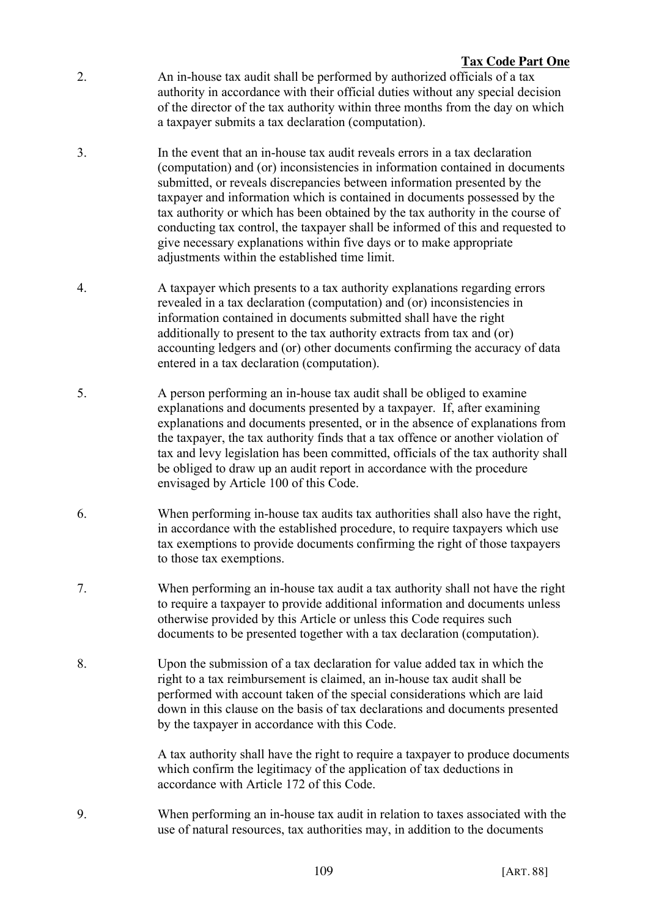2. An in-house tax audit shall be performed by authorized officials of a tax authority in accordance with their official duties without any special decision of the director of the tax authority within three months from the day on which a taxpayer submits a tax declaration (computation).

3. In the event that an in-house tax audit reveals errors in a tax declaration (computation) and (or) inconsistencies in information contained in documents submitted, or reveals discrepancies between information presented by the taxpayer and information which is contained in documents possessed by the tax authority or which has been obtained by the tax authority in the course of conducting tax control, the taxpayer shall be informed of this and requested to give necessary explanations within five days or to make appropriate adjustments within the established time limit.

4. A taxpayer which presents to a tax authority explanations regarding errors revealed in a tax declaration (computation) and (or) inconsistencies in information contained in documents submitted shall have the right additionally to present to the tax authority extracts from tax and (or) accounting ledgers and (or) other documents confirming the accuracy of data entered in a tax declaration (computation).

5. A person performing an in-house tax audit shall be obliged to examine explanations and documents presented by a taxpayer. If, after examining explanations and documents presented, or in the absence of explanations from the taxpayer, the tax authority finds that a tax offence or another violation of tax and levy legislation has been committed, officials of the tax authority shall be obliged to draw up an audit report in accordance with the procedure envisaged by Article 100 of this Code.

6. When performing in-house tax audits tax authorities shall also have the right, in accordance with the established procedure, to require taxpayers which use tax exemptions to provide documents confirming the right of those taxpayers to those tax exemptions.

7. When performing an in-house tax audit a tax authority shall not have the right to require a taxpayer to provide additional information and documents unless otherwise provided by this Article or unless this Code requires such documents to be presented together with a tax declaration (computation).

8. Upon the submission of a tax declaration for value added tax in which the right to a tax reimbursement is claimed, an in-house tax audit shall be performed with account taken of the special considerations which are laid down in this clause on the basis of tax declarations and documents presented by the taxpayer in accordance with this Code.

   A tax authority shall have the right to require a taxpayer to produce documents which confirm the legitimacy of the application of tax deductions in accordance with Article 172 of this Code.

9. When performing an in-house tax audit in relation to taxes associated with the use of natural resources, tax authorities may, in addition to the documents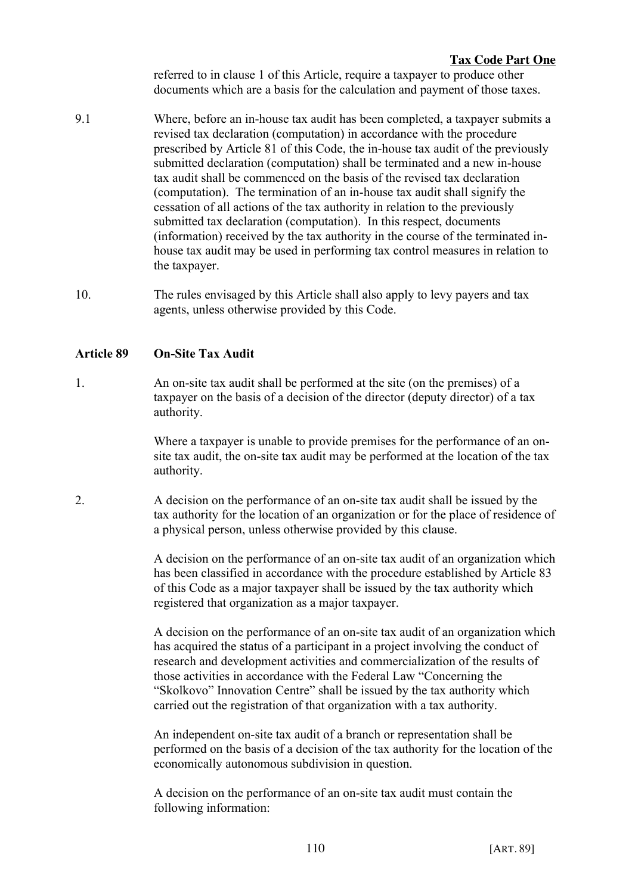referred to in clause 1 of this Article, require a taxpayer to produce other documents which are a basis for the calculation and payment of those taxes.

9.1 Where, before an in-house tax audit has been completed, a taxpayer submits a revised tax declaration (computation) in accordance with the procedure prescribed by Article 81 of this Code, the in-house tax audit of the previously submitted declaration (computation) shall be terminated and a new in-house tax audit shall be commenced on the basis of the revised tax declaration (computation). The termination of an in-house tax audit shall signify the cessation of all actions of the tax authority in relation to the previously submitted tax declaration (computation). In this respect, documents (information) received by the tax authority in the course of the terminated in-house tax audit may be used in performing tax control measures in relation to the taxpayer.

10. The rules envisaged by this Article shall also apply to levy payers and tax agents, unless otherwise provided by this Code.

## Article 89 On-Site Tax Audit

1. An on-site tax audit shall be performed at the site (on the premises) of a taxpayer on the basis of a decision of the director (deputy director) of a tax authority.

   Where a taxpayer is unable to provide premises for the performance of an on-site tax audit, the on-site tax audit may be performed at the location of the tax authority.

2. A decision on the performance of an on-site tax audit shall be issued by the tax authority for the location of an organization or for the place of residence of a physical person, unless otherwise provided by this clause.

   A decision on the performance of an on-site tax audit of an organization which has been classified in accordance with the procedure established by Article 83 of this Code as a major taxpayer shall be issued by the tax authority which registered that organization as a major taxpayer.

   A decision on the performance of an on-site tax audit of an organization which has acquired the status of a participant in a project involving the conduct of research and development activities and commercialization of the results of those activities in accordance with the Federal Law "Concerning the "Skolkovo" Innovation Centre" shall be issued by the tax authority which carried out the registration of that organization with a tax authority.

   An independent on-site tax audit of a branch or representation shall be performed on the basis of a decision of the tax authority for the location of the economically autonomous subdivision in question.

   A decision on the performance of an on-site tax audit must contain the following information: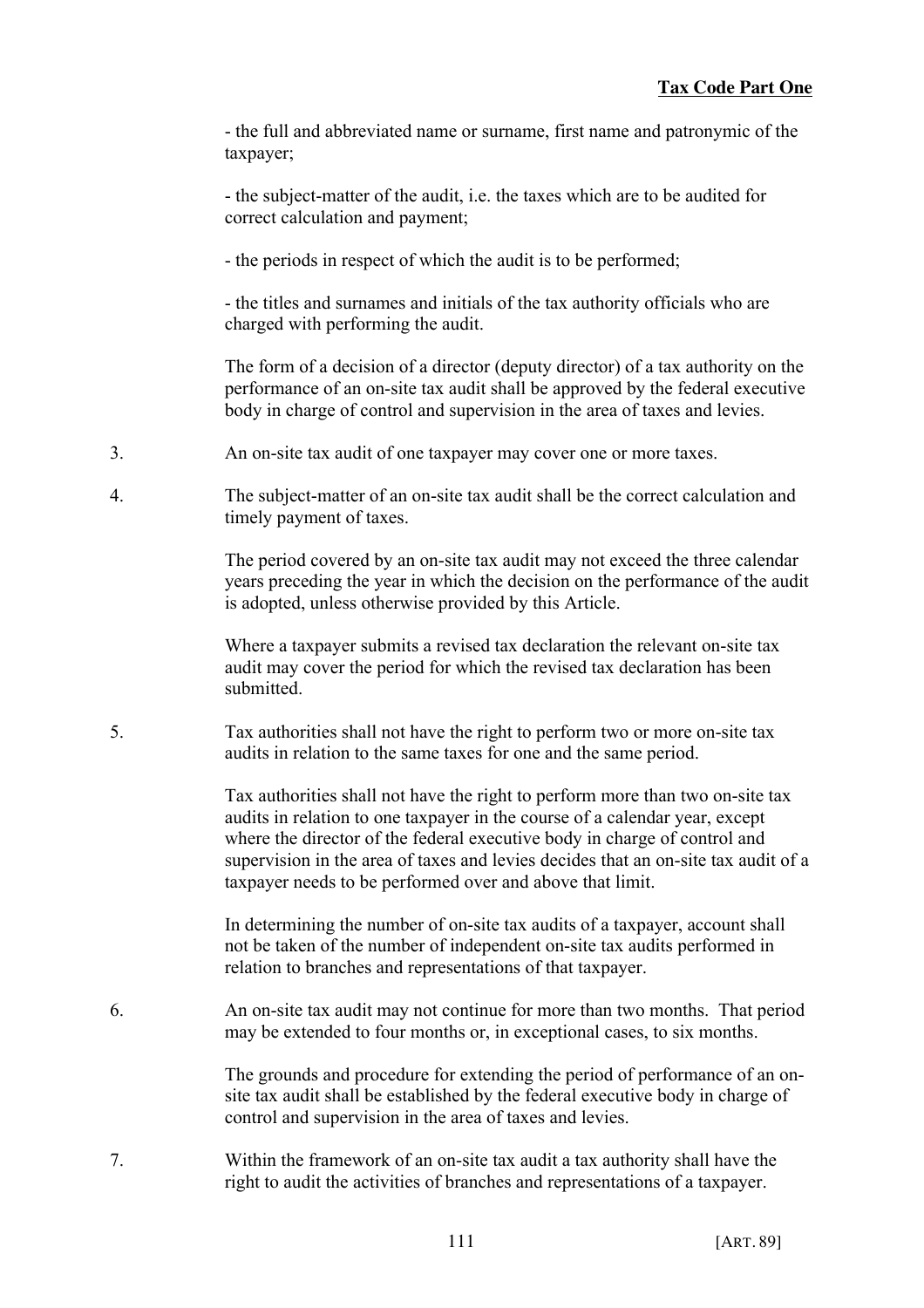- the full and abbreviated name or surname, first name and patronymic of the taxpayer;

- the subject-matter of the audit, i.e. the taxes which are to be audited for correct calculation and payment;

- the periods in respect of which the audit is to be performed;

- the titles and surnames and initials of the tax authority officials who are charged with performing the audit.

The form of a decision of a director (deputy director) of a tax authority on the performance of an on-site tax audit shall be approved by the federal executive body in charge of control and supervision in the area of taxes and levies.

3. An on-site tax audit of one taxpayer may cover one or more taxes.

4. The subject-matter of an on-site tax audit shall be the correct calculation and timely payment of taxes.

The period covered by an on-site tax audit may not exceed the three calendar years preceding the year in which the decision on the performance of the audit is adopted, unless otherwise provided by this Article.

Where a taxpayer submits a revised tax declaration the relevant on-site tax audit may cover the period for which the revised tax declaration has been submitted.

5. Tax authorities shall not have the right to perform two or more on-site tax audits in relation to the same taxes for one and the same period.

Tax authorities shall not have the right to perform more than two on-site tax audits in relation to one taxpayer in the course of a calendar year, except where the director of the federal executive body in charge of control and supervision in the area of taxes and levies decides that an on-site tax audit of a taxpayer needs to be performed over and above that limit.

In determining the number of on-site tax audits of a taxpayer, account shall not be taken of the number of independent on-site tax audits performed in relation to branches and representations of that taxpayer.

6. An on-site tax audit may not continue for more than two months. That period may be extended to four months or, in exceptional cases, to six months.

The grounds and procedure for extending the period of performance of an on-site tax audit shall be established by the federal executive body in charge of control and supervision in the area of taxes and levies.

7. Within the framework of an on-site tax audit a tax authority shall have the right to audit the activities of branches and representations of a taxpayer.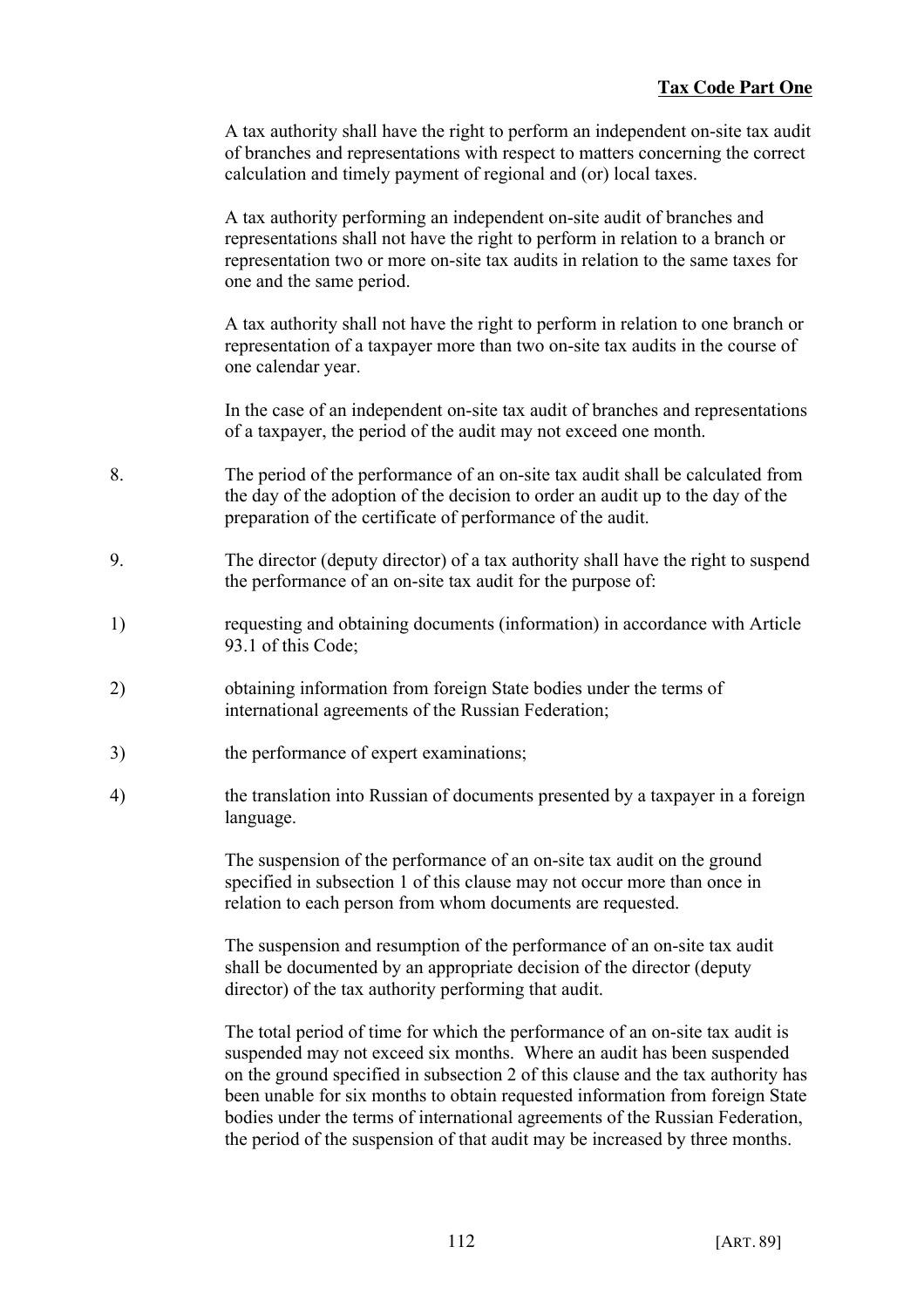A tax authority shall have the right to perform an independent on-site tax audit of branches and representations with respect to matters concerning the correct calculation and timely payment of regional and (or) local taxes.

A tax authority performing an independent on-site audit of branches and representations shall not have the right to perform in relation to a branch or representation two or more on-site tax audits in relation to the same taxes for one and the same period.

A tax authority shall not have the right to perform in relation to one branch or representation of a taxpayer more than two on-site tax audits in the course of one calendar year.

In the case of an independent on-site tax audit of branches and representations of a taxpayer, the period of the audit may not exceed one month.

8. The period of the performance of an on-site tax audit shall be calculated from the day of the adoption of the decision to order an audit up to the day of the preparation of the certificate of performance of the audit.

9. The director (deputy director) of a tax authority shall have the right to suspend the performance of an on-site tax audit for the purpose of:

1) requesting and obtaining documents (information) in accordance with Article 93.1 of this Code;

2) obtaining information from foreign State bodies under the terms of international agreements of the Russian Federation;

3) the performance of expert examinations;

4) the translation into Russian of documents presented by a taxpayer in a foreign language.

The suspension of the performance of an on-site tax audit on the ground specified in subsection 1 of this clause may not occur more than once in relation to each person from whom documents are requested.

The suspension and resumption of the performance of an on-site tax audit shall be documented by an appropriate decision of the director (deputy director) of the tax authority performing that audit.

The total period of time for which the performance of an on-site tax audit is suspended may not exceed six months. Where an audit has been suspended on the ground specified in subsection 2 of this clause and the tax authority has been unable for six months to obtain requested information from foreign State bodies under the terms of international agreements of the Russian Federation, the period of the suspension of that audit may be increased by three months.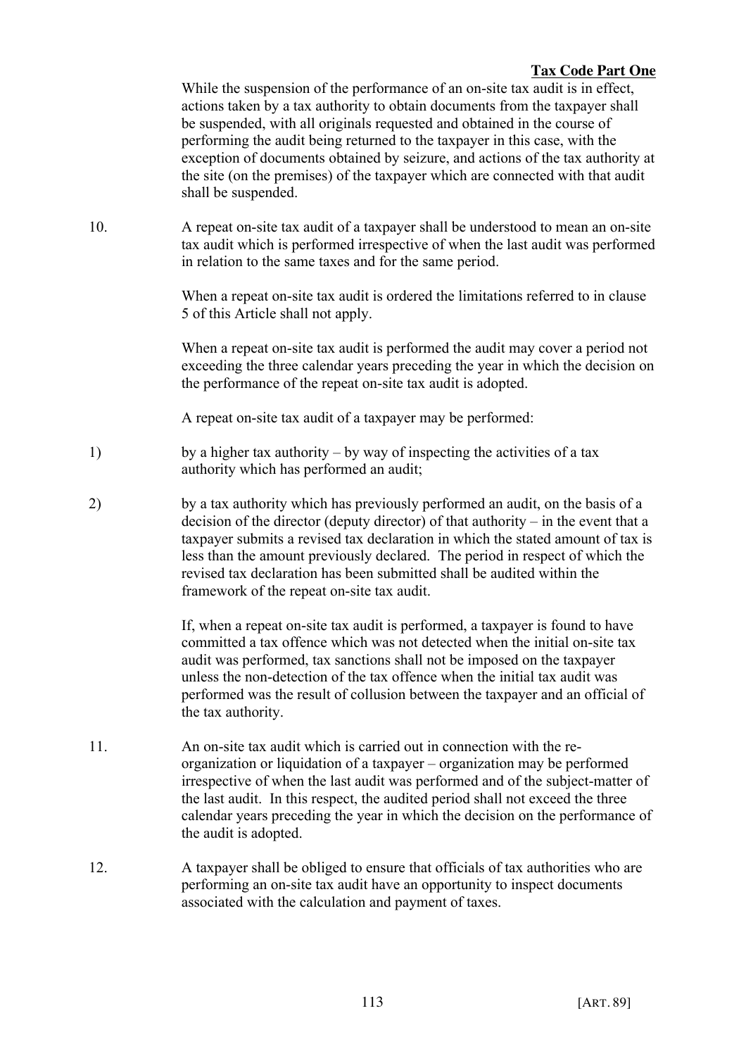While the suspension of the performance of an on-site tax audit is in effect, actions taken by a tax authority to obtain documents from the taxpayer shall be suspended, with all originals requested and obtained in the course of performing the audit being returned to the taxpayer in this case, with the exception of documents obtained by seizure, and actions of the tax authority at the site (on the premises) of the taxpayer which are connected with that audit shall be suspended.

10. A repeat on-site tax audit of a taxpayer shall be understood to mean an on-site tax audit which is performed irrespective of when the last audit was performed in relation to the same taxes and for the same period.

When a repeat on-site tax audit is ordered the limitations referred to in clause 5 of this Article shall not apply.

When a repeat on-site tax audit is performed the audit may cover a period not exceeding the three calendar years preceding the year in which the decision on the performance of the repeat on-site tax audit is adopted.

A repeat on-site tax audit of a taxpayer may be performed:

1) by a higher tax authority – by way of inspecting the activities of a tax authority which has performed an audit;

2) by a tax authority which has previously performed an audit, on the basis of a decision of the director (deputy director) of that authority – in the event that a taxpayer submits a revised tax declaration in which the stated amount of tax is less than the amount previously declared. The period in respect of which the revised tax declaration has been submitted shall be audited within the framework of the repeat on-site tax audit.

If, when a repeat on-site tax audit is performed, a taxpayer is found to have committed a tax offence which was not detected when the initial on-site tax audit was performed, tax sanctions shall not be imposed on the taxpayer unless the non-detection of the tax offence when the initial tax audit was performed was the result of collusion between the taxpayer and an official of the tax authority.

11. An on-site tax audit which is carried out in connection with the re-organization or liquidation of a taxpayer – organization may be performed irrespective of when the last audit was performed and of the subject-matter of the last audit. In this respect, the audited period shall not exceed the three calendar years preceding the year in which the decision on the performance of the audit is adopted.

12. A taxpayer shall be obliged to ensure that officials of tax authorities who are performing an on-site tax audit have an opportunity to inspect documents associated with the calculation and payment of taxes.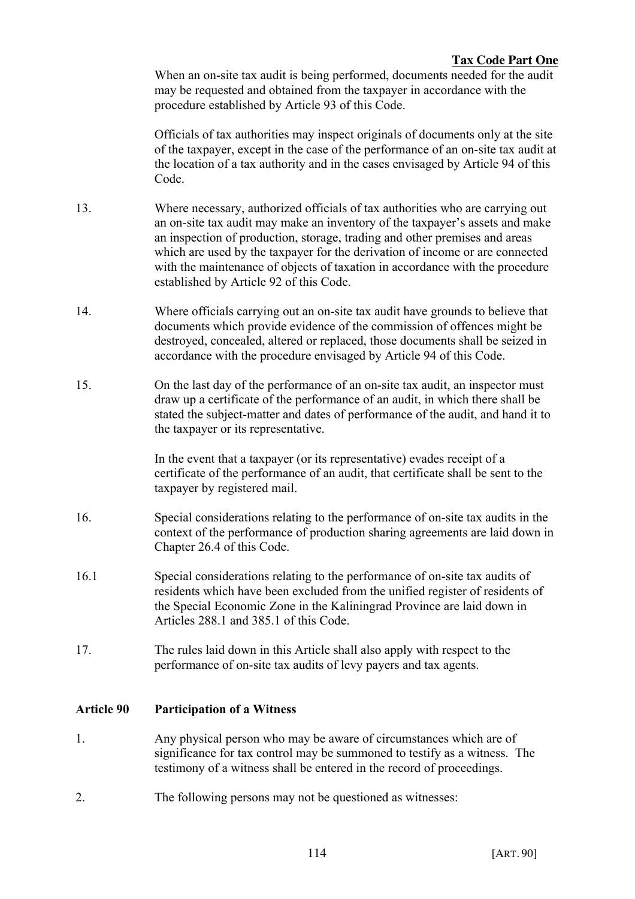When an on-site tax audit is being performed, documents needed for the audit may be requested and obtained from the taxpayer in accordance with the procedure established by Article 93 of this Code.

Officials of tax authorities may inspect originals of documents only at the site of the taxpayer, except in the case of the performance of an on-site tax audit at the location of a tax authority and in the cases envisaged by Article 94 of this Code.

13. Where necessary, authorized officials of tax authorities who are carrying out an on-site tax audit may make an inventory of the taxpayer's assets and make an inspection of production, storage, trading and other premises and areas which are used by the taxpayer for the derivation of income or are connected with the maintenance of objects of taxation in accordance with the procedure established by Article 92 of this Code.

14. Where officials carrying out an on-site tax audit have grounds to believe that documents which provide evidence of the commission of offences might be destroyed, concealed, altered or replaced, those documents shall be seized in accordance with the procedure envisaged by Article 94 of this Code.

15. On the last day of the performance of an on-site tax audit, an inspector must draw up a certificate of the performance of an audit, in which there shall be stated the subject-matter and dates of performance of the audit, and hand it to the taxpayer or its representative.

In the event that a taxpayer (or its representative) evades receipt of a certificate of the performance of an audit, that certificate shall be sent to the taxpayer by registered mail.

16. Special considerations relating to the performance of on-site tax audits in the context of the performance of production sharing agreements are laid down in Chapter 26.4 of this Code.

16.1 Special considerations relating to the performance of on-site tax audits of residents which have been excluded from the unified register of residents of the Special Economic Zone in the Kaliningrad Province are laid down in Articles 288.1 and 385.1 of this Code.

17. The rules laid down in this Article shall also apply with respect to the performance of on-site tax audits of levy payers and tax agents.

## Article 90 Participation of a Witness

1. Any physical person who may be aware of circumstances which are of significance for tax control may be summoned to testify as a witness. The testimony of a witness shall be entered in the record of proceedings.

2. The following persons may not be questioned as witnesses: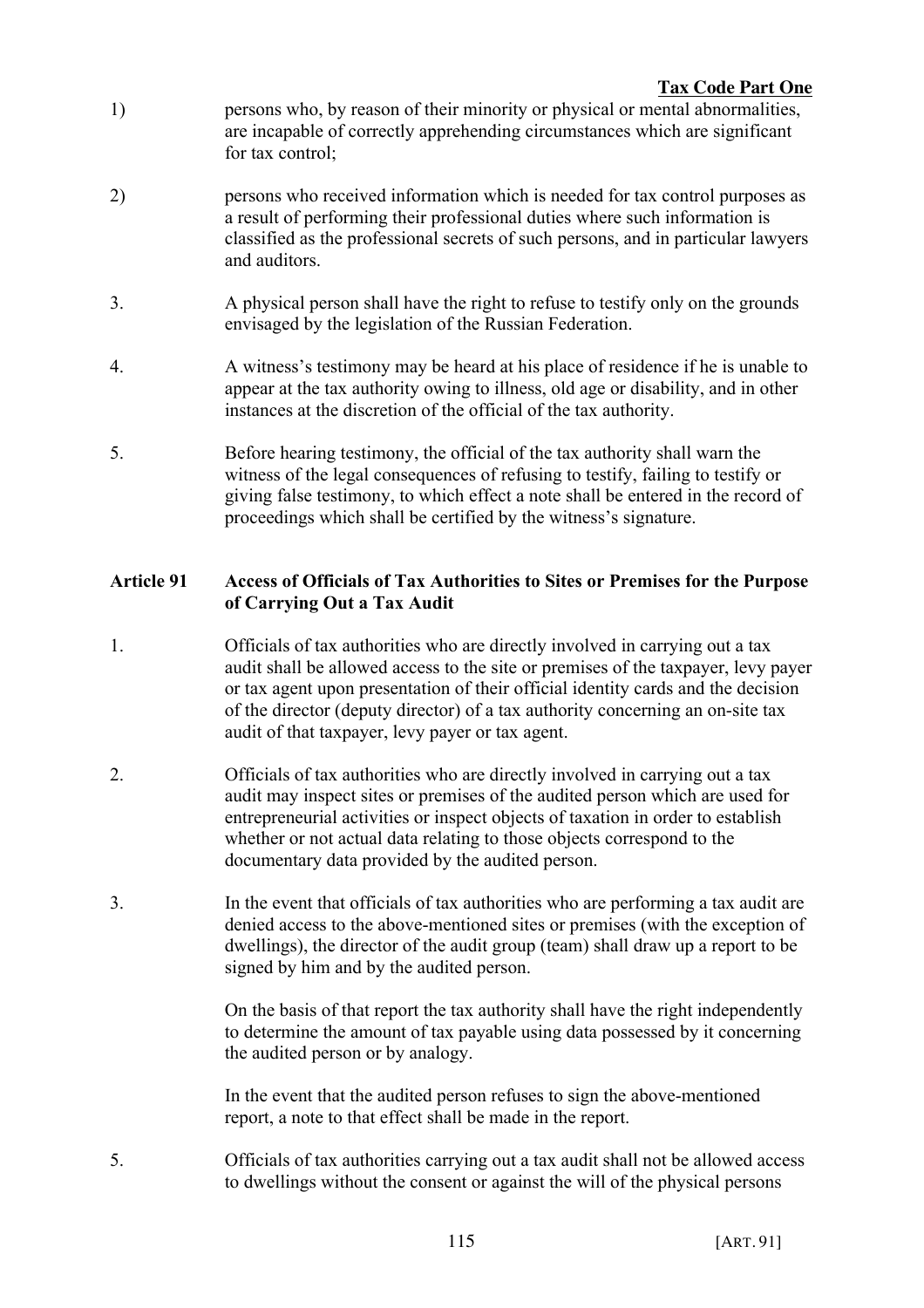1) persons who, by reason of their minority or physical or mental abnormalities, are incapable of correctly apprehending circumstances which are significant for tax control;

2) persons who received information which is needed for tax control purposes as a result of performing their professional duties where such information is classified as the professional secrets of such persons, and in particular lawyers and auditors.

3. A physical person shall have the right to refuse to testify only on the grounds envisaged by the legislation of the Russian Federation.

4. A witness's testimony may be heard at his place of residence if he is unable to appear at the tax authority owing to illness, old age or disability, and in other instances at the discretion of the official of the tax authority.

5. Before hearing testimony, the official of the tax authority shall warn the witness of the legal consequences of refusing to testify, failing to testify or giving false testimony, to which effect a note shall be entered in the record of proceedings which shall be certified by the witness's signature.

## Article 91 Access of Officials of Tax Authorities to Sites or Premises for the Purpose of Carrying Out a Tax Audit

1. Officials of tax authorities who are directly involved in carrying out a tax audit shall be allowed access to the site or premises of the taxpayer, levy payer or tax agent upon presentation of their official identity cards and the decision of the director (deputy director) of a tax authority concerning an on-site tax audit of that taxpayer, levy payer or tax agent.

2. Officials of tax authorities who are directly involved in carrying out a tax audit may inspect sites or premises of the audited person which are used for entrepreneurial activities or inspect objects of taxation in order to establish whether or not actual data relating to those objects correspond to the documentary data provided by the audited person.

3. In the event that officials of tax authorities who are performing a tax audit are denied access to the above-mentioned sites or premises (with the exception of dwellings), the director of the audit group (team) shall draw up a report to be signed by him and by the audited person.

   On the basis of that report the tax authority shall have the right independently to determine the amount of tax payable using data possessed by it concerning the audited person or by analogy.

   In the event that the audited person refuses to sign the above-mentioned report, a note to that effect shall be made in the report.

5. Officials of tax authorities carrying out a tax audit shall not be allowed access to dwellings without the consent or against the will of the physical persons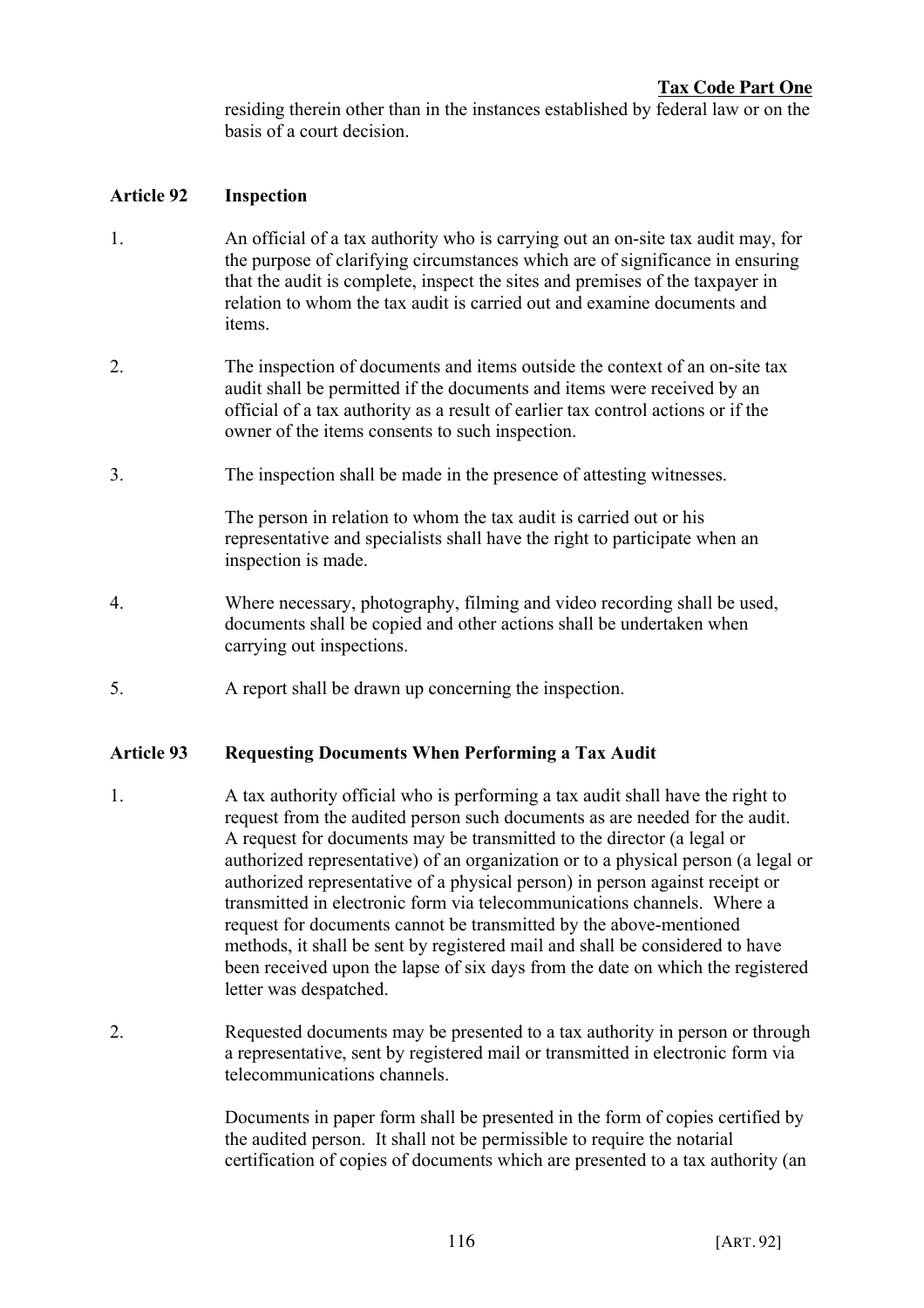residing therein other than in the instances established by federal law or on the basis of a court decision.

## Article 92 Inspection

1. An official of a tax authority who is carrying out an on-site tax audit may, for the purpose of clarifying circumstances which are of significance in ensuring that the audit is complete, inspect the sites and premises of the taxpayer in relation to whom the tax audit is carried out and examine documents and items.

2. The inspection of documents and items outside the context of an on-site tax audit shall be permitted if the documents and items were received by an official of a tax authority as a result of earlier tax control actions or if the owner of the items consents to such inspection.

3. The inspection shall be made in the presence of attesting witnesses.

   The person in relation to whom the tax audit is carried out or his representative and specialists shall have the right to participate when an inspection is made.

4. Where necessary, photography, filming and video recording shall be used, documents shall be copied and other actions shall be undertaken when carrying out inspections.

5. A report shall be drawn up concerning the inspection.

## Article 93 Requesting Documents When Performing a Tax Audit

1. A tax authority official who is performing a tax audit shall have the right to request from the audited person such documents as are needed for the audit. A request for documents may be transmitted to the director (a legal or authorized representative) of an organization or to a physical person (a legal or authorized representative of a physical person) in person against receipt or transmitted in electronic form via telecommunications channels. Where a request for documents cannot be transmitted by the above-mentioned methods, it shall be sent by registered mail and shall be considered to have been received upon the lapse of six days from the date on which the registered letter was despatched.

2. Requested documents may be presented to a tax authority in person or through a representative, sent by registered mail or transmitted in electronic form via telecommunications channels.

   Documents in paper form shall be presented in the form of copies certified by the audited person. It shall not be permissible to require the notarial certification of copies of documents which are presented to a tax authority (an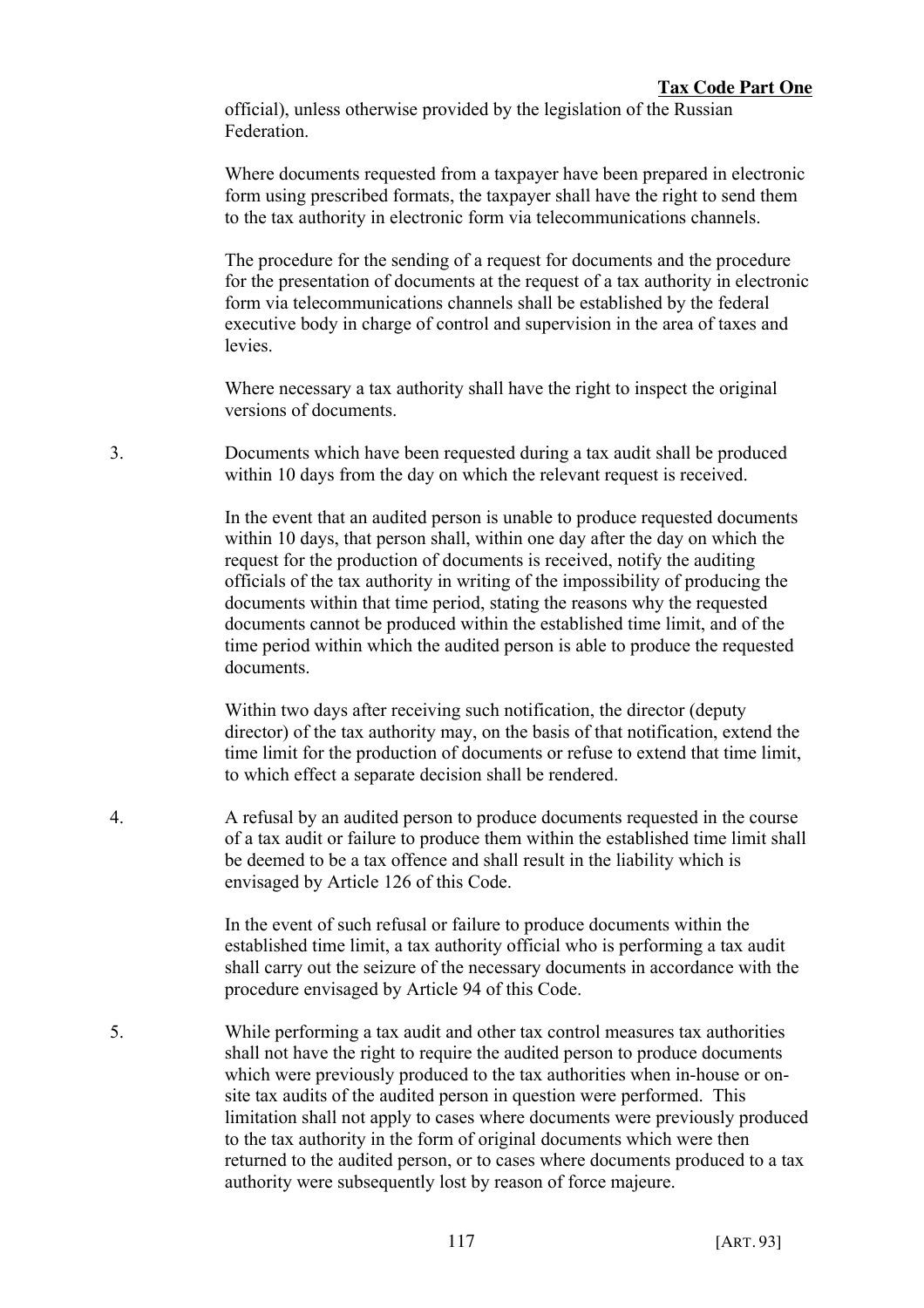official), unless otherwise provided by the legislation of the Russian Federation.

Where documents requested from a taxpayer have been prepared in electronic form using prescribed formats, the taxpayer shall have the right to send them to the tax authority in electronic form via telecommunications channels.

The procedure for the sending of a request for documents and the procedure for the presentation of documents at the request of a tax authority in electronic form via telecommunications channels shall be established by the federal executive body in charge of control and supervision in the area of taxes and levies.

Where necessary a tax authority shall have the right to inspect the original versions of documents.

3. Documents which have been requested during a tax audit shall be produced within 10 days from the day on which the relevant request is received.

In the event that an audited person is unable to produce requested documents within 10 days, that person shall, within one day after the day on which the request for the production of documents is received, notify the auditing officials of the tax authority in writing of the impossibility of producing the documents within that time period, stating the reasons why the requested documents cannot be produced within the established time limit, and of the time period within which the audited person is able to produce the requested documents.

Within two days after receiving such notification, the director (deputy director) of the tax authority may, on the basis of that notification, extend the time limit for the production of documents or refuse to extend that time limit, to which effect a separate decision shall be rendered.

4. A refusal by an audited person to produce documents requested in the course of a tax audit or failure to produce them within the established time limit shall be deemed to be a tax offence and shall result in the liability which is envisaged by Article 126 of this Code.

In the event of such refusal or failure to produce documents within the established time limit, a tax authority official who is performing a tax audit shall carry out the seizure of the necessary documents in accordance with the procedure envisaged by Article 94 of this Code.

5. While performing a tax audit and other tax control measures tax authorities shall not have the right to require the audited person to produce documents which were previously produced to the tax authorities when in-house or on-site tax audits of the audited person in question were performed. This limitation shall not apply to cases where documents were previously produced to the tax authority in the form of original documents which were then returned to the audited person, or to cases where documents produced to a tax authority were subsequently lost by reason of force majeure.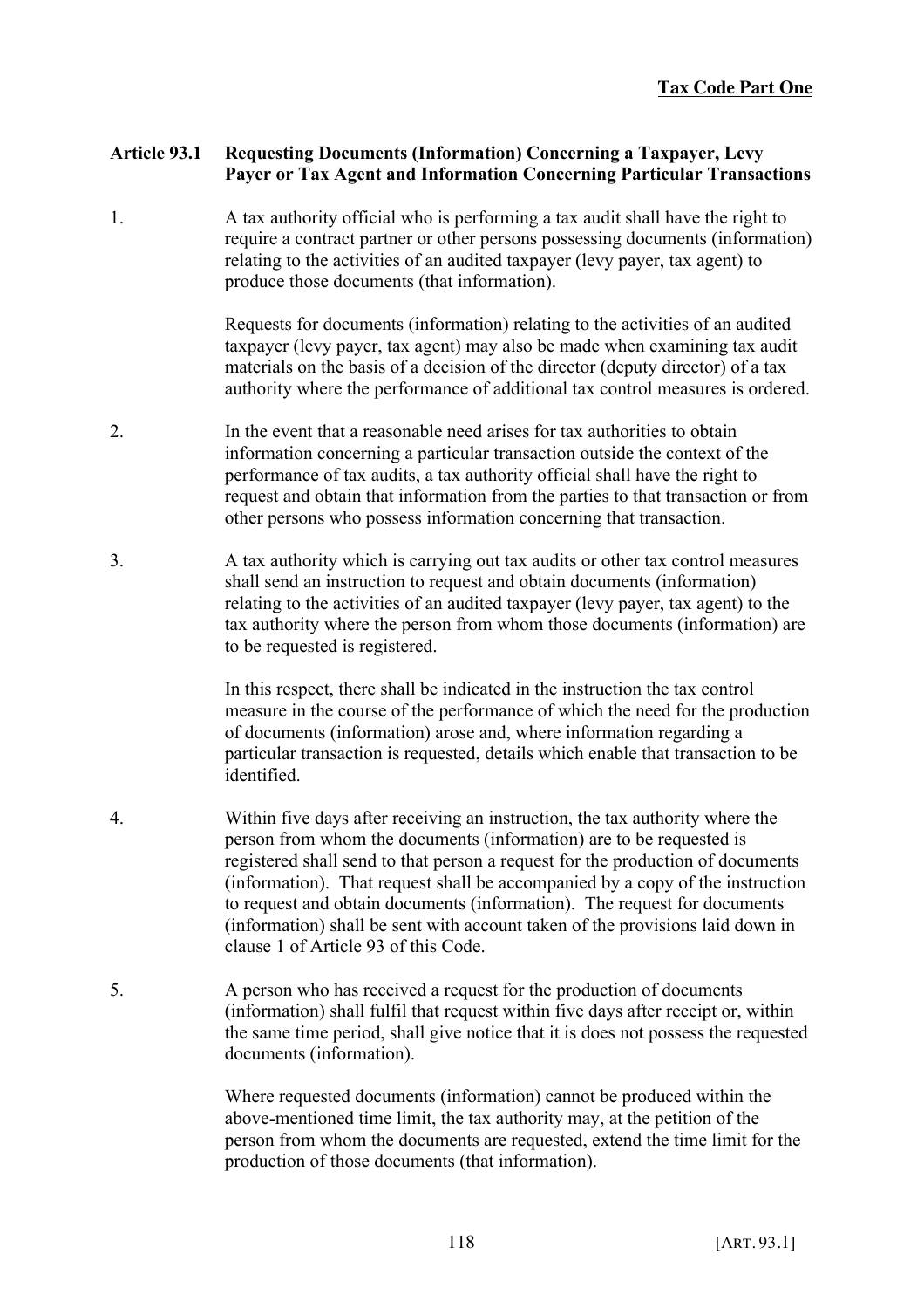## Article 93.1 Requesting Documents (Information) Concerning a Taxpayer, Levy Payer or Tax Agent and Information Concerning Particular Transactions

1. A tax authority official who is performing a tax audit shall have the right to require a contract partner or other persons possessing documents (information) relating to the activities of an audited taxpayer (levy payer, tax agent) to produce those documents (that information).

   Requests for documents (information) relating to the activities of an audited taxpayer (levy payer, tax agent) may also be made when examining tax audit materials on the basis of a decision of the director (deputy director) of a tax authority where the performance of additional tax control measures is ordered.

2. In the event that a reasonable need arises for tax authorities to obtain information concerning a particular transaction outside the context of the performance of tax audits, a tax authority official shall have the right to request and obtain that information from the parties to that transaction or from other persons who possess information concerning that transaction.

3. A tax authority which is carrying out tax audits or other tax control measures shall send an instruction to request and obtain documents (information) relating to the activities of an audited taxpayer (levy payer, tax agent) to the tax authority where the person from whom those documents (information) are to be requested is registered.

   In this respect, there shall be indicated in the instruction the tax control measure in the course of the performance of which the need for the production of documents (information) arose and, where information regarding a particular transaction is requested, details which enable that transaction to be identified.

4. Within five days after receiving an instruction, the tax authority where the person from whom the documents (information) are to be requested is registered shall send to that person a request for the production of documents (information). That request shall be accompanied by a copy of the instruction to request and obtain documents (information). The request for documents (information) shall be sent with account taken of the provisions laid down in clause 1 of Article 93 of this Code.

5. A person who has received a request for the production of documents (information) shall fulfil that request within five days after receipt or, within the same time period, shall give notice that it is does not possess the requested documents (information).

   Where requested documents (information) cannot be produced within the above-mentioned time limit, the tax authority may, at the petition of the person from whom the documents are requested, extend the time limit for the production of those documents (that information).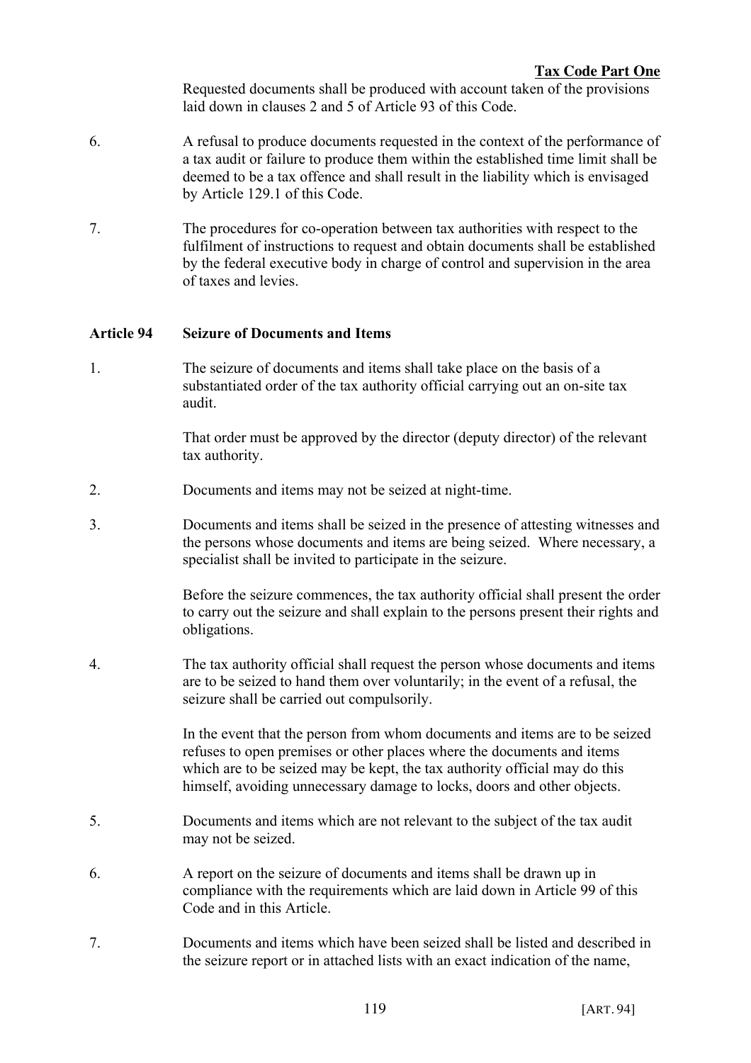Requested documents shall be produced with account taken of the provisions laid down in clauses 2 and 5 of Article 93 of this Code.

6. A refusal to produce documents requested in the context of the performance of a tax audit or failure to produce them within the established time limit shall be deemed to be a tax offence and shall result in the liability which is envisaged by Article 129.1 of this Code.

7. The procedures for co-operation between tax authorities with respect to the fulfilment of instructions to request and obtain documents shall be established by the federal executive body in charge of control and supervision in the area of taxes and levies.

## Article 94 Seizure of Documents and Items

1. The seizure of documents and items shall take place on the basis of a substantiated order of the tax authority official carrying out an on-site tax audit.

   That order must be approved by the director (deputy director) of the relevant tax authority.

2. Documents and items may not be seized at night-time.

3. Documents and items shall be seized in the presence of attesting witnesses and the persons whose documents and items are being seized. Where necessary, a specialist shall be invited to participate in the seizure.

   Before the seizure commences, the tax authority official shall present the order to carry out the seizure and shall explain to the persons present their rights and obligations.

4. The tax authority official shall request the person whose documents and items are to be seized to hand them over voluntarily; in the event of a refusal, the seizure shall be carried out compulsorily.

   In the event that the person from whom documents and items are to be seized refuses to open premises or other places where the documents and items which are to be seized may be kept, the tax authority official may do this himself, avoiding unnecessary damage to locks, doors and other objects.

5. Documents and items which are not relevant to the subject of the tax audit may not be seized.

6. A report on the seizure of documents and items shall be drawn up in compliance with the requirements which are laid down in Article 99 of this Code and in this Article.

7. Documents and items which have been seized shall be listed and described in the seizure report or in attached lists with an exact indication of the name,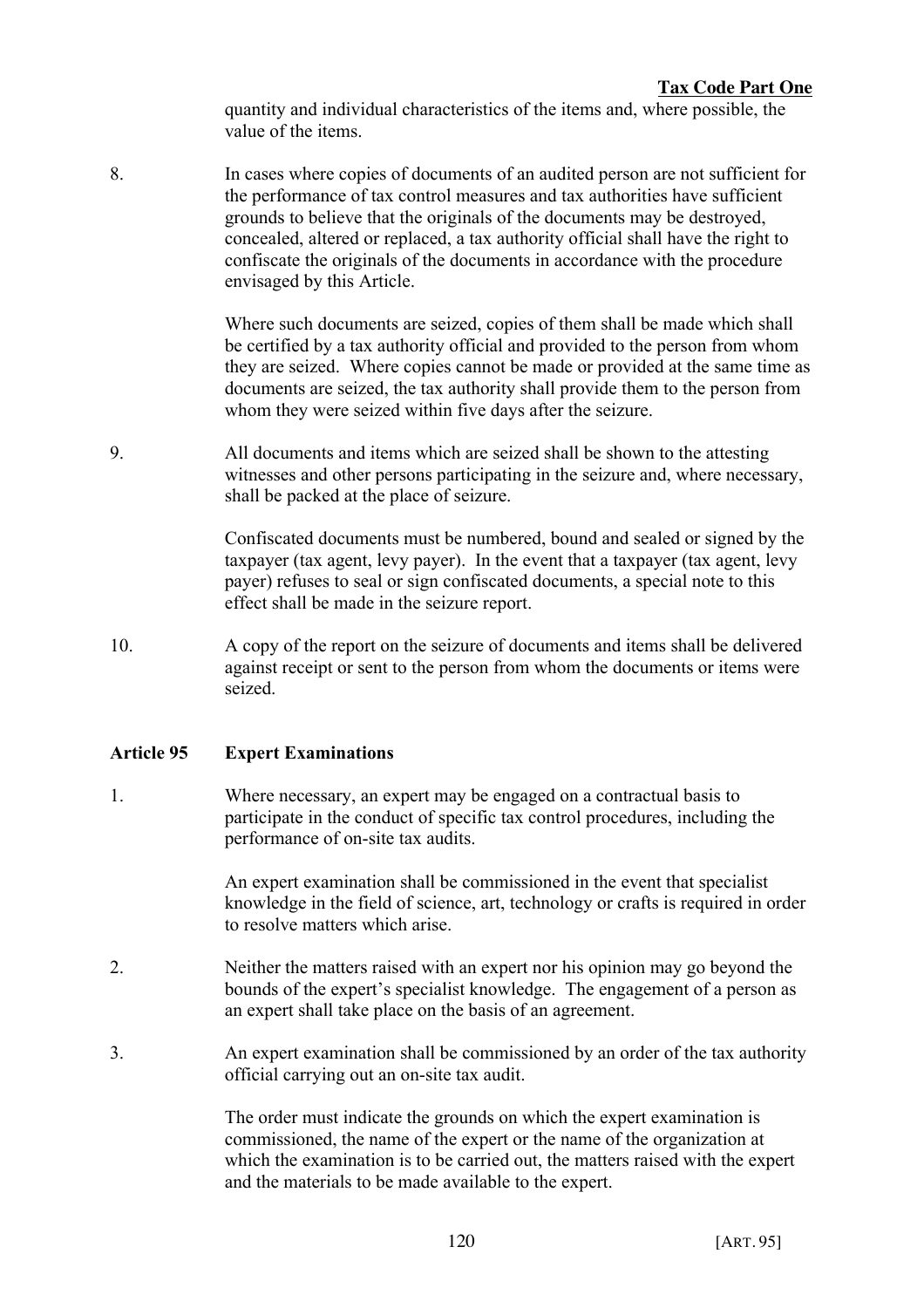quantity and individual characteristics of the items and, where possible, the value of the items.

8. In cases where copies of documents of an audited person are not sufficient for the performance of tax control measures and tax authorities have sufficient grounds to believe that the originals of the documents may be destroyed, concealed, altered or replaced, a tax authority official shall have the right to confiscate the originals of the documents in accordance with the procedure envisaged by this Article.

   Where such documents are seized, copies of them shall be made which shall be certified by a tax authority official and provided to the person from whom they are seized. Where copies cannot be made or provided at the same time as documents are seized, the tax authority shall provide them to the person from whom they were seized within five days after the seizure.

9. All documents and items which are seized shall be shown to the attesting witnesses and other persons participating in the seizure and, where necessary, shall be packed at the place of seizure.

   Confiscated documents must be numbered, bound and sealed or signed by the taxpayer (tax agent, levy payer). In the event that a taxpayer (tax agent, levy payer) refuses to seal or sign confiscated documents, a special note to this effect shall be made in the seizure report.

10. A copy of the report on the seizure of documents and items shall be delivered against receipt or sent to the person from whom the documents or items were seized.

## Article 95 Expert Examinations

1. Where necessary, an expert may be engaged on a contractual basis to participate in the conduct of specific tax control procedures, including the performance of on-site tax audits.

   An expert examination shall be commissioned in the event that specialist knowledge in the field of science, art, technology or crafts is required in order to resolve matters which arise.

2. Neither the matters raised with an expert nor his opinion may go beyond the bounds of the expert's specialist knowledge. The engagement of a person as an expert shall take place on the basis of an agreement.

3. An expert examination shall be commissioned by an order of the tax authority official carrying out an on-site tax audit.

   The order must indicate the grounds on which the expert examination is commissioned, the name of the expert or the name of the organization at which the examination is to be carried out, the matters raised with the expert and the materials to be made available to the expert.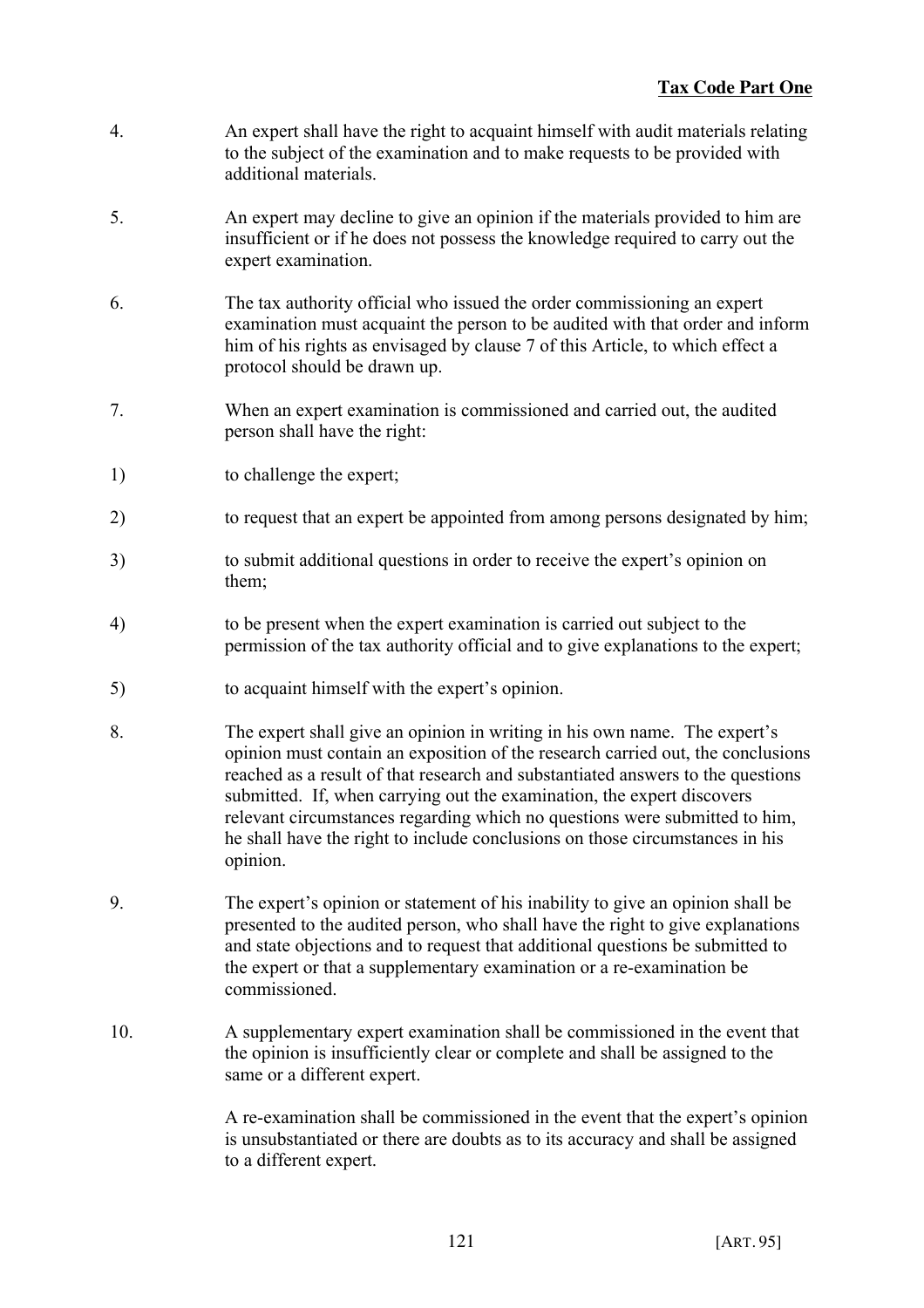4. An expert shall have the right to acquaint himself with audit materials relating to the subject of the examination and to make requests to be provided with additional materials.

5. An expert may decline to give an opinion if the materials provided to him are insufficient or if he does not possess the knowledge required to carry out the expert examination.

6. The tax authority official who issued the order commissioning an expert examination must acquaint the person to be audited with that order and inform him of his rights as envisaged by clause 7 of this Article, to which effect a protocol should be drawn up.

7. When an expert examination is commissioned and carried out, the audited person shall have the right:

1) to challenge the expert;

2) to request that an expert be appointed from among persons designated by him;

3) to submit additional questions in order to receive the expert's opinion on them;

4) to be present when the expert examination is carried out subject to the permission of the tax authority official and to give explanations to the expert;

5) to acquaint himself with the expert's opinion.

8. The expert shall give an opinion in writing in his own name. The expert's opinion must contain an exposition of the research carried out, the conclusions reached as a result of that research and substantiated answers to the questions submitted. If, when carrying out the examination, the expert discovers relevant circumstances regarding which no questions were submitted to him, he shall have the right to include conclusions on those circumstances in his opinion.

9. The expert's opinion or statement of his inability to give an opinion shall be presented to the audited person, who shall have the right to give explanations and state objections and to request that additional questions be submitted to the expert or that a supplementary examination or a re-examination be commissioned.

10. A supplementary expert examination shall be commissioned in the event that the opinion is insufficiently clear or complete and shall be assigned to the same or a different expert.

A re-examination shall be commissioned in the event that the expert's opinion is unsubstantiated or there are doubts as to its accuracy and shall be assigned to a different expert.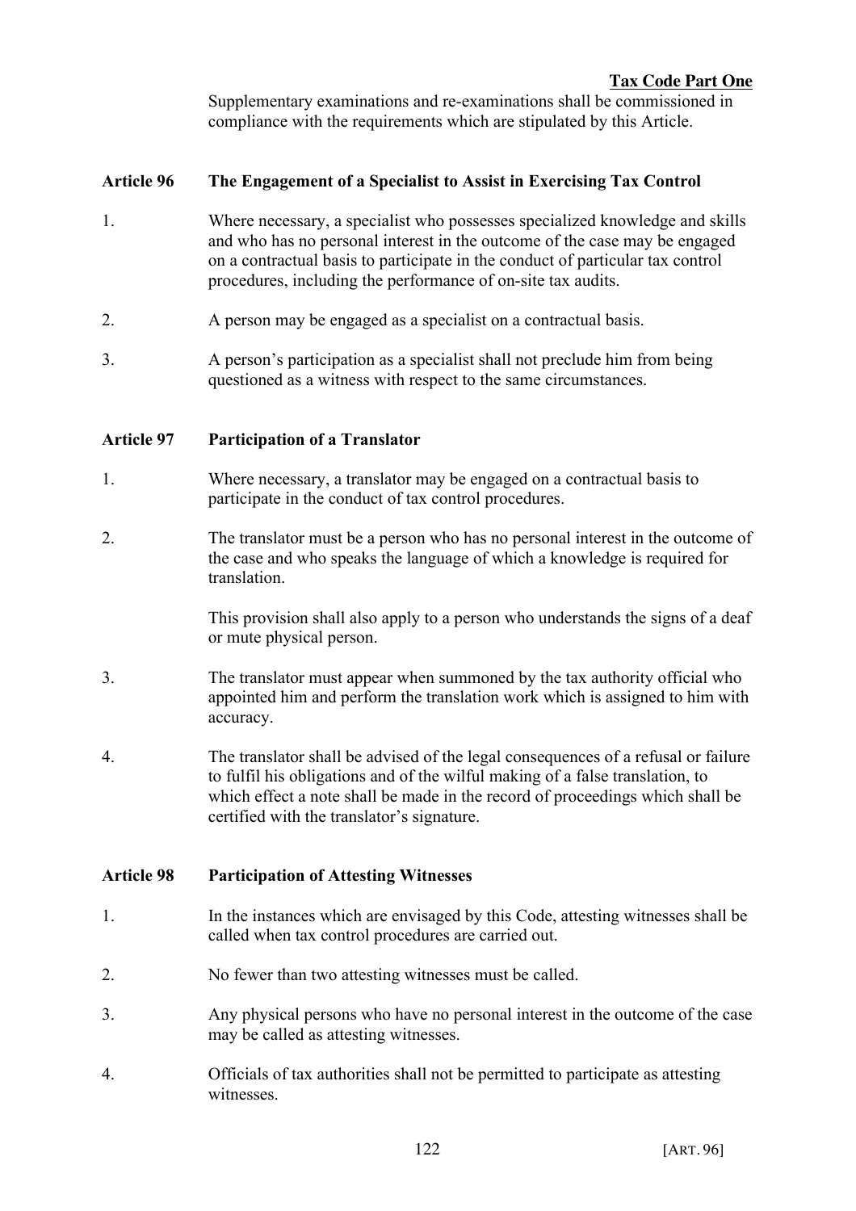Supplementary examinations and re-examinations shall be commissioned in compliance with the requirements which are stipulated by this Article.

## Article 96 The Engagement of a Specialist to Assist in Exercising Tax Control

1. Where necessary, a specialist who possesses specialized knowledge and skills and who has no personal interest in the outcome of the case may be engaged on a contractual basis to participate in the conduct of particular tax control procedures, including the performance of on-site tax audits.

2. A person may be engaged as a specialist on a contractual basis.

3. A person's participation as a specialist shall not preclude him from being questioned as a witness with respect to the same circumstances.

## Article 97 Participation of a Translator

1. Where necessary, a translator may be engaged on a contractual basis to participate in the conduct of tax control procedures.

2. The translator must be a person who has no personal interest in the outcome of the case and who speaks the language of which a knowledge is required for translation.

   This provision shall also apply to a person who understands the signs of a deaf or mute physical person.

3. The translator must appear when summoned by the tax authority official who appointed him and perform the translation work which is assigned to him with accuracy.

4. The translator shall be advised of the legal consequences of a refusal or failure to fulfil his obligations and of the wilful making of a false translation, to which effect a note shall be made in the record of proceedings which shall be certified with the translator's signature.

## Article 98 Participation of Attesting Witnesses

1. In the instances which are envisaged by this Code, attesting witnesses shall be called when tax control procedures are carried out.

2. No fewer than two attesting witnesses must be called.

3. Any physical persons who have no personal interest in the outcome of the case may be called as attesting witnesses.

4. Officials of tax authorities shall not be permitted to participate as attesting witnesses.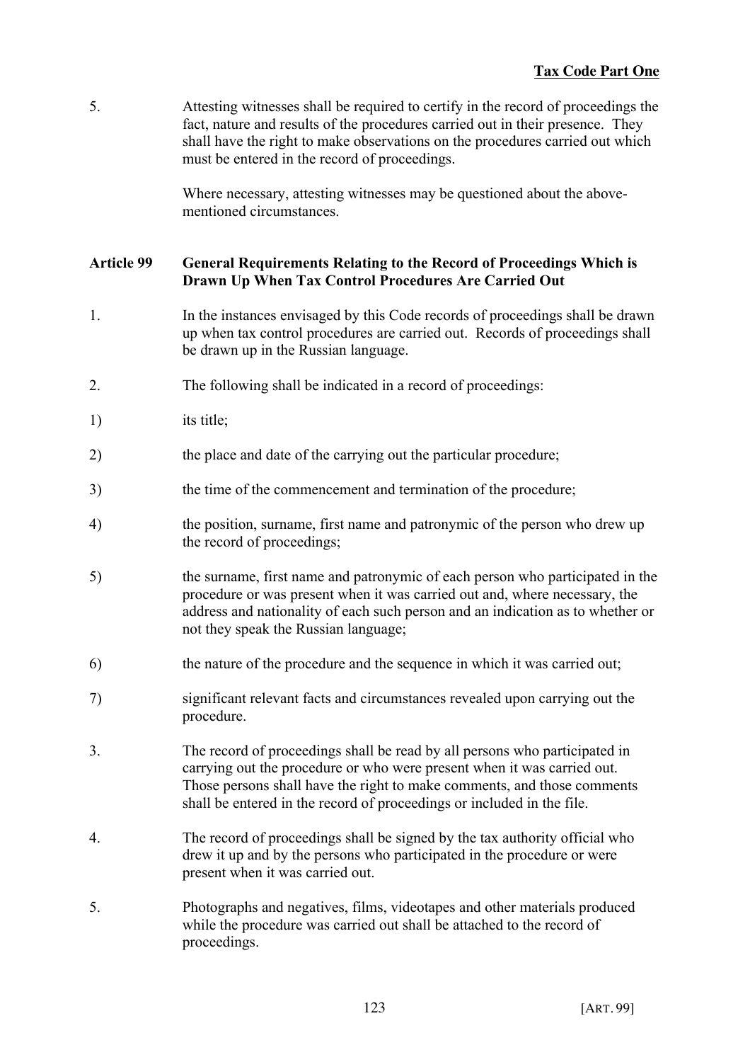5. Attesting witnesses shall be required to certify in the record of proceedings the fact, nature and results of the procedures carried out in their presence. They shall have the right to make observations on the procedures carried out which must be entered in the record of proceedings.

Where necessary, attesting witnesses may be questioned about the above-mentioned circumstances.

## Article 99 General Requirements Relating to the Record of Proceedings Which is Drawn Up When Tax Control Procedures Are Carried Out

1. In the instances envisaged by this Code records of proceedings shall be drawn up when tax control procedures are carried out. Records of proceedings shall be drawn up in the Russian language.

2. The following shall be indicated in a record of proceedings:

1) its title;

2) the place and date of the carrying out the particular procedure;

3) the time of the commencement and termination of the procedure;

4) the position, surname, first name and patronymic of the person who drew up the record of proceedings;

5) the surname, first name and patronymic of each person who participated in the procedure or was present when it was carried out and, where necessary, the address and nationality of each such person and an indication as to whether or not they speak the Russian language;

6) the nature of the procedure and the sequence in which it was carried out;

7) significant relevant facts and circumstances revealed upon carrying out the procedure.

3. The record of proceedings shall be read by all persons who participated in carrying out the procedure or who were present when it was carried out. Those persons shall have the right to make comments, and those comments shall be entered in the record of proceedings or included in the file.

4. The record of proceedings shall be signed by the tax authority official who drew it up and by the persons who participated in the procedure or were present when it was carried out.

5. Photographs and negatives, films, videotapes and other materials produced while the procedure was carried out shall be attached to the record of proceedings.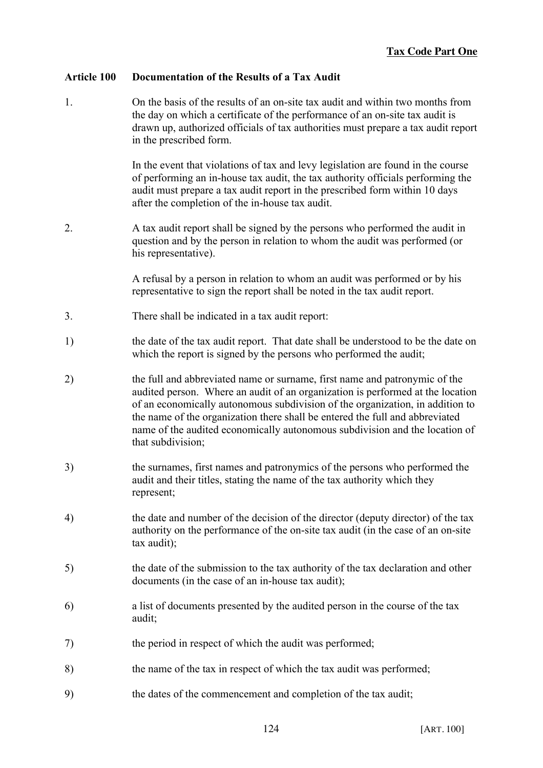## Article 100 Documentation of the Results of a Tax Audit

1. On the basis of the results of an on-site tax audit and within two months from the day on which a certificate of the performance of an on-site tax audit is drawn up, authorized officials of tax authorities must prepare a tax audit report in the prescribed form.

   In the event that violations of tax and levy legislation are found in the course of performing an in-house tax audit, the tax authority officials performing the audit must prepare a tax audit report in the prescribed form within 10 days after the completion of the in-house tax audit.

2. A tax audit report shall be signed by the persons who performed the audit in question and by the person in relation to whom the audit was performed (or his representative).

   A refusal by a person in relation to whom an audit was performed or by his representative to sign the report shall be noted in the tax audit report.

3. There shall be indicated in a tax audit report:

1) the date of the tax audit report. That date shall be understood to be the date on which the report is signed by the persons who performed the audit;

2) the full and abbreviated name or surname, first name and patronymic of the audited person. Where an audit of an organization is performed at the location of an economically autonomous subdivision of the organization, in addition to the name of the organization there shall be entered the full and abbreviated name of the audited economically autonomous subdivision and the location of that subdivision;

3) the surnames, first names and patronymics of the persons who performed the audit and their titles, stating the name of the tax authority which they represent;

4) the date and number of the decision of the director (deputy director) of the tax authority on the performance of the on-site tax audit (in the case of an on-site tax audit);

5) the date of the submission to the tax authority of the tax declaration and other documents (in the case of an in-house tax audit);

6) a list of documents presented by the audited person in the course of the tax audit;

7) the period in respect of which the audit was performed;

8) the name of the tax in respect of which the tax audit was performed;

9) the dates of the commencement and completion of the tax audit;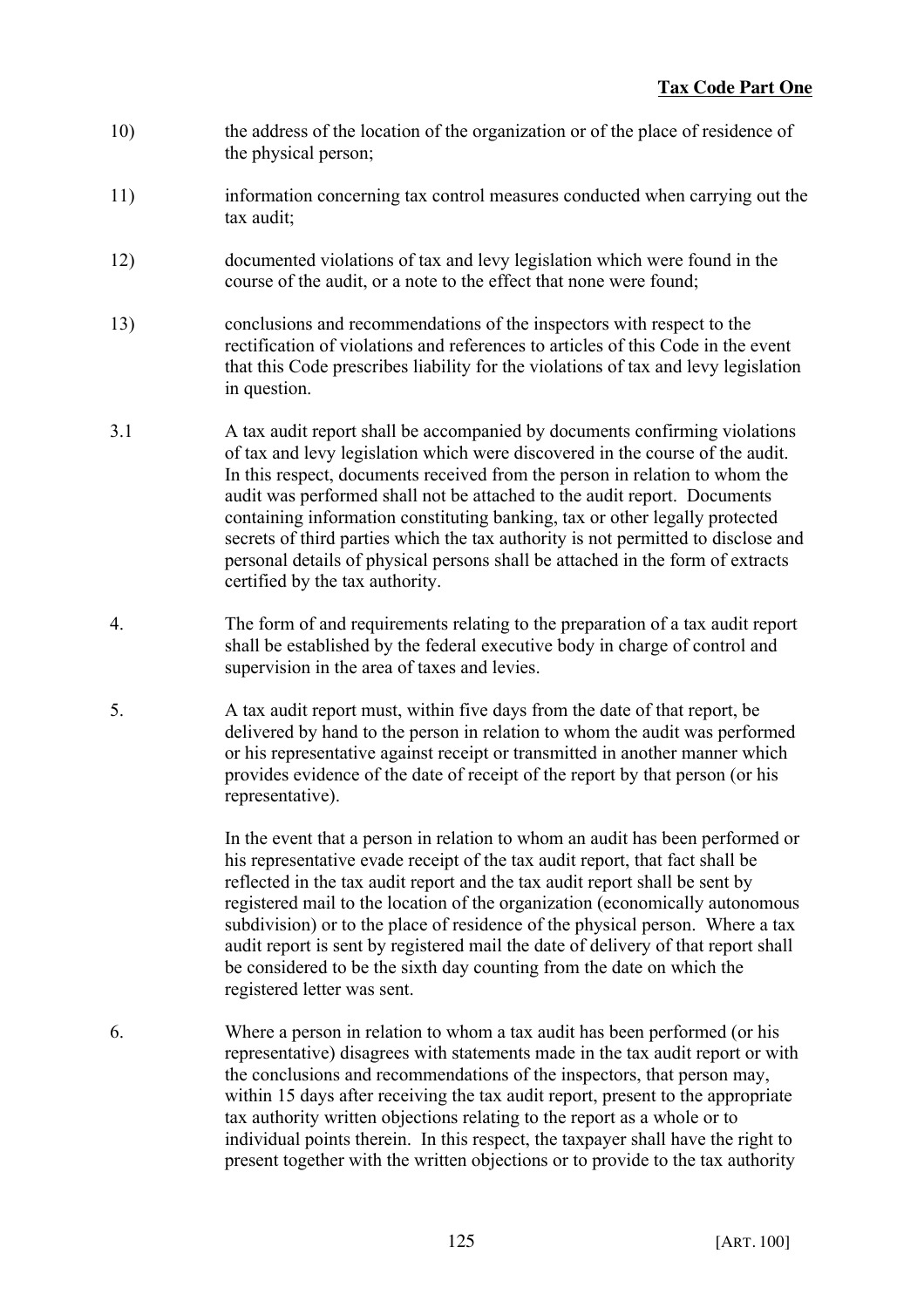10) the address of the location of the organization or of the place of residence of the physical person;

11) information concerning tax control measures conducted when carrying out the tax audit;

12) documented violations of tax and levy legislation which were found in the course of the audit, or a note to the effect that none were found;

13) conclusions and recommendations of the inspectors with respect to the rectification of violations and references to articles of this Code in the event that this Code prescribes liability for the violations of tax and levy legislation in question.

3.1 A tax audit report shall be accompanied by documents confirming violations of tax and levy legislation which were discovered in the course of the audit. In this respect, documents received from the person in relation to whom the audit was performed shall not be attached to the audit report. Documents containing information constituting banking, tax or other legally protected secrets of third parties which the tax authority is not permitted to disclose and personal details of physical persons shall be attached in the form of extracts certified by the tax authority.

4. The form of and requirements relating to the preparation of a tax audit report shall be established by the federal executive body in charge of control and supervision in the area of taxes and levies.

5. A tax audit report must, within five days from the date of that report, be delivered by hand to the person in relation to whom the audit was performed or his representative against receipt or transmitted in another manner which provides evidence of the date of receipt of the report by that person (or his representative).

In the event that a person in relation to whom an audit has been performed or his representative evade receipt of the tax audit report, that fact shall be reflected in the tax audit report and the tax audit report shall be sent by registered mail to the location of the organization (economically autonomous subdivision) or to the place of residence of the physical person. Where a tax audit report is sent by registered mail the date of delivery of that report shall be considered to be the sixth day counting from the date on which the registered letter was sent.

6. Where a person in relation to whom a tax audit has been performed (or his representative) disagrees with statements made in the tax audit report or with the conclusions and recommendations of the inspectors, that person may, within 15 days after receiving the tax audit report, present to the appropriate tax authority written objections relating to the report as a whole or to individual points therein. In this respect, the taxpayer shall have the right to present together with the written objections or to provide to the tax authority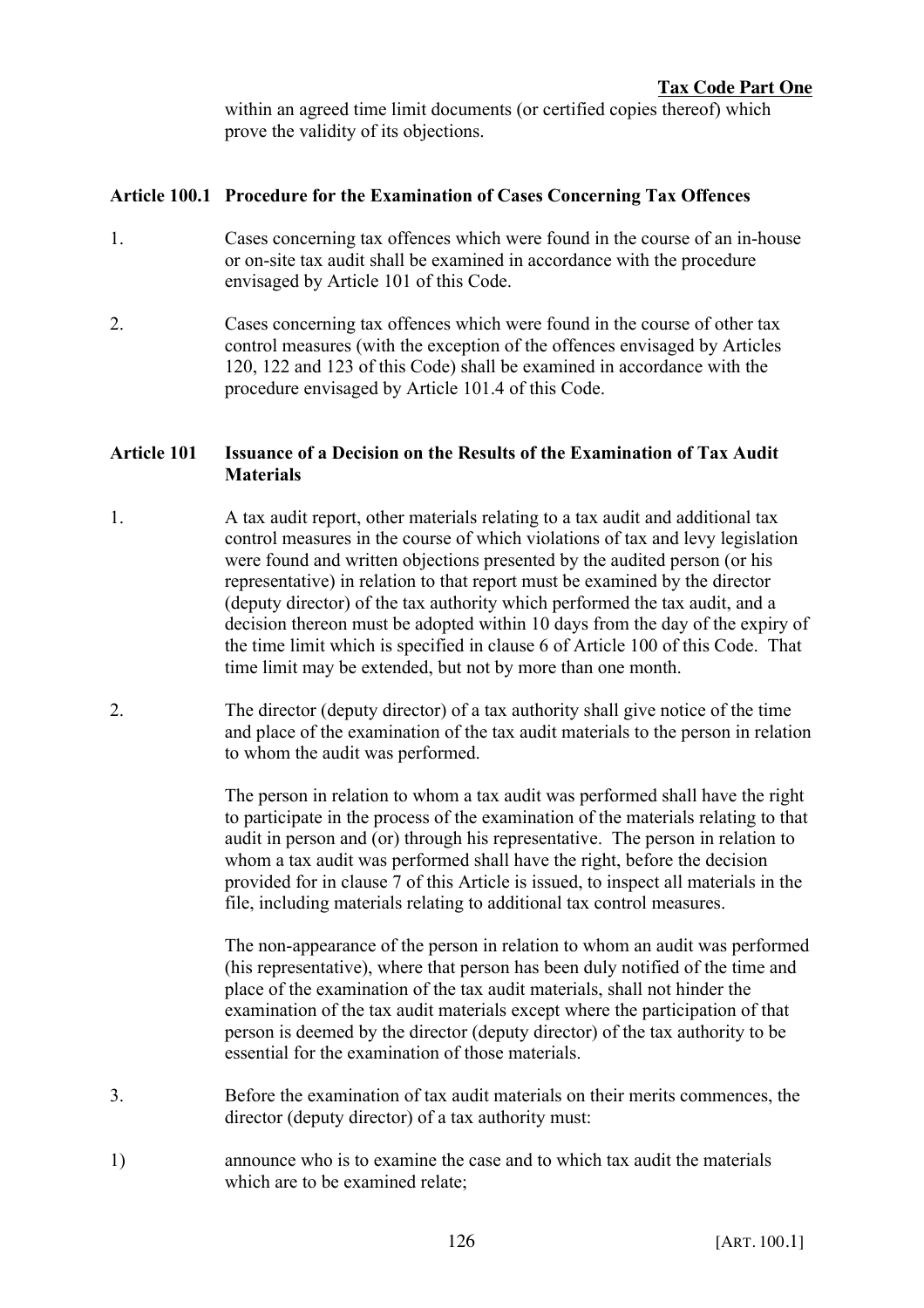within an agreed time limit documents (or certified copies thereof) which prove the validity of its objections.

### Article 100.1 Procedure for the Examination of Cases Concerning Tax Offences

1. Cases concerning tax offences which were found in the course of an in-house or on-site tax audit shall be examined in accordance with the procedure envisaged by Article 101 of this Code.

2. Cases concerning tax offences which were found in the course of other tax control measures (with the exception of the offences envisaged by Articles 120, 122 and 123 of this Code) shall be examined in accordance with the procedure envisaged by Article 101.4 of this Code.

### Article 101 Issuance of a Decision on the Results of the Examination of Tax Audit Materials

1. A tax audit report, other materials relating to a tax audit and additional tax control measures in the course of which violations of tax and levy legislation were found and written objections presented by the audited person (or his representative) in relation to that report must be examined by the director (deputy director) of the tax authority which performed the tax audit, and a decision thereon must be adopted within 10 days from the day of the expiry of the time limit which is specified in clause 6 of Article 100 of this Code. That time limit may be extended, but not by more than one month.

2. The director (deputy director) of a tax authority shall give notice of the time and place of the examination of the tax audit materials to the person in relation to whom the audit was performed.

   The person in relation to whom a tax audit was performed shall have the right to participate in the process of the examination of the materials relating to that audit in person and (or) through his representative. The person in relation to whom a tax audit was performed shall have the right, before the decision provided for in clause 7 of this Article is issued, to inspect all materials in the file, including materials relating to additional tax control measures.

   The non-appearance of the person in relation to whom an audit was performed (his representative), where that person has been duly notified of the time and place of the examination of the tax audit materials, shall not hinder the examination of the tax audit materials except where the participation of that person is deemed by the director (deputy director) of the tax authority to be essential for the examination of those materials.

3. Before the examination of tax audit materials on their merits commences, the director (deputy director) of a tax authority must:

1) announce who is to examine the case and to which tax audit the materials which are to be examined relate;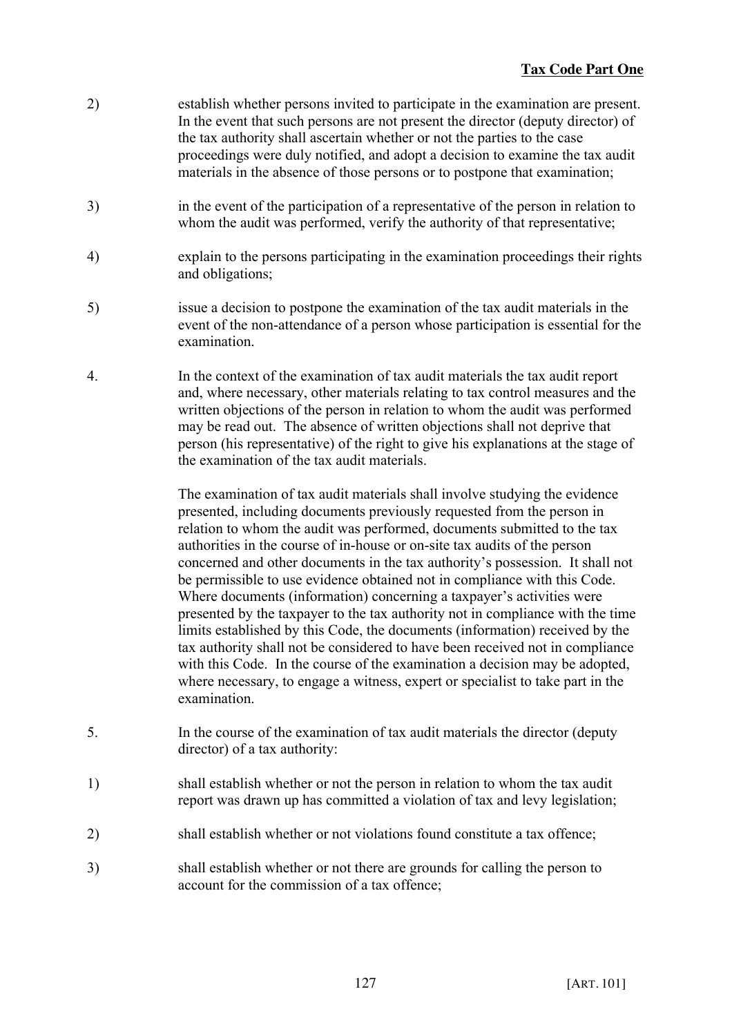2) establish whether persons invited to participate in the examination are present. In the event that such persons are not present the director (deputy director) of the tax authority shall ascertain whether or not the parties to the case proceedings were duly notified, and adopt a decision to examine the tax audit materials in the absence of those persons or to postpone that examination;

3) in the event of the participation of a representative of the person in relation to whom the audit was performed, verify the authority of that representative;

4) explain to the persons participating in the examination proceedings their rights and obligations;

5) issue a decision to postpone the examination of the tax audit materials in the event of the non-attendance of a person whose participation is essential for the examination.

4. In the context of the examination of tax audit materials the tax audit report and, where necessary, other materials relating to tax control measures and the written objections of the person in relation to whom the audit was performed may be read out. The absence of written objections shall not deprive that person (his representative) of the right to give his explanations at the stage of the examination of the tax audit materials.

The examination of tax audit materials shall involve studying the evidence presented, including documents previously requested from the person in relation to whom the audit was performed, documents submitted to the tax authorities in the course of in-house or on-site tax audits of the person concerned and other documents in the tax authority's possession. It shall not be permissible to use evidence obtained not in compliance with this Code. Where documents (information) concerning a taxpayer's activities were presented by the taxpayer to the tax authority not in compliance with the time limits established by this Code, the documents (information) received by the tax authority shall not be considered to have been received not in compliance with this Code. In the course of the examination a decision may be adopted, where necessary, to engage a witness, expert or specialist to take part in the examination.

5. In the course of the examination of tax audit materials the director (deputy director) of a tax authority:

1) shall establish whether or not the person in relation to whom the tax audit report was drawn up has committed a violation of tax and levy legislation;

2) shall establish whether or not violations found constitute a tax offence;

3) shall establish whether or not there are grounds for calling the person to account for the commission of a tax offence;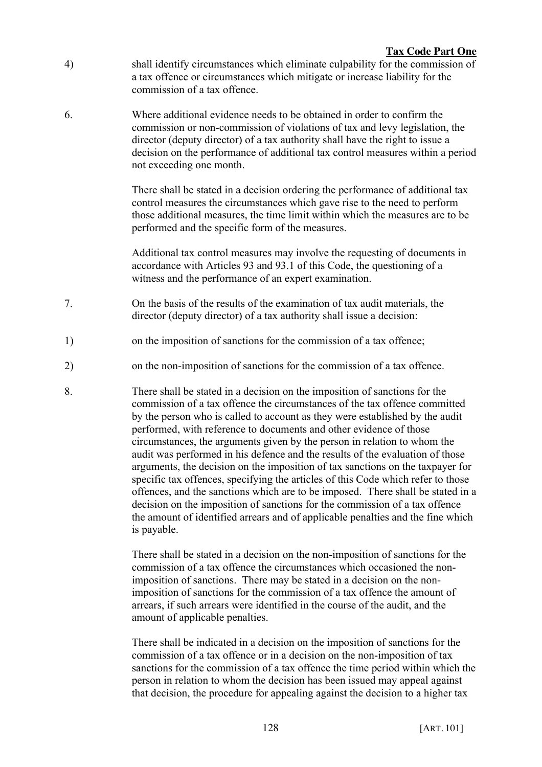4) shall identify circumstances which eliminate culpability for the commission of a tax offence or circumstances which mitigate or increase liability for the commission of a tax offence.

6. Where additional evidence needs to be obtained in order to confirm the commission or non-commission of violations of tax and levy legislation, the director (deputy director) of a tax authority shall have the right to issue a decision on the performance of additional tax control measures within a period not exceeding one month.

There shall be stated in a decision ordering the performance of additional tax control measures the circumstances which gave rise to the need to perform those additional measures, the time limit within which the measures are to be performed and the specific form of the measures.

Additional tax control measures may involve the requesting of documents in accordance with Articles 93 and 93.1 of this Code, the questioning of a witness and the performance of an expert examination.

7. On the basis of the results of the examination of tax audit materials, the director (deputy director) of a tax authority shall issue a decision:

1) on the imposition of sanctions for the commission of a tax offence;

2) on the non-imposition of sanctions for the commission of a tax offence.

8. There shall be stated in a decision on the imposition of sanctions for the commission of a tax offence the circumstances of the tax offence committed by the person who is called to account as they were established by the audit performed, with reference to documents and other evidence of those circumstances, the arguments given by the person in relation to whom the audit was performed in his defence and the results of the evaluation of those arguments, the decision on the imposition of tax sanctions on the taxpayer for specific tax offences, specifying the articles of this Code which refer to those offences, and the sanctions which are to be imposed. There shall be stated in a decision on the imposition of sanctions for the commission of a tax offence the amount of identified arrears and of applicable penalties and the fine which is payable.

There shall be stated in a decision on the non-imposition of sanctions for the commission of a tax offence the circumstances which occasioned the non-imposition of sanctions. There may be stated in a decision on the non-imposition of sanctions for the commission of a tax offence the amount of arrears, if such arrears were identified in the course of the audit, and the amount of applicable penalties.

There shall be indicated in a decision on the imposition of sanctions for the commission of a tax offence or in a decision on the non-imposition of tax sanctions for the commission of a tax offence the time period within which the person in relation to whom the decision has been issued may appeal against that decision, the procedure for appealing against the decision to a higher tax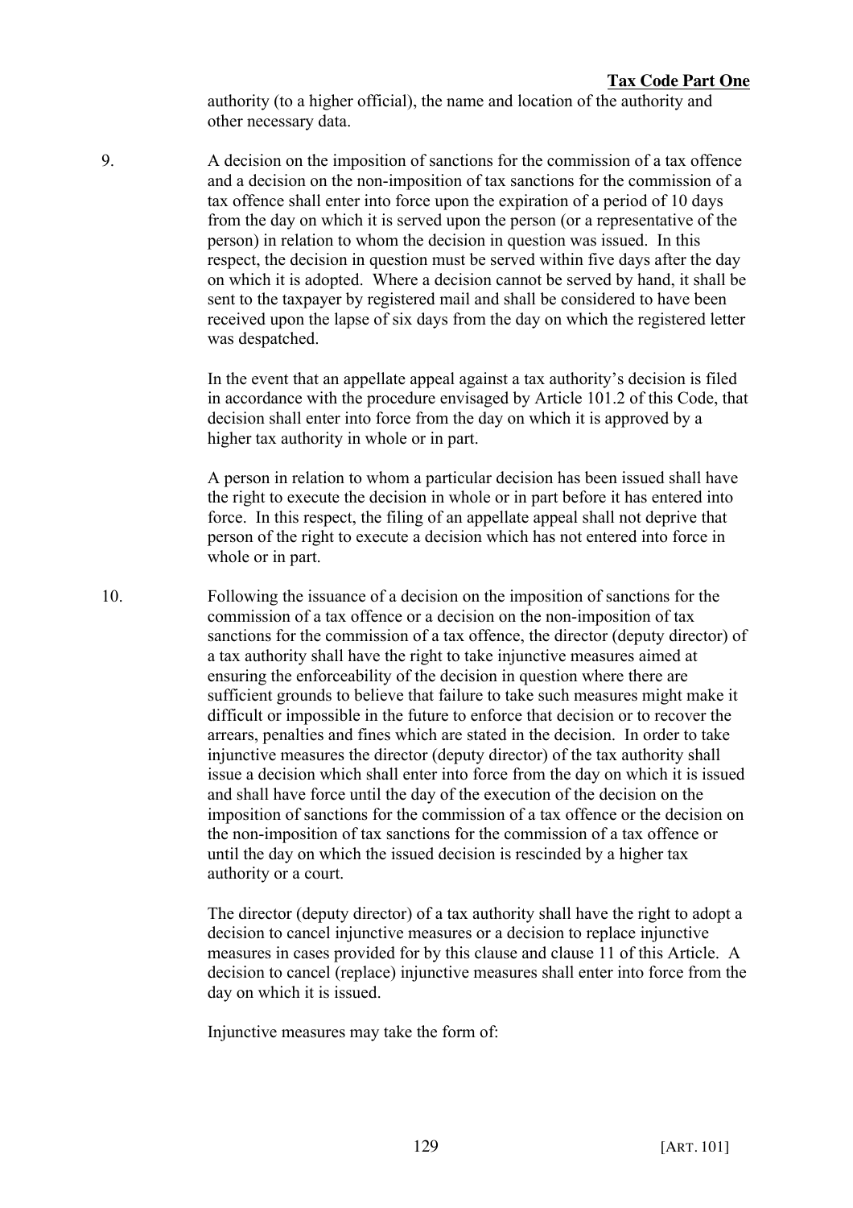authority (to a higher official), the name and location of the authority and other necessary data.

9. A decision on the imposition of sanctions for the commission of a tax offence and a decision on the non-imposition of tax sanctions for the commission of a tax offence shall enter into force upon the expiration of a period of 10 days from the day on which it is served upon the person (or a representative of the person) in relation to whom the decision in question was issued. In this respect, the decision in question must be served within five days after the day on which it is adopted. Where a decision cannot be served by hand, it shall be sent to the taxpayer by registered mail and shall be considered to have been received upon the lapse of six days from the day on which the registered letter was despatched.

   In the event that an appellate appeal against a tax authority's decision is filed in accordance with the procedure envisaged by Article 101.2 of this Code, that decision shall enter into force from the day on which it is approved by a higher tax authority in whole or in part.

   A person in relation to whom a particular decision has been issued shall have the right to execute the decision in whole or in part before it has entered into force. In this respect, the filing of an appellate appeal shall not deprive that person of the right to execute a decision which has not entered into force in whole or in part.

10. Following the issuance of a decision on the imposition of sanctions for the commission of a tax offence or a decision on the non-imposition of tax sanctions for the commission of a tax offence, the director (deputy director) of a tax authority shall have the right to take injunctive measures aimed at ensuring the enforceability of the decision in question where there are sufficient grounds to believe that failure to take such measures might make it difficult or impossible in the future to enforce that decision or to recover the arrears, penalties and fines which are stated in the decision. In order to take injunctive measures the director (deputy director) of the tax authority shall issue a decision which shall enter into force from the day on which it is issued and shall have force until the day of the execution of the decision on the imposition of sanctions for the commission of a tax offence or the decision on the non-imposition of tax sanctions for the commission of a tax offence or until the day on which the issued decision is rescinded by a higher tax authority or a court.

    The director (deputy director) of a tax authority shall have the right to adopt a decision to cancel injunctive measures or a decision to replace injunctive measures in cases provided for by this clause and clause 11 of this Article. A decision to cancel (replace) injunctive measures shall enter into force from the day on which it is issued.

    Injunctive measures may take the form of: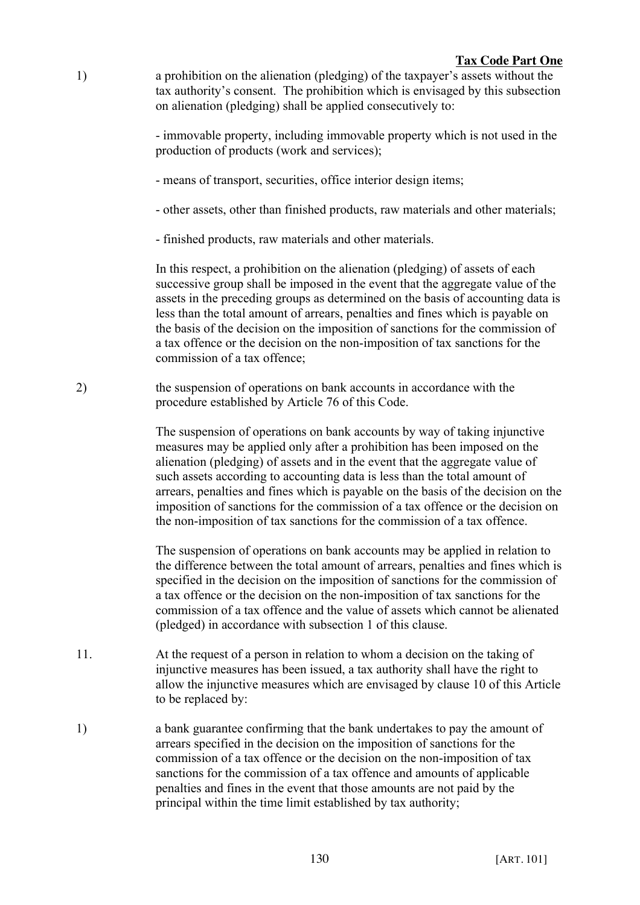1) a prohibition on the alienation (pledging) of the taxpayer's assets without the tax authority's consent. The prohibition which is envisaged by this subsection on alienation (pledging) shall be applied consecutively to:

- immovable property, including immovable property which is not used in the production of products (work and services);

- means of transport, securities, office interior design items;

- other assets, other than finished products, raw materials and other materials;

- finished products, raw materials and other materials.

In this respect, a prohibition on the alienation (pledging) of assets of each successive group shall be imposed in the event that the aggregate value of the assets in the preceding groups as determined on the basis of accounting data is less than the total amount of arrears, penalties and fines which is payable on the basis of the decision on the imposition of sanctions for the commission of a tax offence or the decision on the non-imposition of tax sanctions for the commission of a tax offence;

2) the suspension of operations on bank accounts in accordance with the procedure established by Article 76 of this Code.

The suspension of operations on bank accounts by way of taking injunctive measures may be applied only after a prohibition has been imposed on the alienation (pledging) of assets and in the event that the aggregate value of such assets according to accounting data is less than the total amount of arrears, penalties and fines which is payable on the basis of the decision on the imposition of sanctions for the commission of a tax offence or the decision on the non-imposition of tax sanctions for the commission of a tax offence.

The suspension of operations on bank accounts may be applied in relation to the difference between the total amount of arrears, penalties and fines which is specified in the decision on the imposition of sanctions for the commission of a tax offence or the decision on the non-imposition of tax sanctions for the commission of a tax offence and the value of assets which cannot be alienated (pledged) in accordance with subsection 1 of this clause.

11. At the request of a person in relation to whom a decision on the taking of injunctive measures has been issued, a tax authority shall have the right to allow the injunctive measures which are envisaged by clause 10 of this Article to be replaced by:

1) a bank guarantee confirming that the bank undertakes to pay the amount of arrears specified in the decision on the imposition of sanctions for the commission of a tax offence or the decision on the non-imposition of tax sanctions for the commission of a tax offence and amounts of applicable penalties and fines in the event that those amounts are not paid by the principal within the time limit established by tax authority;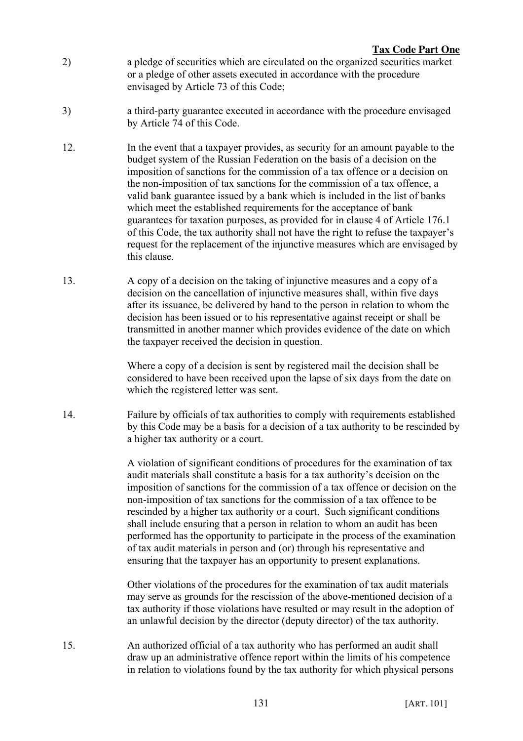2) a pledge of securities which are circulated on the organized securities market or a pledge of other assets executed in accordance with the procedure envisaged by Article 73 of this Code;

3) a third-party guarantee executed in accordance with the procedure envisaged by Article 74 of this Code.

12. In the event that a taxpayer provides, as security for an amount payable to the budget system of the Russian Federation on the basis of a decision on the imposition of sanctions for the commission of a tax offence or a decision on the non-imposition of tax sanctions for the commission of a tax offence, a valid bank guarantee issued by a bank which is included in the list of banks which meet the established requirements for the acceptance of bank guarantees for taxation purposes, as provided for in clause 4 of Article 176.1 of this Code, the tax authority shall not have the right to refuse the taxpayer's request for the replacement of the injunctive measures which are envisaged by this clause.

13. A copy of a decision on the taking of injunctive measures and a copy of a decision on the cancellation of injunctive measures shall, within five days after its issuance, be delivered by hand to the person in relation to whom the decision has been issued or to his representative against receipt or shall be transmitted in another manner which provides evidence of the date on which the taxpayer received the decision in question.

Where a copy of a decision is sent by registered mail the decision shall be considered to have been received upon the lapse of six days from the date on which the registered letter was sent.

14. Failure by officials of tax authorities to comply with requirements established by this Code may be a basis for a decision of a tax authority to be rescinded by a higher tax authority or a court.

A violation of significant conditions of procedures for the examination of tax audit materials shall constitute a basis for a tax authority's decision on the imposition of sanctions for the commission of a tax offence or decision on the non-imposition of tax sanctions for the commission of a tax offence to be rescinded by a higher tax authority or a court. Such significant conditions shall include ensuring that a person in relation to whom an audit has been performed has the opportunity to participate in the process of the examination of tax audit materials in person and (or) through his representative and ensuring that the taxpayer has an opportunity to present explanations.

Other violations of the procedures for the examination of tax audit materials may serve as grounds for the rescission of the above-mentioned decision of a tax authority if those violations have resulted or may result in the adoption of an unlawful decision by the director (deputy director) of the tax authority.

15. An authorized official of a tax authority who has performed an audit shall draw up an administrative offence report within the limits of his competence in relation to violations found by the tax authority for which physical persons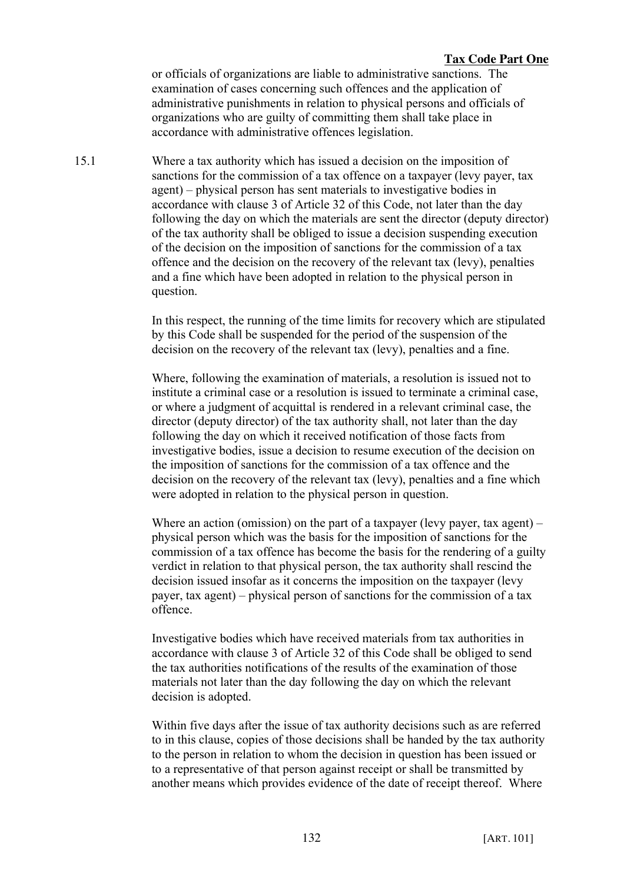or officials of organizations are liable to administrative sanctions. The examination of cases concerning such offences and the application of administrative punishments in relation to physical persons and officials of organizations who are guilty of committing them shall take place in accordance with administrative offences legislation.

15.1 Where a tax authority which has issued a decision on the imposition of sanctions for the commission of a tax offence on a taxpayer (levy payer, tax agent) – physical person has sent materials to investigative bodies in accordance with clause 3 of Article 32 of this Code, not later than the day following the day on which the materials are sent the director (deputy director) of the tax authority shall be obliged to issue a decision suspending execution of the decision on the imposition of sanctions for the commission of a tax offence and the decision on the recovery of the relevant tax (levy), penalties and a fine which have been adopted in relation to the physical person in question.

In this respect, the running of the time limits for recovery which are stipulated by this Code shall be suspended for the period of the suspension of the decision on the recovery of the relevant tax (levy), penalties and a fine.

Where, following the examination of materials, a resolution is issued not to institute a criminal case or a resolution is issued to terminate a criminal case, or where a judgment of acquittal is rendered in a relevant criminal case, the director (deputy director) of the tax authority shall, not later than the day following the day on which it received notification of those facts from investigative bodies, issue a decision to resume execution of the decision on the imposition of sanctions for the commission of a tax offence and the decision on the recovery of the relevant tax (levy), penalties and a fine which were adopted in relation to the physical person in question.

Where an action (omission) on the part of a taxpayer (levy payer, tax agent) – physical person which was the basis for the imposition of sanctions for the commission of a tax offence has become the basis for the rendering of a guilty verdict in relation to that physical person, the tax authority shall rescind the decision issued insofar as it concerns the imposition on the taxpayer (levy payer, tax agent) – physical person of sanctions for the commission of a tax offence.

Investigative bodies which have received materials from tax authorities in accordance with clause 3 of Article 32 of this Code shall be obliged to send the tax authorities notifications of the results of the examination of those materials not later than the day following the day on which the relevant decision is adopted.

Within five days after the issue of tax authority decisions such as are referred to in this clause, copies of those decisions shall be handed by the tax authority to the person in relation to whom the decision in question has been issued or to a representative of that person against receipt or shall be transmitted by another means which provides evidence of the date of receipt thereof. Where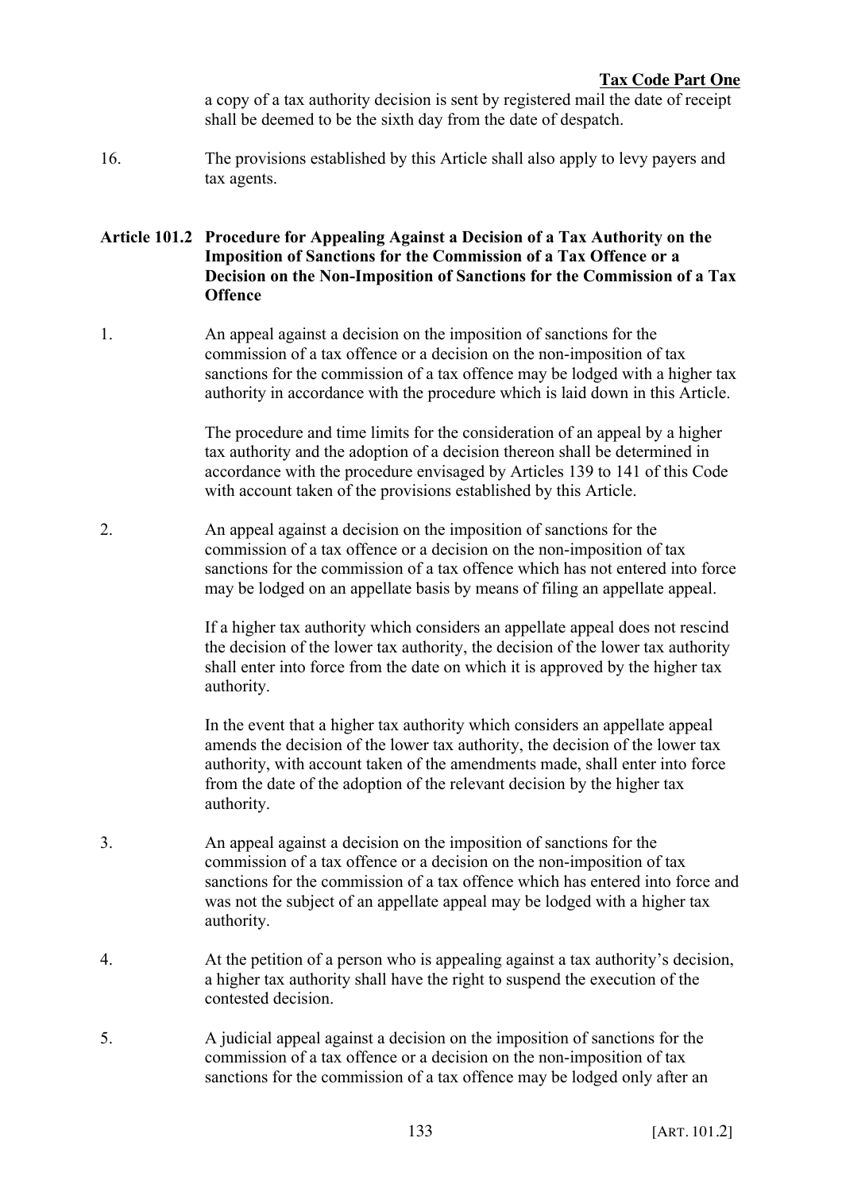a copy of a tax authority decision is sent by registered mail the date of receipt shall be deemed to be the sixth day from the date of despatch.

16. The provisions established by this Article shall also apply to levy payers and tax agents.

### Article 101.2 Procedure for Appealing Against a Decision of a Tax Authority on the Imposition of Sanctions for the Commission of a Tax Offence or a Decision on the Non-Imposition of Sanctions for the Commission of a Tax Offence

1. An appeal against a decision on the imposition of sanctions for the commission of a tax offence or a decision on the non-imposition of tax sanctions for the commission of a tax offence may be lodged with a higher tax authority in accordance with the procedure which is laid down in this Article.

   The procedure and time limits for the consideration of an appeal by a higher tax authority and the adoption of a decision thereon shall be determined in accordance with the procedure envisaged by Articles 139 to 141 of this Code with account taken of the provisions established by this Article.

2. An appeal against a decision on the imposition of sanctions for the commission of a tax offence or a decision on the non-imposition of tax sanctions for the commission of a tax offence which has not entered into force may be lodged on an appellate basis by means of filing an appellate appeal.

   If a higher tax authority which considers an appellate appeal does not rescind the decision of the lower tax authority, the decision of the lower tax authority shall enter into force from the date on which it is approved by the higher tax authority.

   In the event that a higher tax authority which considers an appellate appeal amends the decision of the lower tax authority, the decision of the lower tax authority, with account taken of the amendments made, shall enter into force from the date of the adoption of the relevant decision by the higher tax authority.

3. An appeal against a decision on the imposition of sanctions for the commission of a tax offence or a decision on the non-imposition of tax sanctions for the commission of a tax offence which has entered into force and was not the subject of an appellate appeal may be lodged with a higher tax authority.

4. At the petition of a person who is appealing against a tax authority's decision, a higher tax authority shall have the right to suspend the execution of the contested decision.

5. A judicial appeal against a decision on the imposition of sanctions for the commission of a tax offence or a decision on the non-imposition of tax sanctions for the commission of a tax offence may be lodged only after an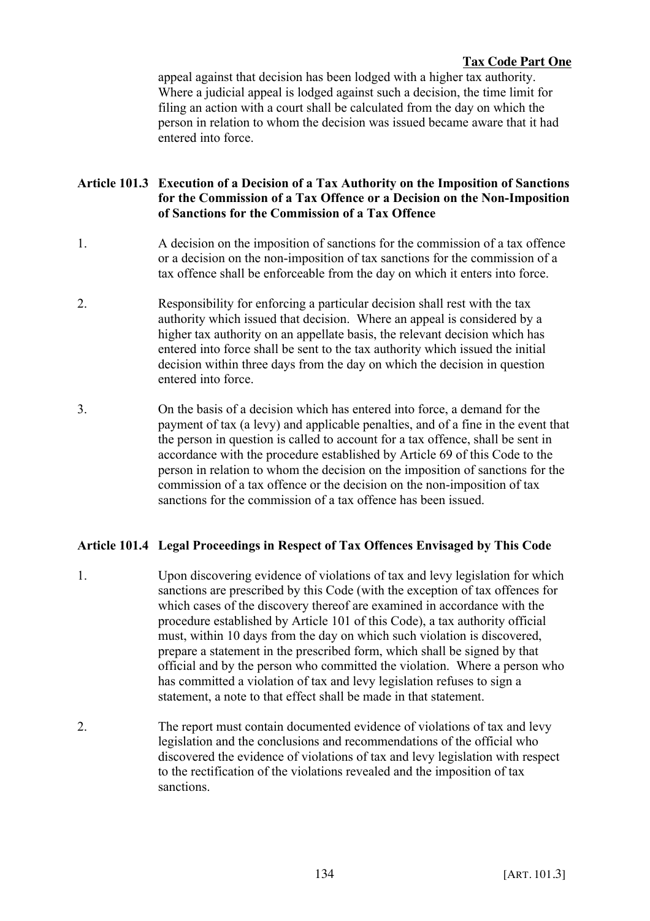appeal against that decision has been lodged with a higher tax authority. Where a judicial appeal is lodged against such a decision, the time limit for filing an action with a court shall be calculated from the day on which the person in relation to whom the decision was issued became aware that it had entered into force.

### Article 101.3 Execution of a Decision of a Tax Authority on the Imposition of Sanctions for the Commission of a Tax Offence or a Decision on the Non-Imposition of Sanctions for the Commission of a Tax Offence

1. A decision on the imposition of sanctions for the commission of a tax offence or a decision on the non-imposition of tax sanctions for the commission of a tax offence shall be enforceable from the day on which it enters into force.

2. Responsibility for enforcing a particular decision shall rest with the tax authority which issued that decision. Where an appeal is considered by a higher tax authority on an appellate basis, the relevant decision which has entered into force shall be sent to the tax authority which issued the initial decision within three days from the day on which the decision in question entered into force.

3. On the basis of a decision which has entered into force, a demand for the payment of tax (a levy) and applicable penalties, and of a fine in the event that the person in question is called to account for a tax offence, shall be sent in accordance with the procedure established by Article 69 of this Code to the person in relation to whom the decision on the imposition of sanctions for the commission of a tax offence or the decision on the non-imposition of tax sanctions for the commission of a tax offence has been issued.

### Article 101.4 Legal Proceedings in Respect of Tax Offences Envisaged by This Code

1. Upon discovering evidence of violations of tax and levy legislation for which sanctions are prescribed by this Code (with the exception of tax offences for which cases of the discovery thereof are examined in accordance with the procedure established by Article 101 of this Code), a tax authority official must, within 10 days from the day on which such violation is discovered, prepare a statement in the prescribed form, which shall be signed by that official and by the person who committed the violation. Where a person who has committed a violation of tax and levy legislation refuses to sign a statement, a note to that effect shall be made in that statement.

2. The report must contain documented evidence of violations of tax and levy legislation and the conclusions and recommendations of the official who discovered the evidence of violations of tax and levy legislation with respect to the rectification of the violations revealed and the imposition of tax sanctions.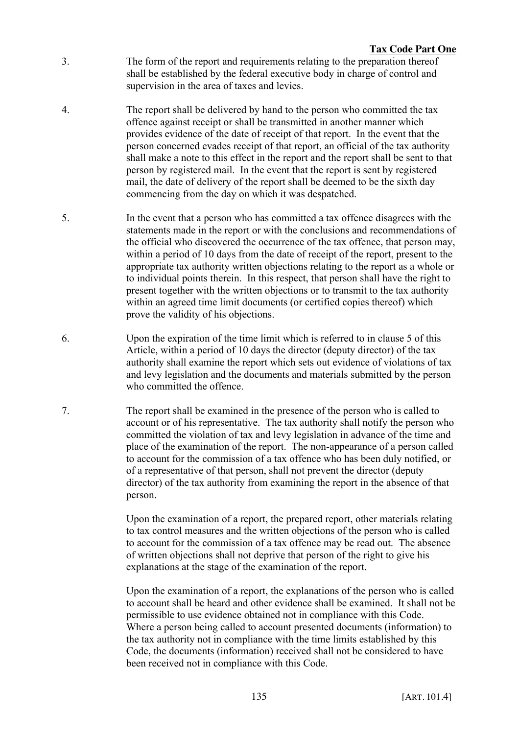3. The form of the report and requirements relating to the preparation thereof shall be established by the federal executive body in charge of control and supervision in the area of taxes and levies.

4. The report shall be delivered by hand to the person who committed the tax offence against receipt or shall be transmitted in another manner which provides evidence of the date of receipt of that report. In the event that the person concerned evades receipt of that report, an official of the tax authority shall make a note to this effect in the report and the report shall be sent to that person by registered mail. In the event that the report is sent by registered mail, the date of delivery of the report shall be deemed to be the sixth day commencing from the day on which it was despatched.

5. In the event that a person who has committed a tax offence disagrees with the statements made in the report or with the conclusions and recommendations of the official who discovered the occurrence of the tax offence, that person may, within a period of 10 days from the date of receipt of the report, present to the appropriate tax authority written objections relating to the report as a whole or to individual points therein. In this respect, that person shall have the right to present together with the written objections or to transmit to the tax authority within an agreed time limit documents (or certified copies thereof) which prove the validity of his objections.

6. Upon the expiration of the time limit which is referred to in clause 5 of this Article, within a period of 10 days the director (deputy director) of the tax authority shall examine the report which sets out evidence of violations of tax and levy legislation and the documents and materials submitted by the person who committed the offence.

7. The report shall be examined in the presence of the person who is called to account or of his representative. The tax authority shall notify the person who committed the violation of tax and levy legislation in advance of the time and place of the examination of the report. The non-appearance of a person called to account for the commission of a tax offence who has been duly notified, or of a representative of that person, shall not prevent the director (deputy director) of the tax authority from examining the report in the absence of that person.

   Upon the examination of a report, the prepared report, other materials relating to tax control measures and the written objections of the person who is called to account for the commission of a tax offence may be read out. The absence of written objections shall not deprive that person of the right to give his explanations at the stage of the examination of the report.

   Upon the examination of a report, the explanations of the person who is called to account shall be heard and other evidence shall be examined. It shall not be permissible to use evidence obtained not in compliance with this Code. Where a person being called to account presented documents (information) to the tax authority not in compliance with the time limits established by this Code, the documents (information) received shall not be considered to have been received not in compliance with this Code.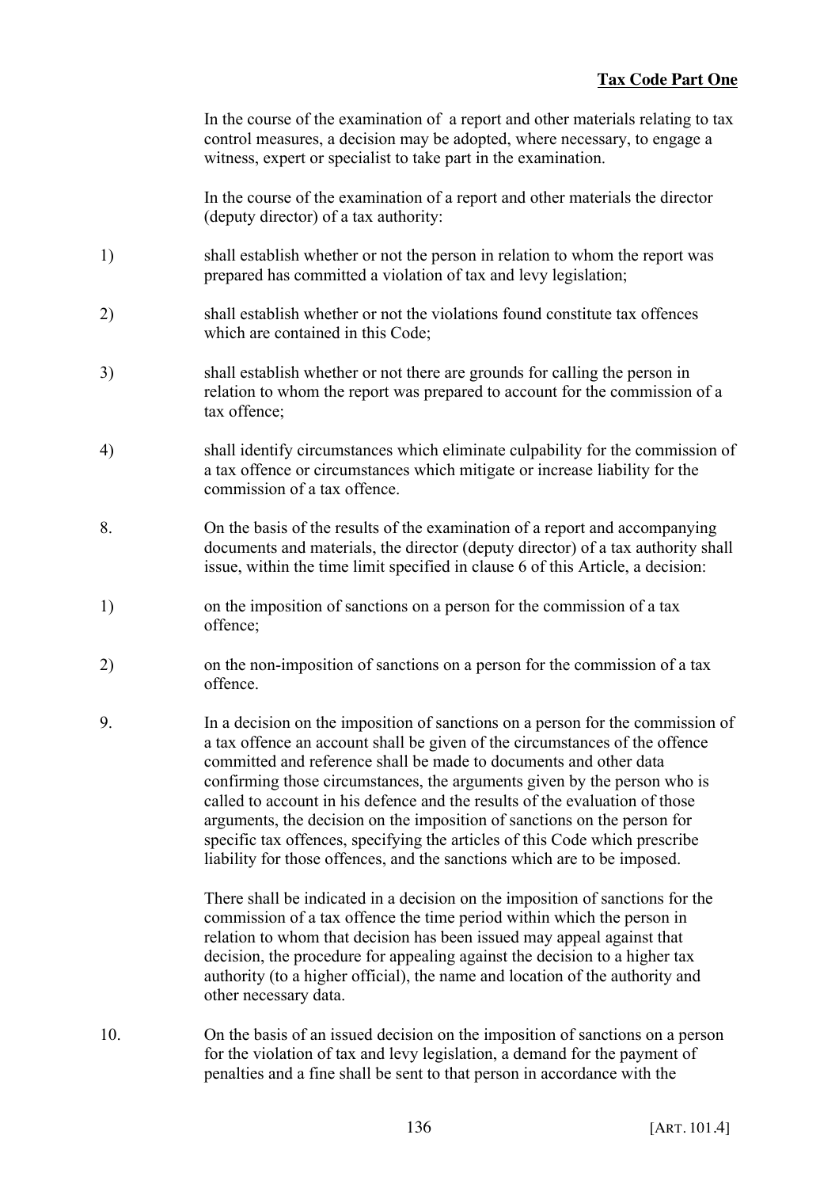In the course of the examination of a report and other materials relating to tax control measures, a decision may be adopted, where necessary, to engage a witness, expert or specialist to take part in the examination.

In the course of the examination of a report and other materials the director (deputy director) of a tax authority:

1) shall establish whether or not the person in relation to whom the report was prepared has committed a violation of tax and levy legislation;

2) shall establish whether or not the violations found constitute tax offences which are contained in this Code;

3) shall establish whether or not there are grounds for calling the person in relation to whom the report was prepared to account for the commission of a tax offence;

4) shall identify circumstances which eliminate culpability for the commission of a tax offence or circumstances which mitigate or increase liability for the commission of a tax offence.

8. On the basis of the results of the examination of a report and accompanying documents and materials, the director (deputy director) of a tax authority shall issue, within the time limit specified in clause 6 of this Article, a decision:

1) on the imposition of sanctions on a person for the commission of a tax offence;

2) on the non-imposition of sanctions on a person for the commission of a tax offence.

9. In a decision on the imposition of sanctions on a person for the commission of a tax offence an account shall be given of the circumstances of the offence committed and reference shall be made to documents and other data confirming those circumstances, the arguments given by the person who is called to account in his defence and the results of the evaluation of those arguments, the decision on the imposition of sanctions on the person for specific tax offences, specifying the articles of this Code which prescribe liability for those offences, and the sanctions which are to be imposed.

There shall be indicated in a decision on the imposition of sanctions for the commission of a tax offence the time period within which the person in relation to whom that decision has been issued may appeal against that decision, the procedure for appealing against the decision to a higher tax authority (to a higher official), the name and location of the authority and other necessary data.

10. On the basis of an issued decision on the imposition of sanctions on a person for the violation of tax and levy legislation, a demand for the payment of penalties and a fine shall be sent to that person in accordance with the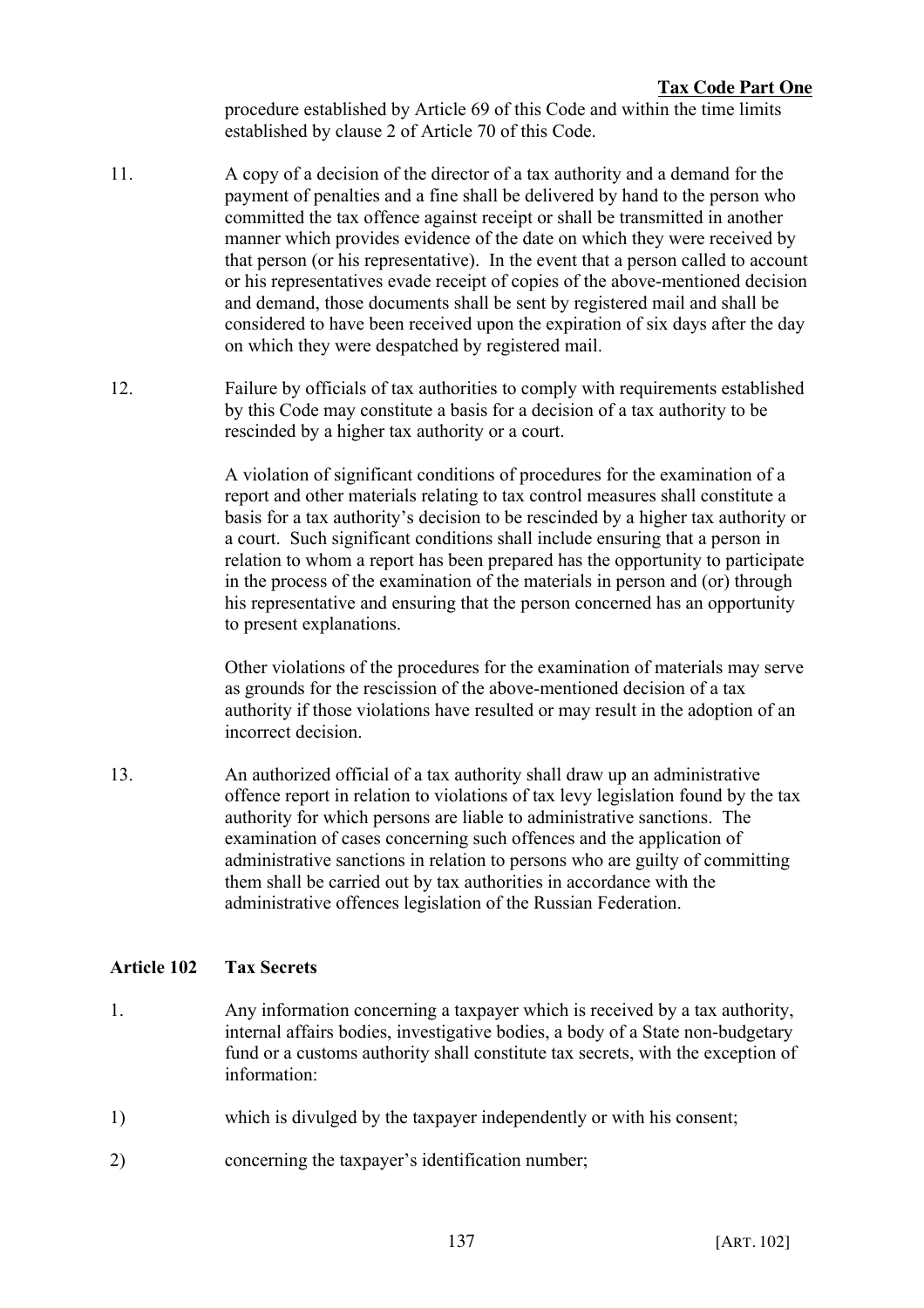procedure established by Article 69 of this Code and within the time limits established by clause 2 of Article 70 of this Code.

11. A copy of a decision of the director of a tax authority and a demand for the payment of penalties and a fine shall be delivered by hand to the person who committed the tax offence against receipt or shall be transmitted in another manner which provides evidence of the date on which they were received by that person (or his representative). In the event that a person called to account or his representatives evade receipt of copies of the above-mentioned decision and demand, those documents shall be sent by registered mail and shall be considered to have been received upon the expiration of six days after the day on which they were despatched by registered mail.

12. Failure by officials of tax authorities to comply with requirements established by this Code may constitute a basis for a decision of a tax authority to be rescinded by a higher tax authority or a court.

A violation of significant conditions of procedures for the examination of a report and other materials relating to tax control measures shall constitute a basis for a tax authority's decision to be rescinded by a higher tax authority or a court. Such significant conditions shall include ensuring that a person in relation to whom a report has been prepared has the opportunity to participate in the process of the examination of the materials in person and (or) through his representative and ensuring that the person concerned has an opportunity to present explanations.

Other violations of the procedures for the examination of materials may serve as grounds for the rescission of the above-mentioned decision of a tax authority if those violations have resulted or may result in the adoption of an incorrect decision.

13. An authorized official of a tax authority shall draw up an administrative offence report in relation to violations of tax levy legislation found by the tax authority for which persons are liable to administrative sanctions. The examination of cases concerning such offences and the application of administrative sanctions in relation to persons who are guilty of committing them shall be carried out by tax authorities in accordance with the administrative offences legislation of the Russian Federation.

## Article 102 Tax Secrets

1. Any information concerning a taxpayer which is received by a tax authority, internal affairs bodies, investigative bodies, a body of a State non-budgetary fund or a customs authority shall constitute tax secrets, with the exception of information:

1) which is divulged by the taxpayer independently or with his consent;

2) concerning the taxpayer's identification number;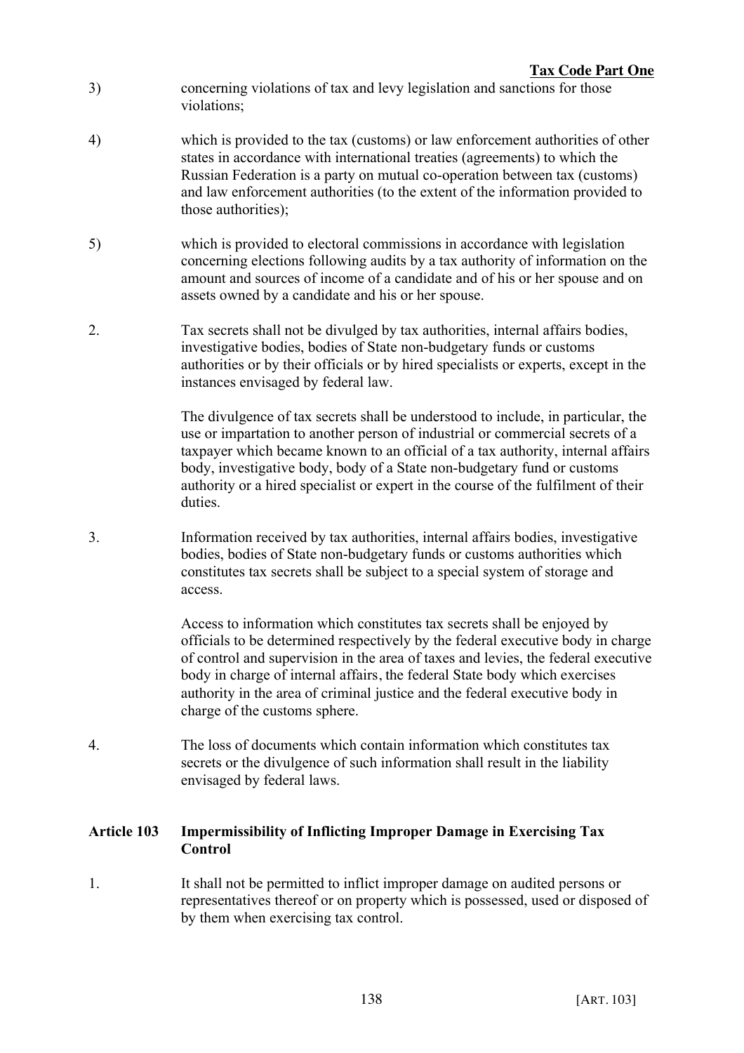3) concerning violations of tax and levy legislation and sanctions for those violations;

4) which is provided to the tax (customs) or law enforcement authorities of other states in accordance with international treaties (agreements) to which the Russian Federation is a party on mutual co-operation between tax (customs) and law enforcement authorities (to the extent of the information provided to those authorities);

5) which is provided to electoral commissions in accordance with legislation concerning elections following audits by a tax authority of information on the amount and sources of income of a candidate and of his or her spouse and on assets owned by a candidate and his or her spouse.

2. Tax secrets shall not be divulged by tax authorities, internal affairs bodies, investigative bodies, bodies of State non-budgetary funds or customs authorities or by their officials or by hired specialists or experts, except in the instances envisaged by federal law.

The divulgence of tax secrets shall be understood to include, in particular, the use or impartation to another person of industrial or commercial secrets of a taxpayer which became known to an official of a tax authority, internal affairs body, investigative body, body of a State non-budgetary fund or customs authority or a hired specialist or expert in the course of the fulfilment of their duties.

3. Information received by tax authorities, internal affairs bodies, investigative bodies, bodies of State non-budgetary funds or customs authorities which constitutes tax secrets shall be subject to a special system of storage and access.

Access to information which constitutes tax secrets shall be enjoyed by officials to be determined respectively by the federal executive body in charge of control and supervision in the area of taxes and levies, the federal executive body in charge of internal affairs, the federal State body which exercises authority in the area of criminal justice and the federal executive body in charge of the customs sphere.

4. The loss of documents which contain information which constitutes tax secrets or the divulgence of such information shall result in the liability envisaged by federal laws.

### Article 103 Impermissibility of Inflicting Improper Damage in Exercising Tax Control

1. It shall not be permitted to inflict improper damage on audited persons or representatives thereof or on property which is possessed, used or disposed of by them when exercising tax control.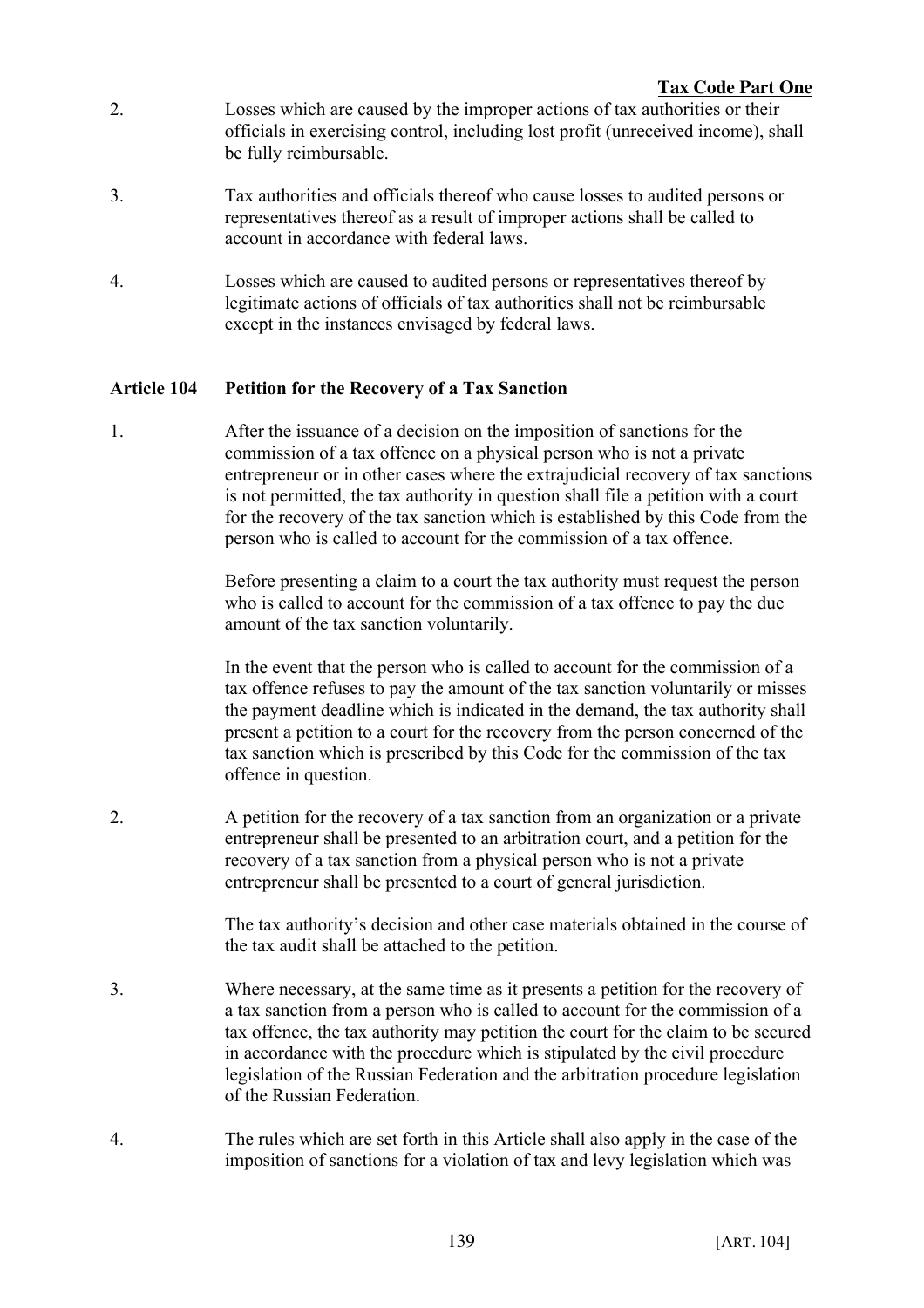2. Losses which are caused by the improper actions of tax authorities or their officials in exercising control, including lost profit (unreceived income), shall be fully reimbursable.

3. Tax authorities and officials thereof who cause losses to audited persons or representatives thereof as a result of improper actions shall be called to account in accordance with federal laws.

4. Losses which are caused to audited persons or representatives thereof by legitimate actions of officials of tax authorities shall not be reimbursable except in the instances envisaged by federal laws.

### Article 104 Petition for the Recovery of a Tax Sanction

1. After the issuance of a decision on the imposition of sanctions for the commission of a tax offence on a physical person who is not a private entrepreneur or in other cases where the extrajudicial recovery of tax sanctions is not permitted, the tax authority in question shall file a petition with a court for the recovery of the tax sanction which is established by this Code from the person who is called to account for the commission of a tax offence.

   Before presenting a claim to a court the tax authority must request the person who is called to account for the commission of a tax offence to pay the due amount of the tax sanction voluntarily.

   In the event that the person who is called to account for the commission of a tax offence refuses to pay the amount of the tax sanction voluntarily or misses the payment deadline which is indicated in the demand, the tax authority shall present a petition to a court for the recovery from the person concerned of the tax sanction which is prescribed by this Code for the commission of the tax offence in question.

2. A petition for the recovery of a tax sanction from an organization or a private entrepreneur shall be presented to an arbitration court, and a petition for the recovery of a tax sanction from a physical person who is not a private entrepreneur shall be presented to a court of general jurisdiction.

   The tax authority's decision and other case materials obtained in the course of the tax audit shall be attached to the petition.

3. Where necessary, at the same time as it presents a petition for the recovery of a tax sanction from a person who is called to account for the commission of a tax offence, the tax authority may petition the court for the claim to be secured in accordance with the procedure which is stipulated by the civil procedure legislation of the Russian Federation and the arbitration procedure legislation of the Russian Federation.

4. The rules which are set forth in this Article shall also apply in the case of the imposition of sanctions for a violation of tax and levy legislation which was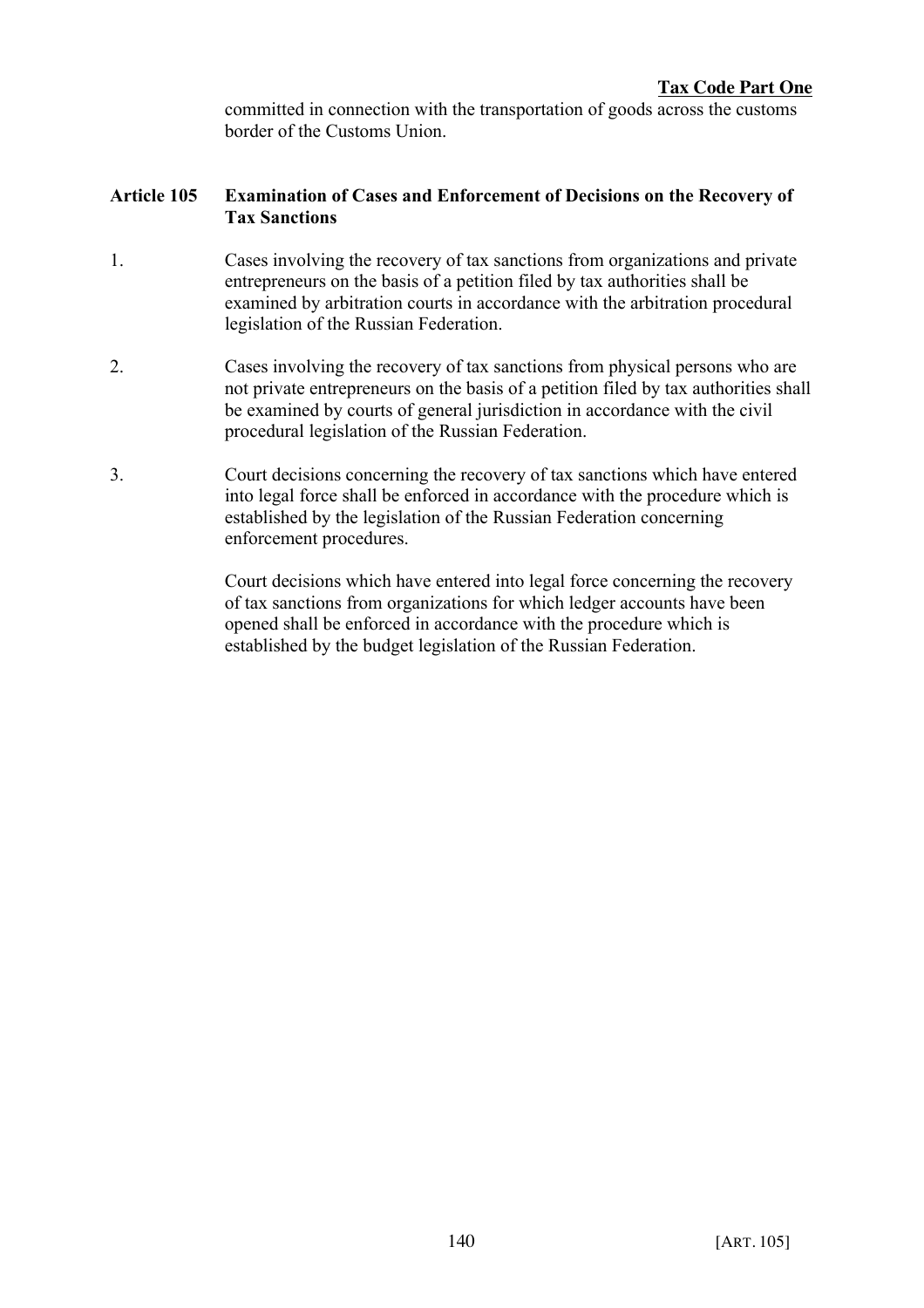committed in connection with the transportation of goods across the customs border of the Customs Union.

### Article 105 Examination of Cases and Enforcement of Decisions on the Recovery of Tax Sanctions

1. Cases involving the recovery of tax sanctions from organizations and private entrepreneurs on the basis of a petition filed by tax authorities shall be examined by arbitration courts in accordance with the arbitration procedural legislation of the Russian Federation.

2. Cases involving the recovery of tax sanctions from physical persons who are not private entrepreneurs on the basis of a petition filed by tax authorities shall be examined by courts of general jurisdiction in accordance with the civil procedural legislation of the Russian Federation.

3. Court decisions concerning the recovery of tax sanctions which have entered into legal force shall be enforced in accordance with the procedure which is established by the legislation of the Russian Federation concerning enforcement procedures.

   Court decisions which have entered into legal force concerning the recovery of tax sanctions from organizations for which ledger accounts have been opened shall be enforced in accordance with the procedure which is established by the budget legislation of the Russian Federation.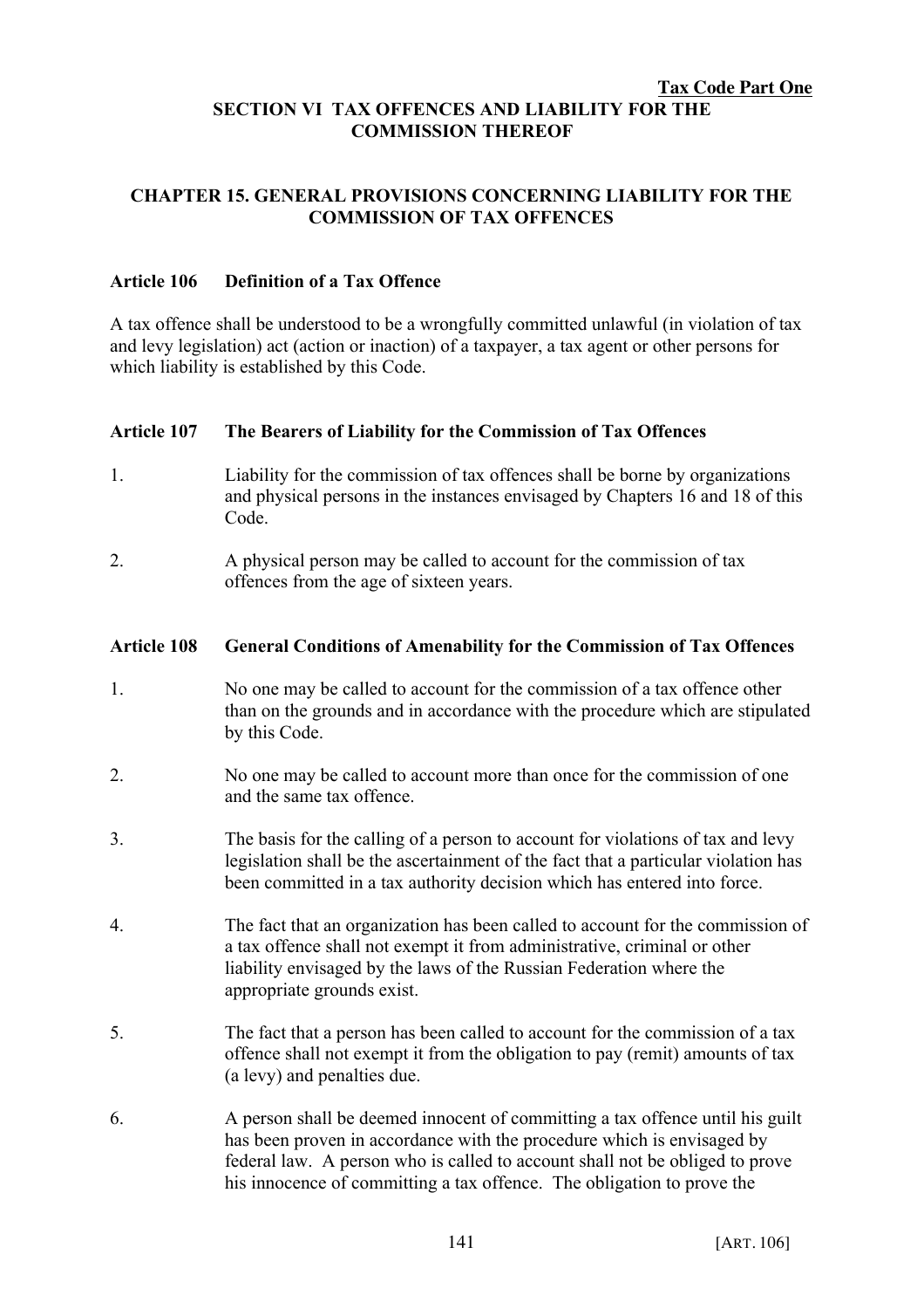# SECTION VI TAX OFFENCES AND LIABILITY FOR THE COMMISSION THEREOF

## CHAPTER 15. GENERAL PROVISIONS CONCERNING LIABILITY FOR THE COMMISSION OF TAX OFFENCES

### Article 106 Definition of a Tax Offence

A tax offence shall be understood to be a wrongfully committed unlawful (in violation of tax and levy legislation) act (action or inaction) of a taxpayer, a tax agent or other persons for which liability is established by this Code.

### Article 107 The Bearers of Liability for the Commission of Tax Offences

1. Liability for the commission of tax offences shall be borne by organizations and physical persons in the instances envisaged by Chapters 16 and 18 of this Code.

2. A physical person may be called to account for the commission of tax offences from the age of sixteen years.

### Article 108 General Conditions of Amenability for the Commission of Tax Offences

1. No one may be called to account for the commission of a tax offence other than on the grounds and in accordance with the procedure which are stipulated by this Code.

2. No one may be called to account more than once for the commission of one and the same tax offence.

3. The basis for the calling of a person to account for violations of tax and levy legislation shall be the ascertainment of the fact that a particular violation has been committed in a tax authority decision which has entered into force.

4. The fact that an organization has been called to account for the commission of a tax offence shall not exempt it from administrative, criminal or other liability envisaged by the laws of the Russian Federation where the appropriate grounds exist.

5. The fact that a person has been called to account for the commission of a tax offence shall not exempt it from the obligation to pay (remit) amounts of tax (a levy) and penalties due.

6. A person shall be deemed innocent of committing a tax offence until his guilt has been proven in accordance with the procedure which is envisaged by federal law. A person who is called to account shall not be obliged to prove his innocence of committing a tax offence. The obligation to prove the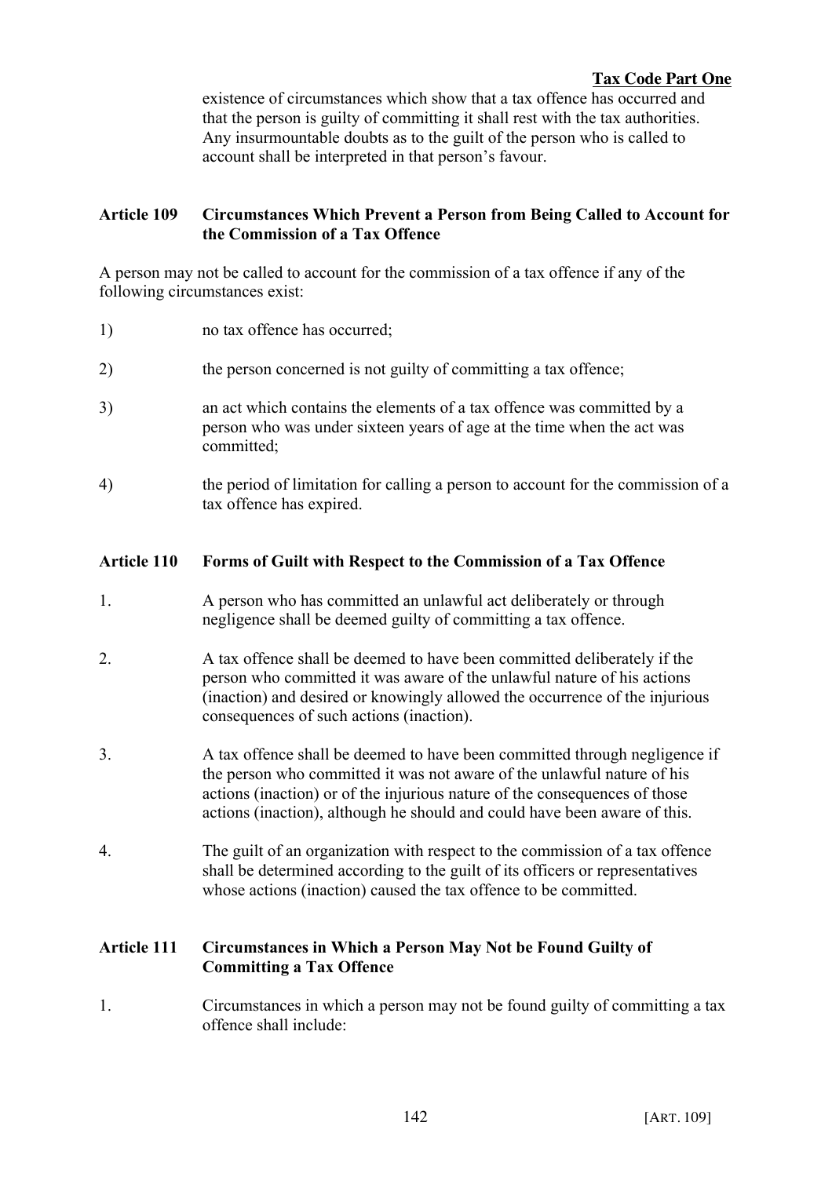existence of circumstances which show that a tax offence has occurred and that the person is guilty of committing it shall rest with the tax authorities. Any insurmountable doubts as to the guilt of the person who is called to account shall be interpreted in that person's favour.

### Article 109 Circumstances Which Prevent a Person from Being Called to Account for the Commission of a Tax Offence

A person may not be called to account for the commission of a tax offence if any of the following circumstances exist:

1) no tax offence has occurred;

2) the person concerned is not guilty of committing a tax offence;

3) an act which contains the elements of a tax offence was committed by a person who was under sixteen years of age at the time when the act was committed;

4) the period of limitation for calling a person to account for the commission of a tax offence has expired.

### Article 110 Forms of Guilt with Respect to the Commission of a Tax Offence

1. A person who has committed an unlawful act deliberately or through negligence shall be deemed guilty of committing a tax offence.

2. A tax offence shall be deemed to have been committed deliberately if the person who committed it was aware of the unlawful nature of his actions (inaction) and desired or knowingly allowed the occurrence of the injurious consequences of such actions (inaction).

3. A tax offence shall be deemed to have been committed through negligence if the person who committed it was not aware of the unlawful nature of his actions (inaction) or of the injurious nature of the consequences of those actions (inaction), although he should and could have been aware of this.

4. The guilt of an organization with respect to the commission of a tax offence shall be determined according to the guilt of its officers or representatives whose actions (inaction) caused the tax offence to be committed.

### Article 111 Circumstances in Which a Person May Not be Found Guilty of Committing a Tax Offence

1. Circumstances in which a person may not be found guilty of committing a tax offence shall include: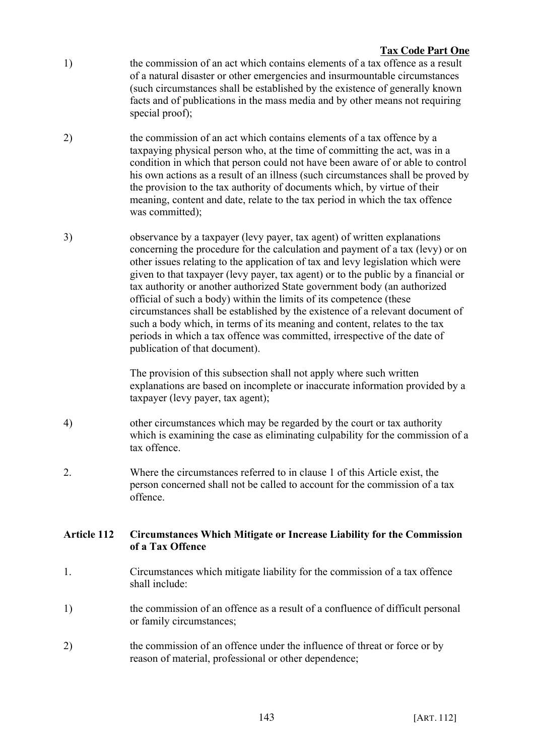1) the commission of an act which contains elements of a tax offence as a result of a natural disaster or other emergencies and insurmountable circumstances (such circumstances shall be established by the existence of generally known facts and of publications in the mass media and by other means not requiring special proof);

2) the commission of an act which contains elements of a tax offence by a taxpaying physical person who, at the time of committing the act, was in a condition in which that person could not have been aware of or able to control his own actions as a result of an illness (such circumstances shall be proved by the provision to the tax authority of documents which, by virtue of their meaning, content and date, relate to the tax period in which the tax offence was committed);

3) observance by a taxpayer (levy payer, tax agent) of written explanations concerning the procedure for the calculation and payment of a tax (levy) or on other issues relating to the application of tax and levy legislation which were given to that taxpayer (levy payer, tax agent) or to the public by a financial or tax authority or another authorized State government body (an authorized official of such a body) within the limits of its competence (these circumstances shall be established by the existence of a relevant document of such a body which, in terms of its meaning and content, relates to the tax periods in which a tax offence was committed, irrespective of the date of publication of that document).

   The provision of this subsection shall not apply where such written explanations are based on incomplete or inaccurate information provided by a taxpayer (levy payer, tax agent);

4) other circumstances which may be regarded by the court or tax authority which is examining the case as eliminating culpability for the commission of a tax offence.

2. Where the circumstances referred to in clause 1 of this Article exist, the person concerned shall not be called to account for the commission of a tax offence.

### Article 112 Circumstances Which Mitigate or Increase Liability for the Commission of a Tax Offence

1. Circumstances which mitigate liability for the commission of a tax offence shall include:

1) the commission of an offence as a result of a confluence of difficult personal or family circumstances;

2) the commission of an offence under the influence of threat or force or by reason of material, professional or other dependence;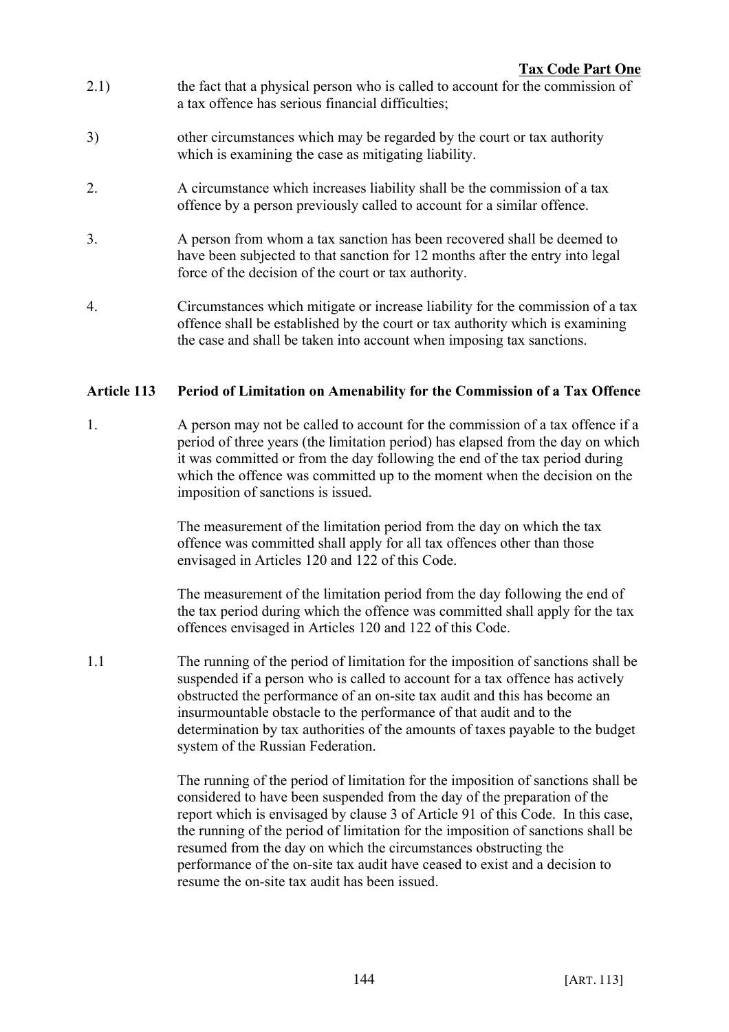2.1) the fact that a physical person who is called to account for the commission of a tax offence has serious financial difficulties;

3) other circumstances which may be regarded by the court or tax authority which is examining the case as mitigating liability.

2. A circumstance which increases liability shall be the commission of a tax offence by a person previously called to account for a similar offence.

3. A person from whom a tax sanction has been recovered shall be deemed to have been subjected to that sanction for 12 months after the entry into legal force of the decision of the court or tax authority.

4. Circumstances which mitigate or increase liability for the commission of a tax offence shall be established by the court or tax authority which is examining the case and shall be taken into account when imposing tax sanctions.

### Article 113 Period of Limitation on Amenability for the Commission of a Tax Offence

1. A person may not be called to account for the commission of a tax offence if a period of three years (the limitation period) has elapsed from the day on which it was committed or from the day following the end of the tax period during which the offence was committed up to the moment when the decision on the imposition of sanctions is issued.

The measurement of the limitation period from the day on which the tax offence was committed shall apply for all tax offences other than those envisaged in Articles 120 and 122 of this Code.

The measurement of the limitation period from the day following the end of the tax period during which the offence was committed shall apply for the tax offences envisaged in Articles 120 and 122 of this Code.

1.1 The running of the period of limitation for the imposition of sanctions shall be suspended if a person who is called to account for a tax offence has actively obstructed the performance of an on-site tax audit and this has become an insurmountable obstacle to the performance of that audit and to the determination by tax authorities of the amounts of taxes payable to the budget system of the Russian Federation.

The running of the period of limitation for the imposition of sanctions shall be considered to have been suspended from the day of the preparation of the report which is envisaged by clause 3 of Article 91 of this Code. In this case, the running of the period of limitation for the imposition of sanctions shall be resumed from the day on which the circumstances obstructing the performance of the on-site tax audit have ceased to exist and a decision to resume the on-site tax audit has been issued.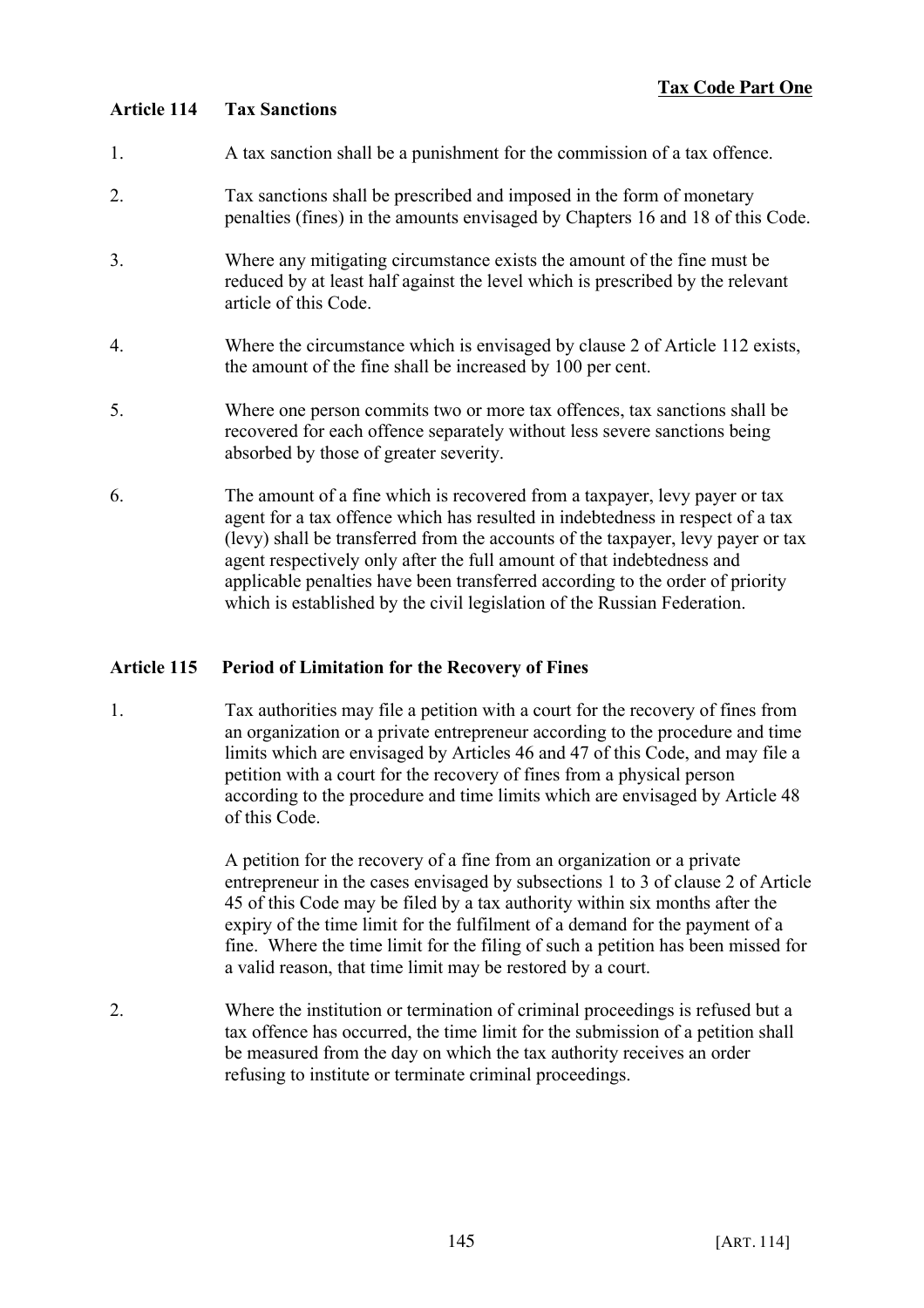### Article 114 Tax Sanctions

1. A tax sanction shall be a punishment for the commission of a tax offence.

2. Tax sanctions shall be prescribed and imposed in the form of monetary penalties (fines) in the amounts envisaged by Chapters 16 and 18 of this Code.

3. Where any mitigating circumstance exists the amount of the fine must be reduced by at least half against the level which is prescribed by the relevant article of this Code.

4. Where the circumstance which is envisaged by clause 2 of Article 112 exists, the amount of the fine shall be increased by 100 per cent.

5. Where one person commits two or more tax offences, tax sanctions shall be recovered for each offence separately without less severe sanctions being absorbed by those of greater severity.

6. The amount of a fine which is recovered from a taxpayer, levy payer or tax agent for a tax offence which has resulted in indebtedness in respect of a tax (levy) shall be transferred from the accounts of the taxpayer, levy payer or tax agent respectively only after the full amount of that indebtedness and applicable penalties have been transferred according to the order of priority which is established by the civil legislation of the Russian Federation.

### Article 115 Period of Limitation for the Recovery of Fines

1. Tax authorities may file a petition with a court for the recovery of fines from an organization or a private entrepreneur according to the procedure and time limits which are envisaged by Articles 46 and 47 of this Code, and may file a petition with a court for the recovery of fines from a physical person according to the procedure and time limits which are envisaged by Article 48 of this Code.

   A petition for the recovery of a fine from an organization or a private entrepreneur in the cases envisaged by subsections 1 to 3 of clause 2 of Article 45 of this Code may be filed by a tax authority within six months after the expiry of the time limit for the fulfilment of a demand for the payment of a fine. Where the time limit for the filing of such a petition has been missed for a valid reason, that time limit may be restored by a court.

2. Where the institution or termination of criminal proceedings is refused but a tax offence has occurred, the time limit for the submission of a petition shall be measured from the day on which the tax authority receives an order refusing to institute or terminate criminal proceedings.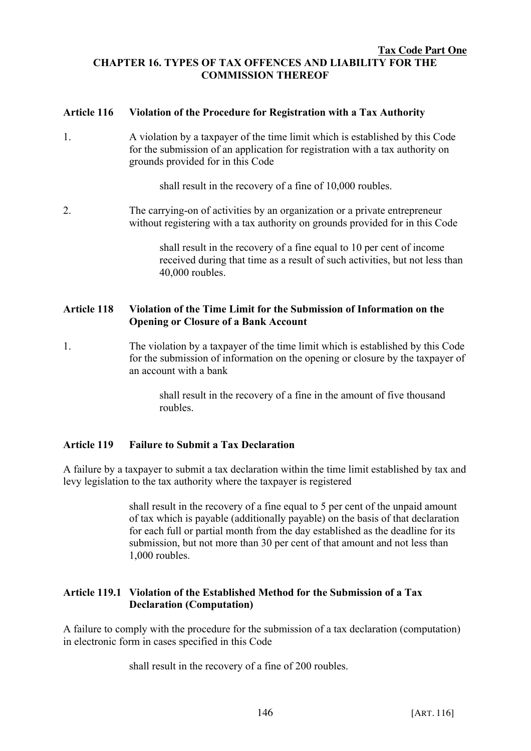# CHAPTER 16. TYPES OF TAX OFFENCES AND LIABILITY FOR THE COMMISSION THEREOF

## Article 116 Violation of the Procedure for Registration with a Tax Authority

1. A violation by a taxpayer of the time limit which is established by this Code for the submission of an application for registration with a tax authority on grounds provided for in this Code

   shall result in the recovery of a fine of 10,000 roubles.

2. The carrying-on of activities by an organization or a private entrepreneur without registering with a tax authority on grounds provided for in this Code

   shall result in the recovery of a fine equal to 10 per cent of income received during that time as a result of such activities, but not less than 40,000 roubles.

## Article 118 Violation of the Time Limit for the Submission of Information on the Opening or Closure of a Bank Account

1. The violation by a taxpayer of the time limit which is established by this Code for the submission of information on the opening or closure by the taxpayer of an account with a bank

   shall result in the recovery of a fine in the amount of five thousand roubles.

## Article 119 Failure to Submit a Tax Declaration

A failure by a taxpayer to submit a tax declaration within the time limit established by tax and levy legislation to the tax authority where the taxpayer is registered

shall result in the recovery of a fine equal to 5 per cent of the unpaid amount of tax which is payable (additionally payable) on the basis of that declaration for each full or partial month from the day established as the deadline for its submission, but not more than 30 per cent of that amount and not less than 1,000 roubles.

## Article 119.1 Violation of the Established Method for the Submission of a Tax Declaration (Computation)

A failure to comply with the procedure for the submission of a tax declaration (computation) in electronic form in cases specified in this Code

shall result in the recovery of a fine of 200 roubles.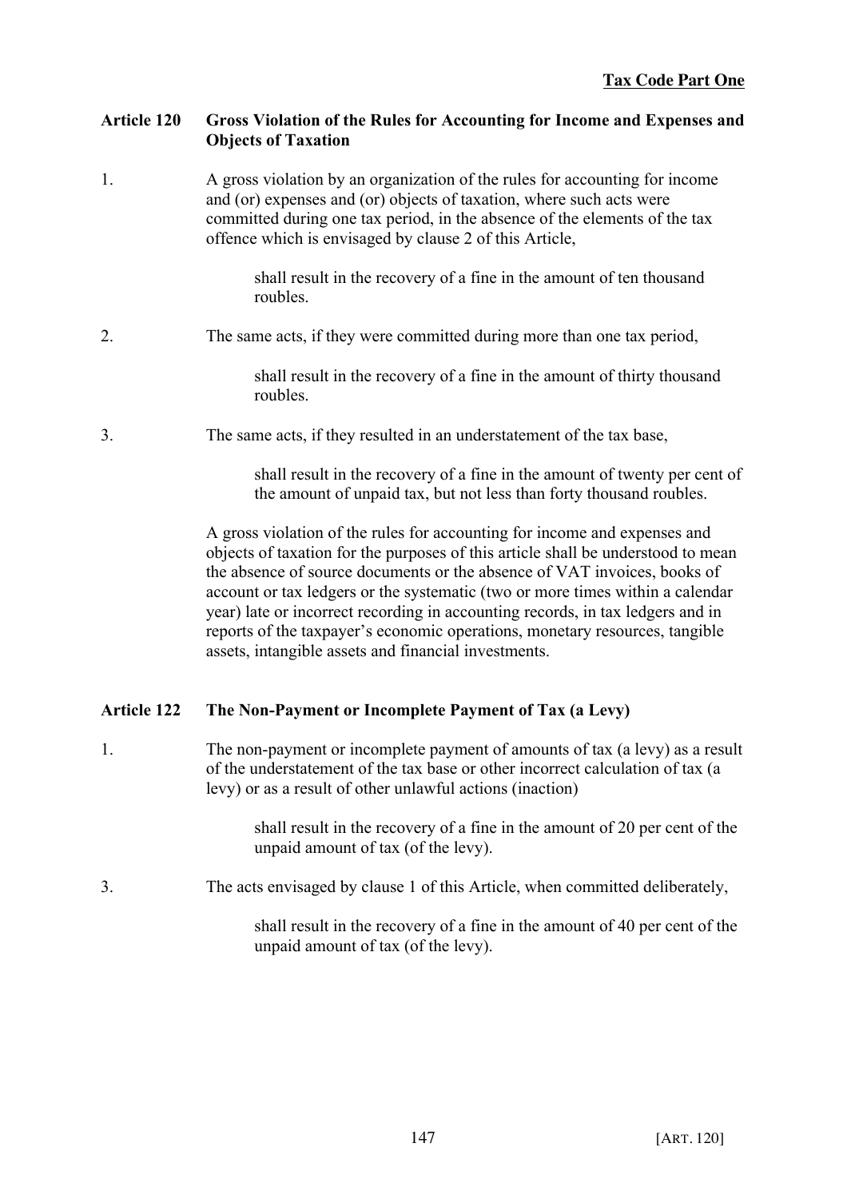### Article 120 Gross Violation of the Rules for Accounting for Income and Expenses and Objects of Taxation

1. A gross violation by an organization of the rules for accounting for income and (or) expenses and (or) objects of taxation, where such acts were committed during one tax period, in the absence of the elements of the tax offence which is envisaged by clause 2 of this Article,

   shall result in the recovery of a fine in the amount of ten thousand roubles.

2. The same acts, if they were committed during more than one tax period,

   shall result in the recovery of a fine in the amount of thirty thousand roubles.

3. The same acts, if they resulted in an understatement of the tax base,

   shall result in the recovery of a fine in the amount of twenty per cent of the amount of unpaid tax, but not less than forty thousand roubles.

A gross violation of the rules for accounting for income and expenses and objects of taxation for the purposes of this article shall be understood to mean the absence of source documents or the absence of VAT invoices, books of account or tax ledgers or the systematic (two or more times within a calendar year) late or incorrect recording in accounting records, in tax ledgers and in reports of the taxpayer's economic operations, monetary resources, tangible assets, intangible assets and financial investments.

### Article 122 The Non-Payment or Incomplete Payment of Tax (a Levy)

1. The non-payment or incomplete payment of amounts of tax (a levy) as a result of the understatement of the tax base or other incorrect calculation of tax (a levy) or as a result of other unlawful actions (inaction)

   shall result in the recovery of a fine in the amount of 20 per cent of the unpaid amount of tax (of the levy).

3. The acts envisaged by clause 1 of this Article, when committed deliberately,

   shall result in the recovery of a fine in the amount of 40 per cent of the unpaid amount of tax (of the levy).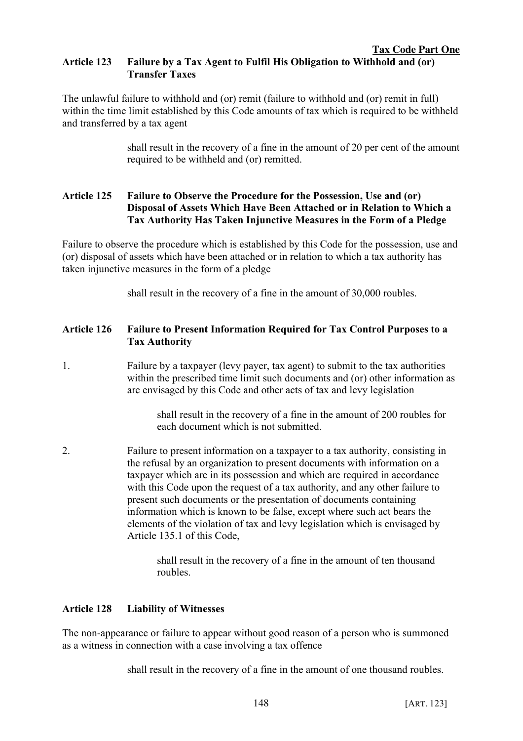### Article 123 Failure by a Tax Agent to Fulfil His Obligation to Withhold and (or) Transfer Taxes

The unlawful failure to withhold and (or) remit (failure to withhold and (or) remit in full) within the time limit established by this Code amounts of tax which is required to be withheld and transferred by a tax agent

> shall result in the recovery of a fine in the amount of 20 per cent of the amount required to be withheld and (or) remitted.

### Article 125 Failure to Observe the Procedure for the Possession, Use and (or) Disposal of Assets Which Have Been Attached or in Relation to Which a Tax Authority Has Taken Injunctive Measures in the Form of a Pledge

Failure to observe the procedure which is established by this Code for the possession, use and (or) disposal of assets which have been attached or in relation to which a tax authority has taken injunctive measures in the form of a pledge

> shall result in the recovery of a fine in the amount of 30,000 roubles.

### Article 126 Failure to Present Information Required for Tax Control Purposes to a Tax Authority

1. Failure by a taxpayer (levy payer, tax agent) to submit to the tax authorities within the prescribed time limit such documents and (or) other information as are envisaged by this Code and other acts of tax and levy legislation

   > shall result in the recovery of a fine in the amount of 200 roubles for each document which is not submitted.

2. Failure to present information on a taxpayer to a tax authority, consisting in the refusal by an organization to present documents with information on a taxpayer which are in its possession and which are required in accordance with this Code upon the request of a tax authority, and any other failure to present such documents or the presentation of documents containing information which is known to be false, except where such act bears the elements of the violation of tax and levy legislation which is envisaged by Article 135.1 of this Code,

   > shall result in the recovery of a fine in the amount of ten thousand roubles.

### Article 128 Liability of Witnesses

The non-appearance or failure to appear without good reason of a person who is summoned as a witness in connection with a case involving a tax offence

> shall result in the recovery of a fine in the amount of one thousand roubles.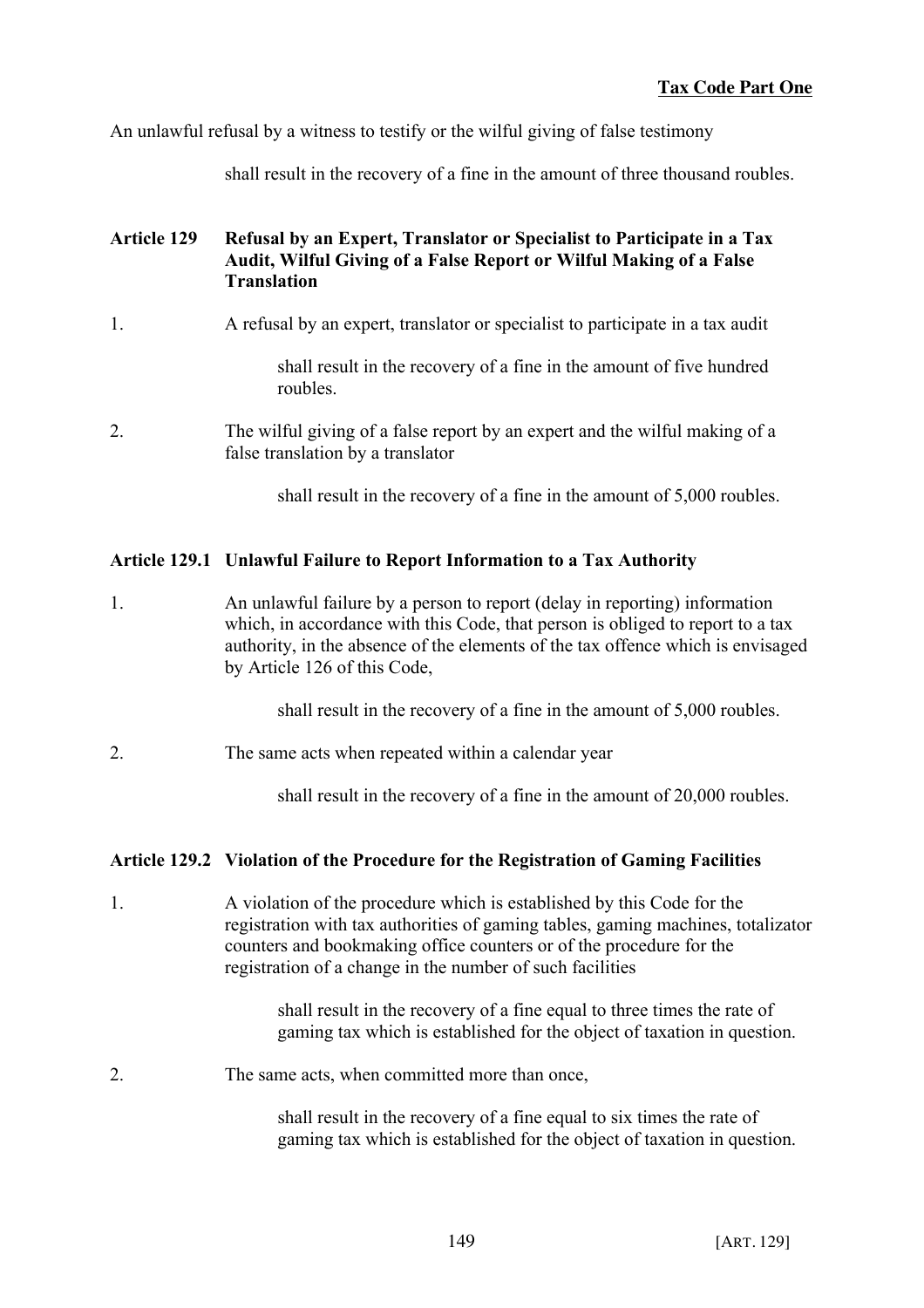An unlawful refusal by a witness to testify or the wilful giving of false testimony

shall result in the recovery of a fine in the amount of three thousand roubles.

### Article 129 Refusal by an Expert, Translator or Specialist to Participate in a Tax Audit, Wilful Giving of a False Report or Wilful Making of a False Translation

1. A refusal by an expert, translator or specialist to participate in a tax audit

   shall result in the recovery of a fine in the amount of five hundred roubles.

2. The wilful giving of a false report by an expert and the wilful making of a false translation by a translator

   shall result in the recovery of a fine in the amount of 5,000 roubles.

### Article 129.1 Unlawful Failure to Report Information to a Tax Authority

1. An unlawful failure by a person to report (delay in reporting) information which, in accordance with this Code, that person is obliged to report to a tax authority, in the absence of the elements of the tax offence which is envisaged by Article 126 of this Code,

   shall result in the recovery of a fine in the amount of 5,000 roubles.

2. The same acts when repeated within a calendar year

   shall result in the recovery of a fine in the amount of 20,000 roubles.

### Article 129.2 Violation of the Procedure for the Registration of Gaming Facilities

1. A violation of the procedure which is established by this Code for the registration with tax authorities of gaming tables, gaming machines, totalizator counters and bookmaking office counters or of the procedure for the registration of a change in the number of such facilities

   shall result in the recovery of a fine equal to three times the rate of gaming tax which is established for the object of taxation in question.

2. The same acts, when committed more than once,

   shall result in the recovery of a fine equal to six times the rate of gaming tax which is established for the object of taxation in question.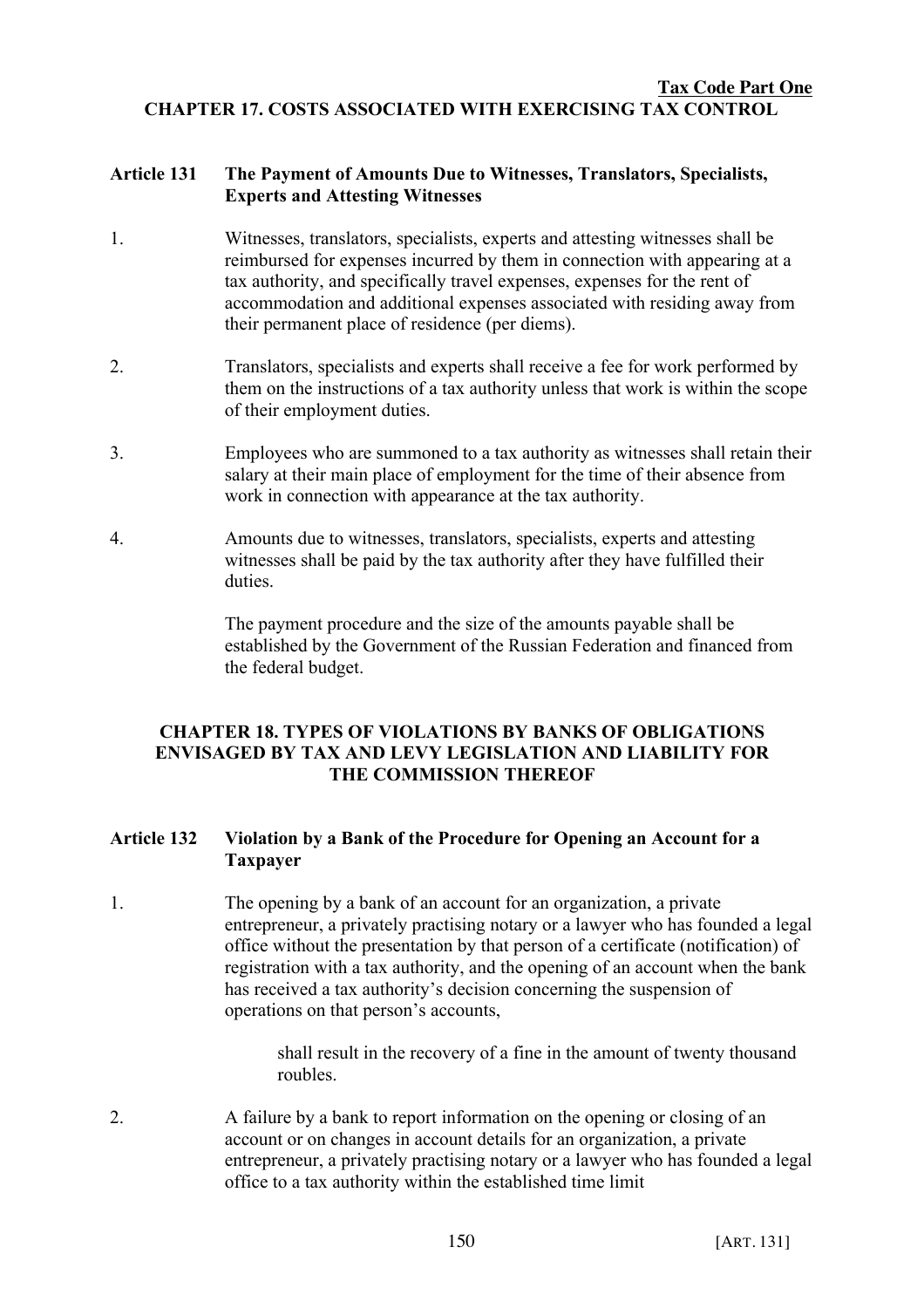## CHAPTER 17. COSTS ASSOCIATED WITH EXERCISING TAX CONTROL

### Article 131 The Payment of Amounts Due to Witnesses, Translators, Specialists, Experts and Attesting Witnesses

1. Witnesses, translators, specialists, experts and attesting witnesses shall be reimbursed for expenses incurred by them in connection with appearing at a tax authority, and specifically travel expenses, expenses for the rent of accommodation and additional expenses associated with residing away from their permanent place of residence (per diems).

2. Translators, specialists and experts shall receive a fee for work performed by them on the instructions of a tax authority unless that work is within the scope of their employment duties.

3. Employees who are summoned to a tax authority as witnesses shall retain their salary at their main place of employment for the time of their absence from work in connection with appearance at the tax authority.

4. Amounts due to witnesses, translators, specialists, experts and attesting witnesses shall be paid by the tax authority after they have fulfilled their duties.

   The payment procedure and the size of the amounts payable shall be established by the Government of the Russian Federation and financed from the federal budget.

## CHAPTER 18. TYPES OF VIOLATIONS BY BANKS OF OBLIGATIONS ENVISAGED BY TAX AND LEVY LEGISLATION AND LIABILITY FOR THE COMMISSION THEREOF

### Article 132 Violation by a Bank of the Procedure for Opening an Account for a Taxpayer

1. The opening by a bank of an account for an organization, a private entrepreneur, a privately practising notary or a lawyer who has founded a legal office without the presentation by that person of a certificate (notification) of registration with a tax authority, and the opening of an account when the bank has received a tax authority's decision concerning the suspension of operations on that person's accounts,

   shall result in the recovery of a fine in the amount of twenty thousand roubles.

2. A failure by a bank to report information on the opening or closing of an account or on changes in account details for an organization, a private entrepreneur, a privately practising notary or a lawyer who has founded a legal office to a tax authority within the established time limit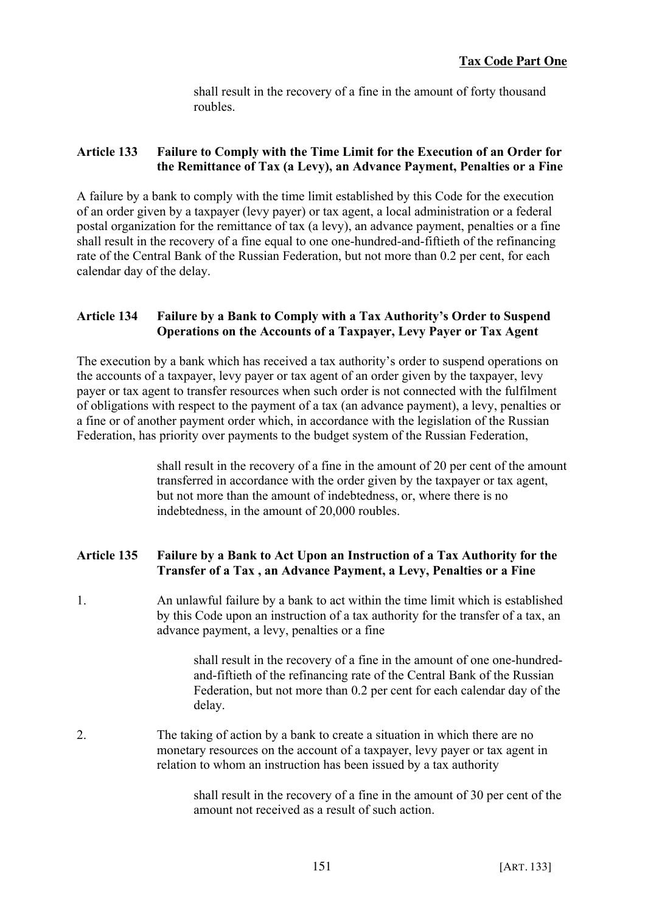shall result in the recovery of a fine in the amount of forty thousand roubles.

### Article 133 Failure to Comply with the Time Limit for the Execution of an Order for the Remittance of Tax (a Levy), an Advance Payment, Penalties or a Fine

A failure by a bank to comply with the time limit established by this Code for the execution of an order given by a taxpayer (levy payer) or tax agent, a local administration or a federal postal organization for the remittance of tax (a levy), an advance payment, penalties or a fine shall result in the recovery of a fine equal to one one-hundred-and-fiftieth of the refinancing rate of the Central Bank of the Russian Federation, but not more than 0.2 per cent, for each calendar day of the delay.

### Article 134 Failure by a Bank to Comply with a Tax Authority's Order to Suspend Operations on the Accounts of a Taxpayer, Levy Payer or Tax Agent

The execution by a bank which has received a tax authority's order to suspend operations on the accounts of a taxpayer, levy payer or tax agent of an order given by the taxpayer, levy payer or tax agent to transfer resources when such order is not connected with the fulfilment of obligations with respect to the payment of a tax (an advance payment), a levy, penalties or a fine or of another payment order which, in accordance with the legislation of the Russian Federation, has priority over payments to the budget system of the Russian Federation,

shall result in the recovery of a fine in the amount of 20 per cent of the amount transferred in accordance with the order given by the taxpayer or tax agent, but not more than the amount of indebtedness, or, where there is no indebtedness, in the amount of 20,000 roubles.

### Article 135 Failure by a Bank to Act Upon an Instruction of a Tax Authority for the Transfer of a Tax , an Advance Payment, a Levy, Penalties or a Fine

1. An unlawful failure by a bank to act within the time limit which is established by this Code upon an instruction of a tax authority for the transfer of a tax, an advance payment, a levy, penalties or a fine

   shall result in the recovery of a fine in the amount of one one-hundred-and-fiftieth of the refinancing rate of the Central Bank of the Russian Federation, but not more than 0.2 per cent for each calendar day of the delay.

2. The taking of action by a bank to create a situation in which there are no monetary resources on the account of a taxpayer, levy payer or tax agent in relation to whom an instruction has been issued by a tax authority

   shall result in the recovery of a fine in the amount of 30 per cent of the amount not received as a result of such action.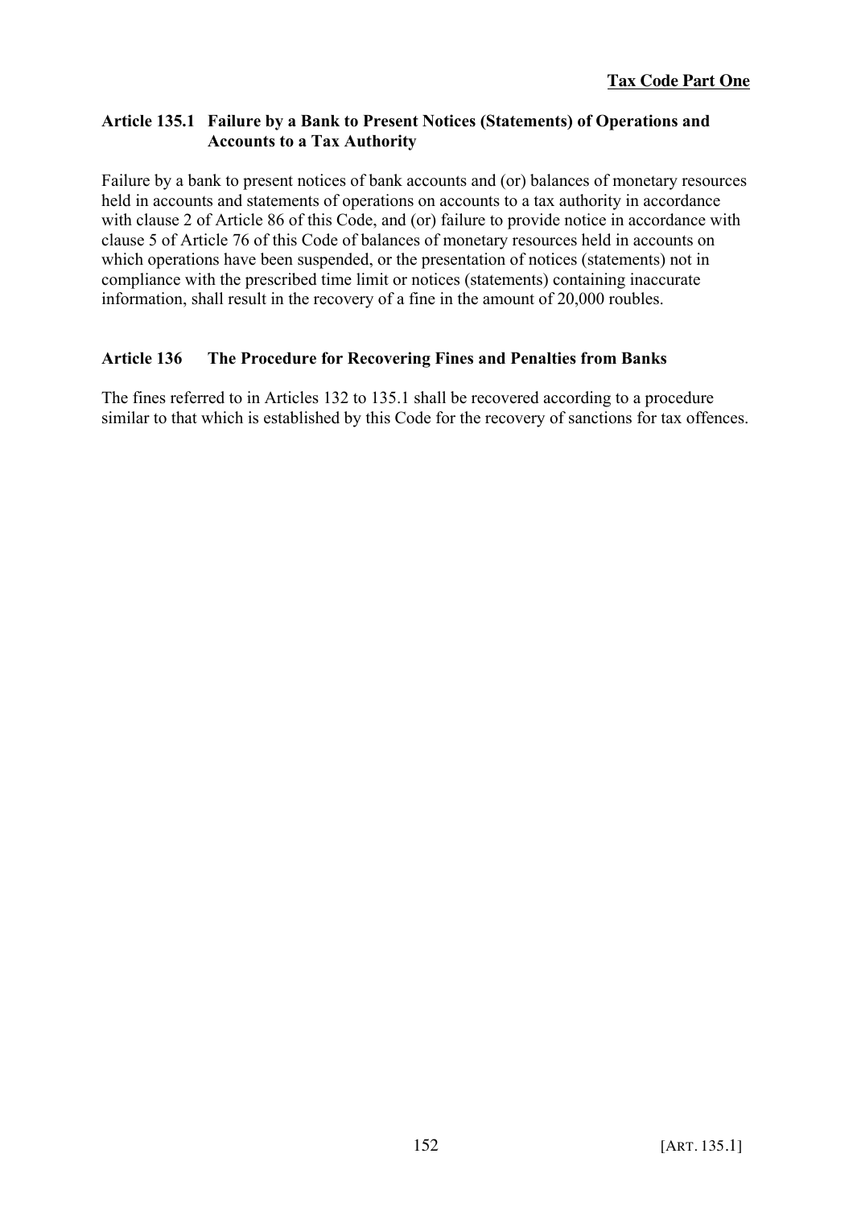### Article 135.1 Failure by a Bank to Present Notices (Statements) of Operations and Accounts to a Tax Authority

Failure by a bank to present notices of bank accounts and (or) balances of monetary resources held in accounts and statements of operations on accounts to a tax authority in accordance with clause 2 of Article 86 of this Code, and (or) failure to provide notice in accordance with clause 5 of Article 76 of this Code of balances of monetary resources held in accounts on which operations have been suspended, or the presentation of notices (statements) not in compliance with the prescribed time limit or notices (statements) containing inaccurate information, shall result in the recovery of a fine in the amount of 20,000 roubles.

### Article 136 The Procedure for Recovering Fines and Penalties from Banks

The fines referred to in Articles 132 to 135.1 shall be recovered according to a procedure similar to that which is established by this Code for the recovery of sanctions for tax offences.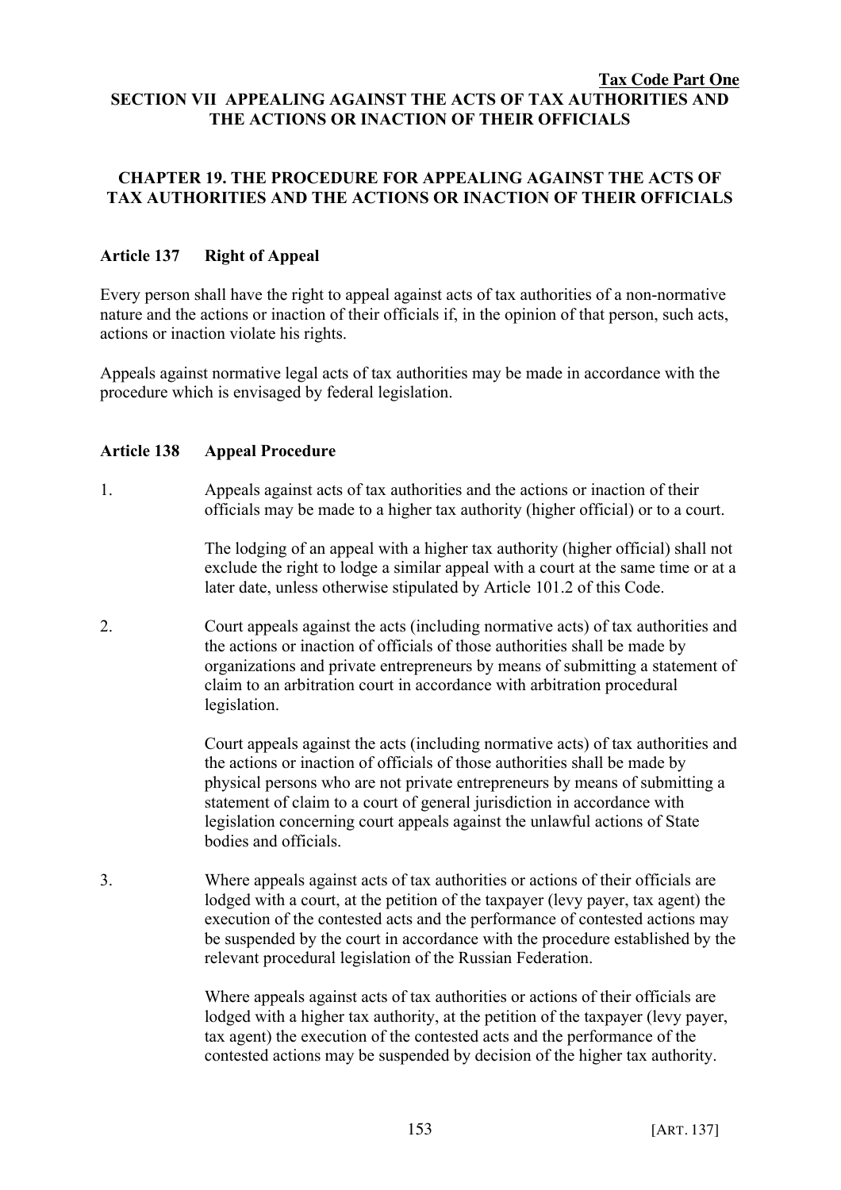# SECTION VII APPEALING AGAINST THE ACTS OF TAX AUTHORITIES AND THE ACTIONS OR INACTION OF THEIR OFFICIALS

## CHAPTER 19. THE PROCEDURE FOR APPEALING AGAINST THE ACTS OF TAX AUTHORITIES AND THE ACTIONS OR INACTION OF THEIR OFFICIALS

### Article 137 Right of Appeal

Every person shall have the right to appeal against acts of tax authorities of a non-normative nature and the actions or inaction of their officials if, in the opinion of that person, such acts, actions or inaction violate his rights.

Appeals against normative legal acts of tax authorities may be made in accordance with the procedure which is envisaged by federal legislation.

### Article 138 Appeal Procedure

1. Appeals against acts of tax authorities and the actions or inaction of their officials may be made to a higher tax authority (higher official) or to a court.

   The lodging of an appeal with a higher tax authority (higher official) shall not exclude the right to lodge a similar appeal with a court at the same time or at a later date, unless otherwise stipulated by Article 101.2 of this Code.

2. Court appeals against the acts (including normative acts) of tax authorities and the actions or inaction of officials of those authorities shall be made by organizations and private entrepreneurs by means of submitting a statement of claim to an arbitration court in accordance with arbitration procedural legislation.

   Court appeals against the acts (including normative acts) of tax authorities and the actions or inaction of officials of those authorities shall be made by physical persons who are not private entrepreneurs by means of submitting a statement of claim to a court of general jurisdiction in accordance with legislation concerning court appeals against the unlawful actions of State bodies and officials.

3. Where appeals against acts of tax authorities or actions of their officials are lodged with a court, at the petition of the taxpayer (levy payer, tax agent) the execution of the contested acts and the performance of contested actions may be suspended by the court in accordance with the procedure established by the relevant procedural legislation of the Russian Federation.

   Where appeals against acts of tax authorities or actions of their officials are lodged with a higher tax authority, at the petition of the taxpayer (levy payer, tax agent) the execution of the contested acts and the performance of the contested actions may be suspended by decision of the higher tax authority.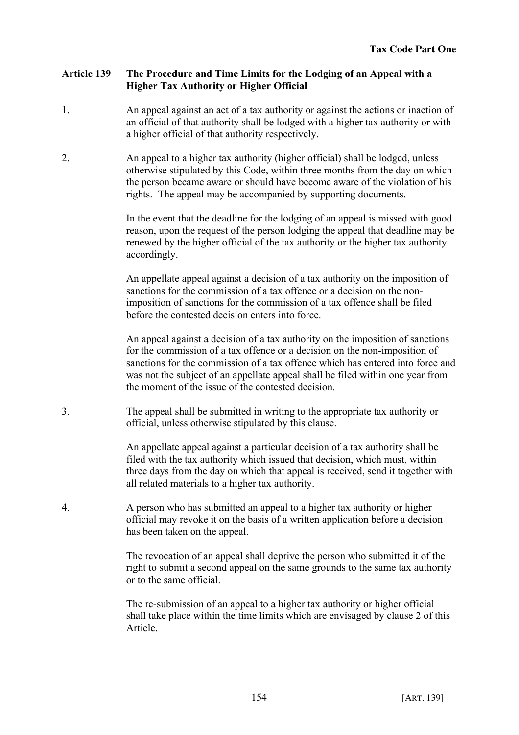### Article 139 The Procedure and Time Limits for the Lodging of an Appeal with a Higher Tax Authority or Higher Official

1. An appeal against an act of a tax authority or against the actions or inaction of an official of that authority shall be lodged with a higher tax authority or with a higher official of that authority respectively.

2. An appeal to a higher tax authority (higher official) shall be lodged, unless otherwise stipulated by this Code, within three months from the day on which the person became aware or should have become aware of the violation of his rights. The appeal may be accompanied by supporting documents.

   In the event that the deadline for the lodging of an appeal is missed with good reason, upon the request of the person lodging the appeal that deadline may be renewed by the higher official of the tax authority or the higher tax authority accordingly.

   An appellate appeal against a decision of a tax authority on the imposition of sanctions for the commission of a tax offence or a decision on the non-imposition of sanctions for the commission of a tax offence shall be filed before the contested decision enters into force.

   An appeal against a decision of a tax authority on the imposition of sanctions for the commission of a tax offence or a decision on the non-imposition of sanctions for the commission of a tax offence which has entered into force and was not the subject of an appellate appeal shall be filed within one year from the moment of the issue of the contested decision.

3. The appeal shall be submitted in writing to the appropriate tax authority or official, unless otherwise stipulated by this clause.

   An appellate appeal against a particular decision of a tax authority shall be filed with the tax authority which issued that decision, which must, within three days from the day on which that appeal is received, send it together with all related materials to a higher tax authority.

4. A person who has submitted an appeal to a higher tax authority or higher official may revoke it on the basis of a written application before a decision has been taken on the appeal.

   The revocation of an appeal shall deprive the person who submitted it of the right to submit a second appeal on the same grounds to the same tax authority or to the same official.

   The re-submission of an appeal to a higher tax authority or higher official shall take place within the time limits which are envisaged by clause 2 of this Article.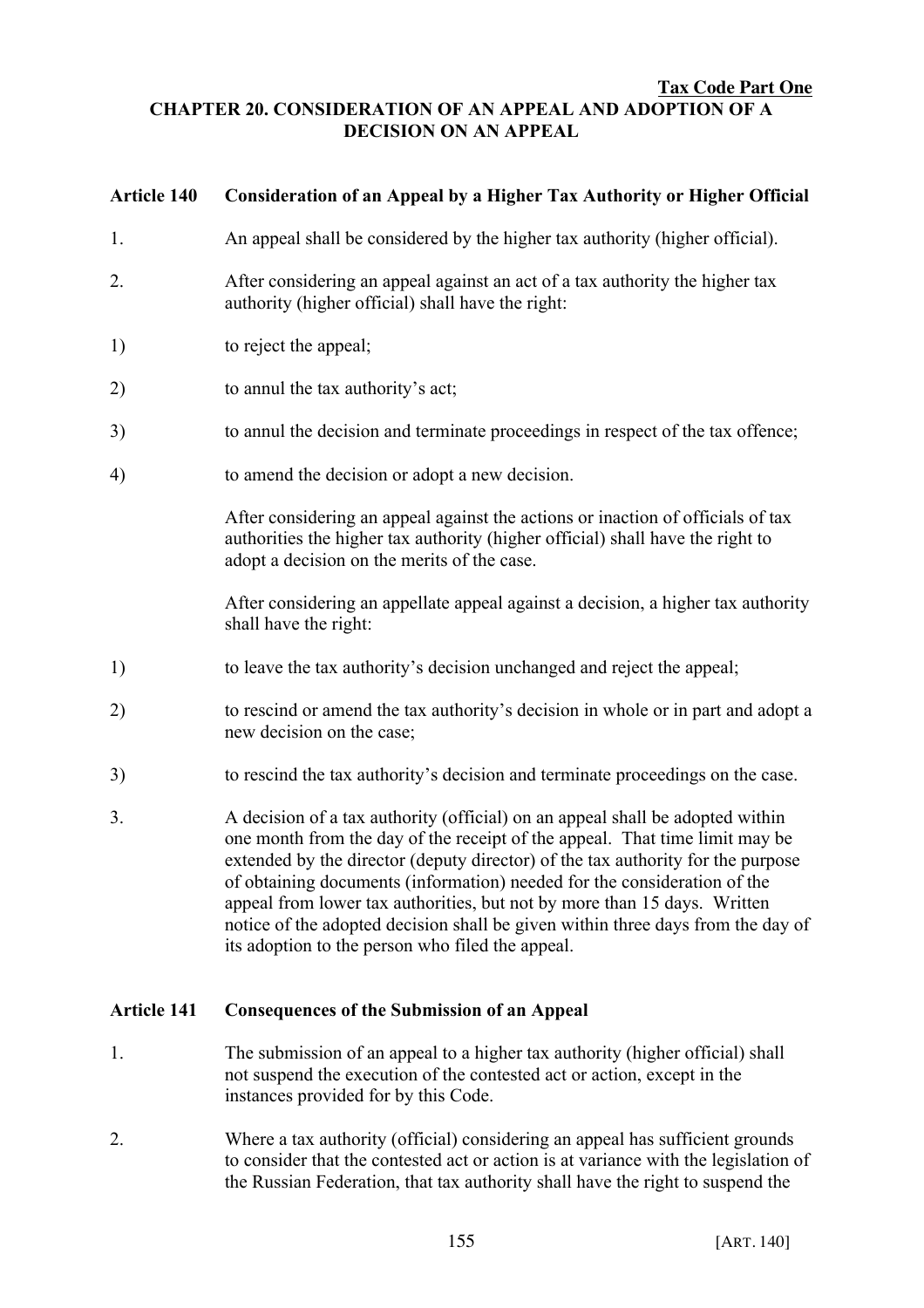## CHAPTER 20. CONSIDERATION OF AN APPEAL AND ADOPTION OF A DECISION ON AN APPEAL

### Article 140 Consideration of an Appeal by a Higher Tax Authority or Higher Official

1. An appeal shall be considered by the higher tax authority (higher official).

2. After considering an appeal against an act of a tax authority the higher tax authority (higher official) shall have the right:

1) to reject the appeal;

2) to annul the tax authority's act;

3) to annul the decision and terminate proceedings in respect of the tax offence;

4) to amend the decision or adopt a new decision.

After considering an appeal against the actions or inaction of officials of tax authorities the higher tax authority (higher official) shall have the right to adopt a decision on the merits of the case.

After considering an appellate appeal against a decision, a higher tax authority shall have the right:

1) to leave the tax authority's decision unchanged and reject the appeal;

2) to rescind or amend the tax authority's decision in whole or in part and adopt a new decision on the case;

3) to rescind the tax authority's decision and terminate proceedings on the case.

3. A decision of a tax authority (official) on an appeal shall be adopted within one month from the day of the receipt of the appeal. That time limit may be extended by the director (deputy director) of the tax authority for the purpose of obtaining documents (information) needed for the consideration of the appeal from lower tax authorities, but not by more than 15 days. Written notice of the adopted decision shall be given within three days from the day of its adoption to the person who filed the appeal.

### Article 141 Consequences of the Submission of an Appeal

1. The submission of an appeal to a higher tax authority (higher official) shall not suspend the execution of the contested act or action, except in the instances provided for by this Code.

2. Where a tax authority (official) considering an appeal has sufficient grounds to consider that the contested act or action is at variance with the legislation of the Russian Federation, that tax authority shall have the right to suspend the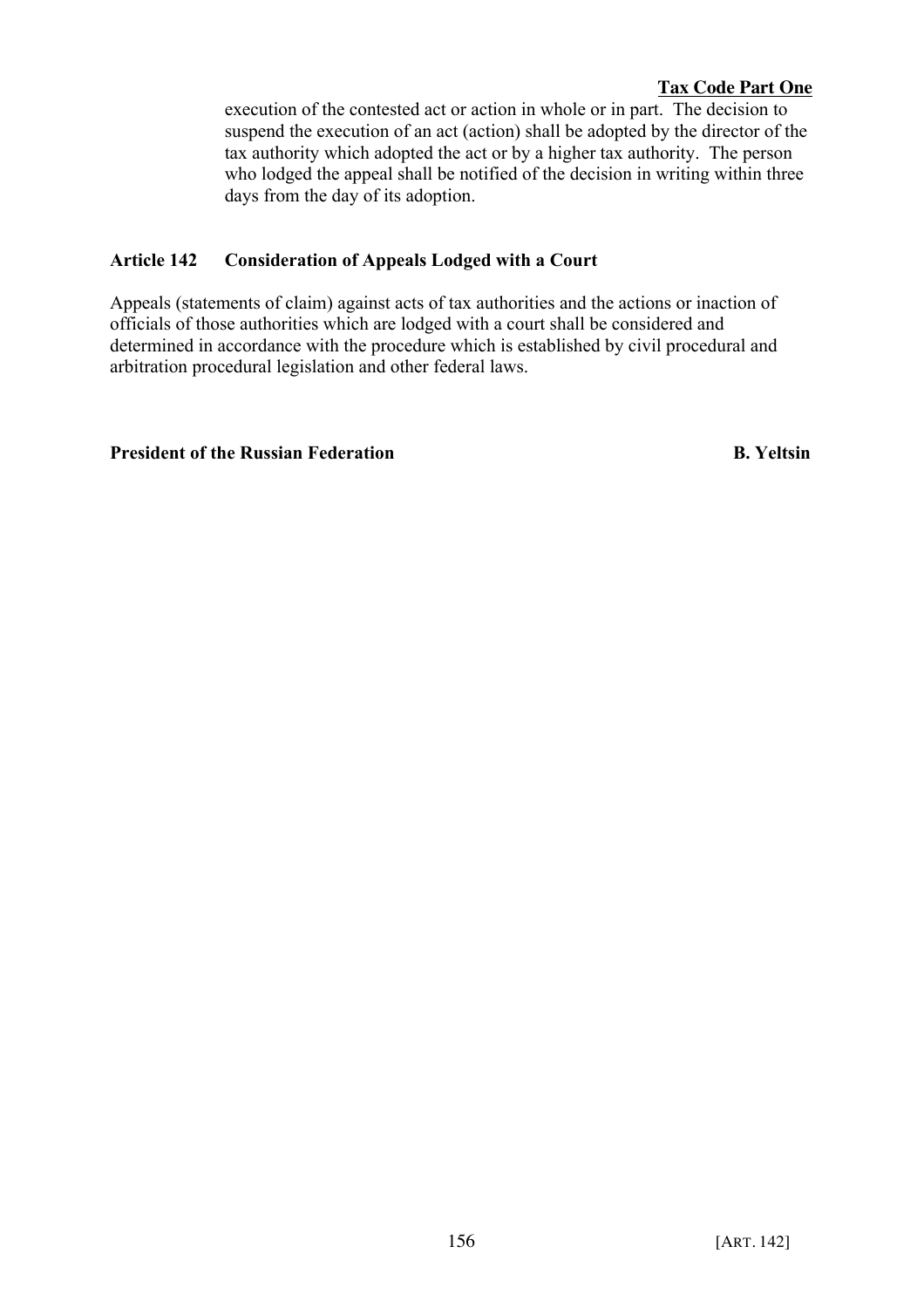execution of the contested act or action in whole or in part. The decision to suspend the execution of an act (action) shall be adopted by the director of the tax authority which adopted the act or by a higher tax authority. The person who lodged the appeal shall be notified of the decision in writing within three days from the day of its adoption.

### Article 142 Consideration of Appeals Lodged with a Court

Appeals (statements of claim) against acts of tax authorities and the actions or inaction of officials of those authorities which are lodged with a court shall be considered and determined in accordance with the procedure which is established by civil procedural and arbitration procedural legislation and other federal laws.

**President of the Russian Federation** **B. Yeltsin**